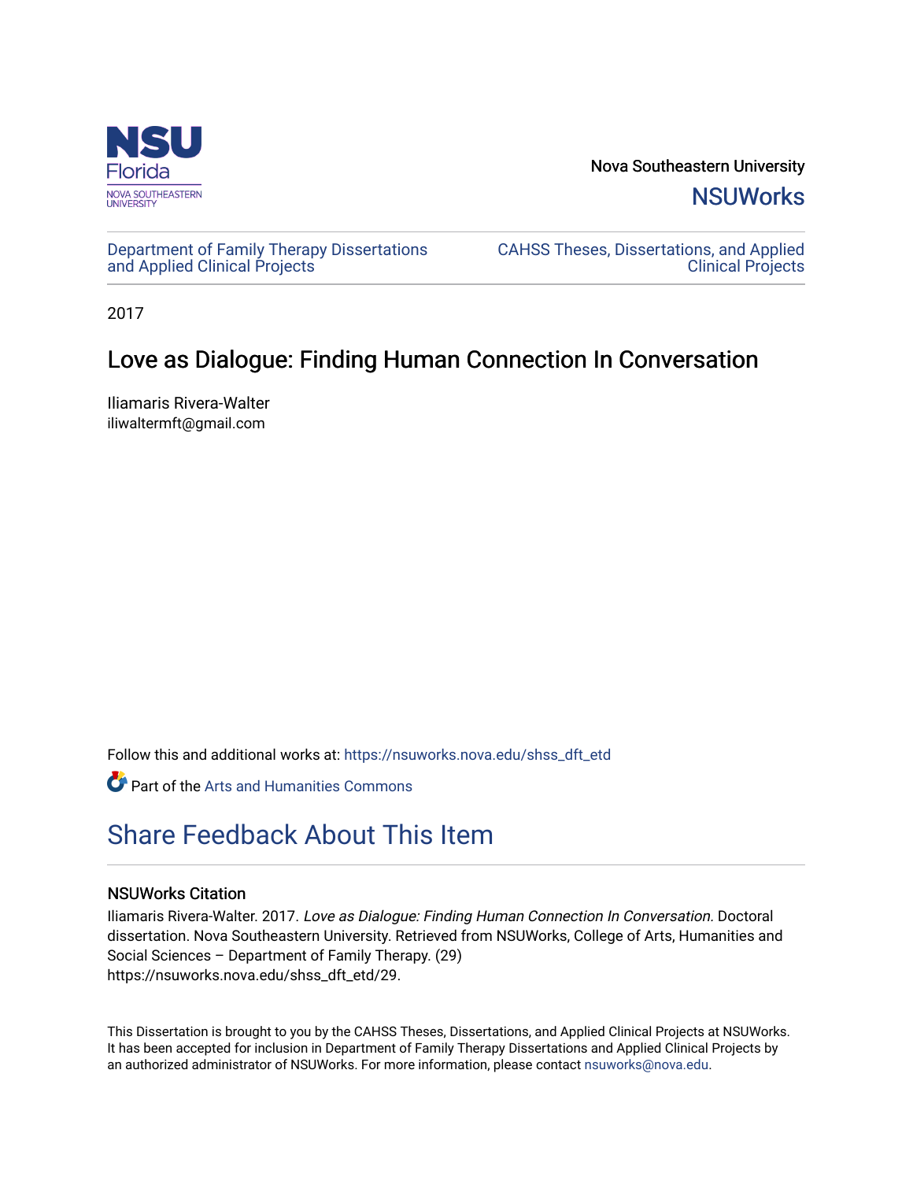NSU Florida
NOVA SOUTHEASTERN UNIVERSITY

Nova Southeastern University

**NSUWorks**

Department of Family Therapy Dissertations and Applied Clinical Projects

CAHSS Theses, Dissertations, and Applied Clinical Projects

2017

# Love as Dialogue: Finding Human Connection In Conversation

Iliamaris Rivera-Walter
iliwaltermft@gmail.com

Follow this and additional works at: https://nsuworks.nova.edu/shss_dft_etd

Part of the Arts and Humanities Commons

## Share Feedback About This Item

### NSUWorks Citation

Iliamaris Rivera-Walter. 2017. *Love as Dialogue: Finding Human Connection In Conversation.* Doctoral dissertation. Nova Southeastern University. Retrieved from NSUWorks, College of Arts, Humanities and Social Sciences – Department of Family Therapy. (29) https://nsuworks.nova.edu/shss_dft_etd/29.

This Dissertation is brought to you by the CAHSS Theses, Dissertations, and Applied Clinical Projects at NSUWorks. It has been accepted for inclusion in Department of Family Therapy Dissertations and Applied Clinical Projects by an authorized administrator of NSUWorks. For more information, please contact nsuworks@nova.edu.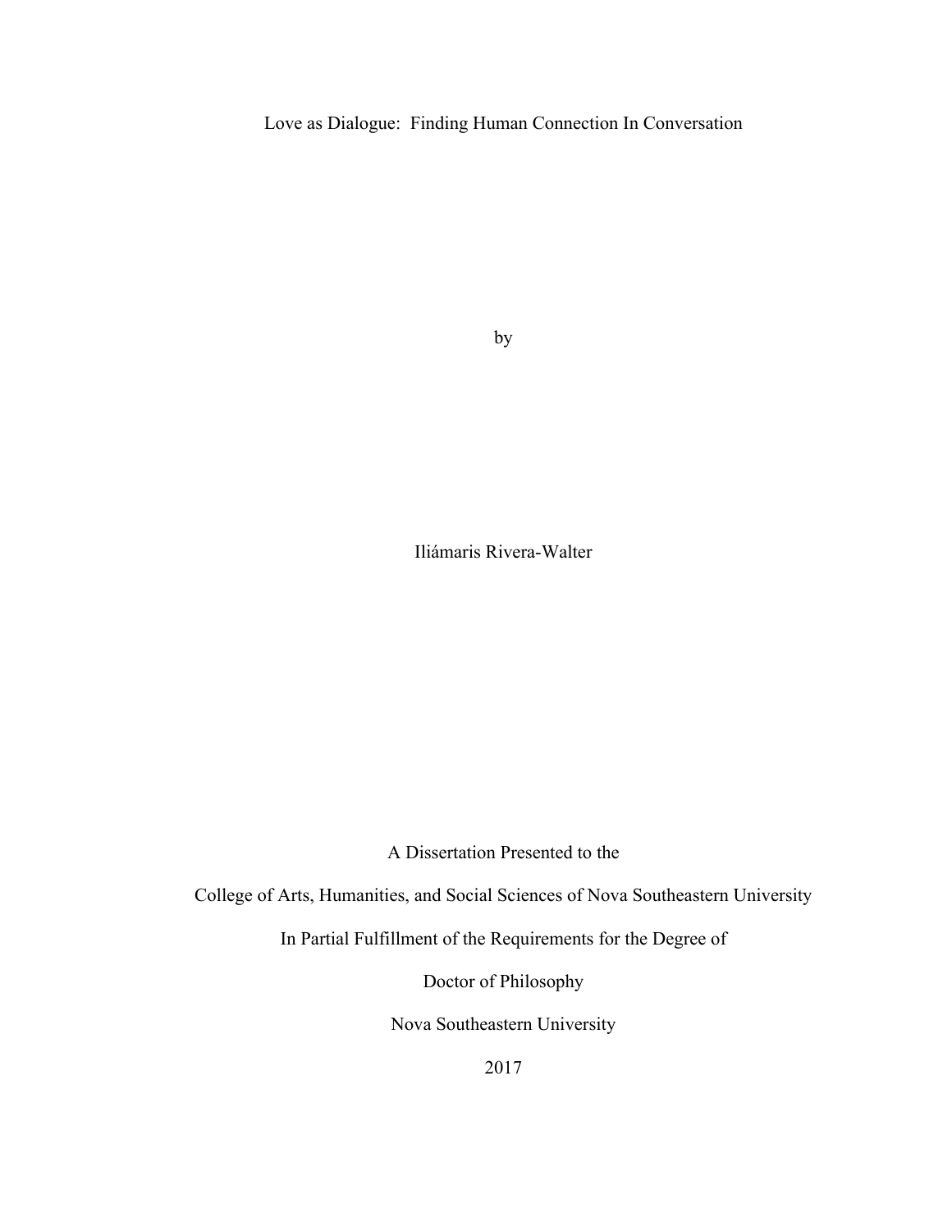# Love as Dialogue: Finding Human Connection In Conversation

by

Iliámaris Rivera-Walter

A Dissertation Presented to the

College of Arts, Humanities, and Social Sciences of Nova Southeastern University

In Partial Fulfillment of the Requirements for the Degree of

Doctor of Philosophy

Nova Southeastern University

2017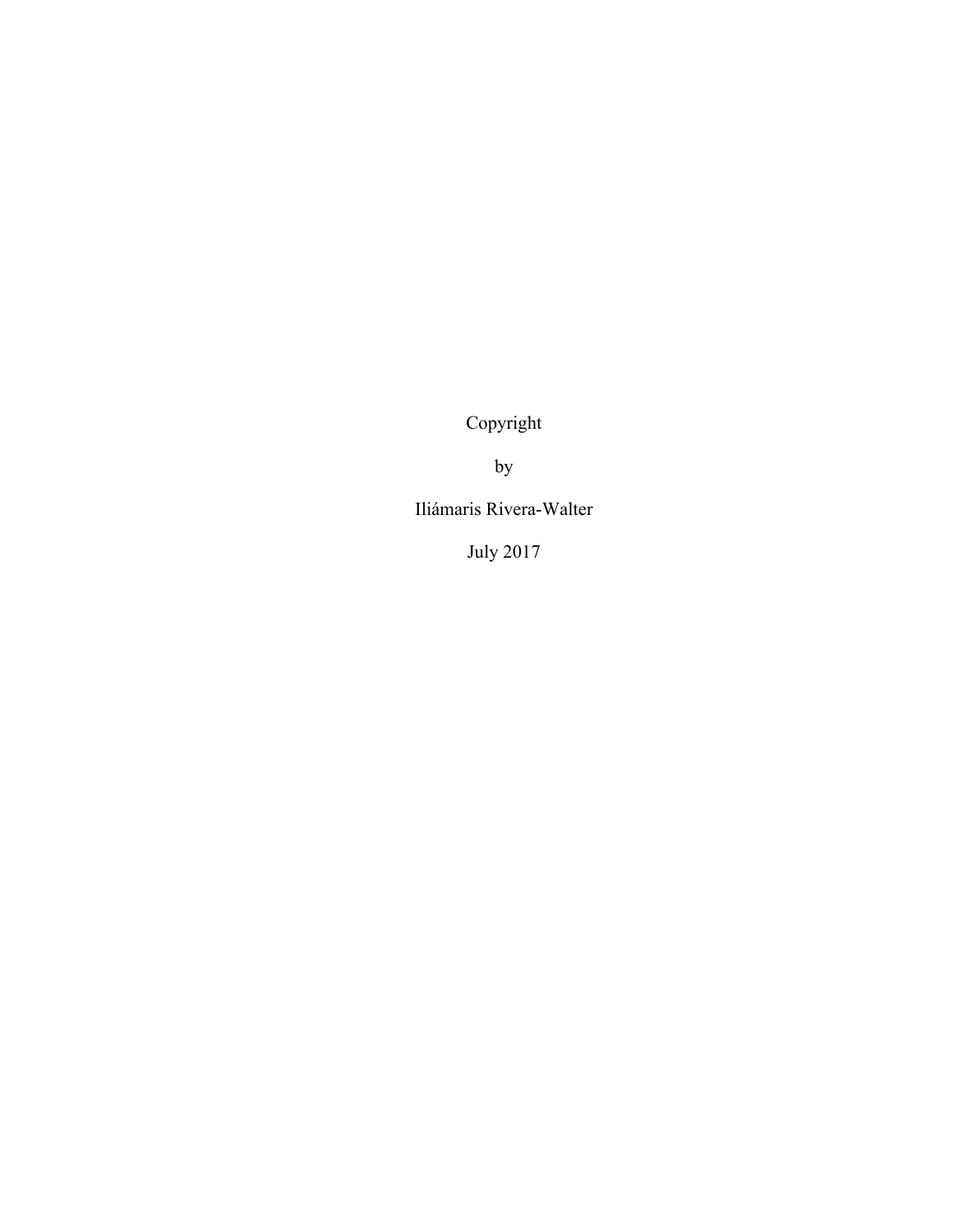Copyright

by

Iliámaris Rivera-Walter

July 2017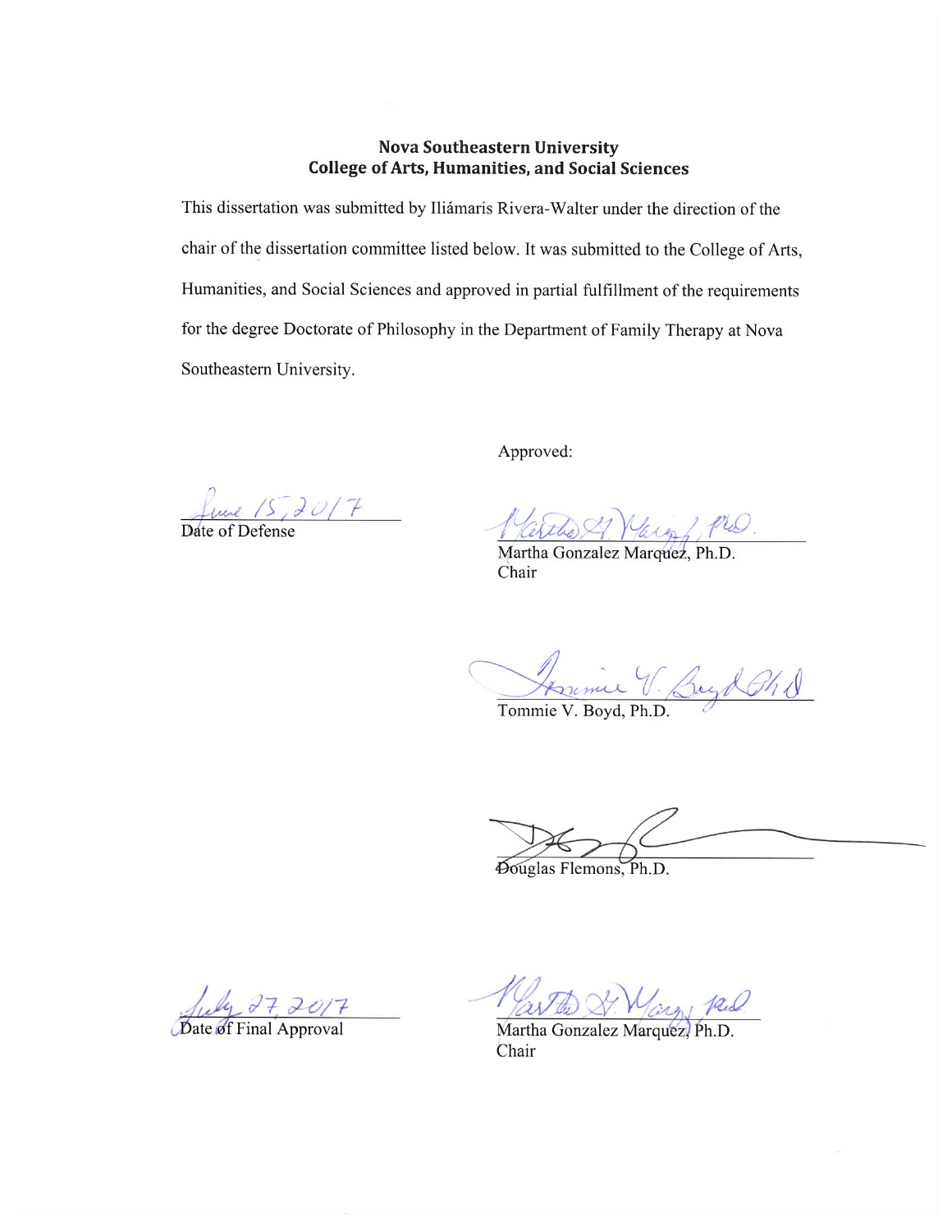**Nova Southeastern University**
**College of Arts, Humanities, and Social Sciences**

This dissertation was submitted by Iliámaris Rivera-Walter under the direction of the chair of the dissertation committee listed below. It was submitted to the College of Arts, Humanities, and Social Sciences and approved in partial fulfillment of the requirements for the degree Doctorate of Philosophy in the Department of Family Therapy at Nova Southeastern University.

Approved:

June 15, 2017
Date of Defense

Martha Gonzalez Marquez, Ph.D.
Chair

Tommie V. Boyd, Ph.D.

Douglas Flemons, Ph.D.

July 27, 2017
Date of Final Approval

Martha Gonzalez Marquez, Ph.D.
Chair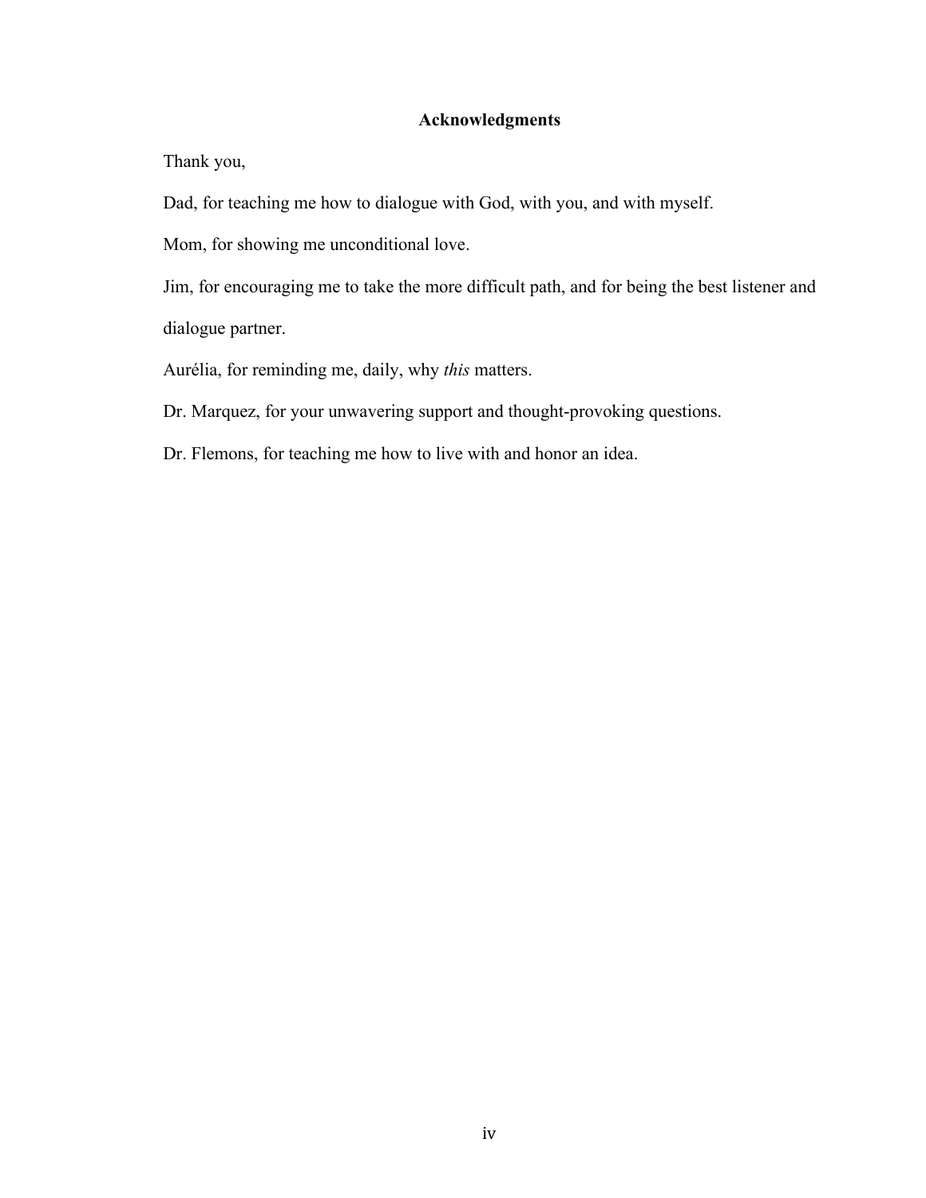## Acknowledgments

Thank you,

Dad, for teaching me how to dialogue with God, with you, and with myself.

Mom, for showing me unconditional love.

Jim, for encouraging me to take the more difficult path, and for being the best listener and dialogue partner.

Aurélia, for reminding me, daily, why *this* matters.

Dr. Marquez, for your unwavering support and thought-provoking questions.

Dr. Flemons, for teaching me how to live with and honor an idea.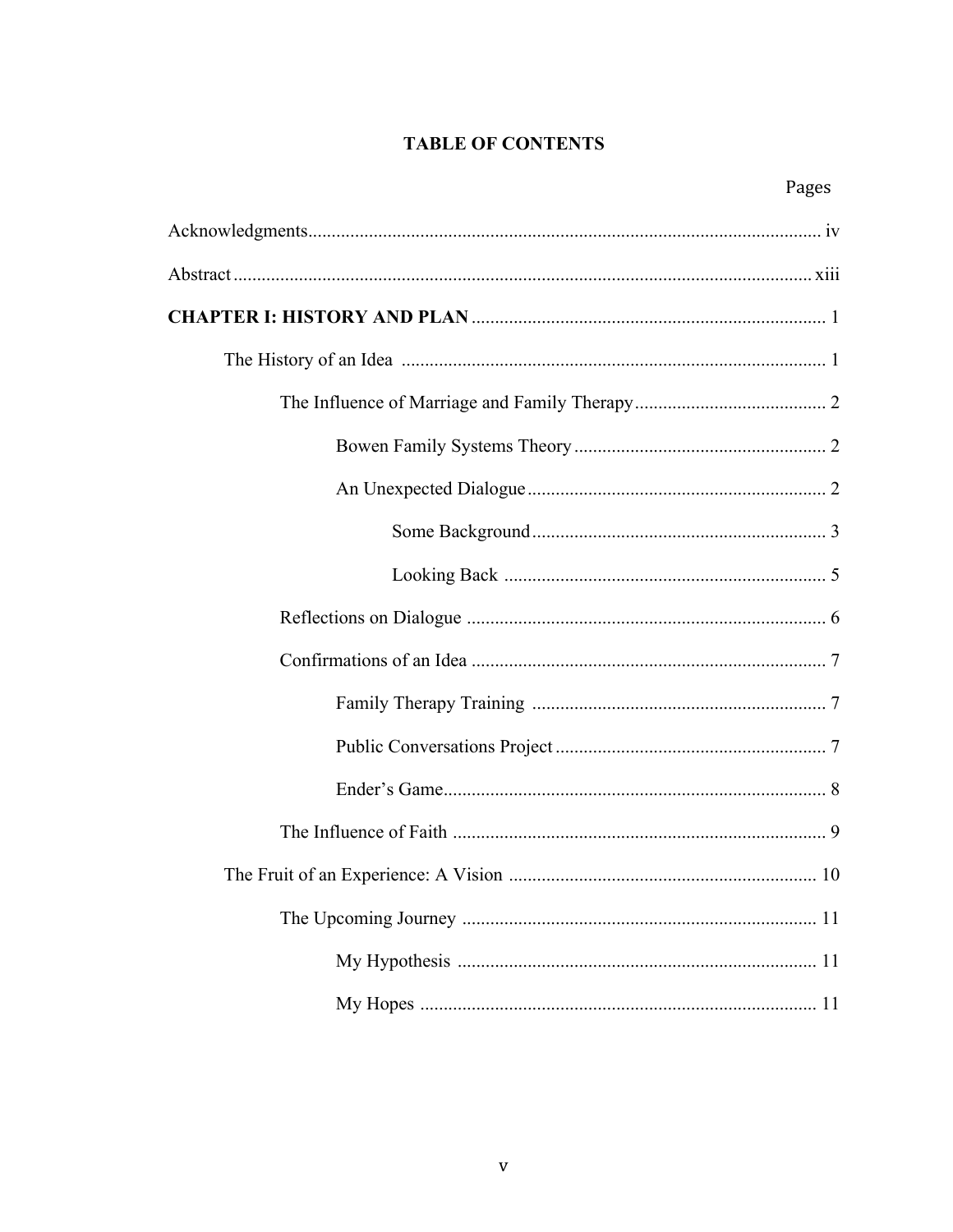# TABLE OF CONTENTS

| | Pages |
|---|---|
| Acknowledgments | iv |
| Abstract | xiii |
| **CHAPTER I: HISTORY AND PLAN** | 1 |
| The History of an Idea | 1 |
| The Influence of Marriage and Family Therapy | 2 |
| Bowen Family Systems Theory | 2 |
| An Unexpected Dialogue | 2 |
| Some Background | 3 |
| Looking Back | 5 |
| Reflections on Dialogue | 6 |
| Confirmations of an Idea | 7 |
| Family Therapy Training | 7 |
| Public Conversations Project | 7 |
| Ender's Game | 8 |
| The Influence of Faith | 9 |
| The Fruit of an Experience: A Vision | 10 |
| The Upcoming Journey | 11 |
| My Hypothesis | 11 |
| My Hopes | 11 |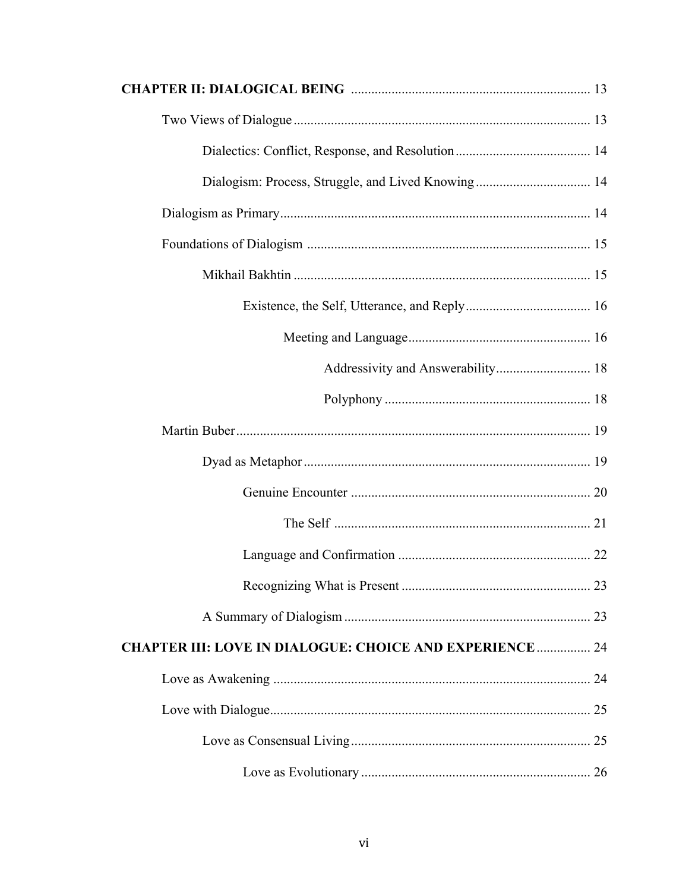**CHAPTER II: DIALOGICAL BEING** ..................................................................... 13

- Two Views of Dialogue ....................................................................................... 13
  - Dialectics: Conflict, Response, and Resolution ........................................ 14
  - Dialogism: Process, Struggle, and Lived Knowing .................................. 14
- Dialogism as Primary ........................................................................................... 14
- Foundations of Dialogism .................................................................................... 15
  - Mikhail Bakhtin ....................................................................................... 15
    - Existence, the Self, Utterance, and Reply ..................................... 16
      - Meeting and Language ...................................................... 16
        - Addressivity and Answerability ............................ 18
        - Polyphony ............................................................. 18
- Martin Buber ........................................................................................................ 19
  - Dyad as Metaphor .................................................................................... 19
    - Genuine Encounter ....................................................................... 20
      - The Self ............................................................................ 21
    - Language and Confirmation ......................................................... 22
    - Recognizing What is Present ........................................................ 23
  - A Summary of Dialogism ......................................................................... 23

**CHAPTER III: LOVE IN DIALOGUE: CHOICE AND EXPERIENCE** ................ 24

- Love as Awakening ............................................................................................. 24
- Love with Dialogue .............................................................................................. 25
  - Love as Consensual Living ...................................................................... 25
    - Love as Evolutionary .................................................................... 26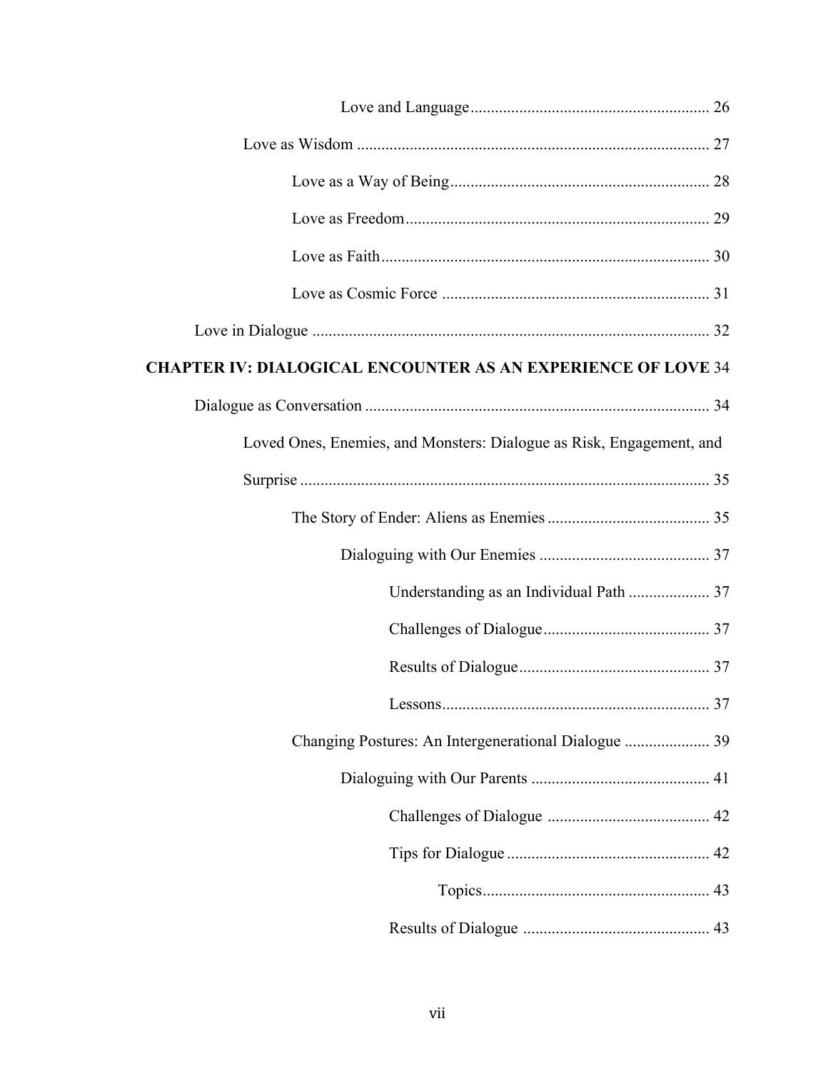Love and Language .......... 26

Love as Wisdom .......... 27

Love as a Way of Being .......... 28

Love as Freedom .......... 29

Love as Faith .......... 30

Love as Cosmic Force .......... 31

Love in Dialogue .......... 32

**CHAPTER IV: DIALOGICAL ENCOUNTER AS AN EXPERIENCE OF LOVE** 34

Dialogue as Conversation .......... 34

Loved Ones, Enemies, and Monsters: Dialogue as Risk, Engagement, and Surprise .......... 35

The Story of Ender: Aliens as Enemies .......... 35

Dialoguing with Our Enemies .......... 37

Understanding as an Individual Path .......... 37

Challenges of Dialogue .......... 37

Results of Dialogue .......... 37

Lessons .......... 37

Changing Postures: An Intergenerational Dialogue .......... 39

Dialoguing with Our Parents .......... 41

Challenges of Dialogue .......... 42

Tips for Dialogue .......... 42

Topics .......... 43

Results of Dialogue .......... 43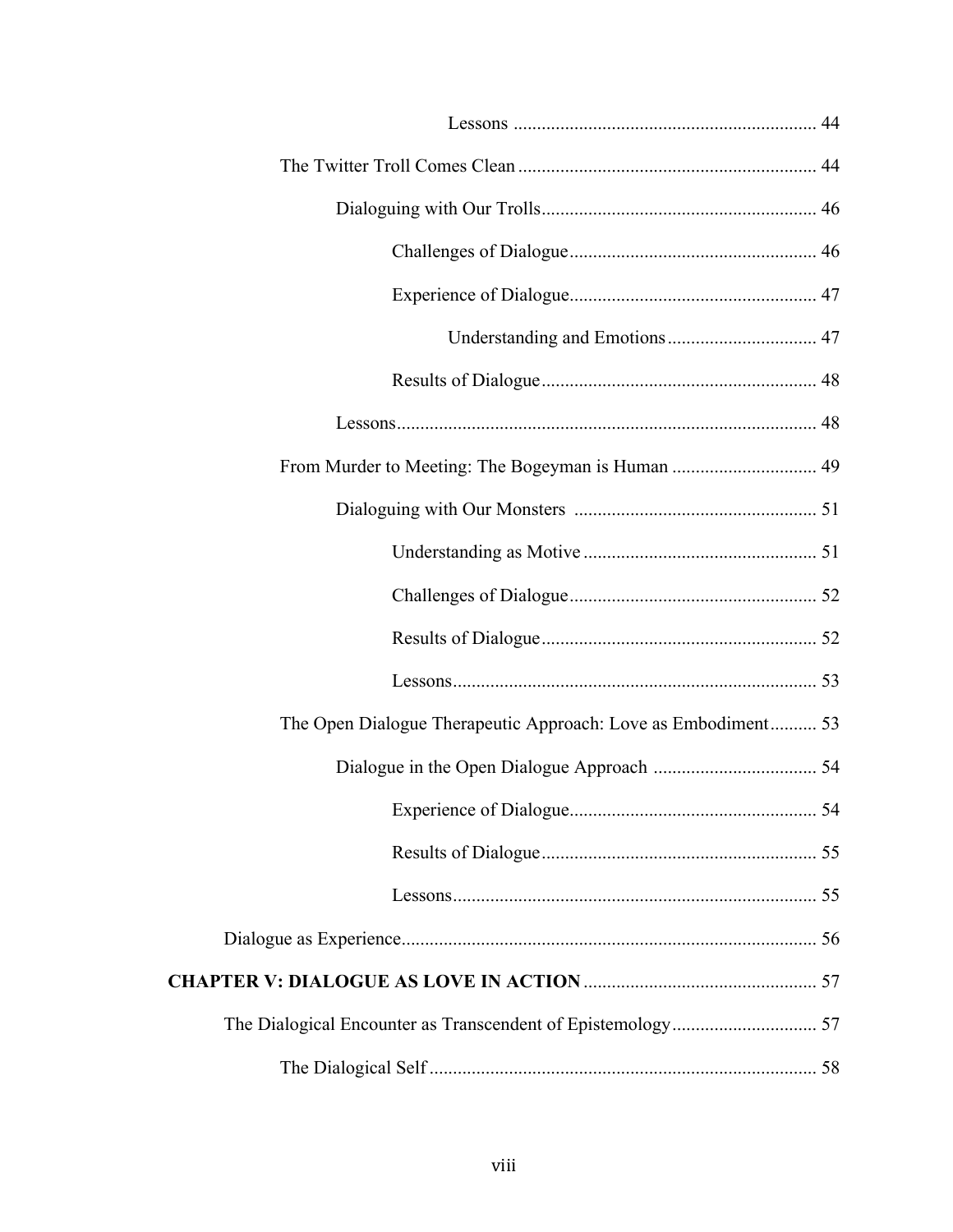Lessons ................................................................ 44

The Twitter Troll Comes Clean ............................................................... 44

Dialoguing with Our Trolls.......................................................... 46

Challenges of Dialogue.................................................... 46

Experience of Dialogue.................................................... 47

Understanding and Emotions ................................ 47

Results of Dialogue.......................................................... 48

Lessons......................................................................................... 48

From Murder to Meeting: The Bogeyman is Human ............................... 49

Dialoguing with Our Monsters ................................................... 51

Understanding as Motive ................................................. 51

Challenges of Dialogue.................................................... 52

Results of Dialogue.......................................................... 52

Lessons............................................................................. 53

The Open Dialogue Therapeutic Approach: Love as Embodiment.......... 53

Dialogue in the Open Dialogue Approach .................................. 54

Experience of Dialogue.................................................... 54

Results of Dialogue.......................................................... 55

Lessons............................................................................. 55

Dialogue as Experience........................................................................................ 56

**CHAPTER V: DIALOGUE AS LOVE IN ACTION** ................................................. 57

The Dialogical Encounter as Transcendent of Epistemology............................... 57

The Dialogical Self .................................................................................. 58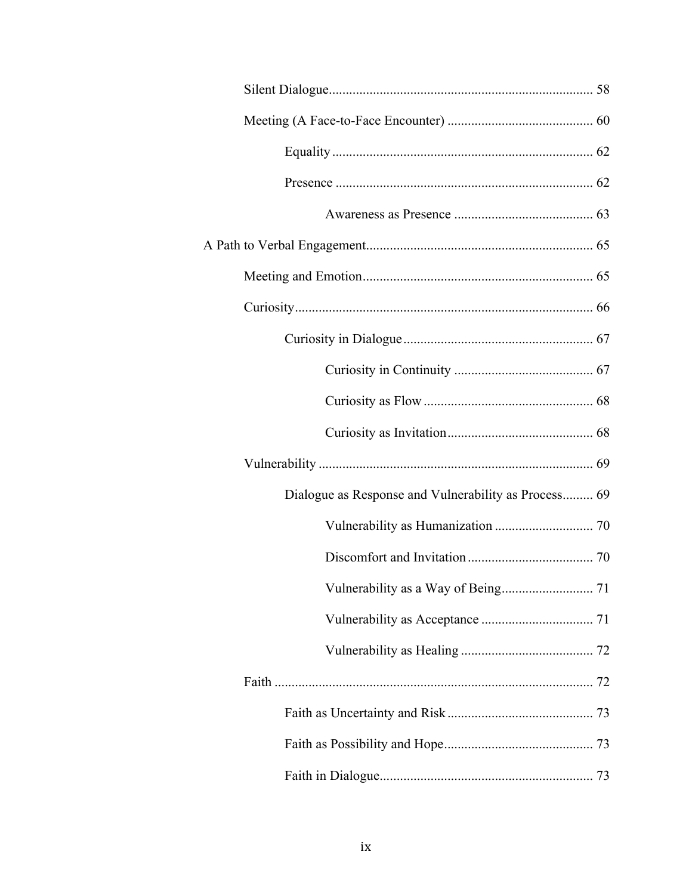Silent Dialogue ... 58

Meeting (A Face-to-Face Encounter) ... 60

Equality ... 62

Presence ... 62

Awareness as Presence ... 63

A Path to Verbal Engagement ... 65

Meeting and Emotion ... 65

Curiosity ... 66

Curiosity in Dialogue ... 67

Curiosity in Continuity ... 67

Curiosity as Flow ... 68

Curiosity as Invitation ... 68

Vulnerability ... 69

Dialogue as Response and Vulnerability as Process ... 69

Vulnerability as Humanization ... 70

Discomfort and Invitation ... 70

Vulnerability as a Way of Being ... 71

Vulnerability as Acceptance ... 71

Vulnerability as Healing ... 72

Faith ... 72

Faith as Uncertainty and Risk ... 73

Faith as Possibility and Hope ... 73

Faith in Dialogue ... 73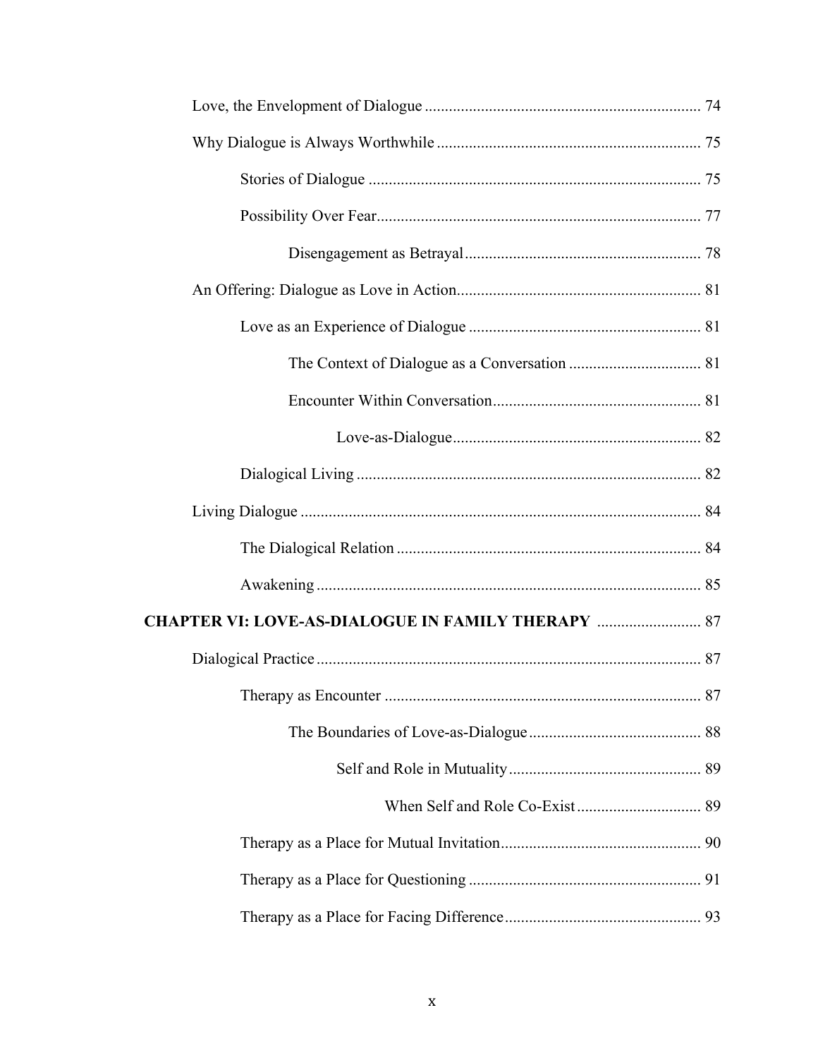Love, the Envelopment of Dialogue .................................................................... 74

Why Dialogue is Always Worthwhile ................................................................. 75

Stories of Dialogue .................................................................................. 75

Possibility Over Fear................................................................................ 77

Disengagement as Betrayal........................................................... 78

An Offering: Dialogue as Love in Action............................................................ 81

Love as an Experience of Dialogue ......................................................... 81

The Context of Dialogue as a Conversation ................................. 81

Encounter Within Conversation.................................................... 81

Love-as-Dialogue.............................................................. 82

Dialogical Living ..................................................................................... 82

Living Dialogue .................................................................................................. 84

The Dialogical Relation ........................................................................... 84

Awakening ............................................................................................... 85

**CHAPTER VI: LOVE-AS-DIALOGUE IN FAMILY THERAPY** .......................... 87

Dialogical Practice ............................................................................................... 87

Therapy as Encounter .............................................................................. 87

The Boundaries of Love-as-Dialogue........................................... 88

Self and Role in Mutuality................................................ 89

When Self and Role Co-Exist............................... 89

Therapy as a Place for Mutual Invitation................................................. 90

Therapy as a Place for Questioning ......................................................... 91

Therapy as a Place for Facing Difference................................................ 93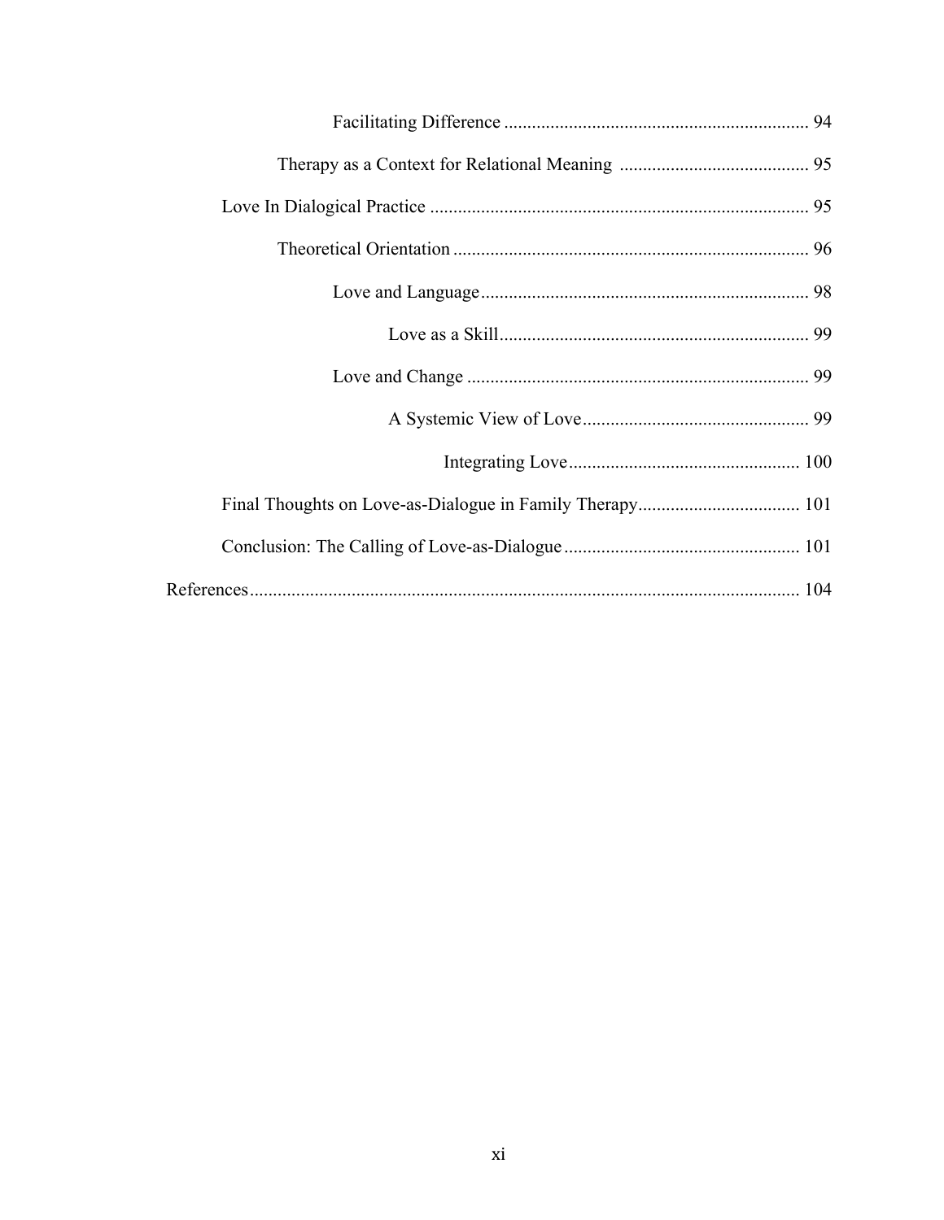Facilitating Difference ................................................................. 94

Therapy as a Context for Relational Meaning ........................................ 95

Love In Dialogical Practice ................................................................................ 95

Theoretical Orientation ............................................................................ 96

Love and Language...................................................................... 98

Love as a Skill.................................................................. 99

Love and Change ......................................................................... 99

A Systemic View of Love................................................ 99

Integrating Love.................................................. 100

Final Thoughts on Love-as-Dialogue in Family Therapy.................................. 101

Conclusion: The Calling of Love-as-Dialogue .................................................. 101

References..................................................................................................... 104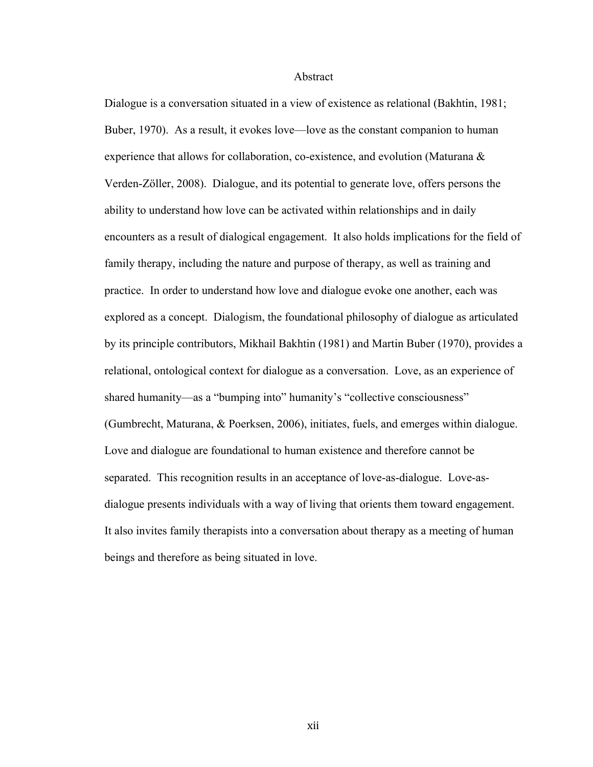# Abstract

Dialogue is a conversation situated in a view of existence as relational (Bakhtin, 1981; Buber, 1970). As a result, it evokes love—love as the constant companion to human experience that allows for collaboration, co-existence, and evolution (Maturana & Verden-Zöller, 2008). Dialogue, and its potential to generate love, offers persons the ability to understand how love can be activated within relationships and in daily encounters as a result of dialogical engagement. It also holds implications for the field of family therapy, including the nature and purpose of therapy, as well as training and practice. In order to understand how love and dialogue evoke one another, each was explored as a concept. Dialogism, the foundational philosophy of dialogue as articulated by its principle contributors, Mikhail Bakhtin (1981) and Martin Buber (1970), provides a relational, ontological context for dialogue as a conversation. Love, as an experience of shared humanity—as a "bumping into" humanity's "collective consciousness" (Gumbrecht, Maturana, & Poerksen, 2006), initiates, fuels, and emerges within dialogue. Love and dialogue are foundational to human existence and therefore cannot be separated. This recognition results in an acceptance of love-as-dialogue. Love-as-dialogue presents individuals with a way of living that orients them toward engagement. It also invites family therapists into a conversation about therapy as a meeting of human beings and therefore as being situated in love.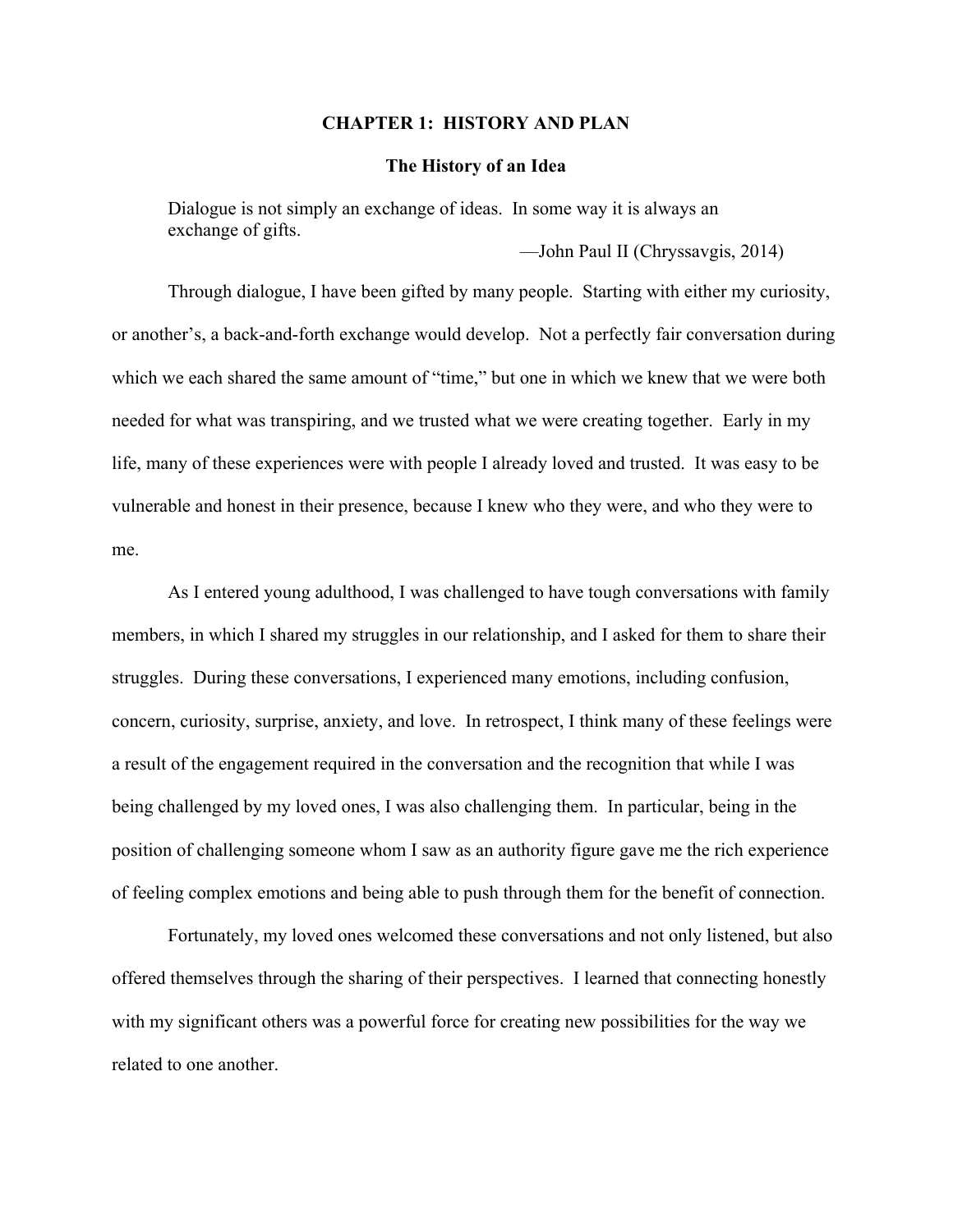# CHAPTER 1: HISTORY AND PLAN

## The History of an Idea

> Dialogue is not simply an exchange of ideas. In some way it is always an exchange of gifts.
>
> —John Paul II (Chryssavgis, 2014)

Through dialogue, I have been gifted by many people. Starting with either my curiosity, or another's, a back-and-forth exchange would develop. Not a perfectly fair conversation during which we each shared the same amount of "time," but one in which we knew that we were both needed for what was transpiring, and we trusted what we were creating together. Early in my life, many of these experiences were with people I already loved and trusted. It was easy to be vulnerable and honest in their presence, because I knew who they were, and who they were to me.

As I entered young adulthood, I was challenged to have tough conversations with family members, in which I shared my struggles in our relationship, and I asked for them to share their struggles. During these conversations, I experienced many emotions, including confusion, concern, curiosity, surprise, anxiety, and love. In retrospect, I think many of these feelings were a result of the engagement required in the conversation and the recognition that while I was being challenged by my loved ones, I was also challenging them. In particular, being in the position of challenging someone whom I saw as an authority figure gave me the rich experience of feeling complex emotions and being able to push through them for the benefit of connection.

Fortunately, my loved ones welcomed these conversations and not only listened, but also offered themselves through the sharing of their perspectives. I learned that connecting honestly with my significant others was a powerful force for creating new possibilities for the way we related to one another.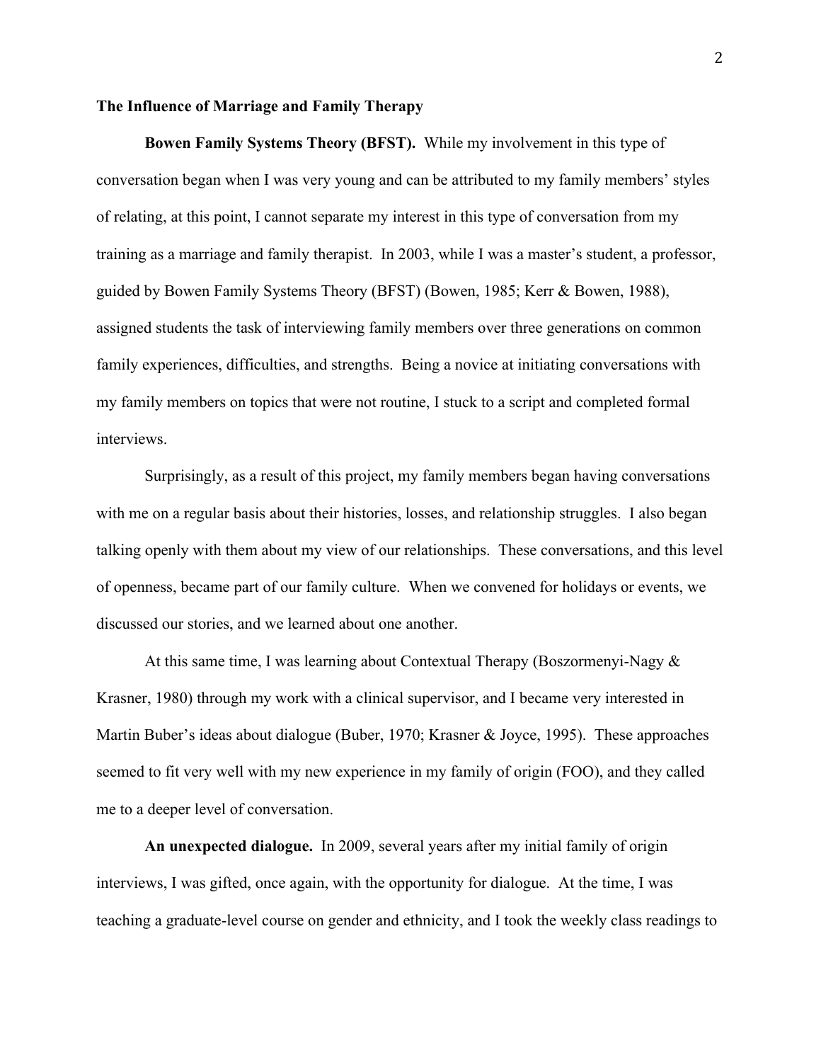## The Influence of Marriage and Family Therapy

**Bowen Family Systems Theory (BFST).** While my involvement in this type of conversation began when I was very young and can be attributed to my family members' styles of relating, at this point, I cannot separate my interest in this type of conversation from my training as a marriage and family therapist. In 2003, while I was a master's student, a professor, guided by Bowen Family Systems Theory (BFST) (Bowen, 1985; Kerr & Bowen, 1988), assigned students the task of interviewing family members over three generations on common family experiences, difficulties, and strengths. Being a novice at initiating conversations with my family members on topics that were not routine, I stuck to a script and completed formal interviews.

Surprisingly, as a result of this project, my family members began having conversations with me on a regular basis about their histories, losses, and relationship struggles. I also began talking openly with them about my view of our relationships. These conversations, and this level of openness, became part of our family culture. When we convened for holidays or events, we discussed our stories, and we learned about one another.

At this same time, I was learning about Contextual Therapy (Boszormenyi-Nagy & Krasner, 1980) through my work with a clinical supervisor, and I became very interested in Martin Buber's ideas about dialogue (Buber, 1970; Krasner & Joyce, 1995). These approaches seemed to fit very well with my new experience in my family of origin (FOO), and they called me to a deeper level of conversation.

**An unexpected dialogue.** In 2009, several years after my initial family of origin interviews, I was gifted, once again, with the opportunity for dialogue. At the time, I was teaching a graduate-level course on gender and ethnicity, and I took the weekly class readings to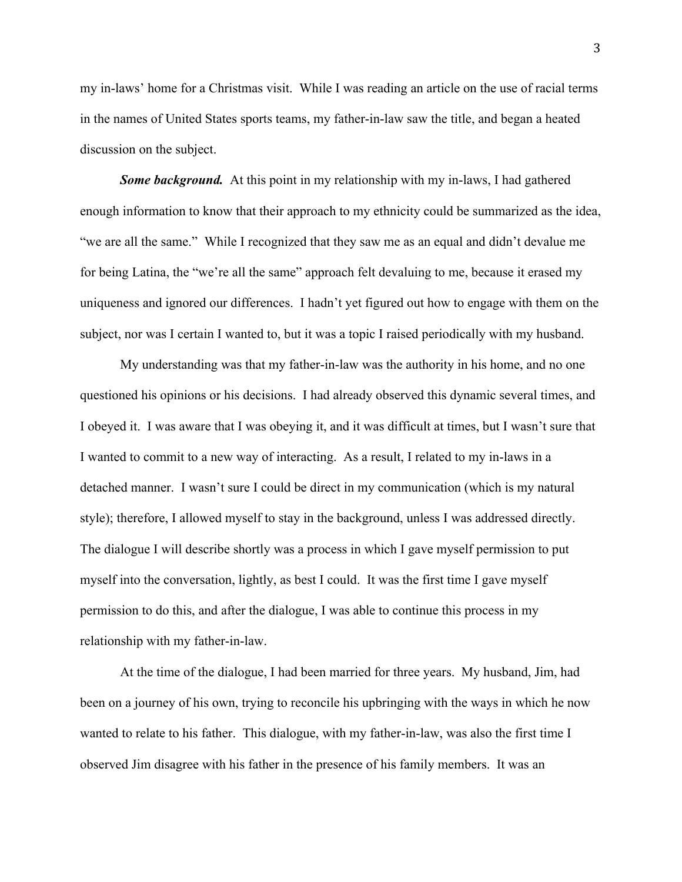my in-laws' home for a Christmas visit. While I was reading an article on the use of racial terms in the names of United States sports teams, my father-in-law saw the title, and began a heated discussion on the subject.

***Some background.*** At this point in my relationship with my in-laws, I had gathered enough information to know that their approach to my ethnicity could be summarized as the idea, "we are all the same." While I recognized that they saw me as an equal and didn't devalue me for being Latina, the "we're all the same" approach felt devaluing to me, because it erased my uniqueness and ignored our differences. I hadn't yet figured out how to engage with them on the subject, nor was I certain I wanted to, but it was a topic I raised periodically with my husband.

My understanding was that my father-in-law was the authority in his home, and no one questioned his opinions or his decisions. I had already observed this dynamic several times, and I obeyed it. I was aware that I was obeying it, and it was difficult at times, but I wasn't sure that I wanted to commit to a new way of interacting. As a result, I related to my in-laws in a detached manner. I wasn't sure I could be direct in my communication (which is my natural style); therefore, I allowed myself to stay in the background, unless I was addressed directly. The dialogue I will describe shortly was a process in which I gave myself permission to put myself into the conversation, lightly, as best I could. It was the first time I gave myself permission to do this, and after the dialogue, I was able to continue this process in my relationship with my father-in-law.

At the time of the dialogue, I had been married for three years. My husband, Jim, had been on a journey of his own, trying to reconcile his upbringing with the ways in which he now wanted to relate to his father. This dialogue, with my father-in-law, was also the first time I observed Jim disagree with his father in the presence of his family members. It was an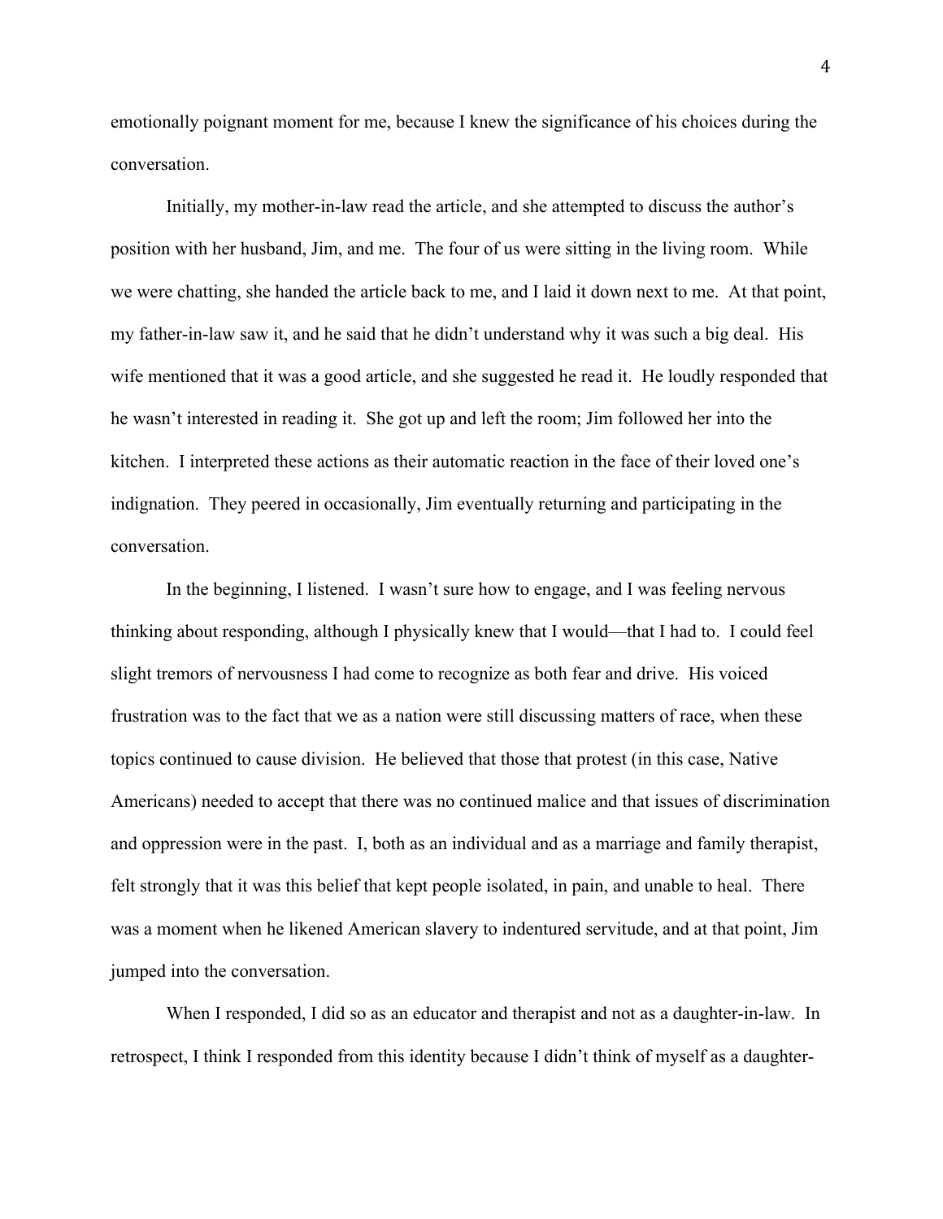emotionally poignant moment for me, because I knew the significance of his choices during the conversation.

Initially, my mother-in-law read the article, and she attempted to discuss the author's position with her husband, Jim, and me. The four of us were sitting in the living room. While we were chatting, she handed the article back to me, and I laid it down next to me. At that point, my father-in-law saw it, and he said that he didn't understand why it was such a big deal. His wife mentioned that it was a good article, and she suggested he read it. He loudly responded that he wasn't interested in reading it. She got up and left the room; Jim followed her into the kitchen. I interpreted these actions as their automatic reaction in the face of their loved one's indignation. They peered in occasionally, Jim eventually returning and participating in the conversation.

In the beginning, I listened. I wasn't sure how to engage, and I was feeling nervous thinking about responding, although I physically knew that I would—that I had to. I could feel slight tremors of nervousness I had come to recognize as both fear and drive. His voiced frustration was to the fact that we as a nation were still discussing matters of race, when these topics continued to cause division. He believed that those that protest (in this case, Native Americans) needed to accept that there was no continued malice and that issues of discrimination and oppression were in the past. I, both as an individual and as a marriage and family therapist, felt strongly that it was this belief that kept people isolated, in pain, and unable to heal. There was a moment when he likened American slavery to indentured servitude, and at that point, Jim jumped into the conversation.

When I responded, I did so as an educator and therapist and not as a daughter-in-law. In retrospect, I think I responded from this identity because I didn't think of myself as a daughter-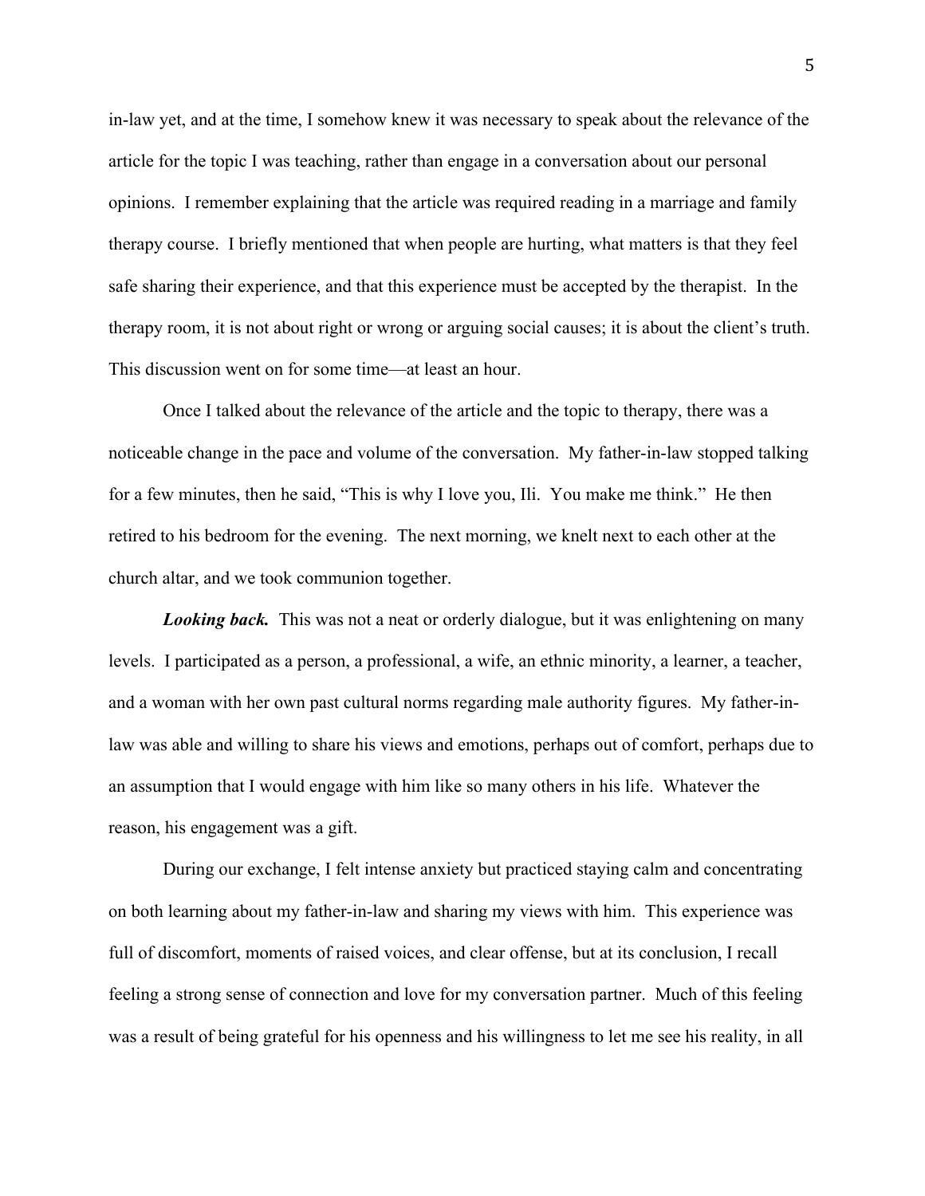in-law yet, and at the time, I somehow knew it was necessary to speak about the relevance of the article for the topic I was teaching, rather than engage in a conversation about our personal opinions. I remember explaining that the article was required reading in a marriage and family therapy course. I briefly mentioned that when people are hurting, what matters is that they feel safe sharing their experience, and that this experience must be accepted by the therapist. In the therapy room, it is not about right or wrong or arguing social causes; it is about the client's truth. This discussion went on for some time—at least an hour.

Once I talked about the relevance of the article and the topic to therapy, there was a noticeable change in the pace and volume of the conversation. My father-in-law stopped talking for a few minutes, then he said, "This is why I love you, Ili. You make me think." He then retired to his bedroom for the evening. The next morning, we knelt next to each other at the church altar, and we took communion together.

***Looking back.*** This was not a neat or orderly dialogue, but it was enlightening on many levels. I participated as a person, a professional, a wife, an ethnic minority, a learner, a teacher, and a woman with her own past cultural norms regarding male authority figures. My father-in-law was able and willing to share his views and emotions, perhaps out of comfort, perhaps due to an assumption that I would engage with him like so many others in his life. Whatever the reason, his engagement was a gift.

During our exchange, I felt intense anxiety but practiced staying calm and concentrating on both learning about my father-in-law and sharing my views with him. This experience was full of discomfort, moments of raised voices, and clear offense, but at its conclusion, I recall feeling a strong sense of connection and love for my conversation partner. Much of this feeling was a result of being grateful for his openness and his willingness to let me see his reality, in all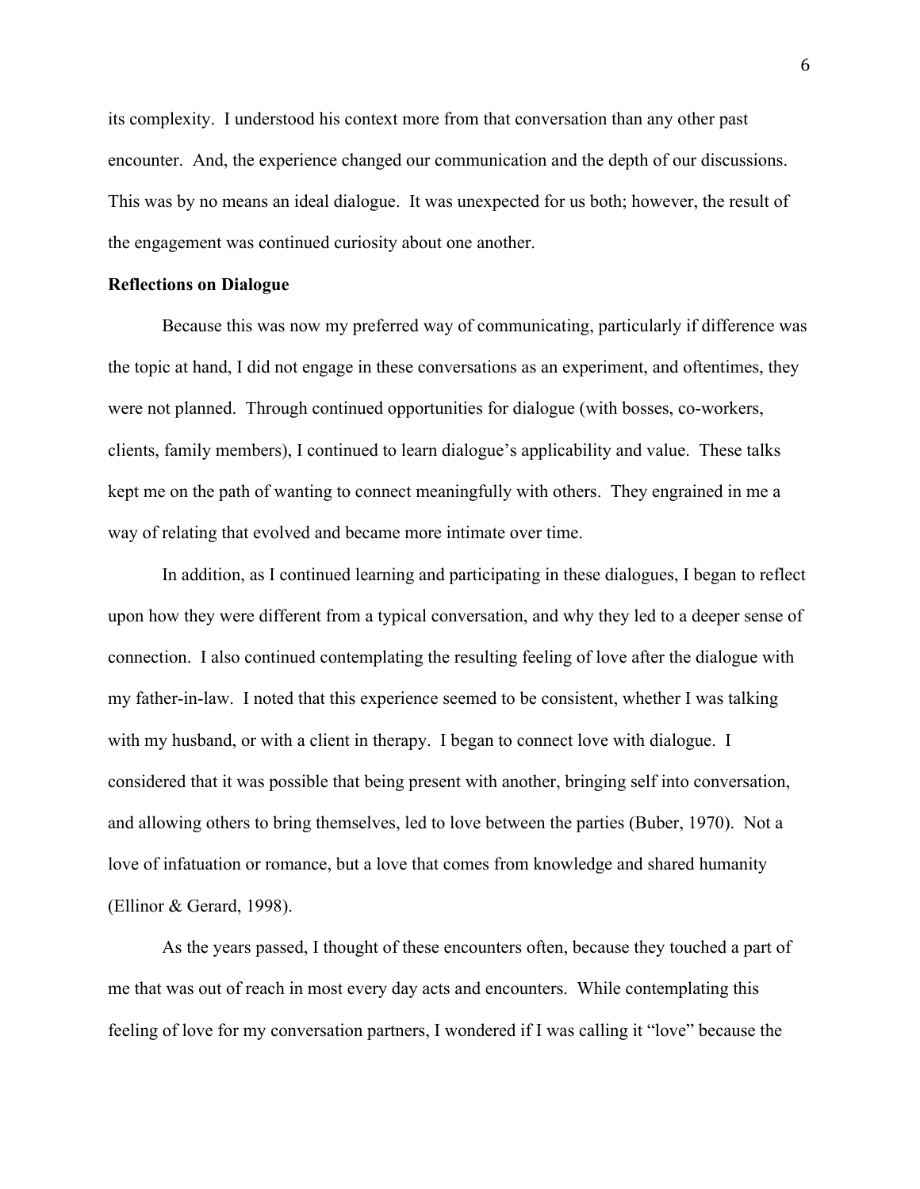its complexity. I understood his context more from that conversation than any other past encounter. And, the experience changed our communication and the depth of our discussions. This was by no means an ideal dialogue. It was unexpected for us both; however, the result of the engagement was continued curiosity about one another.

**Reflections on Dialogue**

Because this was now my preferred way of communicating, particularly if difference was the topic at hand, I did not engage in these conversations as an experiment, and oftentimes, they were not planned. Through continued opportunities for dialogue (with bosses, co-workers, clients, family members), I continued to learn dialogue's applicability and value. These talks kept me on the path of wanting to connect meaningfully with others. They engrained in me a way of relating that evolved and became more intimate over time.

In addition, as I continued learning and participating in these dialogues, I began to reflect upon how they were different from a typical conversation, and why they led to a deeper sense of connection. I also continued contemplating the resulting feeling of love after the dialogue with my father-in-law. I noted that this experience seemed to be consistent, whether I was talking with my husband, or with a client in therapy. I began to connect love with dialogue. I considered that it was possible that being present with another, bringing self into conversation, and allowing others to bring themselves, led to love between the parties (Buber, 1970). Not a love of infatuation or romance, but a love that comes from knowledge and shared humanity (Ellinor & Gerard, 1998).

As the years passed, I thought of these encounters often, because they touched a part of me that was out of reach in most every day acts and encounters. While contemplating this feeling of love for my conversation partners, I wondered if I was calling it "love" because the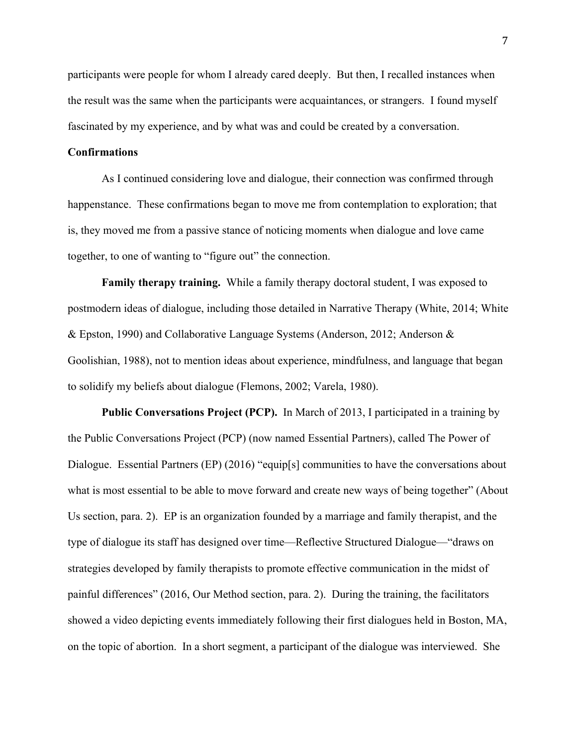participants were people for whom I already cared deeply. But then, I recalled instances when the result was the same when the participants were acquaintances, or strangers. I found myself fascinated by my experience, and by what was and could be created by a conversation.

## Confirmations

As I continued considering love and dialogue, their connection was confirmed through happenstance. These confirmations began to move me from contemplation to exploration; that is, they moved me from a passive stance of noticing moments when dialogue and love came together, to one of wanting to "figure out" the connection.

**Family therapy training.** While a family therapy doctoral student, I was exposed to postmodern ideas of dialogue, including those detailed in Narrative Therapy (White, 2014; White & Epston, 1990) and Collaborative Language Systems (Anderson, 2012; Anderson & Goolishian, 1988), not to mention ideas about experience, mindfulness, and language that began to solidify my beliefs about dialogue (Flemons, 2002; Varela, 1980).

**Public Conversations Project (PCP).** In March of 2013, I participated in a training by the Public Conversations Project (PCP) (now named Essential Partners), called The Power of Dialogue. Essential Partners (EP) (2016) "equip[s] communities to have the conversations about what is most essential to be able to move forward and create new ways of being together" (About Us section, para. 2). EP is an organization founded by a marriage and family therapist, and the type of dialogue its staff has designed over time—Reflective Structured Dialogue—"draws on strategies developed by family therapists to promote effective communication in the midst of painful differences" (2016, Our Method section, para. 2). During the training, the facilitators showed a video depicting events immediately following their first dialogues held in Boston, MA, on the topic of abortion. In a short segment, a participant of the dialogue was interviewed. She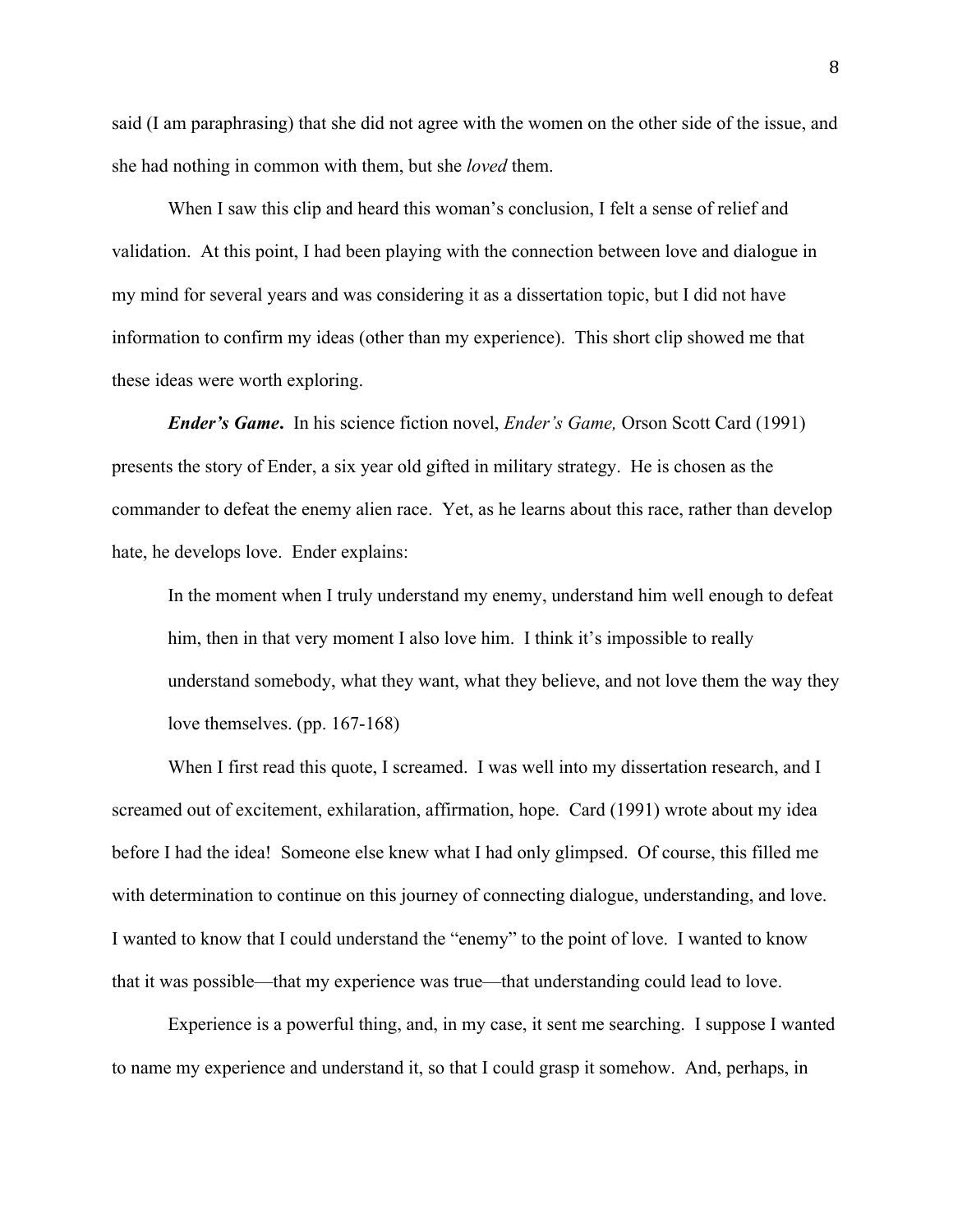said (I am paraphrasing) that she did not agree with the women on the other side of the issue, and she had nothing in common with them, but she *loved* them.

When I saw this clip and heard this woman's conclusion, I felt a sense of relief and validation. At this point, I had been playing with the connection between love and dialogue in my mind for several years and was considering it as a dissertation topic, but I did not have information to confirm my ideas (other than my experience). This short clip showed me that these ideas were worth exploring.

***Ender's Game*.** In his science fiction novel, *Ender's Game,* Orson Scott Card (1991) presents the story of Ender, a six year old gifted in military strategy. He is chosen as the commander to defeat the enemy alien race. Yet, as he learns about this race, rather than develop hate, he develops love. Ender explains:

> In the moment when I truly understand my enemy, understand him well enough to defeat him, then in that very moment I also love him. I think it's impossible to really understand somebody, what they want, what they believe, and not love them the way they love themselves. (pp. 167-168)

When I first read this quote, I screamed. I was well into my dissertation research, and I screamed out of excitement, exhilaration, affirmation, hope. Card (1991) wrote about my idea before I had the idea! Someone else knew what I had only glimpsed. Of course, this filled me with determination to continue on this journey of connecting dialogue, understanding, and love. I wanted to know that I could understand the "enemy" to the point of love. I wanted to know that it was possible—that my experience was true—that understanding could lead to love.

Experience is a powerful thing, and, in my case, it sent me searching. I suppose I wanted to name my experience and understand it, so that I could grasp it somehow. And, perhaps, in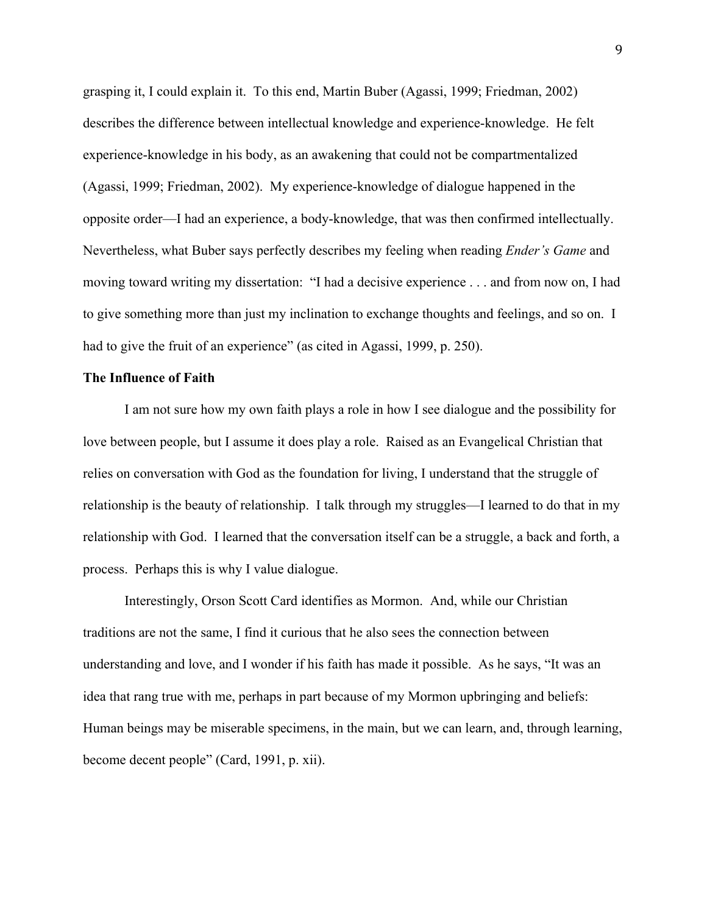grasping it, I could explain it. To this end, Martin Buber (Agassi, 1999; Friedman, 2002) describes the difference between intellectual knowledge and experience-knowledge. He felt experience-knowledge in his body, as an awakening that could not be compartmentalized (Agassi, 1999; Friedman, 2002). My experience-knowledge of dialogue happened in the opposite order—I had an experience, a body-knowledge, that was then confirmed intellectually. Nevertheless, what Buber says perfectly describes my feeling when reading *Ender's Game* and moving toward writing my dissertation: "I had a decisive experience . . . and from now on, I had to give something more than just my inclination to exchange thoughts and feelings, and so on. I had to give the fruit of an experience" (as cited in Agassi, 1999, p. 250).

**The Influence of Faith**

I am not sure how my own faith plays a role in how I see dialogue and the possibility for love between people, but I assume it does play a role. Raised as an Evangelical Christian that relies on conversation with God as the foundation for living, I understand that the struggle of relationship is the beauty of relationship. I talk through my struggles—I learned to do that in my relationship with God. I learned that the conversation itself can be a struggle, a back and forth, a process. Perhaps this is why I value dialogue.

Interestingly, Orson Scott Card identifies as Mormon. And, while our Christian traditions are not the same, I find it curious that he also sees the connection between understanding and love, and I wonder if his faith has made it possible. As he says, "It was an idea that rang true with me, perhaps in part because of my Mormon upbringing and beliefs: Human beings may be miserable specimens, in the main, but we can learn, and, through learning, become decent people" (Card, 1991, p. xii).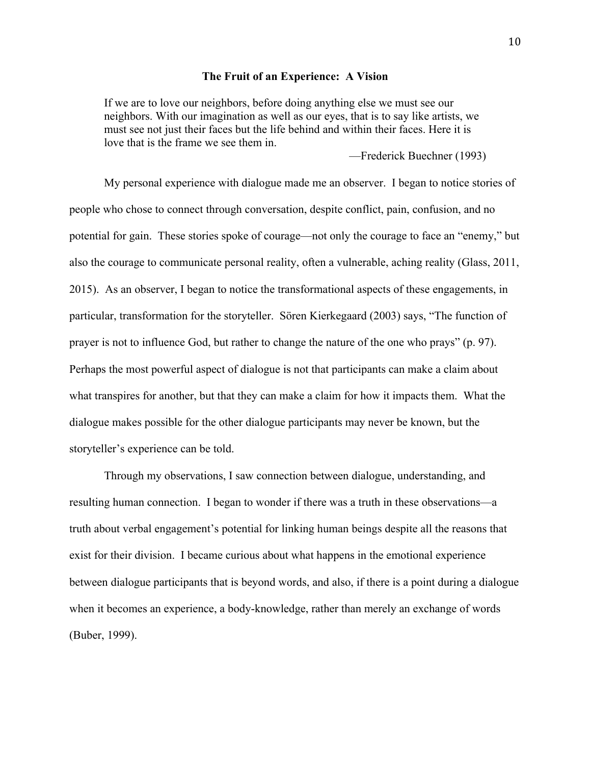## The Fruit of an Experience: A Vision

> If we are to love our neighbors, before doing anything else we must see our neighbors. With our imagination as well as our eyes, that is to say like artists, we must see not just their faces but the life behind and within their faces. Here it is love that is the frame we see them in.
>
> —Frederick Buechner (1993)

My personal experience with dialogue made me an observer. I began to notice stories of people who chose to connect through conversation, despite conflict, pain, confusion, and no potential for gain. These stories spoke of courage—not only the courage to face an "enemy," but also the courage to communicate personal reality, often a vulnerable, aching reality (Glass, 2011, 2015). As an observer, I began to notice the transformational aspects of these engagements, in particular, transformation for the storyteller. Sören Kierkegaard (2003) says, "The function of prayer is not to influence God, but rather to change the nature of the one who prays" (p. 97). Perhaps the most powerful aspect of dialogue is not that participants can make a claim about what transpires for another, but that they can make a claim for how it impacts them. What the dialogue makes possible for the other dialogue participants may never be known, but the storyteller's experience can be told.

Through my observations, I saw connection between dialogue, understanding, and resulting human connection. I began to wonder if there was a truth in these observations—a truth about verbal engagement's potential for linking human beings despite all the reasons that exist for their division. I became curious about what happens in the emotional experience between dialogue participants that is beyond words, and also, if there is a point during a dialogue when it becomes an experience, a body-knowledge, rather than merely an exchange of words (Buber, 1999).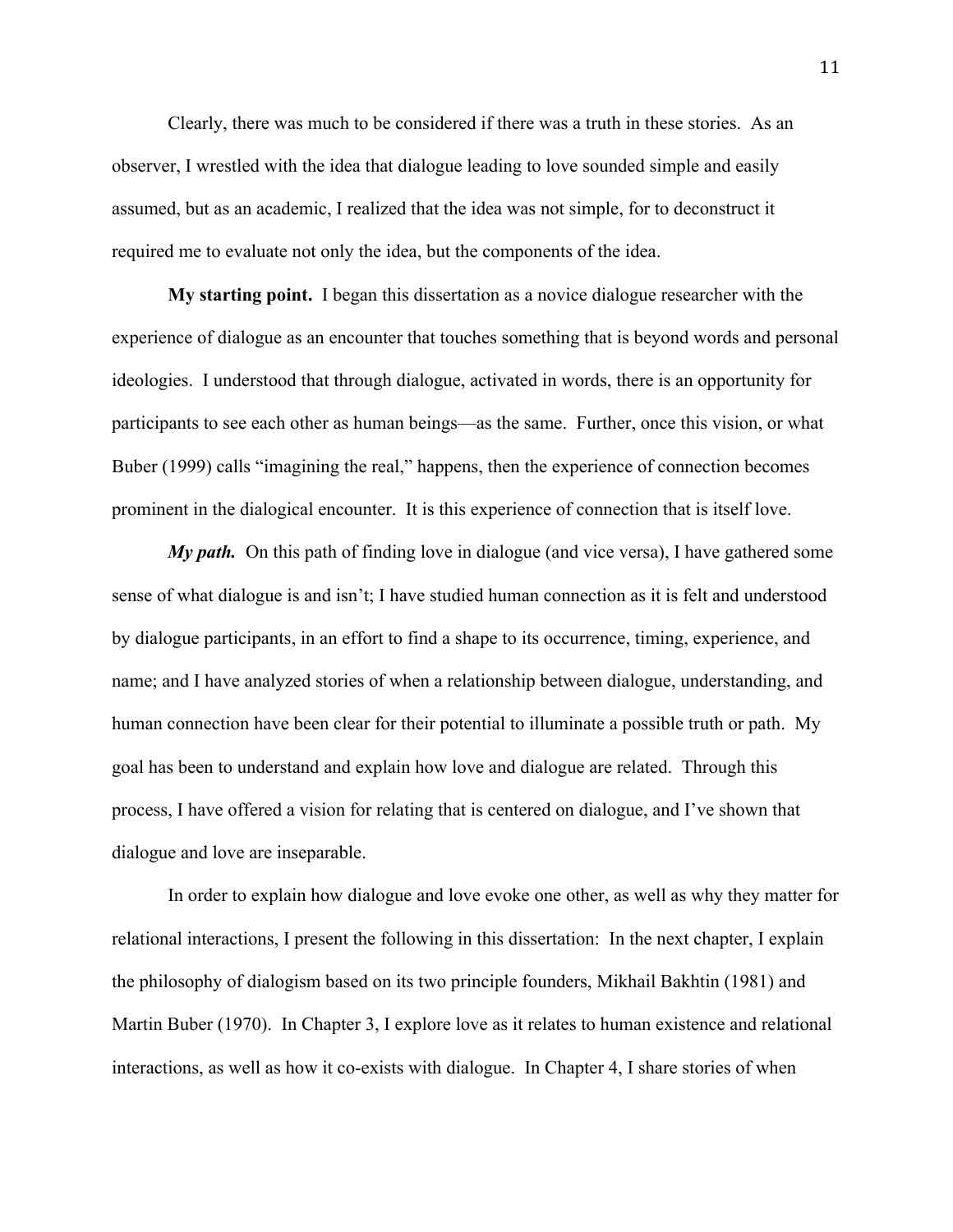Clearly, there was much to be considered if there was a truth in these stories. As an observer, I wrestled with the idea that dialogue leading to love sounded simple and easily assumed, but as an academic, I realized that the idea was not simple, for to deconstruct it required me to evaluate not only the idea, but the components of the idea.

**My starting point.** I began this dissertation as a novice dialogue researcher with the experience of dialogue as an encounter that touches something that is beyond words and personal ideologies. I understood that through dialogue, activated in words, there is an opportunity for participants to see each other as human beings—as the same. Further, once this vision, or what Buber (1999) calls "imagining the real," happens, then the experience of connection becomes prominent in the dialogical encounter. It is this experience of connection that is itself love.

***My path.*** On this path of finding love in dialogue (and vice versa), I have gathered some sense of what dialogue is and isn't; I have studied human connection as it is felt and understood by dialogue participants, in an effort to find a shape to its occurrence, timing, experience, and name; and I have analyzed stories of when a relationship between dialogue, understanding, and human connection have been clear for their potential to illuminate a possible truth or path. My goal has been to understand and explain how love and dialogue are related. Through this process, I have offered a vision for relating that is centered on dialogue, and I've shown that dialogue and love are inseparable.

In order to explain how dialogue and love evoke one other, as well as why they matter for relational interactions, I present the following in this dissertation: In the next chapter, I explain the philosophy of dialogism based on its two principle founders, Mikhail Bakhtin (1981) and Martin Buber (1970). In Chapter 3, I explore love as it relates to human existence and relational interactions, as well as how it co-exists with dialogue. In Chapter 4, I share stories of when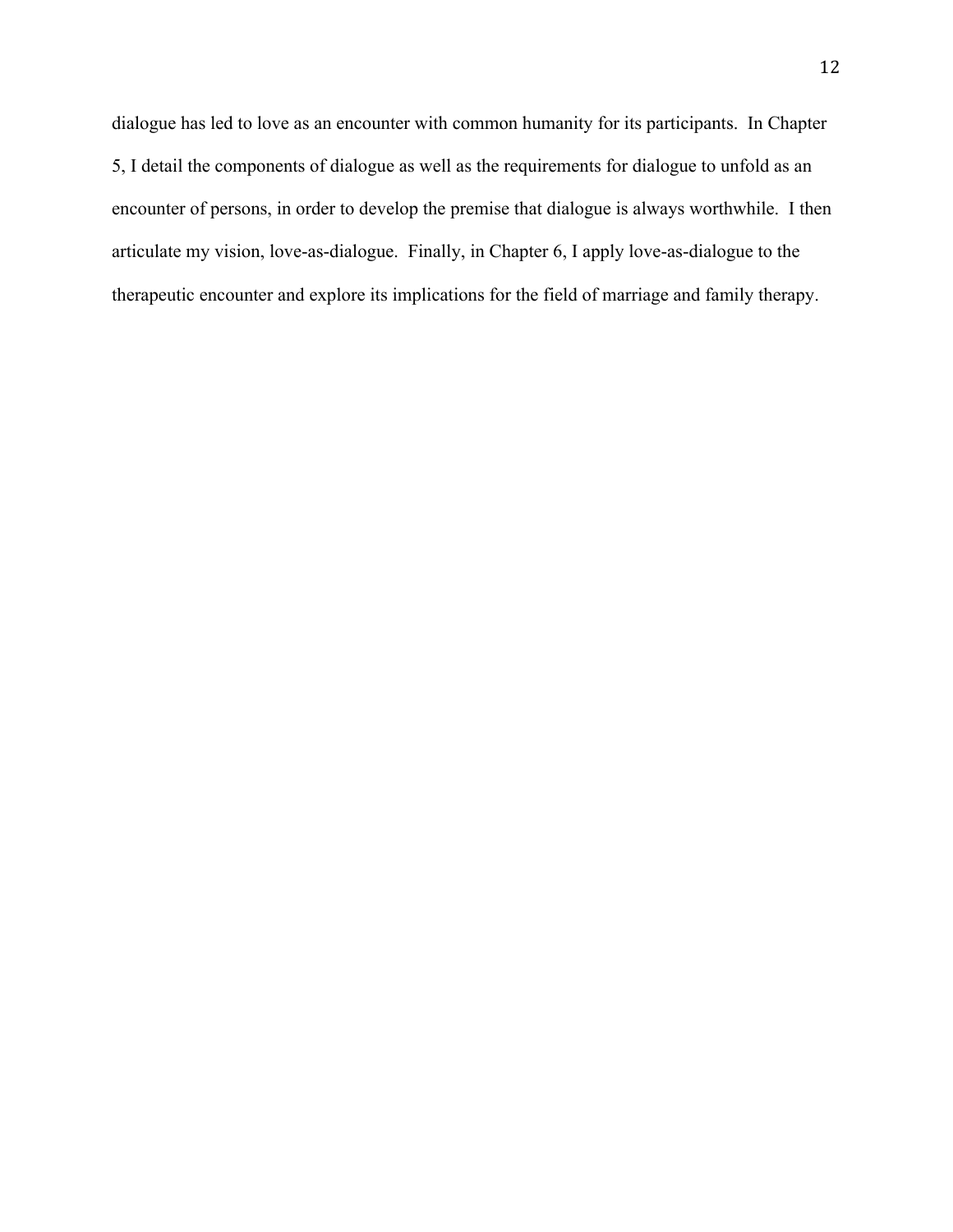dialogue has led to love as an encounter with common humanity for its participants. In Chapter 5, I detail the components of dialogue as well as the requirements for dialogue to unfold as an encounter of persons, in order to develop the premise that dialogue is always worthwhile. I then articulate my vision, love-as-dialogue. Finally, in Chapter 6, I apply love-as-dialogue to the therapeutic encounter and explore its implications for the field of marriage and family therapy.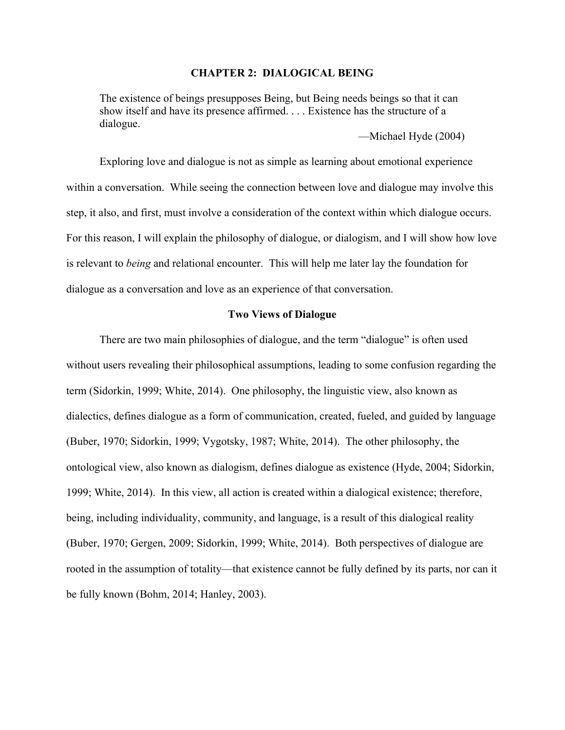# CHAPTER 2: DIALOGICAL BEING

> The existence of beings presupposes Being, but Being needs beings so that it can show itself and have its presence affirmed. . . . Existence has the structure of a dialogue.
>
> —Michael Hyde (2004)

Exploring love and dialogue is not as simple as learning about emotional experience within a conversation. While seeing the connection between love and dialogue may involve this step, it also, and first, must involve a consideration of the context within which dialogue occurs. For this reason, I will explain the philosophy of dialogue, or dialogism, and I will show how love is relevant to *being* and relational encounter. This will help me later lay the foundation for dialogue as a conversation and love as an experience of that conversation.

## Two Views of Dialogue

There are two main philosophies of dialogue, and the term "dialogue" is often used without users revealing their philosophical assumptions, leading to some confusion regarding the term (Sidorkin, 1999; White, 2014). One philosophy, the linguistic view, also known as dialectics, defines dialogue as a form of communication, created, fueled, and guided by language (Buber, 1970; Sidorkin, 1999; Vygotsky, 1987; White, 2014). The other philosophy, the ontological view, also known as dialogism, defines dialogue as existence (Hyde, 2004; Sidorkin, 1999; White, 2014). In this view, all action is created within a dialogical existence; therefore, being, including individuality, community, and language, is a result of this dialogical reality (Buber, 1970; Gergen, 2009; Sidorkin, 1999; White, 2014). Both perspectives of dialogue are rooted in the assumption of totality—that existence cannot be fully defined by its parts, nor can it be fully known (Bohm, 2014; Hanley, 2003).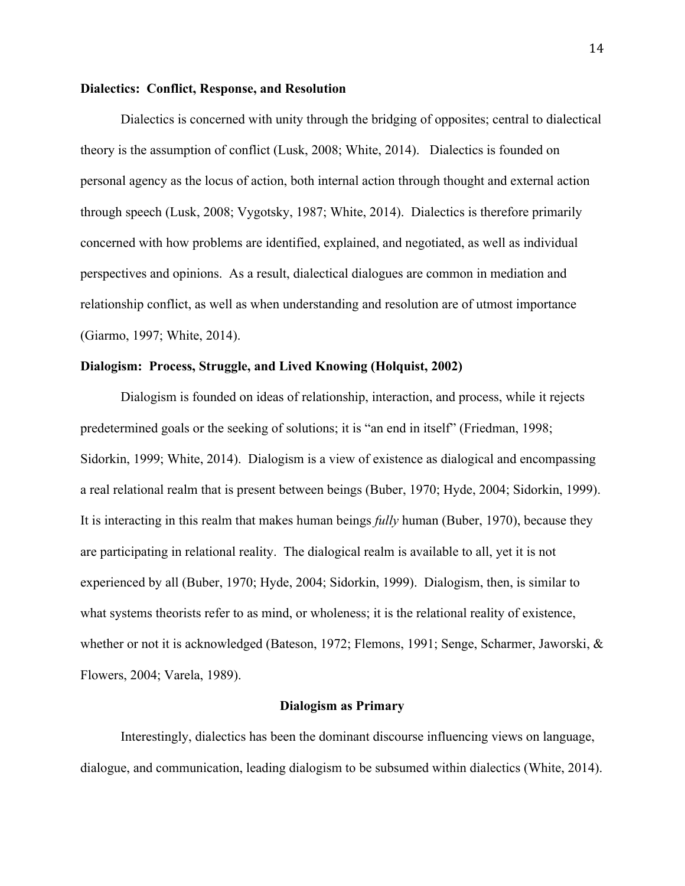**Dialectics: Conflict, Response, and Resolution**

Dialectics is concerned with unity through the bridging of opposites; central to dialectical theory is the assumption of conflict (Lusk, 2008; White, 2014). Dialectics is founded on personal agency as the locus of action, both internal action through thought and external action through speech (Lusk, 2008; Vygotsky, 1987; White, 2014). Dialectics is therefore primarily concerned with how problems are identified, explained, and negotiated, as well as individual perspectives and opinions. As a result, dialectical dialogues are common in mediation and relationship conflict, as well as when understanding and resolution are of utmost importance (Giarmo, 1997; White, 2014).

**Dialogism: Process, Struggle, and Lived Knowing (Holquist, 2002)**

Dialogism is founded on ideas of relationship, interaction, and process, while it rejects predetermined goals or the seeking of solutions; it is "an end in itself" (Friedman, 1998; Sidorkin, 1999; White, 2014). Dialogism is a view of existence as dialogical and encompassing a real relational realm that is present between beings (Buber, 1970; Hyde, 2004; Sidorkin, 1999). It is interacting in this realm that makes human beings *fully* human (Buber, 1970), because they are participating in relational reality. The dialogical realm is available to all, yet it is not experienced by all (Buber, 1970; Hyde, 2004; Sidorkin, 1999). Dialogism, then, is similar to what systems theorists refer to as mind, or wholeness; it is the relational reality of existence, whether or not it is acknowledged (Bateson, 1972; Flemons, 1991; Senge, Scharmer, Jaworski, & Flowers, 2004; Varela, 1989).

## Dialogism as Primary

Interestingly, dialectics has been the dominant discourse influencing views on language, dialogue, and communication, leading dialogism to be subsumed within dialectics (White, 2014).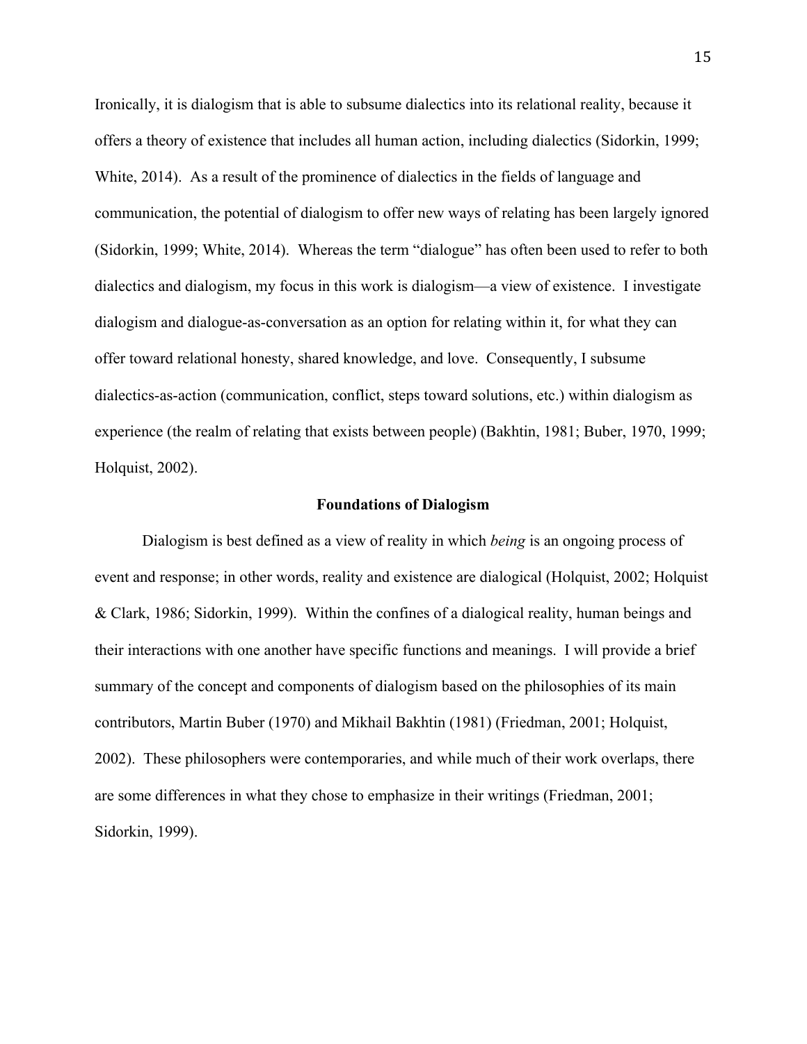Ironically, it is dialogism that is able to subsume dialectics into its relational reality, because it offers a theory of existence that includes all human action, including dialectics (Sidorkin, 1999; White, 2014). As a result of the prominence of dialectics in the fields of language and communication, the potential of dialogism to offer new ways of relating has been largely ignored (Sidorkin, 1999; White, 2014). Whereas the term "dialogue" has often been used to refer to both dialectics and dialogism, my focus in this work is dialogism—a view of existence. I investigate dialogism and dialogue-as-conversation as an option for relating within it, for what they can offer toward relational honesty, shared knowledge, and love. Consequently, I subsume dialectics-as-action (communication, conflict, steps toward solutions, etc.) within dialogism as experience (the realm of relating that exists between people) (Bakhtin, 1981; Buber, 1970, 1999; Holquist, 2002).

## Foundations of Dialogism

Dialogism is best defined as a view of reality in which *being* is an ongoing process of event and response; in other words, reality and existence are dialogical (Holquist, 2002; Holquist & Clark, 1986; Sidorkin, 1999). Within the confines of a dialogical reality, human beings and their interactions with one another have specific functions and meanings. I will provide a brief summary of the concept and components of dialogism based on the philosophies of its main contributors, Martin Buber (1970) and Mikhail Bakhtin (1981) (Friedman, 2001; Holquist, 2002). These philosophers were contemporaries, and while much of their work overlaps, there are some differences in what they chose to emphasize in their writings (Friedman, 2001; Sidorkin, 1999).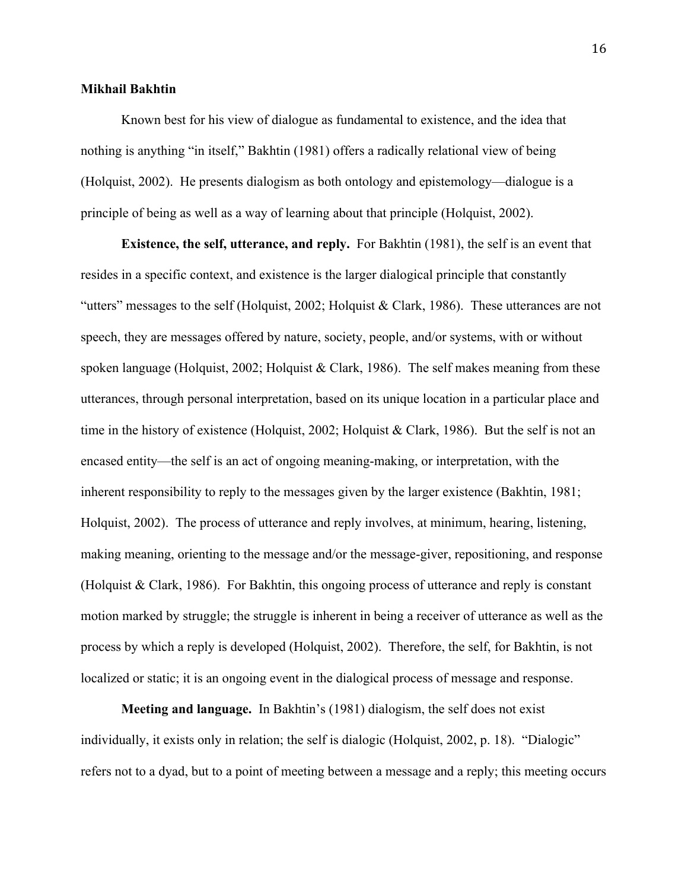**Mikhail Bakhtin**

Known best for his view of dialogue as fundamental to existence, and the idea that nothing is anything "in itself," Bakhtin (1981) offers a radically relational view of being (Holquist, 2002). He presents dialogism as both ontology and epistemology—dialogue is a principle of being as well as a way of learning about that principle (Holquist, 2002).

**Existence, the self, utterance, and reply.** For Bakhtin (1981), the self is an event that resides in a specific context, and existence is the larger dialogical principle that constantly "utters" messages to the self (Holquist, 2002; Holquist & Clark, 1986). These utterances are not speech, they are messages offered by nature, society, people, and/or systems, with or without spoken language (Holquist, 2002; Holquist & Clark, 1986). The self makes meaning from these utterances, through personal interpretation, based on its unique location in a particular place and time in the history of existence (Holquist, 2002; Holquist & Clark, 1986). But the self is not an encased entity—the self is an act of ongoing meaning-making, or interpretation, with the inherent responsibility to reply to the messages given by the larger existence (Bakhtin, 1981; Holquist, 2002). The process of utterance and reply involves, at minimum, hearing, listening, making meaning, orienting to the message and/or the message-giver, repositioning, and response (Holquist & Clark, 1986). For Bakhtin, this ongoing process of utterance and reply is constant motion marked by struggle; the struggle is inherent in being a receiver of utterance as well as the process by which a reply is developed (Holquist, 2002). Therefore, the self, for Bakhtin, is not localized or static; it is an ongoing event in the dialogical process of message and response.

**Meeting and language.** In Bakhtin's (1981) dialogism, the self does not exist individually, it exists only in relation; the self is dialogic (Holquist, 2002, p. 18). "Dialogic" refers not to a dyad, but to a point of meeting between a message and a reply; this meeting occurs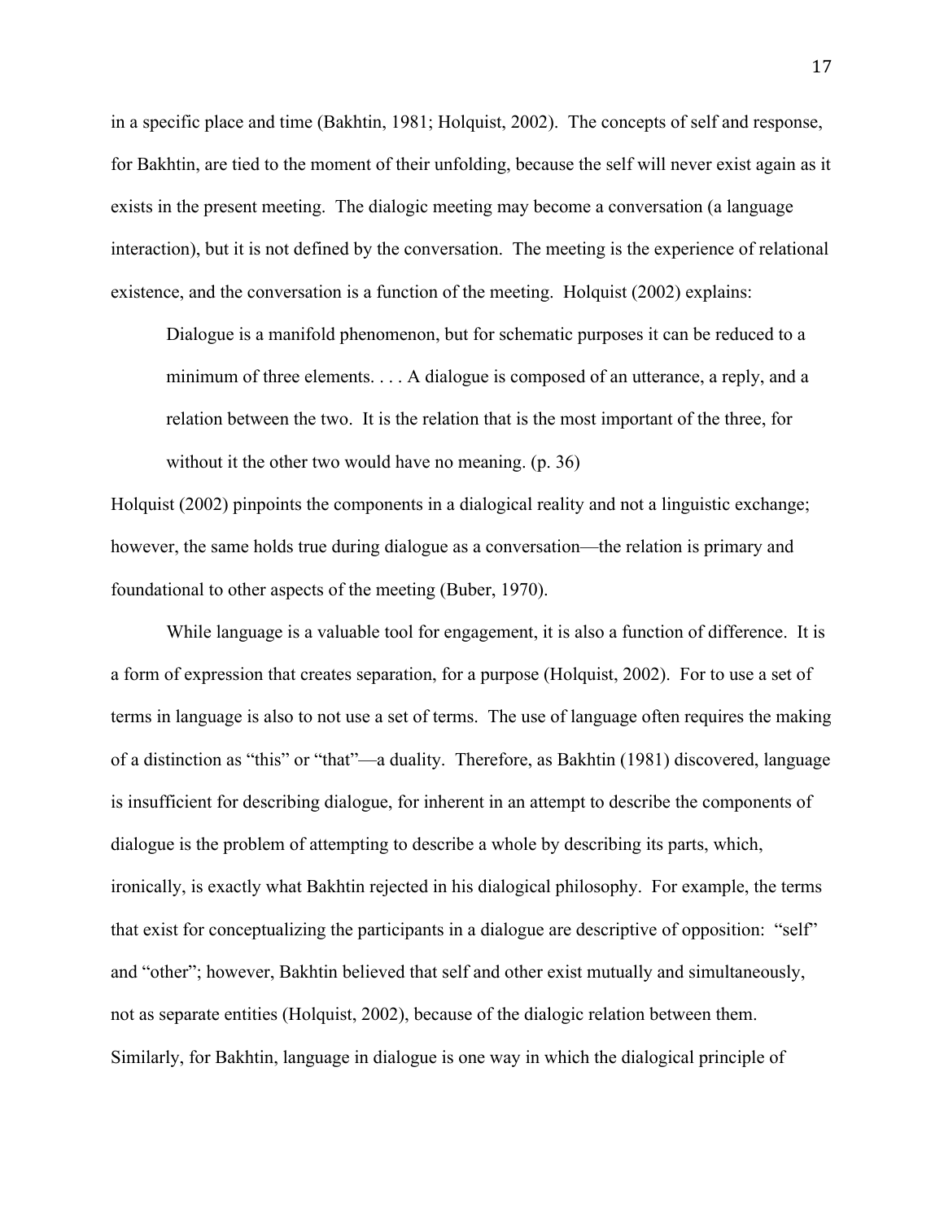in a specific place and time (Bakhtin, 1981; Holquist, 2002). The concepts of self and response, for Bakhtin, are tied to the moment of their unfolding, because the self will never exist again as it exists in the present meeting. The dialogic meeting may become a conversation (a language interaction), but it is not defined by the conversation. The meeting is the experience of relational existence, and the conversation is a function of the meeting. Holquist (2002) explains:

> Dialogue is a manifold phenomenon, but for schematic purposes it can be reduced to a minimum of three elements. . . . A dialogue is composed of an utterance, a reply, and a relation between the two. It is the relation that is the most important of the three, for without it the other two would have no meaning. (p. 36)

Holquist (2002) pinpoints the components in a dialogical reality and not a linguistic exchange; however, the same holds true during dialogue as a conversation—the relation is primary and foundational to other aspects of the meeting (Buber, 1970).

While language is a valuable tool for engagement, it is also a function of difference. It is a form of expression that creates separation, for a purpose (Holquist, 2002). For to use a set of terms in language is also to not use a set of terms. The use of language often requires the making of a distinction as "this" or "that"—a duality. Therefore, as Bakhtin (1981) discovered, language is insufficient for describing dialogue, for inherent in an attempt to describe the components of dialogue is the problem of attempting to describe a whole by describing its parts, which, ironically, is exactly what Bakhtin rejected in his dialogical philosophy. For example, the terms that exist for conceptualizing the participants in a dialogue are descriptive of opposition: "self" and "other"; however, Bakhtin believed that self and other exist mutually and simultaneously, not as separate entities (Holquist, 2002), because of the dialogic relation between them. Similarly, for Bakhtin, language in dialogue is one way in which the dialogical principle of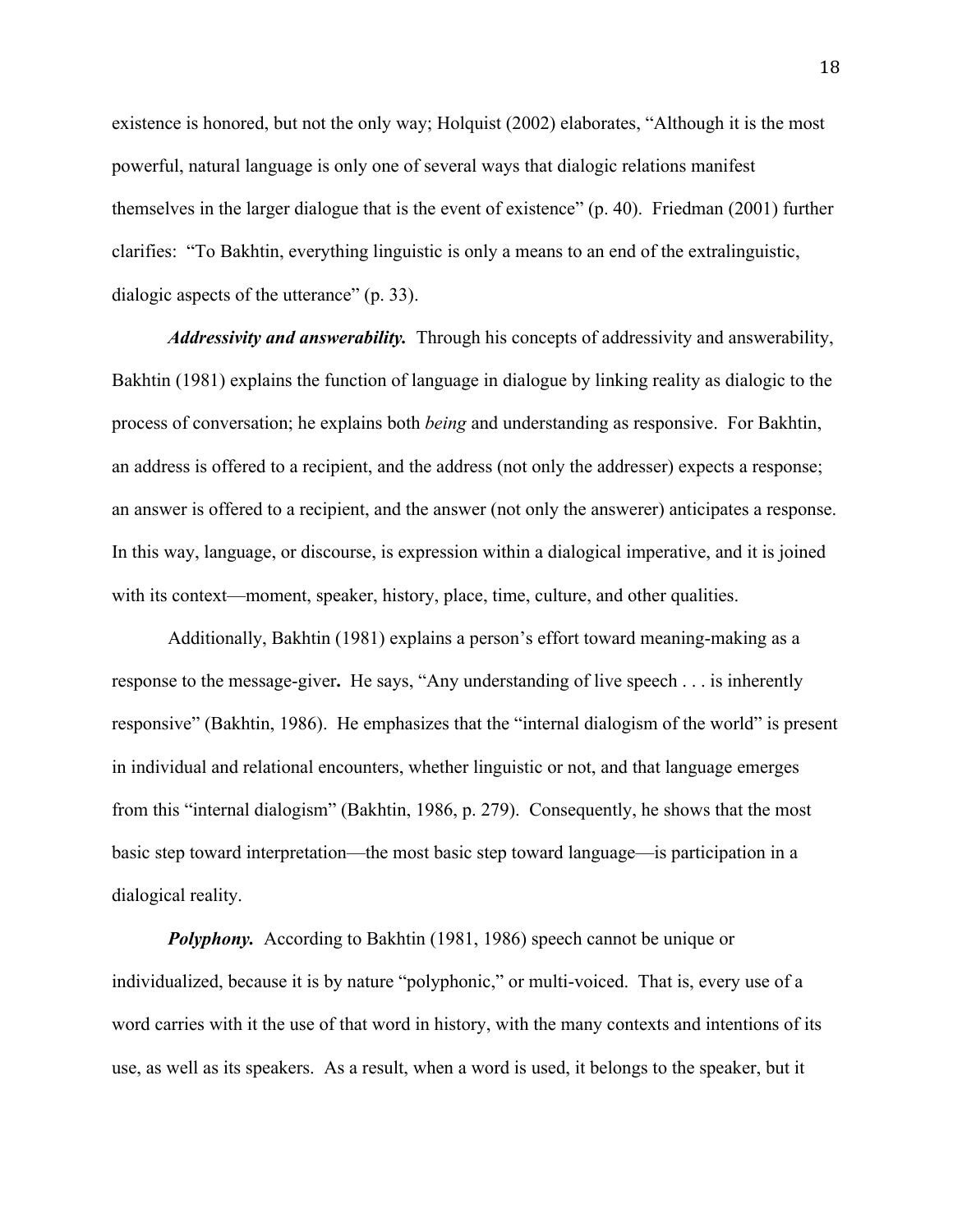existence is honored, but not the only way; Holquist (2002) elaborates, “Although it is the most powerful, natural language is only one of several ways that dialogic relations manifest themselves in the larger dialogue that is the event of existence” (p. 40). Friedman (2001) further clarifies: “To Bakhtin, everything linguistic is only a means to an end of the extralinguistic, dialogic aspects of the utterance” (p. 33).

***Addressivity and answerability.*** Through his concepts of addressivity and answerability, Bakhtin (1981) explains the function of language in dialogue by linking reality as dialogic to the process of conversation; he explains both *being* and understanding as responsive. For Bakhtin, an address is offered to a recipient, and the address (not only the addresser) expects a response; an answer is offered to a recipient, and the answer (not only the answerer) anticipates a response. In this way, language, or discourse, is expression within a dialogical imperative, and it is joined with its context—moment, speaker, history, place, time, culture, and other qualities.

Additionally, Bakhtin (1981) explains a person’s effort toward meaning-making as a response to the message-giver**.** He says, “Any understanding of live speech . . . is inherently responsive” (Bakhtin, 1986). He emphasizes that the “internal dialogism of the world” is present in individual and relational encounters, whether linguistic or not, and that language emerges from this “internal dialogism” (Bakhtin, 1986, p. 279). Consequently, he shows that the most basic step toward interpretation—the most basic step toward language—is participation in a dialogical reality.

***Polyphony.*** According to Bakhtin (1981, 1986) speech cannot be unique or individualized, because it is by nature “polyphonic,” or multi-voiced. That is, every use of a word carries with it the use of that word in history, with the many contexts and intentions of its use, as well as its speakers. As a result, when a word is used, it belongs to the speaker, but it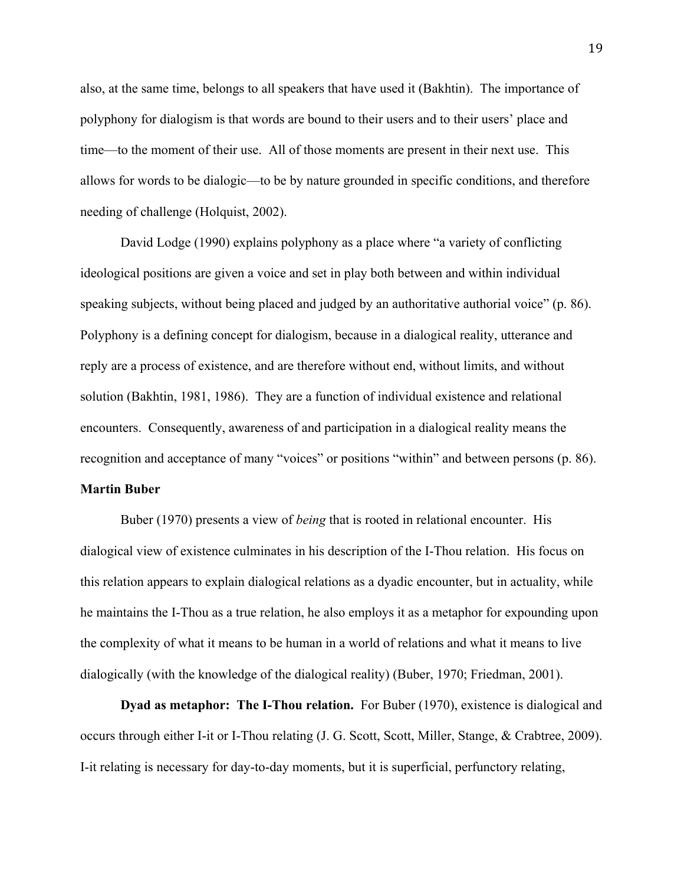also, at the same time, belongs to all speakers that have used it (Bakhtin). The importance of polyphony for dialogism is that words are bound to their users and to their users' place and time—to the moment of their use. All of those moments are present in their next use. This allows for words to be dialogic—to be by nature grounded in specific conditions, and therefore needing of challenge (Holquist, 2002).

David Lodge (1990) explains polyphony as a place where "a variety of conflicting ideological positions are given a voice and set in play both between and within individual speaking subjects, without being placed and judged by an authoritative authorial voice" (p. 86). Polyphony is a defining concept for dialogism, because in a dialogical reality, utterance and reply are a process of existence, and are therefore without end, without limits, and without solution (Bakhtin, 1981, 1986). They are a function of individual existence and relational encounters. Consequently, awareness of and participation in a dialogical reality means the recognition and acceptance of many "voices" or positions "within" and between persons (p. 86).

**Martin Buber**

Buber (1970) presents a view of *being* that is rooted in relational encounter. His dialogical view of existence culminates in his description of the I-Thou relation. His focus on this relation appears to explain dialogical relations as a dyadic encounter, but in actuality, while he maintains the I-Thou as a true relation, he also employs it as a metaphor for expounding upon the complexity of what it means to be human in a world of relations and what it means to live dialogically (with the knowledge of the dialogical reality) (Buber, 1970; Friedman, 2001).

**Dyad as metaphor: The I-Thou relation.** For Buber (1970), existence is dialogical and occurs through either I-it or I-Thou relating (J. G. Scott, Scott, Miller, Stange, & Crabtree, 2009). I-it relating is necessary for day-to-day moments, but it is superficial, perfunctory relating,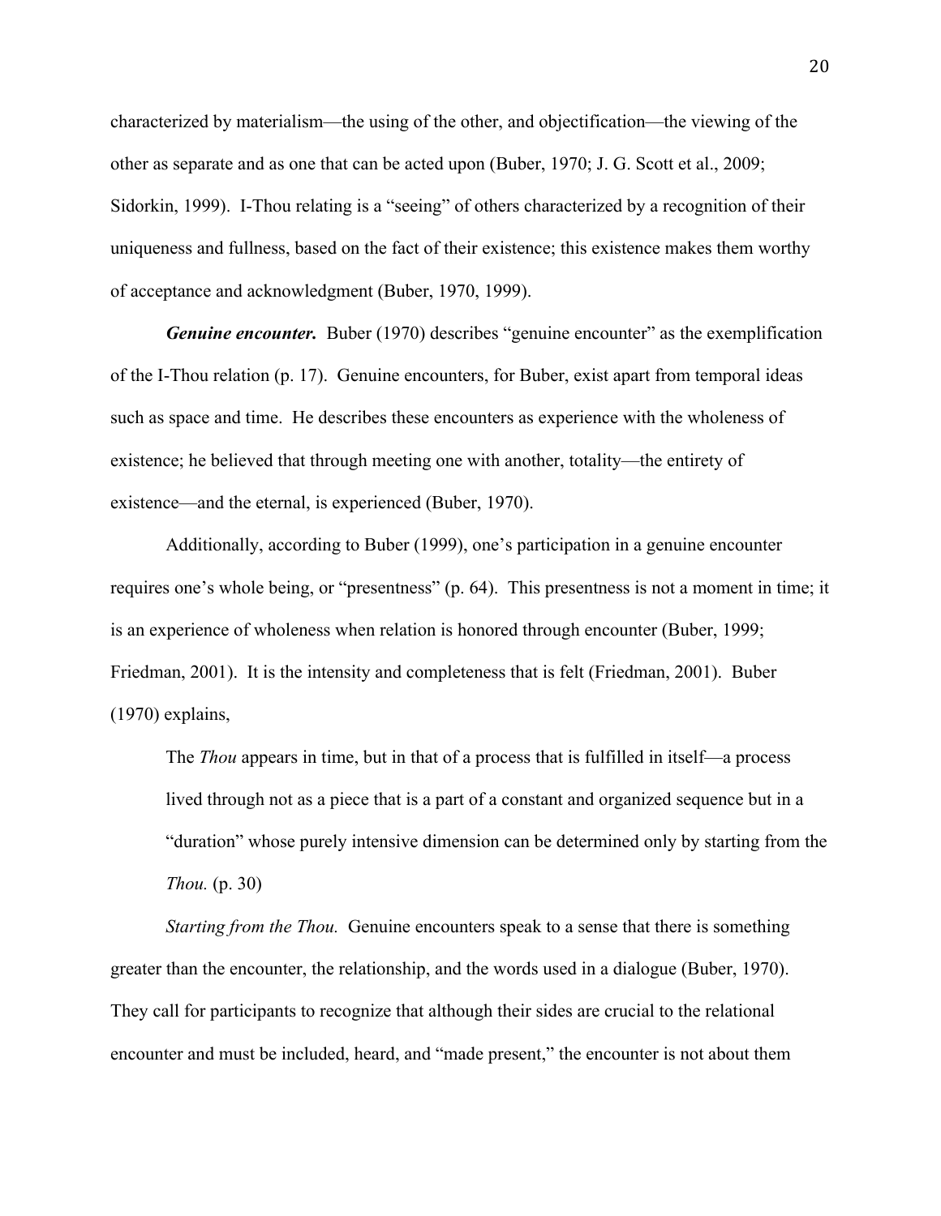characterized by materialism—the using of the other, and objectification—the viewing of the other as separate and as one that can be acted upon (Buber, 1970; J. G. Scott et al., 2009; Sidorkin, 1999). I-Thou relating is a "seeing" of others characterized by a recognition of their uniqueness and fullness, based on the fact of their existence; this existence makes them worthy of acceptance and acknowledgment (Buber, 1970, 1999).

***Genuine encounter.*** Buber (1970) describes "genuine encounter" as the exemplification of the I-Thou relation (p. 17). Genuine encounters, for Buber, exist apart from temporal ideas such as space and time. He describes these encounters as experience with the wholeness of existence; he believed that through meeting one with another, totality—the entirety of existence—and the eternal, is experienced (Buber, 1970).

Additionally, according to Buber (1999), one's participation in a genuine encounter requires one's whole being, or "presentness" (p. 64). This presentness is not a moment in time; it is an experience of wholeness when relation is honored through encounter (Buber, 1999; Friedman, 2001). It is the intensity and completeness that is felt (Friedman, 2001). Buber (1970) explains,

> The *Thou* appears in time, but in that of a process that is fulfilled in itself—a process lived through not as a piece that is a part of a constant and organized sequence but in a "duration" whose purely intensive dimension can be determined only by starting from the *Thou.* (p. 30)

*Starting from the Thou.* Genuine encounters speak to a sense that there is something greater than the encounter, the relationship, and the words used in a dialogue (Buber, 1970). They call for participants to recognize that although their sides are crucial to the relational encounter and must be included, heard, and "made present," the encounter is not about them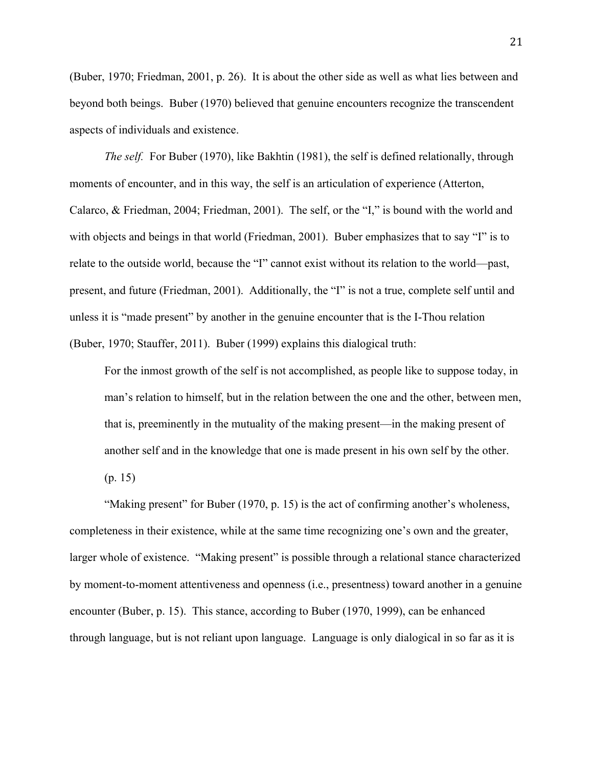(Buber, 1970; Friedman, 2001, p. 26). It is about the other side as well as what lies between and beyond both beings. Buber (1970) believed that genuine encounters recognize the transcendent aspects of individuals and existence.

*The self.* For Buber (1970), like Bakhtin (1981), the self is defined relationally, through moments of encounter, and in this way, the self is an articulation of experience (Atterton, Calarco, & Friedman, 2004; Friedman, 2001). The self, or the "I," is bound with the world and with objects and beings in that world (Friedman, 2001). Buber emphasizes that to say "I" is to relate to the outside world, because the "I" cannot exist without its relation to the world—past, present, and future (Friedman, 2001). Additionally, the "I" is not a true, complete self until and unless it is "made present" by another in the genuine encounter that is the I-Thou relation (Buber, 1970; Stauffer, 2011). Buber (1999) explains this dialogical truth:

> For the inmost growth of the self is not accomplished, as people like to suppose today, in man's relation to himself, but in the relation between the one and the other, between men, that is, preeminently in the mutuality of the making present—in the making present of another self and in the knowledge that one is made present in his own self by the other. (p. 15)

"Making present" for Buber (1970, p. 15) is the act of confirming another's wholeness, completeness in their existence, while at the same time recognizing one's own and the greater, larger whole of existence. "Making present" is possible through a relational stance characterized by moment-to-moment attentiveness and openness (i.e., presentness) toward another in a genuine encounter (Buber, p. 15). This stance, according to Buber (1970, 1999), can be enhanced through language, but is not reliant upon language. Language is only dialogical in so far as it is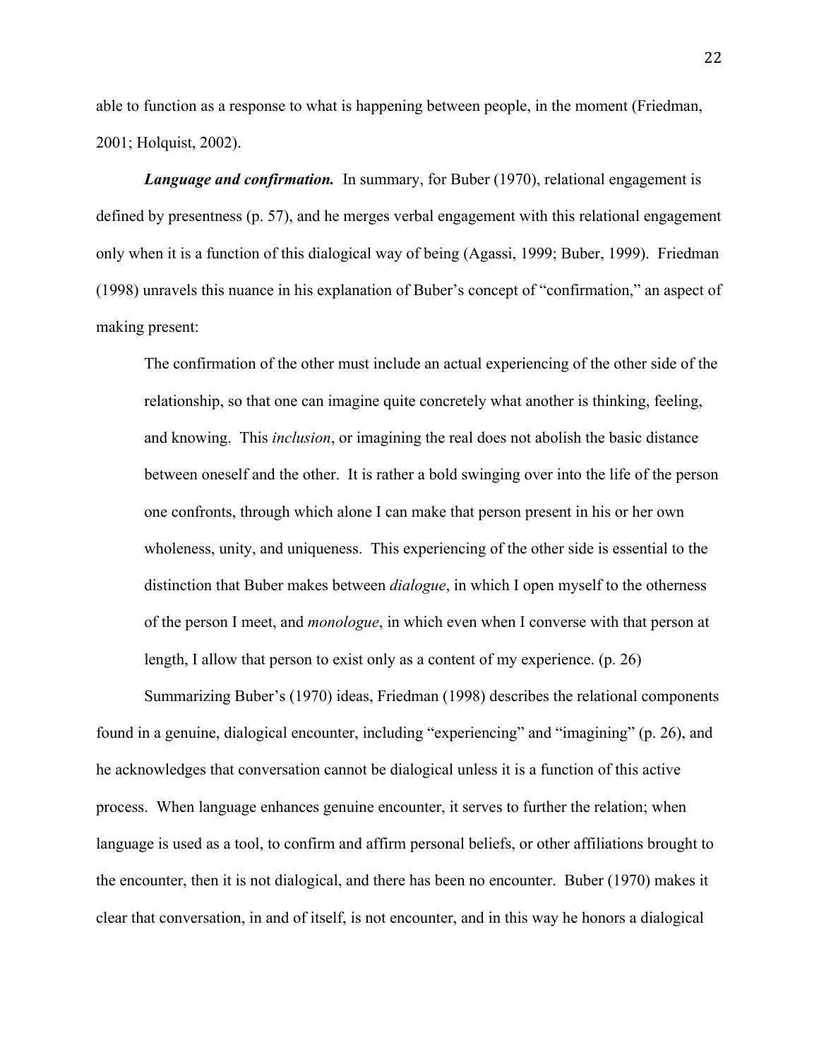able to function as a response to what is happening between people, in the moment (Friedman, 2001; Holquist, 2002).

***Language and confirmation.*** In summary, for Buber (1970), relational engagement is defined by presentness (p. 57), and he merges verbal engagement with this relational engagement only when it is a function of this dialogical way of being (Agassi, 1999; Buber, 1999). Friedman (1998) unravels this nuance in his explanation of Buber's concept of "confirmation," an aspect of making present:

> The confirmation of the other must include an actual experiencing of the other side of the relationship, so that one can imagine quite concretely what another is thinking, feeling, and knowing. This *inclusion*, or imagining the real does not abolish the basic distance between oneself and the other. It is rather a bold swinging over into the life of the person one confronts, through which alone I can make that person present in his or her own wholeness, unity, and uniqueness. This experiencing of the other side is essential to the distinction that Buber makes between *dialogue*, in which I open myself to the otherness of the person I meet, and *monologue*, in which even when I converse with that person at length, I allow that person to exist only as a content of my experience. (p. 26)

Summarizing Buber's (1970) ideas, Friedman (1998) describes the relational components found in a genuine, dialogical encounter, including "experiencing" and "imagining" (p. 26), and he acknowledges that conversation cannot be dialogical unless it is a function of this active process. When language enhances genuine encounter, it serves to further the relation; when language is used as a tool, to confirm and affirm personal beliefs, or other affiliations brought to the encounter, then it is not dialogical, and there has been no encounter. Buber (1970) makes it clear that conversation, in and of itself, is not encounter, and in this way he honors a dialogical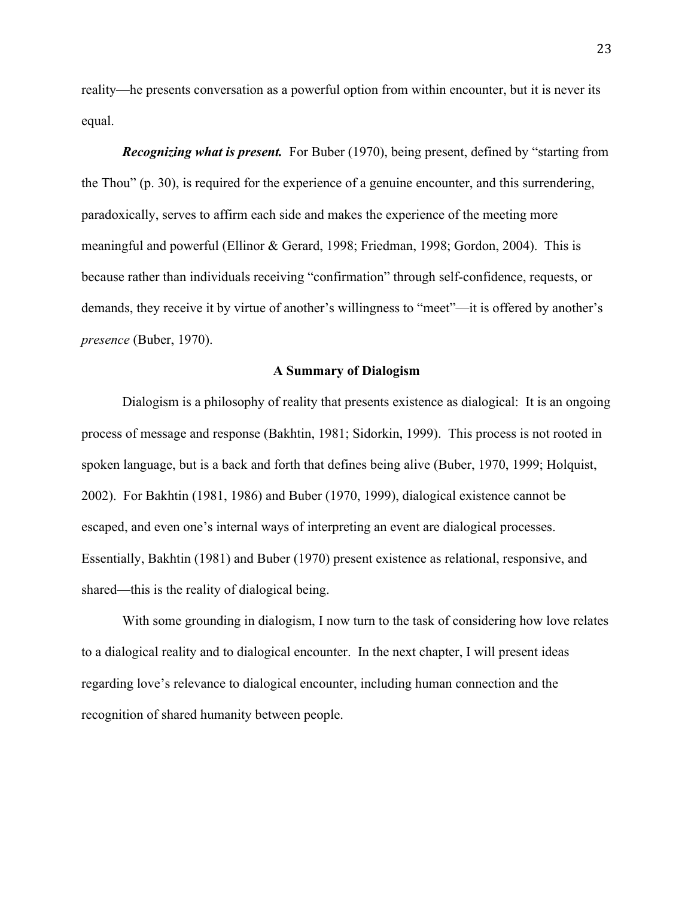reality—he presents conversation as a powerful option from within encounter, but it is never its equal.

***Recognizing what is present.*** For Buber (1970), being present, defined by "starting from the Thou" (p. 30), is required for the experience of a genuine encounter, and this surrendering, paradoxically, serves to affirm each side and makes the experience of the meeting more meaningful and powerful (Ellinor & Gerard, 1998; Friedman, 1998; Gordon, 2004). This is because rather than individuals receiving "confirmation" through self-confidence, requests, or demands, they receive it by virtue of another's willingness to "meet"—it is offered by another's *presence* (Buber, 1970).

## A Summary of Dialogism

Dialogism is a philosophy of reality that presents existence as dialogical: It is an ongoing process of message and response (Bakhtin, 1981; Sidorkin, 1999). This process is not rooted in spoken language, but is a back and forth that defines being alive (Buber, 1970, 1999; Holquist, 2002). For Bakhtin (1981, 1986) and Buber (1970, 1999), dialogical existence cannot be escaped, and even one's internal ways of interpreting an event are dialogical processes. Essentially, Bakhtin (1981) and Buber (1970) present existence as relational, responsive, and shared—this is the reality of dialogical being.

With some grounding in dialogism, I now turn to the task of considering how love relates to a dialogical reality and to dialogical encounter. In the next chapter, I will present ideas regarding love's relevance to dialogical encounter, including human connection and the recognition of shared humanity between people.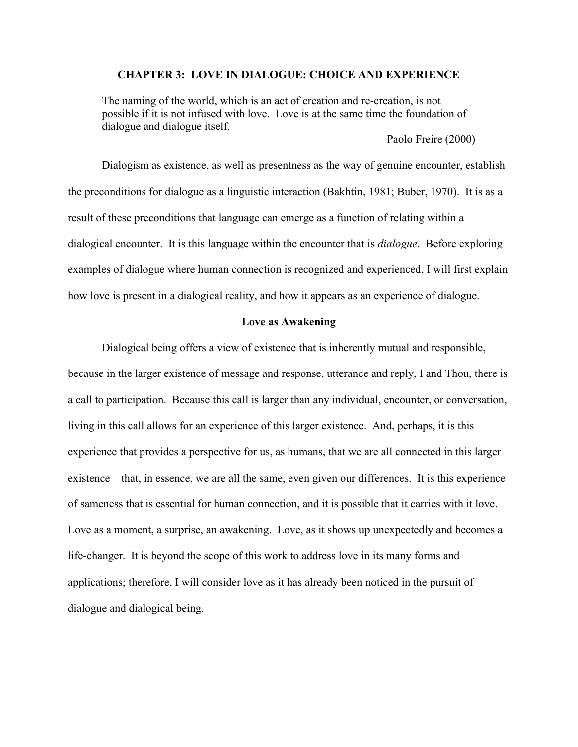## CHAPTER 3: LOVE IN DIALOGUE: CHOICE AND EXPERIENCE

> The naming of the world, which is an act of creation and re-creation, is not possible if it is not infused with love. Love is at the same time the foundation of dialogue and dialogue itself.
>
> —Paolo Freire (2000)

Dialogism as existence, as well as presentness as the way of genuine encounter, establish the preconditions for dialogue as a linguistic interaction (Bakhtin, 1981; Buber, 1970). It is as a result of these preconditions that language can emerge as a function of relating within a dialogical encounter. It is this language within the encounter that is *dialogue*. Before exploring examples of dialogue where human connection is recognized and experienced, I will first explain how love is present in a dialogical reality, and how it appears as an experience of dialogue.

### Love as Awakening

Dialogical being offers a view of existence that is inherently mutual and responsible, because in the larger existence of message and response, utterance and reply, I and Thou, there is a call to participation. Because this call is larger than any individual, encounter, or conversation, living in this call allows for an experience of this larger existence. And, perhaps, it is this experience that provides a perspective for us, as humans, that we are all connected in this larger existence—that, in essence, we are all the same, even given our differences. It is this experience of sameness that is essential for human connection, and it is possible that it carries with it love. Love as a moment, a surprise, an awakening. Love, as it shows up unexpectedly and becomes a life-changer. It is beyond the scope of this work to address love in its many forms and applications; therefore, I will consider love as it has already been noticed in the pursuit of dialogue and dialogical being.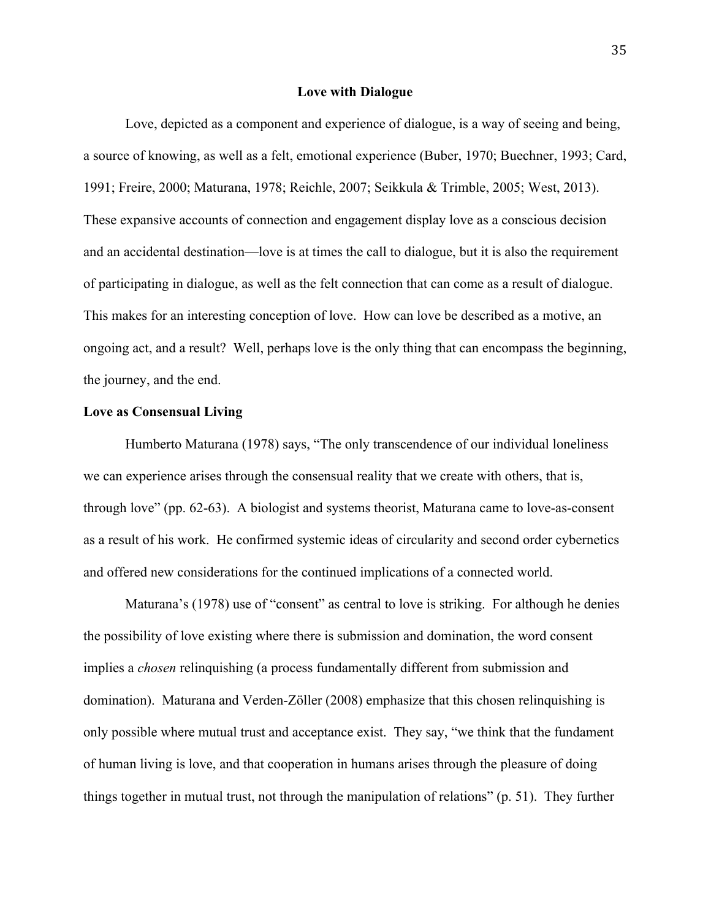## Love with Dialogue

Love, depicted as a component and experience of dialogue, is a way of seeing and being, a source of knowing, as well as a felt, emotional experience (Buber, 1970; Buechner, 1993; Card, 1991; Freire, 2000; Maturana, 1978; Reichle, 2007; Seikkula & Trimble, 2005; West, 2013). These expansive accounts of connection and engagement display love as a conscious decision and an accidental destination—love is at times the call to dialogue, but it is also the requirement of participating in dialogue, as well as the felt connection that can come as a result of dialogue. This makes for an interesting conception of love. How can love be described as a motive, an ongoing act, and a result? Well, perhaps love is the only thing that can encompass the beginning, the journey, and the end.

### Love as Consensual Living

Humberto Maturana (1978) says, "The only transcendence of our individual loneliness we can experience arises through the consensual reality that we create with others, that is, through love" (pp. 62-63). A biologist and systems theorist, Maturana came to love-as-consent as a result of his work. He confirmed systemic ideas of circularity and second order cybernetics and offered new considerations for the continued implications of a connected world.

Maturana's (1978) use of "consent" as central to love is striking. For although he denies the possibility of love existing where there is submission and domination, the word consent implies a *chosen* relinquishing (a process fundamentally different from submission and domination). Maturana and Verden-Zöller (2008) emphasize that this chosen relinquishing is only possible where mutual trust and acceptance exist. They say, "we think that the fundament of human living is love, and that cooperation in humans arises through the pleasure of doing things together in mutual trust, not through the manipulation of relations" (p. 51). They further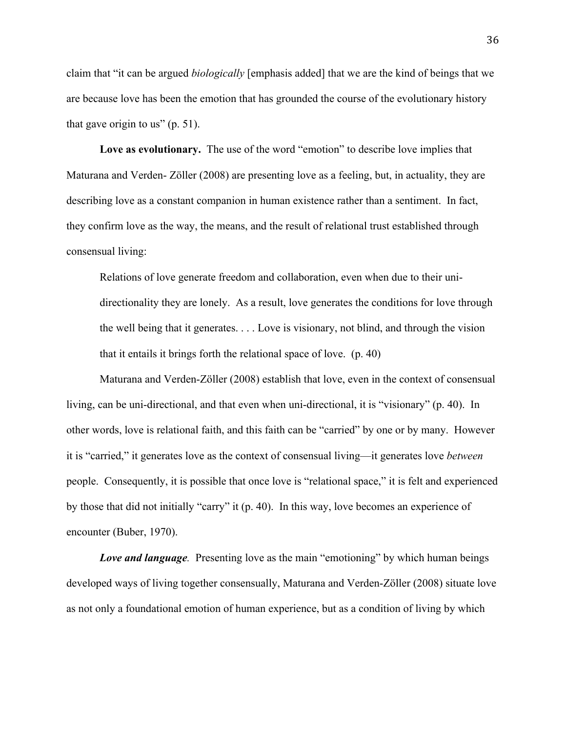claim that “it can be argued *biologically* [emphasis added] that we are the kind of beings that we are because love has been the emotion that has grounded the course of the evolutionary history that gave origin to us” (p. 51).

**Love as evolutionary.** The use of the word “emotion” to describe love implies that Maturana and Verden- Zöller (2008) are presenting love as a feeling, but, in actuality, they are describing love as a constant companion in human existence rather than a sentiment. In fact, they confirm love as the way, the means, and the result of relational trust established through consensual living:

> Relations of love generate freedom and collaboration, even when due to their uni-directionality they are lonely. As a result, love generates the conditions for love through the well being that it generates. . . . Love is visionary, not blind, and through the vision that it entails it brings forth the relational space of love. (p. 40)

Maturana and Verden-Zöller (2008) establish that love, even in the context of consensual living, can be uni-directional, and that even when uni-directional, it is “visionary” (p. 40). In other words, love is relational faith, and this faith can be “carried” by one or by many. However it is “carried,” it generates love as the context of consensual living—it generates love *between* people. Consequently, it is possible that once love is “relational space,” it is felt and experienced by those that did not initially “carry” it (p. 40). In this way, love becomes an experience of encounter (Buber, 1970).

***Love and language.*** Presenting love as the main “emotioning” by which human beings developed ways of living together consensually, Maturana and Verden-Zöller (2008) situate love as not only a foundational emotion of human experience, but as a condition of living by which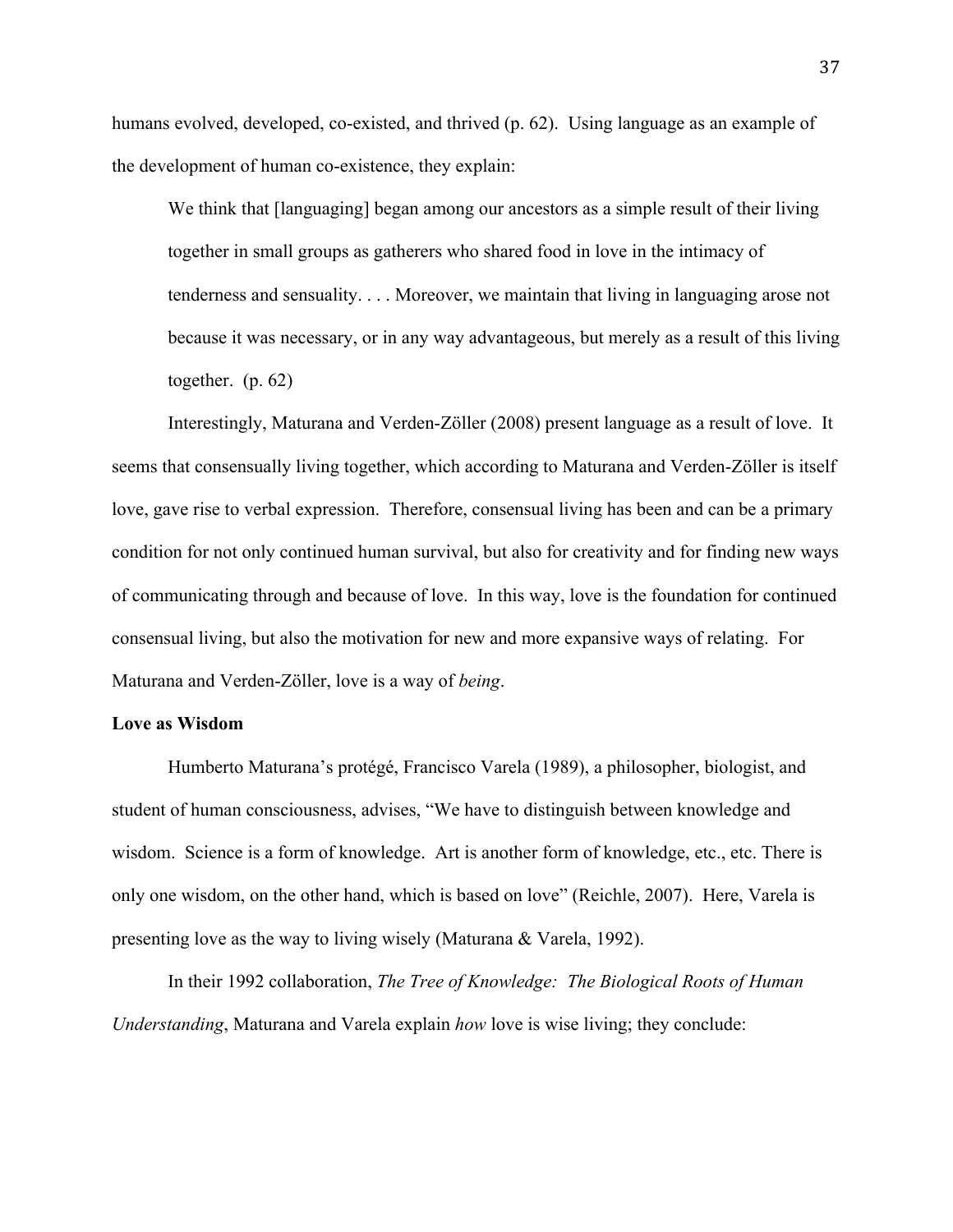humans evolved, developed, co-existed, and thrived (p. 62). Using language as an example of the development of human co-existence, they explain:

> We think that [languaging] began among our ancestors as a simple result of their living together in small groups as gatherers who shared food in love in the intimacy of tenderness and sensuality. . . . Moreover, we maintain that living in languaging arose not because it was necessary, or in any way advantageous, but merely as a result of this living together. (p. 62)

Interestingly, Maturana and Verden-Zöller (2008) present language as a result of love. It seems that consensually living together, which according to Maturana and Verden-Zöller is itself love, gave rise to verbal expression. Therefore, consensual living has been and can be a primary condition for not only continued human survival, but also for creativity and for finding new ways of communicating through and because of love. In this way, love is the foundation for continued consensual living, but also the motivation for new and more expansive ways of relating. For Maturana and Verden-Zöller, love is a way of *being*.

**Love as Wisdom**

Humberto Maturana's protégé, Francisco Varela (1989), a philosopher, biologist, and student of human consciousness, advises, "We have to distinguish between knowledge and wisdom. Science is a form of knowledge. Art is another form of knowledge, etc., etc. There is only one wisdom, on the other hand, which is based on love" (Reichle, 2007). Here, Varela is presenting love as the way to living wisely (Maturana & Varela, 1992).

In their 1992 collaboration, *The Tree of Knowledge: The Biological Roots of Human Understanding*, Maturana and Varela explain *how* love is wise living; they conclude: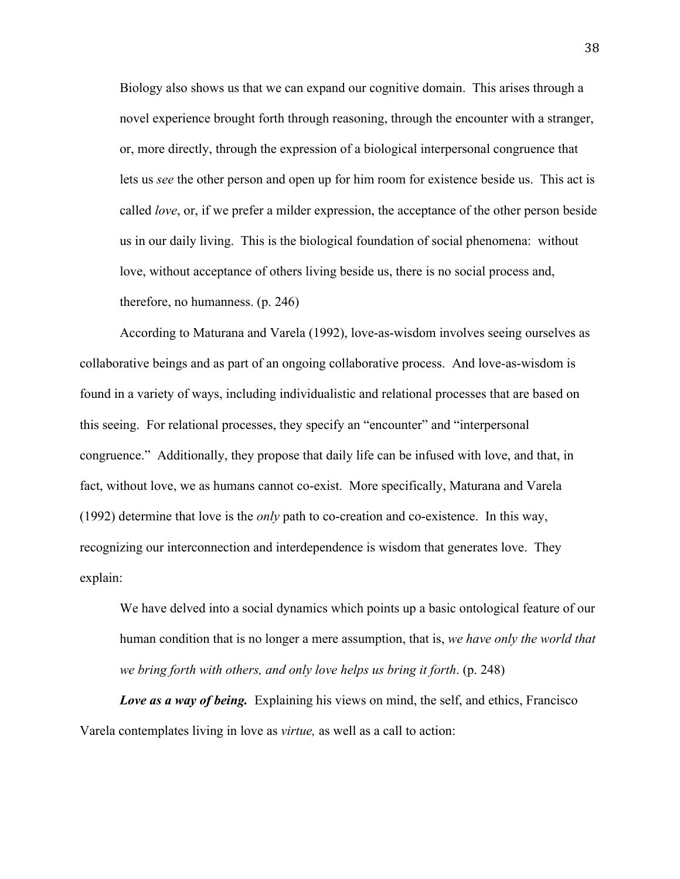> Biology also shows us that we can expand our cognitive domain. This arises through a novel experience brought forth through reasoning, through the encounter with a stranger, or, more directly, through the expression of a biological interpersonal congruence that lets us *see* the other person and open up for him room for existence beside us. This act is called *love*, or, if we prefer a milder expression, the acceptance of the other person beside us in our daily living. This is the biological foundation of social phenomena: without love, without acceptance of others living beside us, there is no social process and, therefore, no humanness. (p. 246)

According to Maturana and Varela (1992), love-as-wisdom involves seeing ourselves as collaborative beings and as part of an ongoing collaborative process. And love-as-wisdom is found in a variety of ways, including individualistic and relational processes that are based on this seeing. For relational processes, they specify an "encounter" and "interpersonal congruence." Additionally, they propose that daily life can be infused with love, and that, in fact, without love, we as humans cannot co-exist. More specifically, Maturana and Varela (1992) determine that love is the *only* path to co-creation and co-existence. In this way, recognizing our interconnection and interdependence is wisdom that generates love. They explain:

> We have delved into a social dynamics which points up a basic ontological feature of our human condition that is no longer a mere assumption, that is, *we have only the world that we bring forth with others, and only love helps us bring it forth*. (p. 248)

***Love as a way of being.*** Explaining his views on mind, the self, and ethics, Francisco Varela contemplates living in love as *virtue,* as well as a call to action: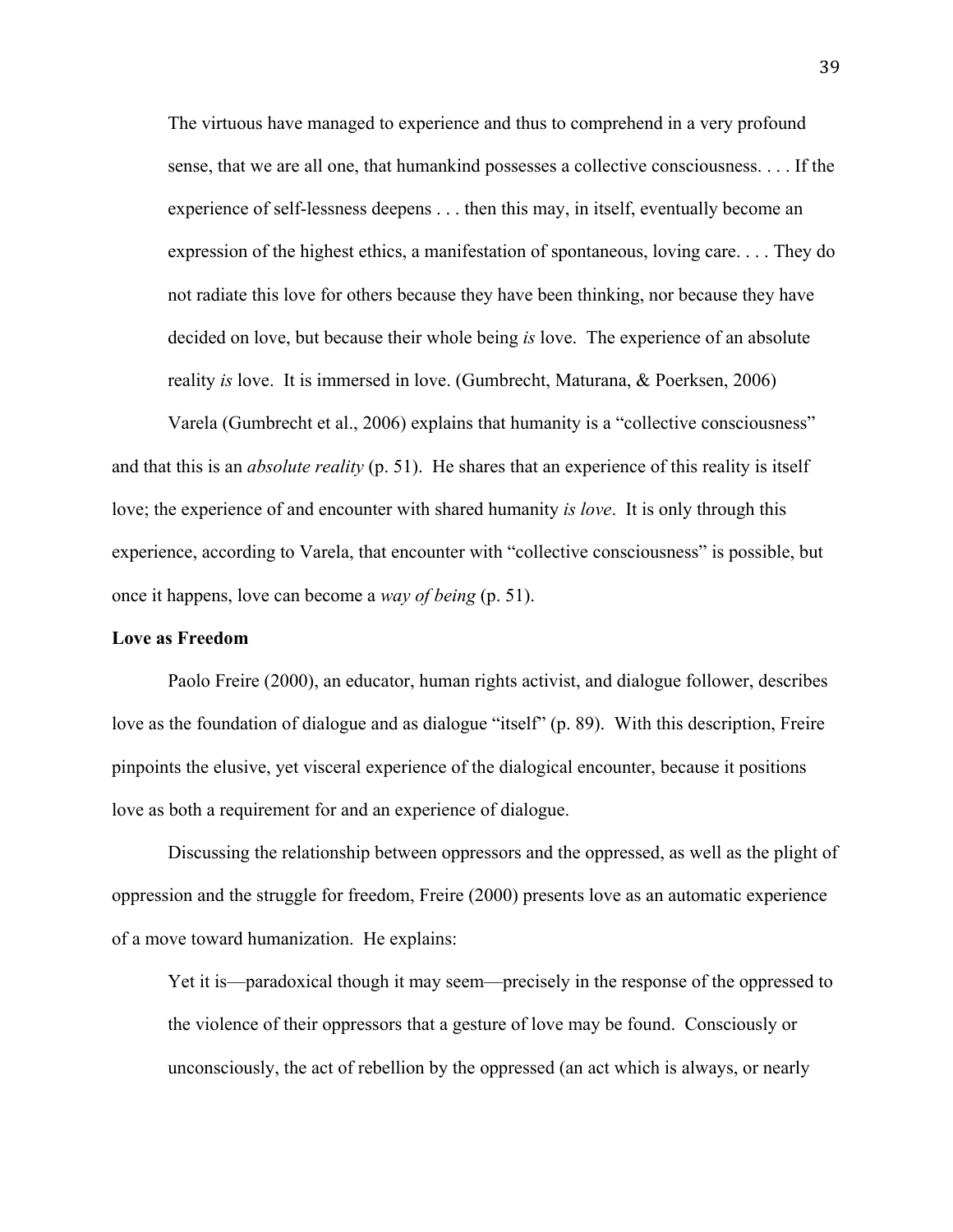> The virtuous have managed to experience and thus to comprehend in a very profound sense, that we are all one, that humankind possesses a collective consciousness. . . . If the experience of self-lessness deepens . . . then this may, in itself, eventually become an expression of the highest ethics, a manifestation of spontaneous, loving care. . . . They do not radiate this love for others because they have been thinking, nor because they have decided on love, but because their whole being *is* love. The experience of an absolute reality *is* love. It is immersed in love. (Gumbrecht, Maturana, & Poerksen, 2006)

Varela (Gumbrecht et al., 2006) explains that humanity is a "collective consciousness" and that this is an *absolute reality* (p. 51). He shares that an experience of this reality is itself love; the experience of and encounter with shared humanity *is love*. It is only through this experience, according to Varela, that encounter with "collective consciousness" is possible, but once it happens, love can become a *way of being* (p. 51).

**Love as Freedom**

Paolo Freire (2000), an educator, human rights activist, and dialogue follower, describes love as the foundation of dialogue and as dialogue "itself" (p. 89). With this description, Freire pinpoints the elusive, yet visceral experience of the dialogical encounter, because it positions love as both a requirement for and an experience of dialogue.

Discussing the relationship between oppressors and the oppressed, as well as the plight of oppression and the struggle for freedom, Freire (2000) presents love as an automatic experience of a move toward humanization. He explains:

> Yet it is—paradoxical though it may seem—precisely in the response of the oppressed to the violence of their oppressors that a gesture of love may be found. Consciously or unconsciously, the act of rebellion by the oppressed (an act which is always, or nearly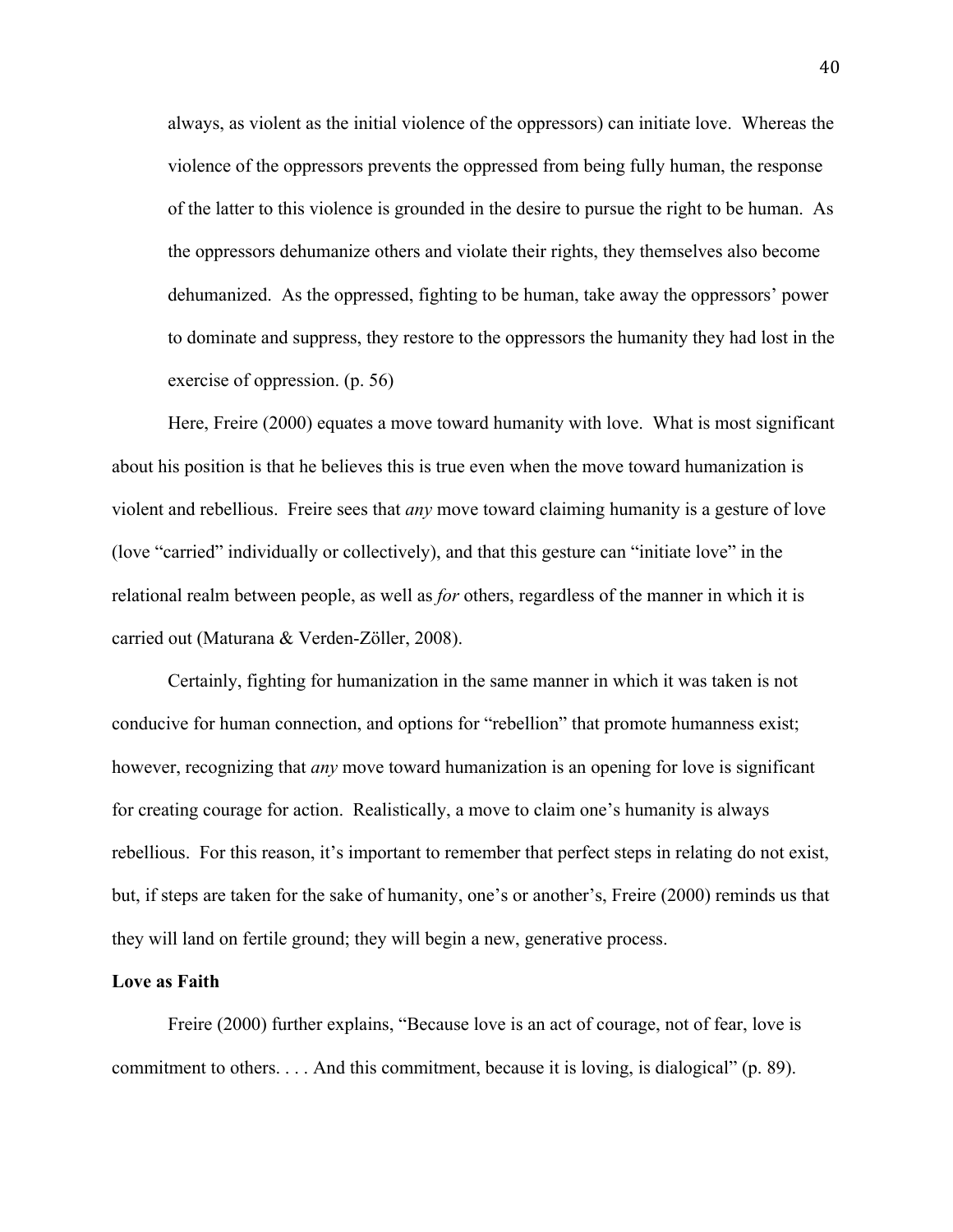always, as violent as the initial violence of the oppressors) can initiate love. Whereas the violence of the oppressors prevents the oppressed from being fully human, the response of the latter to this violence is grounded in the desire to pursue the right to be human. As the oppressors dehumanize others and violate their rights, they themselves also become dehumanized. As the oppressed, fighting to be human, take away the oppressors' power to dominate and suppress, they restore to the oppressors the humanity they had lost in the exercise of oppression. (p. 56)

Here, Freire (2000) equates a move toward humanity with love. What is most significant about his position is that he believes this is true even when the move toward humanization is violent and rebellious. Freire sees that *any* move toward claiming humanity is a gesture of love (love "carried" individually or collectively), and that this gesture can "initiate love" in the relational realm between people, as well as *for* others, regardless of the manner in which it is carried out (Maturana & Verden-Zöller, 2008).

Certainly, fighting for humanization in the same manner in which it was taken is not conducive for human connection, and options for "rebellion" that promote humanness exist; however, recognizing that *any* move toward humanization is an opening for love is significant for creating courage for action. Realistically, a move to claim one's humanity is always rebellious. For this reason, it's important to remember that perfect steps in relating do not exist, but, if steps are taken for the sake of humanity, one's or another's, Freire (2000) reminds us that they will land on fertile ground; they will begin a new, generative process.

**Love as Faith**

Freire (2000) further explains, "Because love is an act of courage, not of fear, love is commitment to others. . . . And this commitment, because it is loving, is dialogical" (p. 89).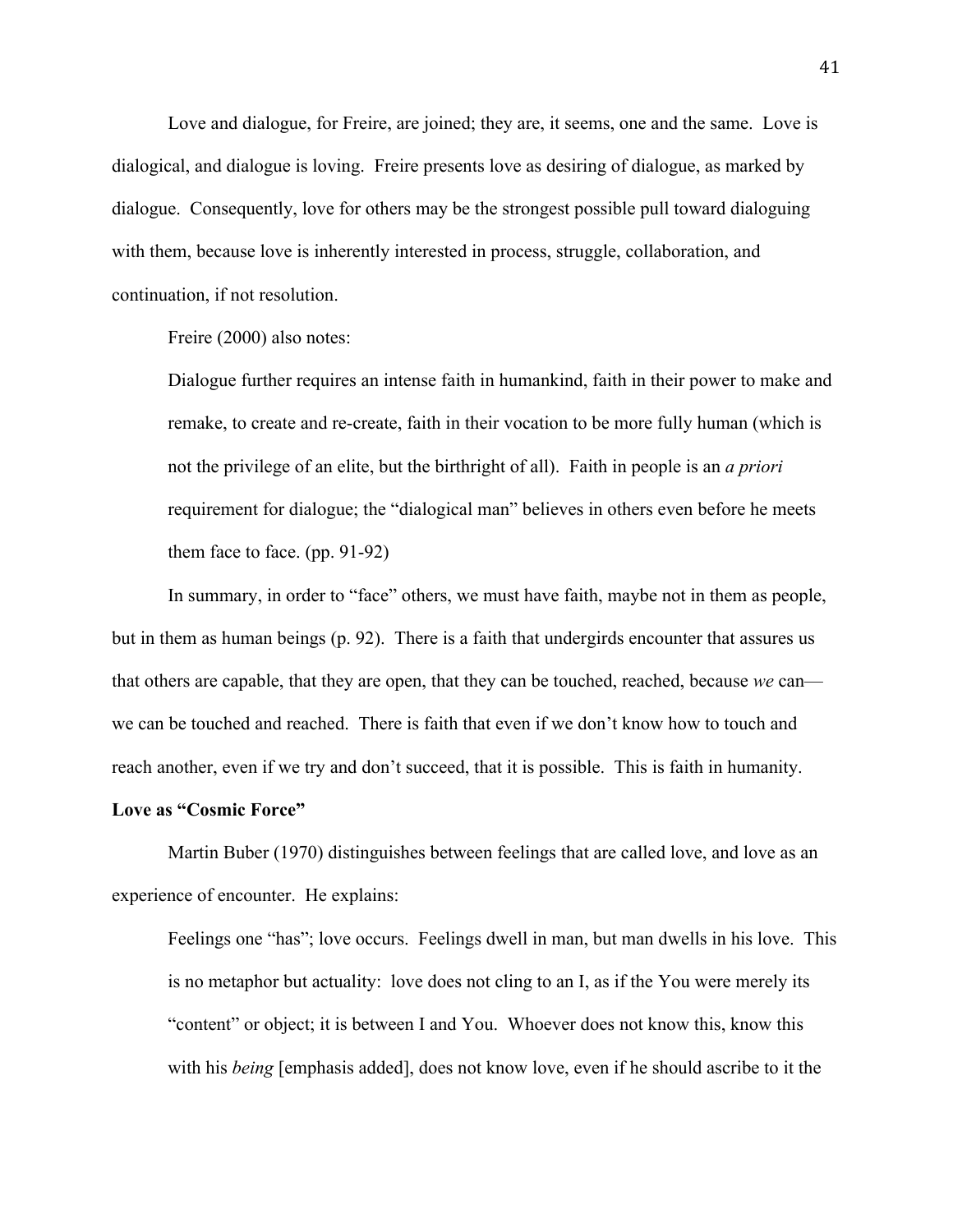Love and dialogue, for Freire, are joined; they are, it seems, one and the same. Love is dialogical, and dialogue is loving. Freire presents love as desiring of dialogue, as marked by dialogue. Consequently, love for others may be the strongest possible pull toward dialoguing with them, because love is inherently interested in process, struggle, collaboration, and continuation, if not resolution.

Freire (2000) also notes:

> Dialogue further requires an intense faith in humankind, faith in their power to make and remake, to create and re-create, faith in their vocation to be more fully human (which is not the privilege of an elite, but the birthright of all). Faith in people is an *a priori* requirement for dialogue; the "dialogical man" believes in others even before he meets them face to face. (pp. 91-92)

In summary, in order to "face" others, we must have faith, maybe not in them as people, but in them as human beings (p. 92). There is a faith that undergirds encounter that assures us that others are capable, that they are open, that they can be touched, reached, because *we* can—we can be touched and reached. There is faith that even if we don't know how to touch and reach another, even if we try and don't succeed, that it is possible. This is faith in humanity.

**Love as "Cosmic Force"**

Martin Buber (1970) distinguishes between feelings that are called love, and love as an experience of encounter. He explains:

> Feelings one "has"; love occurs. Feelings dwell in man, but man dwells in his love. This is no metaphor but actuality: love does not cling to an I, as if the You were merely its "content" or object; it is between I and You. Whoever does not know this, know this with his *being* [emphasis added], does not know love, even if he should ascribe to it the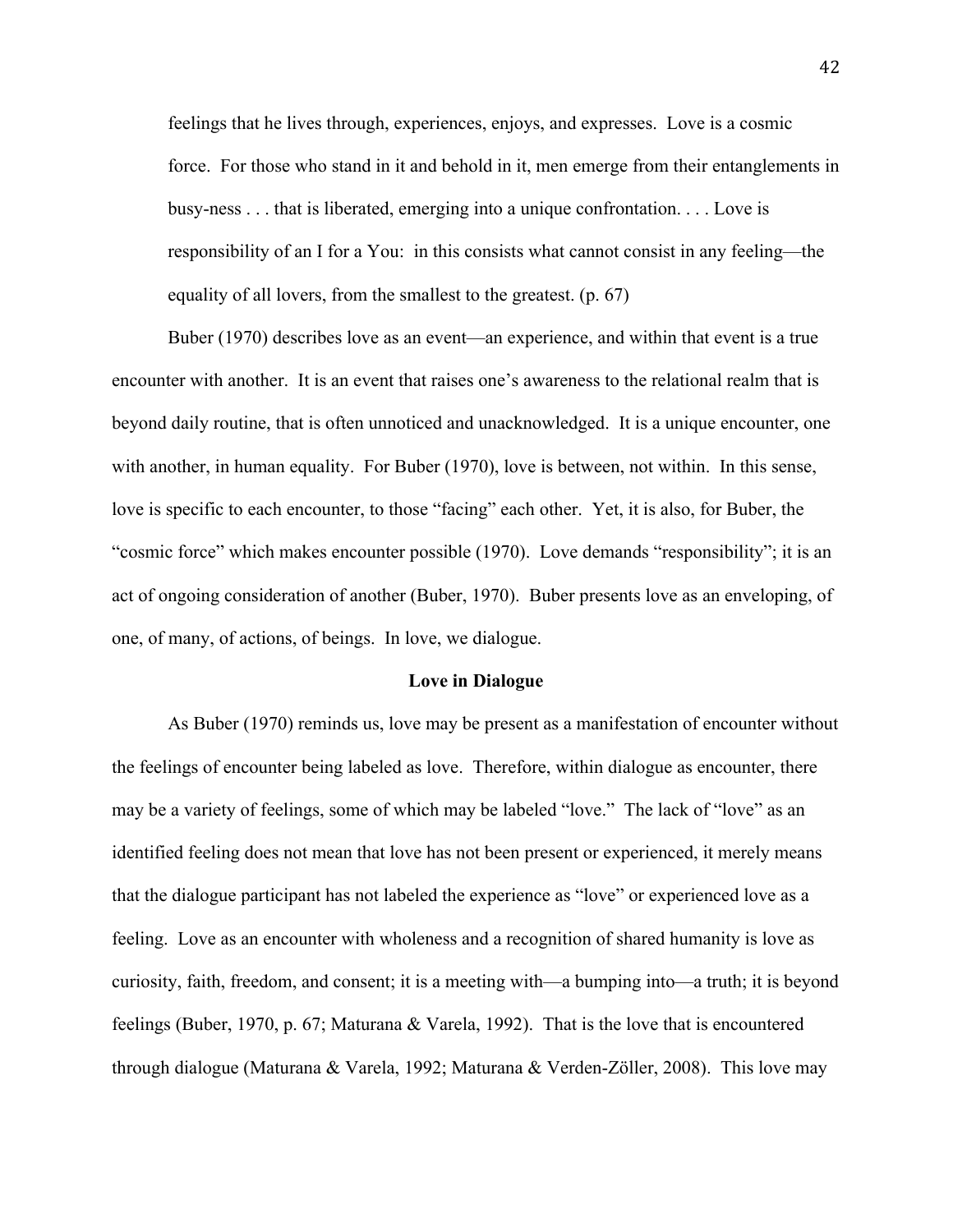> feelings that he lives through, experiences, enjoys, and expresses. Love is a cosmic force. For those who stand in it and behold in it, men emerge from their entanglements in busy-ness . . . that is liberated, emerging into a unique confrontation. . . . Love is responsibility of an I for a You: in this consists what cannot consist in any feeling—the equality of all lovers, from the smallest to the greatest. (p. 67)

Buber (1970) describes love as an event—an experience, and within that event is a true encounter with another. It is an event that raises one's awareness to the relational realm that is beyond daily routine, that is often unnoticed and unacknowledged. It is a unique encounter, one with another, in human equality. For Buber (1970), love is between, not within. In this sense, love is specific to each encounter, to those "facing" each other. Yet, it is also, for Buber, the "cosmic force" which makes encounter possible (1970). Love demands "responsibility"; it is an act of ongoing consideration of another (Buber, 1970). Buber presents love as an enveloping, of one, of many, of actions, of beings. In love, we dialogue.

## Love in Dialogue

As Buber (1970) reminds us, love may be present as a manifestation of encounter without the feelings of encounter being labeled as love. Therefore, within dialogue as encounter, there may be a variety of feelings, some of which may be labeled "love." The lack of "love" as an identified feeling does not mean that love has not been present or experienced, it merely means that the dialogue participant has not labeled the experience as "love" or experienced love as a feeling. Love as an encounter with wholeness and a recognition of shared humanity is love as curiosity, faith, freedom, and consent; it is a meeting with—a bumping into—a truth; it is beyond feelings (Buber, 1970, p. 67; Maturana & Varela, 1992). That is the love that is encountered through dialogue (Maturana & Varela, 1992; Maturana & Verden-Zöller, 2008). This love may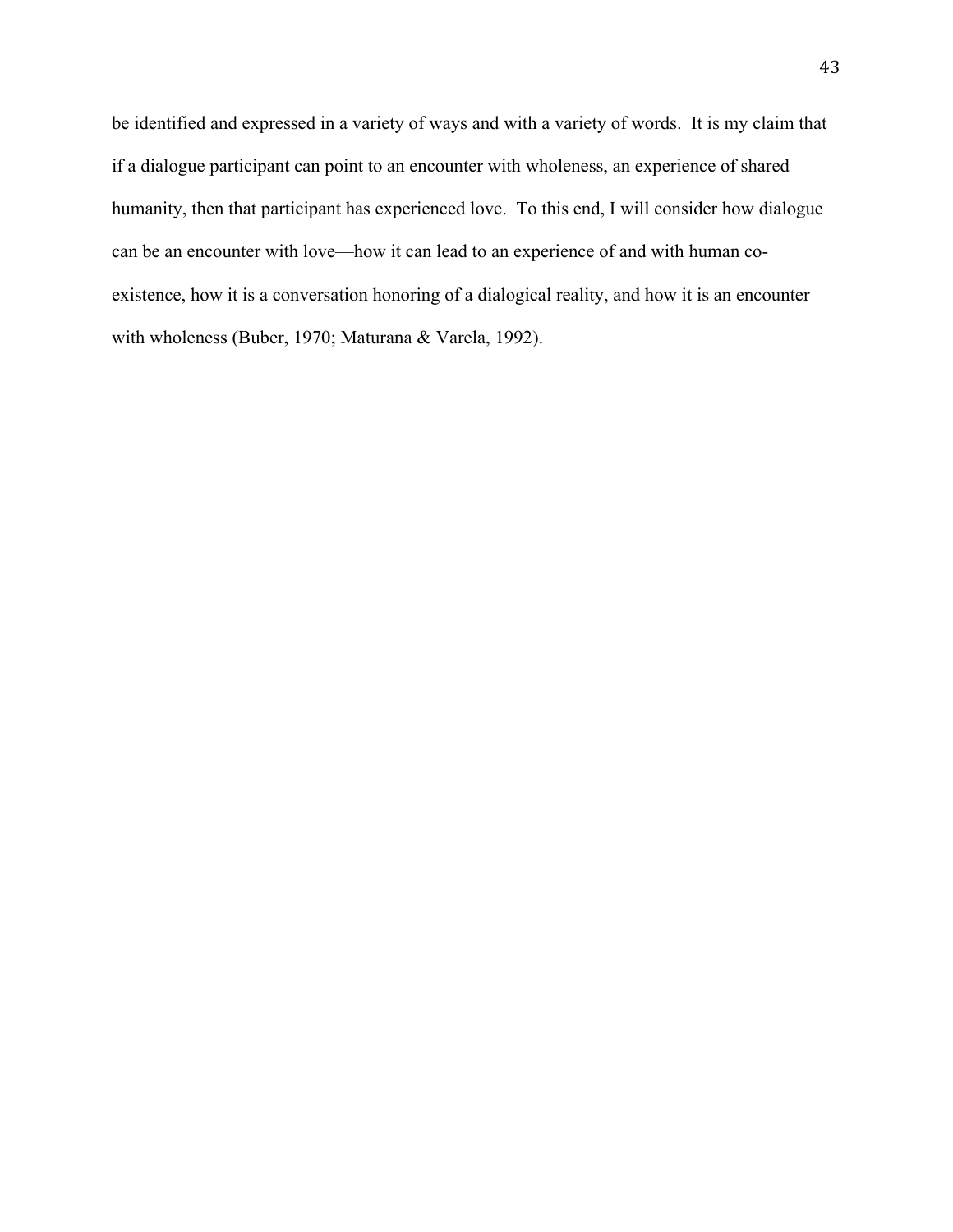be identified and expressed in a variety of ways and with a variety of words. It is my claim that if a dialogue participant can point to an encounter with wholeness, an experience of shared humanity, then that participant has experienced love. To this end, I will consider how dialogue can be an encounter with love—how it can lead to an experience of and with human co-existence, how it is a conversation honoring of a dialogical reality, and how it is an encounter with wholeness (Buber, 1970; Maturana & Varela, 1992).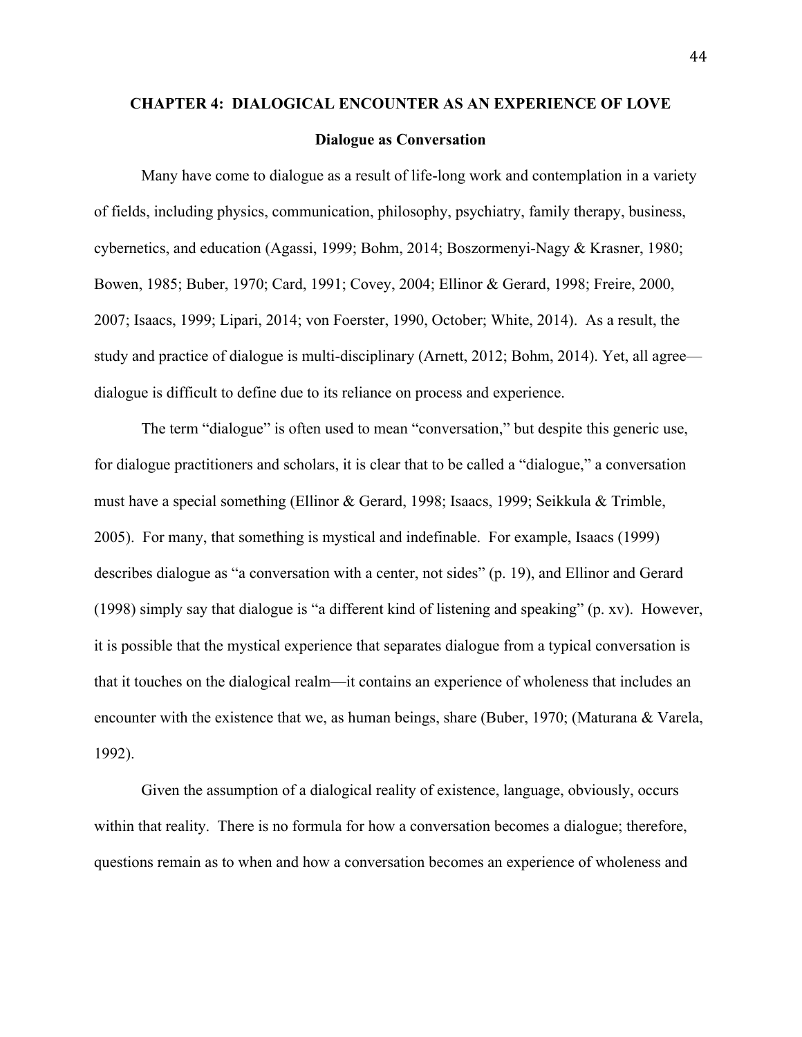# CHAPTER 4: DIALOGICAL ENCOUNTER AS AN EXPERIENCE OF LOVE

## Dialogue as Conversation

Many have come to dialogue as a result of life-long work and contemplation in a variety of fields, including physics, communication, philosophy, psychiatry, family therapy, business, cybernetics, and education (Agassi, 1999; Bohm, 2014; Boszormenyi-Nagy & Krasner, 1980; Bowen, 1985; Buber, 1970; Card, 1991; Covey, 2004; Ellinor & Gerard, 1998; Freire, 2000, 2007; Isaacs, 1999; Lipari, 2014; von Foerster, 1990, October; White, 2014). As a result, the study and practice of dialogue is multi-disciplinary (Arnett, 2012; Bohm, 2014). Yet, all agree—dialogue is difficult to define due to its reliance on process and experience.

The term "dialogue" is often used to mean "conversation," but despite this generic use, for dialogue practitioners and scholars, it is clear that to be called a "dialogue," a conversation must have a special something (Ellinor & Gerard, 1998; Isaacs, 1999; Seikkula & Trimble, 2005). For many, that something is mystical and indefinable. For example, Isaacs (1999) describes dialogue as "a conversation with a center, not sides" (p. 19), and Ellinor and Gerard (1998) simply say that dialogue is "a different kind of listening and speaking" (p. xv). However, it is possible that the mystical experience that separates dialogue from a typical conversation is that it touches on the dialogical realm—it contains an experience of wholeness that includes an encounter with the existence that we, as human beings, share (Buber, 1970; (Maturana & Varela, 1992).

Given the assumption of a dialogical reality of existence, language, obviously, occurs within that reality. There is no formula for how a conversation becomes a dialogue; therefore, questions remain as to when and how a conversation becomes an experience of wholeness and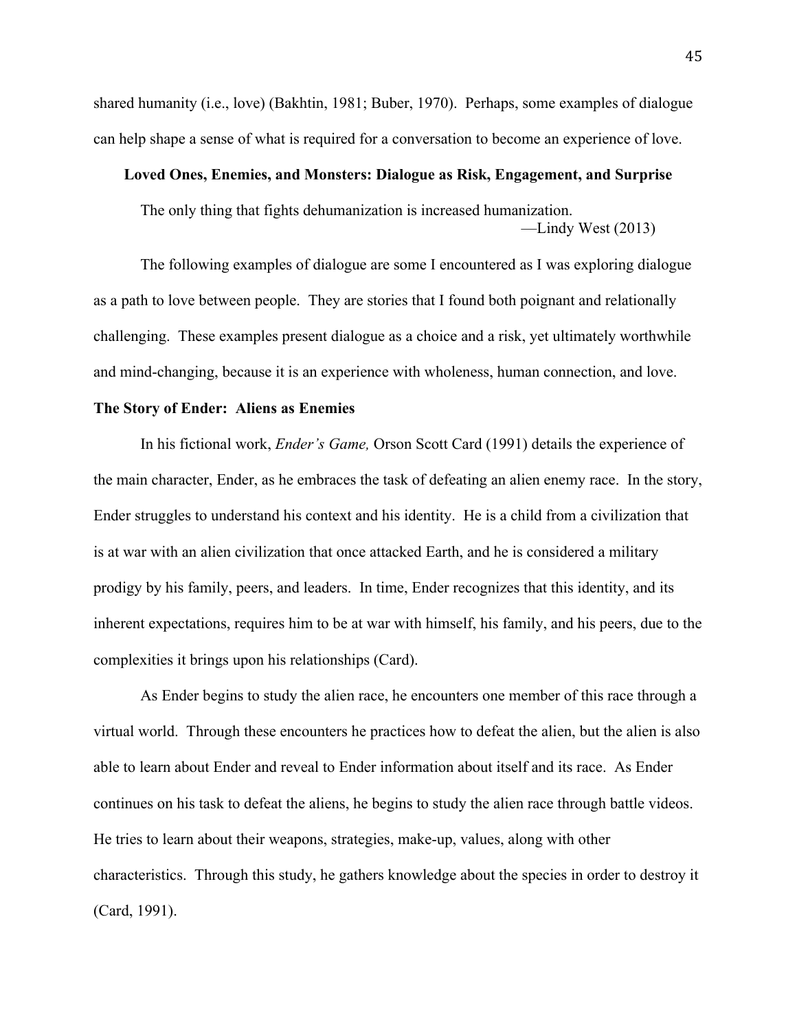shared humanity (i.e., love) (Bakhtin, 1981; Buber, 1970). Perhaps, some examples of dialogue can help shape a sense of what is required for a conversation to become an experience of love.

## Loved Ones, Enemies, and Monsters: Dialogue as Risk, Engagement, and Surprise

> The only thing that fights dehumanization is increased humanization.
>
> —Lindy West (2013)

The following examples of dialogue are some I encountered as I was exploring dialogue as a path to love between people. They are stories that I found both poignant and relationally challenging. These examples present dialogue as a choice and a risk, yet ultimately worthwhile and mind-changing, because it is an experience with wholeness, human connection, and love.

### The Story of Ender: Aliens as Enemies

In his fictional work, *Ender's Game,* Orson Scott Card (1991) details the experience of the main character, Ender, as he embraces the task of defeating an alien enemy race. In the story, Ender struggles to understand his context and his identity. He is a child from a civilization that is at war with an alien civilization that once attacked Earth, and he is considered a military prodigy by his family, peers, and leaders. In time, Ender recognizes that this identity, and its inherent expectations, requires him to be at war with himself, his family, and his peers, due to the complexities it brings upon his relationships (Card).

As Ender begins to study the alien race, he encounters one member of this race through a virtual world. Through these encounters he practices how to defeat the alien, but the alien is also able to learn about Ender and reveal to Ender information about itself and its race. As Ender continues on his task to defeat the aliens, he begins to study the alien race through battle videos. He tries to learn about their weapons, strategies, make-up, values, along with other characteristics. Through this study, he gathers knowledge about the species in order to destroy it (Card, 1991).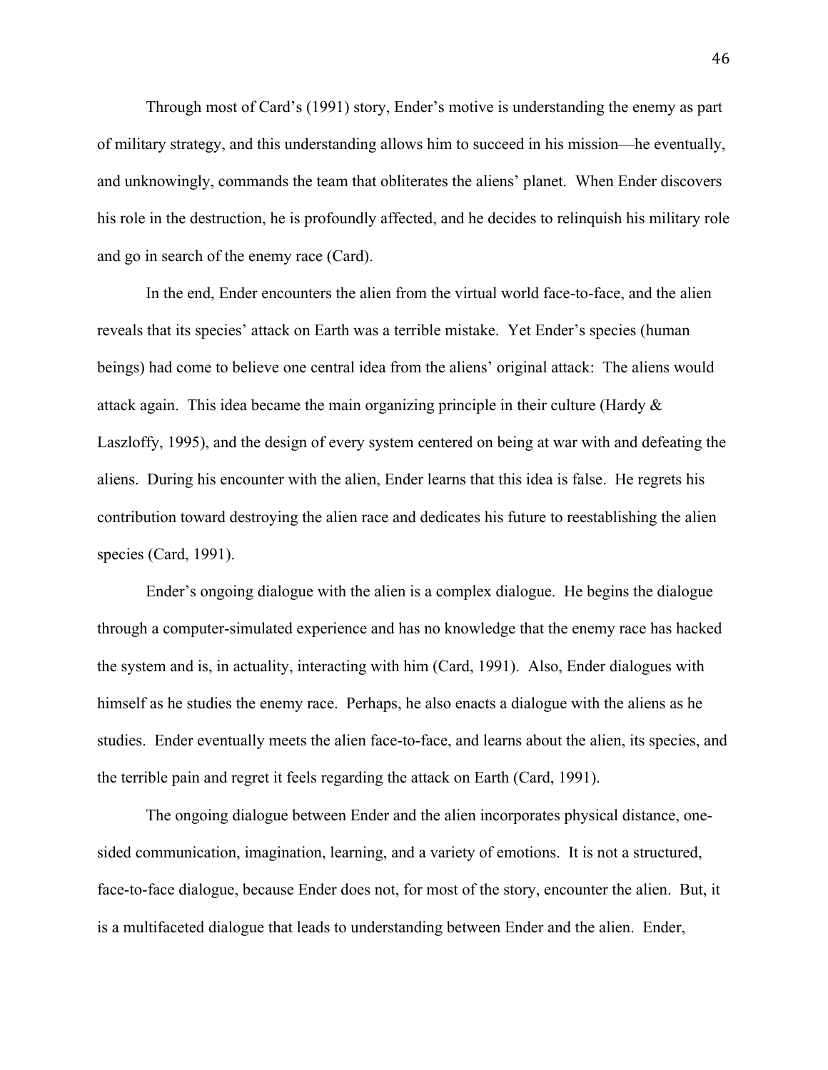Through most of Card's (1991) story, Ender's motive is understanding the enemy as part of military strategy, and this understanding allows him to succeed in his mission—he eventually, and unknowingly, commands the team that obliterates the aliens' planet. When Ender discovers his role in the destruction, he is profoundly affected, and he decides to relinquish his military role and go in search of the enemy race (Card).

In the end, Ender encounters the alien from the virtual world face-to-face, and the alien reveals that its species' attack on Earth was a terrible mistake. Yet Ender's species (human beings) had come to believe one central idea from the aliens' original attack: The aliens would attack again. This idea became the main organizing principle in their culture (Hardy & Laszloffy, 1995), and the design of every system centered on being at war with and defeating the aliens. During his encounter with the alien, Ender learns that this idea is false. He regrets his contribution toward destroying the alien race and dedicates his future to reestablishing the alien species (Card, 1991).

Ender's ongoing dialogue with the alien is a complex dialogue. He begins the dialogue through a computer-simulated experience and has no knowledge that the enemy race has hacked the system and is, in actuality, interacting with him (Card, 1991). Also, Ender dialogues with himself as he studies the enemy race. Perhaps, he also enacts a dialogue with the aliens as he studies. Ender eventually meets the alien face-to-face, and learns about the alien, its species, and the terrible pain and regret it feels regarding the attack on Earth (Card, 1991).

The ongoing dialogue between Ender and the alien incorporates physical distance, one-sided communication, imagination, learning, and a variety of emotions. It is not a structured, face-to-face dialogue, because Ender does not, for most of the story, encounter the alien. But, it is a multifaceted dialogue that leads to understanding between Ender and the alien. Ender,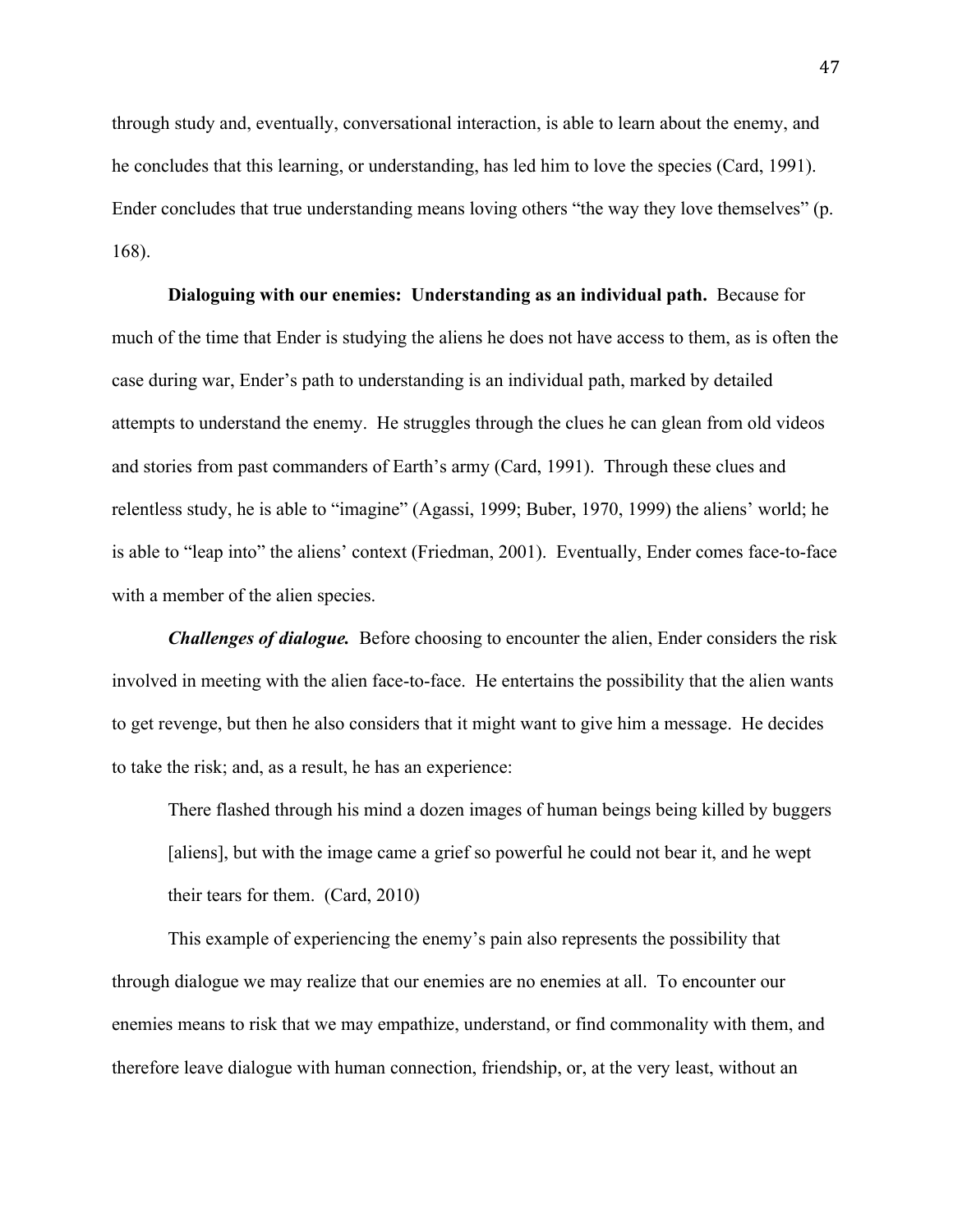through study and, eventually, conversational interaction, is able to learn about the enemy, and he concludes that this learning, or understanding, has led him to love the species (Card, 1991). Ender concludes that true understanding means loving others "the way they love themselves" (p. 168).

**Dialoguing with our enemies: Understanding as an individual path.** Because for much of the time that Ender is studying the aliens he does not have access to them, as is often the case during war, Ender's path to understanding is an individual path, marked by detailed attempts to understand the enemy. He struggles through the clues he can glean from old videos and stories from past commanders of Earth's army (Card, 1991). Through these clues and relentless study, he is able to "imagine" (Agassi, 1999; Buber, 1970, 1999) the aliens' world; he is able to "leap into" the aliens' context (Friedman, 2001). Eventually, Ender comes face-to-face with a member of the alien species.

***Challenges of dialogue.*** Before choosing to encounter the alien, Ender considers the risk involved in meeting with the alien face-to-face. He entertains the possibility that the alien wants to get revenge, but then he also considers that it might want to give him a message. He decides to take the risk; and, as a result, he has an experience:

> There flashed through his mind a dozen images of human beings being killed by buggers [aliens], but with the image came a grief so powerful he could not bear it, and he wept their tears for them. (Card, 2010)

This example of experiencing the enemy's pain also represents the possibility that through dialogue we may realize that our enemies are no enemies at all. To encounter our enemies means to risk that we may empathize, understand, or find commonality with them, and therefore leave dialogue with human connection, friendship, or, at the very least, without an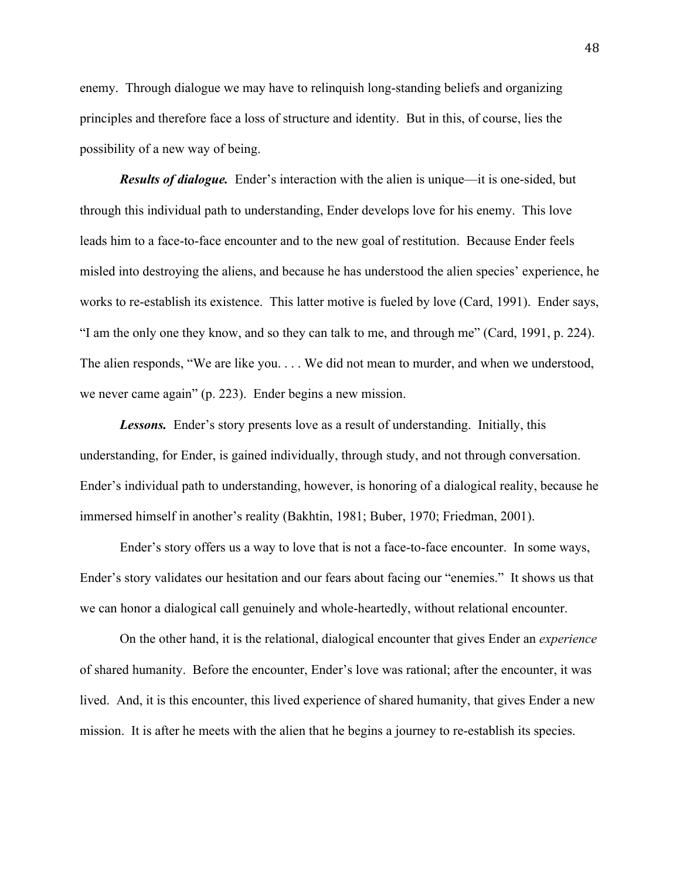enemy. Through dialogue we may have to relinquish long-standing beliefs and organizing principles and therefore face a loss of structure and identity. But in this, of course, lies the possibility of a new way of being.

***Results of dialogue.*** Ender's interaction with the alien is unique—it is one-sided, but through this individual path to understanding, Ender develops love for his enemy. This love leads him to a face-to-face encounter and to the new goal of restitution. Because Ender feels misled into destroying the aliens, and because he has understood the alien species' experience, he works to re-establish its existence. This latter motive is fueled by love (Card, 1991). Ender says, "I am the only one they know, and so they can talk to me, and through me" (Card, 1991, p. 224). The alien responds, "We are like you. . . . We did not mean to murder, and when we understood, we never came again" (p. 223). Ender begins a new mission.

***Lessons.*** Ender's story presents love as a result of understanding. Initially, this understanding, for Ender, is gained individually, through study, and not through conversation. Ender's individual path to understanding, however, is honoring of a dialogical reality, because he immersed himself in another's reality (Bakhtin, 1981; Buber, 1970; Friedman, 2001).

Ender's story offers us a way to love that is not a face-to-face encounter. In some ways, Ender's story validates our hesitation and our fears about facing our "enemies." It shows us that we can honor a dialogical call genuinely and whole-heartedly, without relational encounter.

On the other hand, it is the relational, dialogical encounter that gives Ender an *experience* of shared humanity. Before the encounter, Ender's love was rational; after the encounter, it was lived. And, it is this encounter, this lived experience of shared humanity, that gives Ender a new mission. It is after he meets with the alien that he begins a journey to re-establish its species.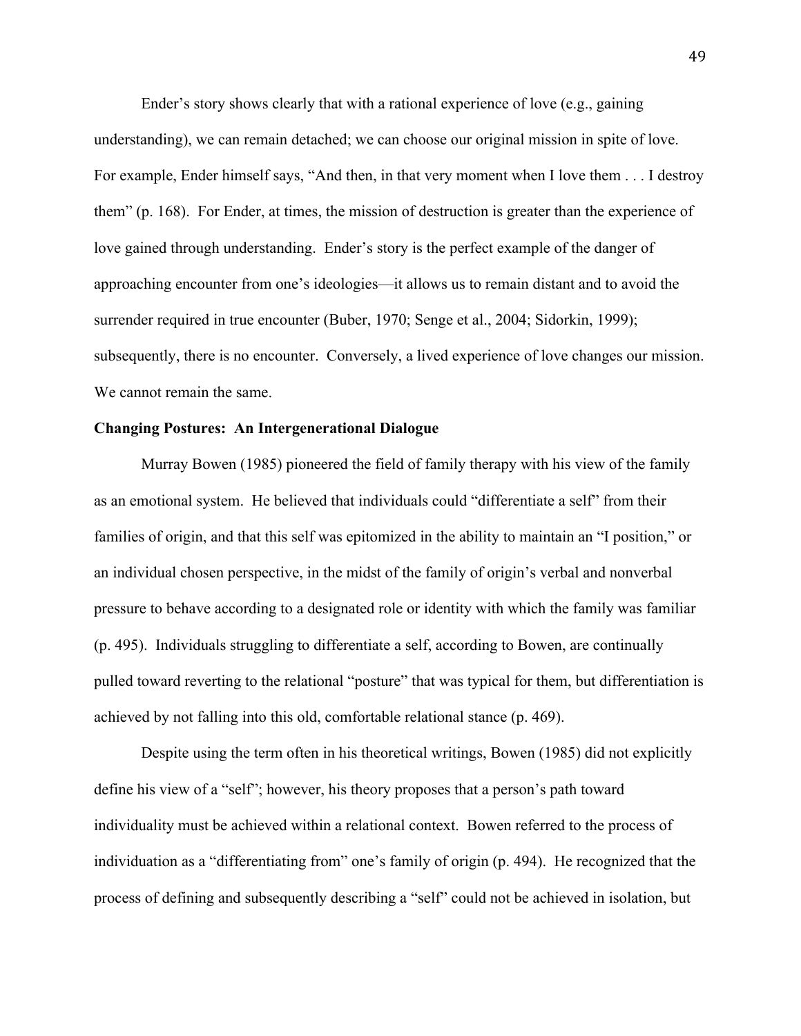Ender's story shows clearly that with a rational experience of love (e.g., gaining understanding), we can remain detached; we can choose our original mission in spite of love. For example, Ender himself says, "And then, in that very moment when I love them . . . I destroy them" (p. 168). For Ender, at times, the mission of destruction is greater than the experience of love gained through understanding. Ender's story is the perfect example of the danger of approaching encounter from one's ideologies—it allows us to remain distant and to avoid the surrender required in true encounter (Buber, 1970; Senge et al., 2004; Sidorkin, 1999); subsequently, there is no encounter. Conversely, a lived experience of love changes our mission. We cannot remain the same.

**Changing Postures: An Intergenerational Dialogue**

Murray Bowen (1985) pioneered the field of family therapy with his view of the family as an emotional system. He believed that individuals could "differentiate a self" from their families of origin, and that this self was epitomized in the ability to maintain an "I position," or an individual chosen perspective, in the midst of the family of origin's verbal and nonverbal pressure to behave according to a designated role or identity with which the family was familiar (p. 495). Individuals struggling to differentiate a self, according to Bowen, are continually pulled toward reverting to the relational "posture" that was typical for them, but differentiation is achieved by not falling into this old, comfortable relational stance (p. 469).

Despite using the term often in his theoretical writings, Bowen (1985) did not explicitly define his view of a "self"; however, his theory proposes that a person's path toward individuality must be achieved within a relational context. Bowen referred to the process of individuation as a "differentiating from" one's family of origin (p. 494). He recognized that the process of defining and subsequently describing a "self" could not be achieved in isolation, but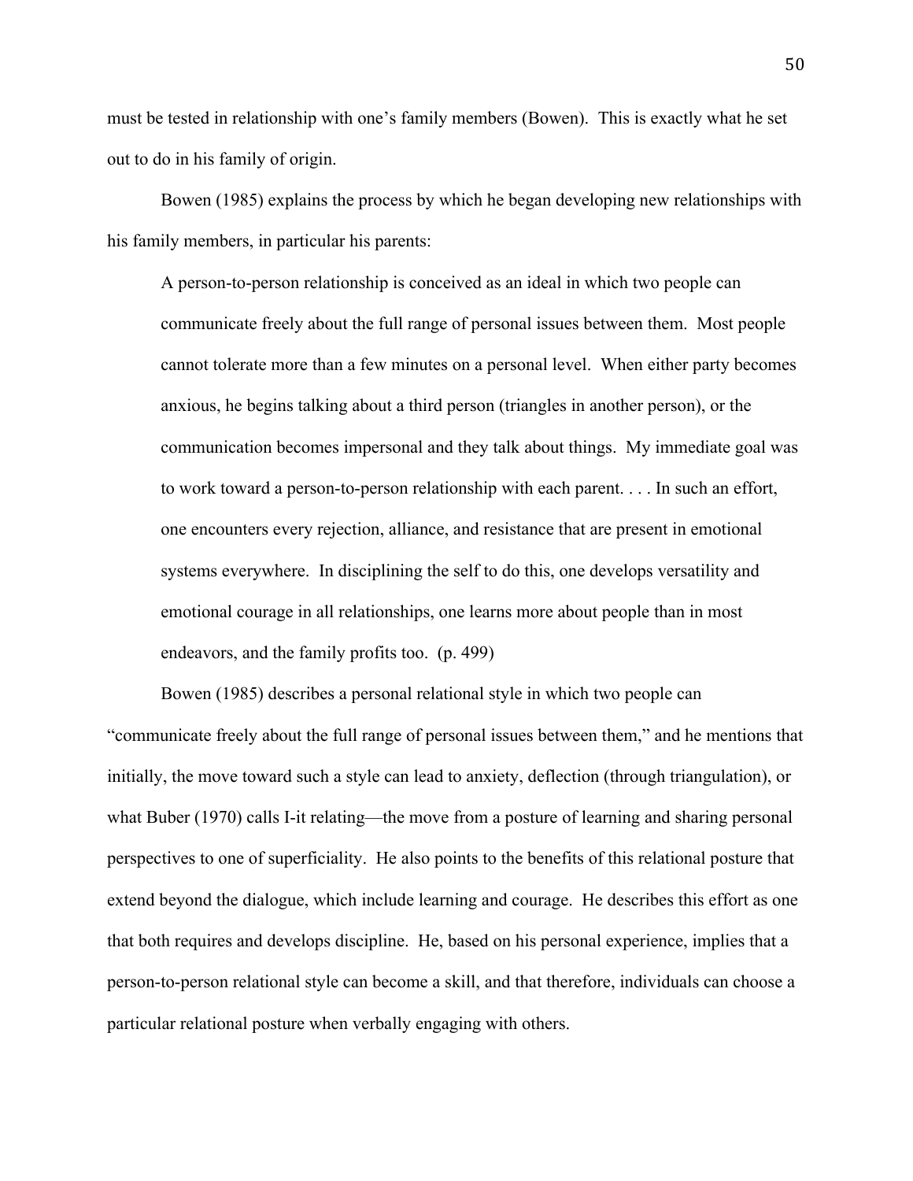must be tested in relationship with one's family members (Bowen). This is exactly what he set out to do in his family of origin.

Bowen (1985) explains the process by which he began developing new relationships with his family members, in particular his parents:

> A person-to-person relationship is conceived as an ideal in which two people can communicate freely about the full range of personal issues between them. Most people cannot tolerate more than a few minutes on a personal level. When either party becomes anxious, he begins talking about a third person (triangles in another person), or the communication becomes impersonal and they talk about things. My immediate goal was to work toward a person-to-person relationship with each parent. . . . In such an effort, one encounters every rejection, alliance, and resistance that are present in emotional systems everywhere. In disciplining the self to do this, one develops versatility and emotional courage in all relationships, one learns more about people than in most endeavors, and the family profits too. (p. 499)

Bowen (1985) describes a personal relational style in which two people can "communicate freely about the full range of personal issues between them," and he mentions that initially, the move toward such a style can lead to anxiety, deflection (through triangulation), or what Buber (1970) calls I-it relating—the move from a posture of learning and sharing personal perspectives to one of superficiality. He also points to the benefits of this relational posture that extend beyond the dialogue, which include learning and courage. He describes this effort as one that both requires and develops discipline. He, based on his personal experience, implies that a person-to-person relational style can become a skill, and that therefore, individuals can choose a particular relational posture when verbally engaging with others.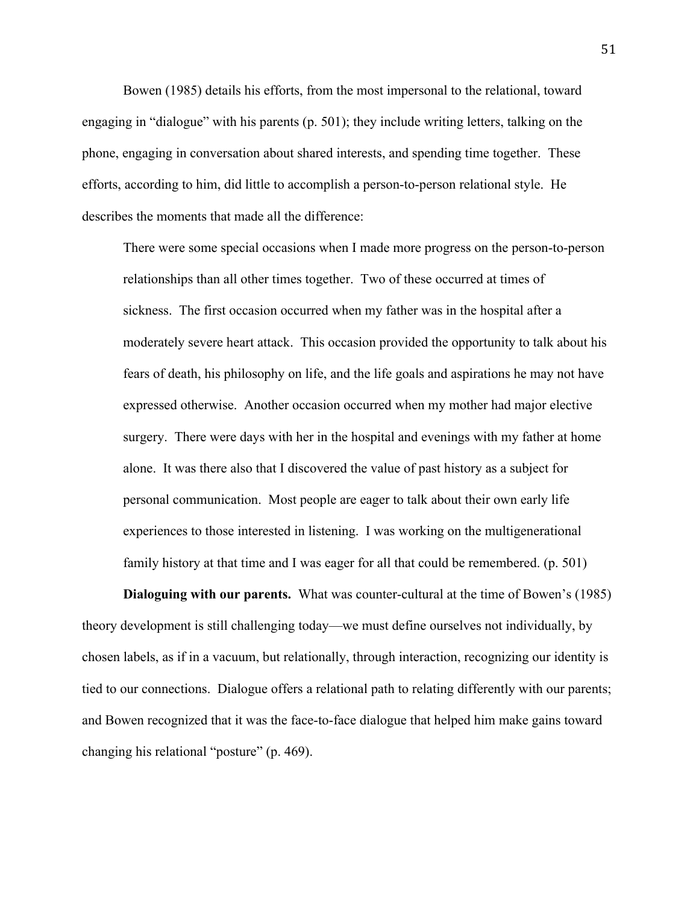Bowen (1985) details his efforts, from the most impersonal to the relational, toward engaging in "dialogue" with his parents (p. 501); they include writing letters, talking on the phone, engaging in conversation about shared interests, and spending time together. These efforts, according to him, did little to accomplish a person-to-person relational style. He describes the moments that made all the difference:

> There were some special occasions when I made more progress on the person-to-person relationships than all other times together. Two of these occurred at times of sickness. The first occasion occurred when my father was in the hospital after a moderately severe heart attack. This occasion provided the opportunity to talk about his fears of death, his philosophy on life, and the life goals and aspirations he may not have expressed otherwise. Another occasion occurred when my mother had major elective surgery. There were days with her in the hospital and evenings with my father at home alone. It was there also that I discovered the value of past history as a subject for personal communication. Most people are eager to talk about their own early life experiences to those interested in listening. I was working on the multigenerational family history at that time and I was eager for all that could be remembered. (p. 501)

**Dialoguing with our parents.** What was counter-cultural at the time of Bowen's (1985) theory development is still challenging today—we must define ourselves not individually, by chosen labels, as if in a vacuum, but relationally, through interaction, recognizing our identity is tied to our connections. Dialogue offers a relational path to relating differently with our parents; and Bowen recognized that it was the face-to-face dialogue that helped him make gains toward changing his relational "posture" (p. 469).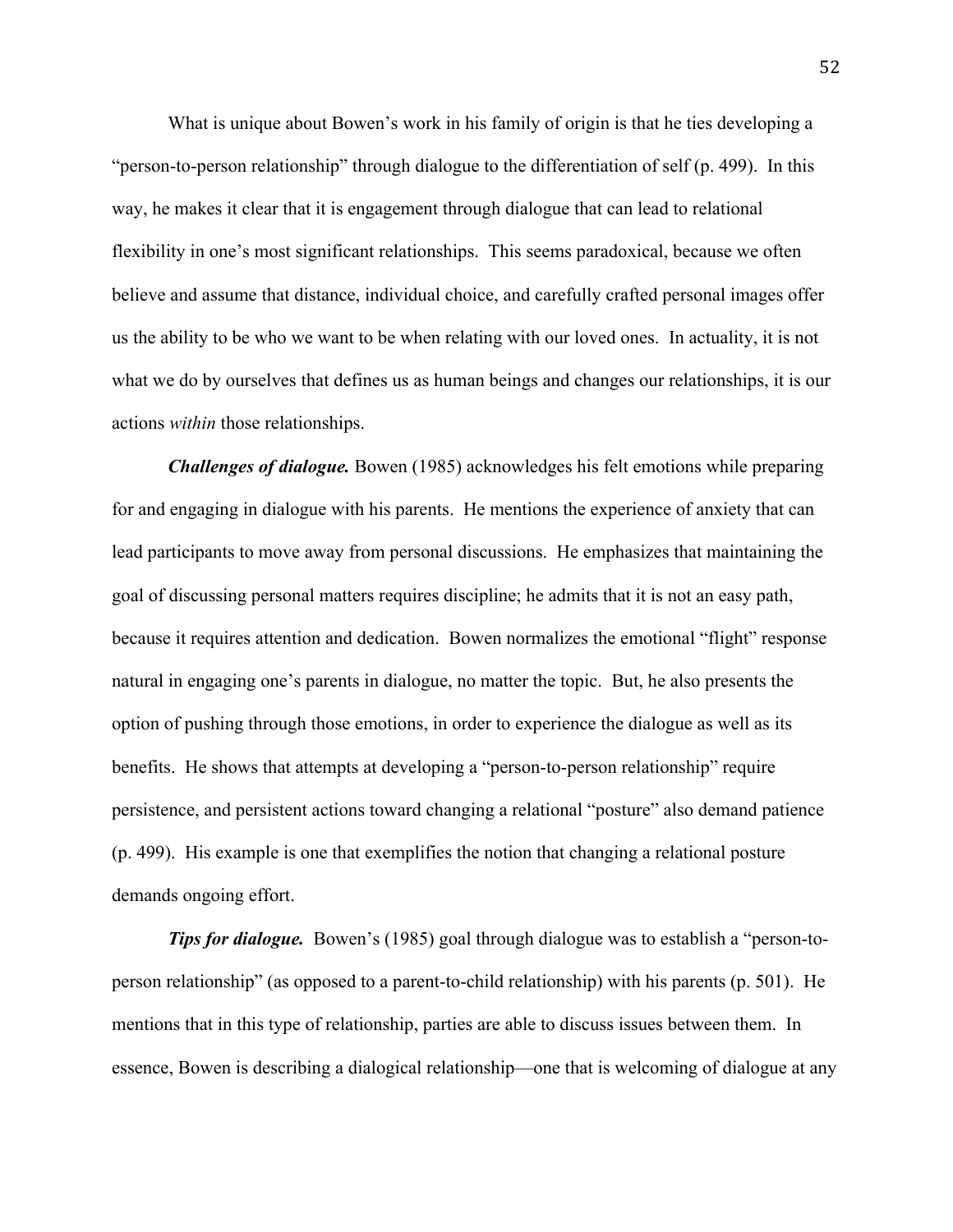What is unique about Bowen's work in his family of origin is that he ties developing a "person-to-person relationship" through dialogue to the differentiation of self (p. 499). In this way, he makes it clear that it is engagement through dialogue that can lead to relational flexibility in one's most significant relationships. This seems paradoxical, because we often believe and assume that distance, individual choice, and carefully crafted personal images offer us the ability to be who we want to be when relating with our loved ones. In actuality, it is not what we do by ourselves that defines us as human beings and changes our relationships, it is our actions *within* those relationships.

***Challenges of dialogue.*** Bowen (1985) acknowledges his felt emotions while preparing for and engaging in dialogue with his parents. He mentions the experience of anxiety that can lead participants to move away from personal discussions. He emphasizes that maintaining the goal of discussing personal matters requires discipline; he admits that it is not an easy path, because it requires attention and dedication. Bowen normalizes the emotional "flight" response natural in engaging one's parents in dialogue, no matter the topic. But, he also presents the option of pushing through those emotions, in order to experience the dialogue as well as its benefits. He shows that attempts at developing a "person-to-person relationship" require persistence, and persistent actions toward changing a relational "posture" also demand patience (p. 499). His example is one that exemplifies the notion that changing a relational posture demands ongoing effort.

***Tips for dialogue.*** Bowen's (1985) goal through dialogue was to establish a "person-to-person relationship" (as opposed to a parent-to-child relationship) with his parents (p. 501). He mentions that in this type of relationship, parties are able to discuss issues between them. In essence, Bowen is describing a dialogical relationship—one that is welcoming of dialogue at any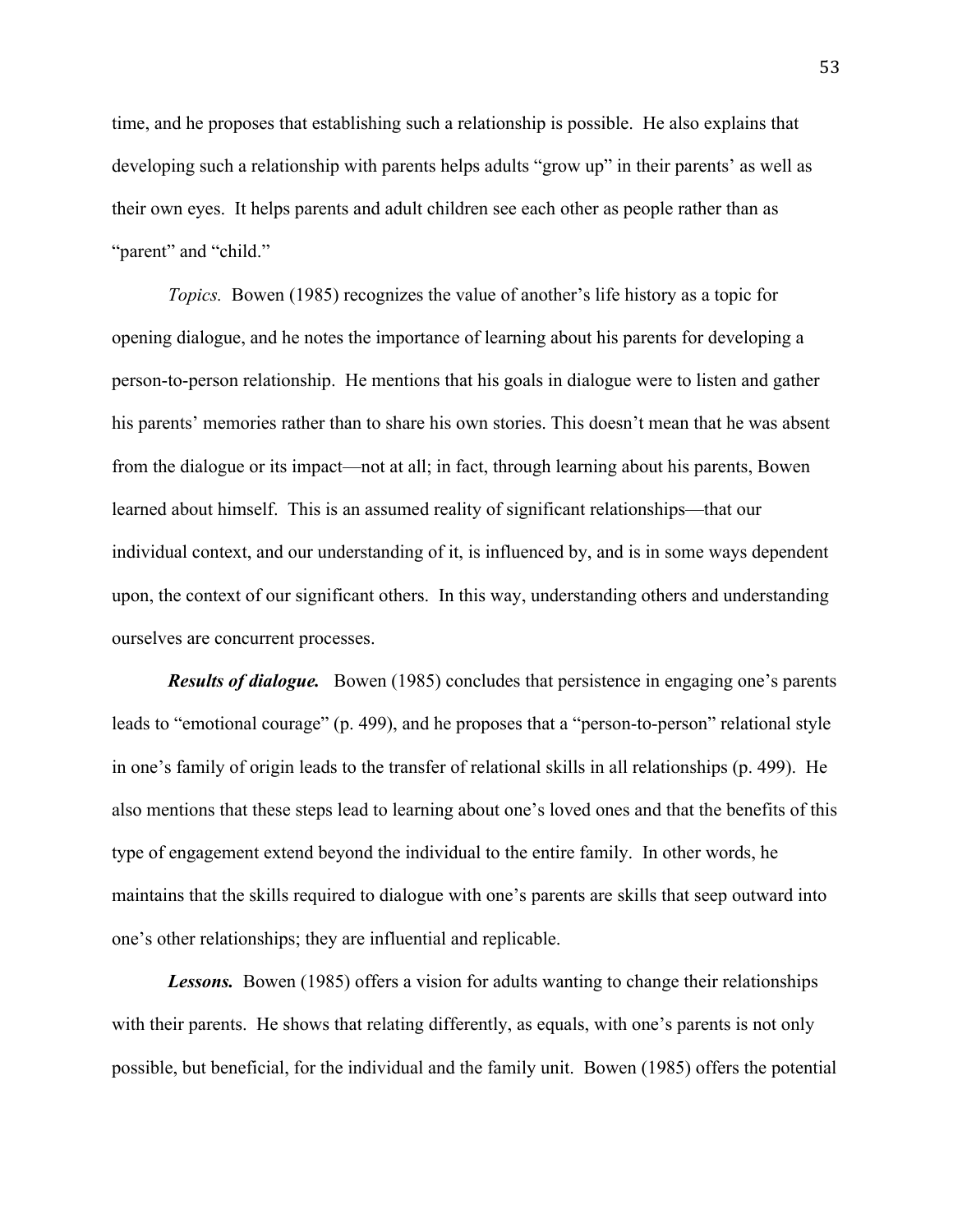time, and he proposes that establishing such a relationship is possible. He also explains that developing such a relationship with parents helps adults "grow up" in their parents' as well as their own eyes. It helps parents and adult children see each other as people rather than as "parent" and "child."

*Topics.* Bowen (1985) recognizes the value of another's life history as a topic for opening dialogue, and he notes the importance of learning about his parents for developing a person-to-person relationship. He mentions that his goals in dialogue were to listen and gather his parents' memories rather than to share his own stories. This doesn't mean that he was absent from the dialogue or its impact—not at all; in fact, through learning about his parents, Bowen learned about himself. This is an assumed reality of significant relationships—that our individual context, and our understanding of it, is influenced by, and is in some ways dependent upon, the context of our significant others. In this way, understanding others and understanding ourselves are concurrent processes.

***Results of dialogue.*** Bowen (1985) concludes that persistence in engaging one's parents leads to "emotional courage" (p. 499), and he proposes that a "person-to-person" relational style in one's family of origin leads to the transfer of relational skills in all relationships (p. 499). He also mentions that these steps lead to learning about one's loved ones and that the benefits of this type of engagement extend beyond the individual to the entire family. In other words, he maintains that the skills required to dialogue with one's parents are skills that seep outward into one's other relationships; they are influential and replicable.

***Lessons.*** Bowen (1985) offers a vision for adults wanting to change their relationships with their parents. He shows that relating differently, as equals, with one's parents is not only possible, but beneficial, for the individual and the family unit. Bowen (1985) offers the potential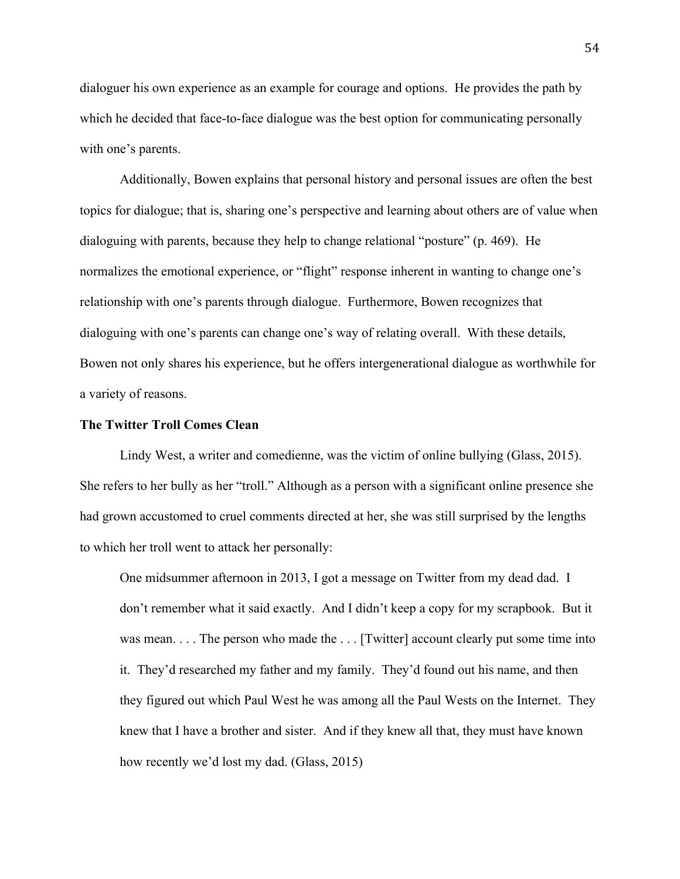dialoguer his own experience as an example for courage and options. He provides the path by which he decided that face-to-face dialogue was the best option for communicating personally with one's parents.

Additionally, Bowen explains that personal history and personal issues are often the best topics for dialogue; that is, sharing one's perspective and learning about others are of value when dialoguing with parents, because they help to change relational "posture" (p. 469). He normalizes the emotional experience, or "flight" response inherent in wanting to change one's relationship with one's parents through dialogue. Furthermore, Bowen recognizes that dialoguing with one's parents can change one's way of relating overall. With these details, Bowen not only shares his experience, but he offers intergenerational dialogue as worthwhile for a variety of reasons.

**The Twitter Troll Comes Clean**

Lindy West, a writer and comedienne, was the victim of online bullying (Glass, 2015). She refers to her bully as her "troll." Although as a person with a significant online presence she had grown accustomed to cruel comments directed at her, she was still surprised by the lengths to which her troll went to attack her personally:

> One midsummer afternoon in 2013, I got a message on Twitter from my dead dad. I don't remember what it said exactly. And I didn't keep a copy for my scrapbook. But it was mean. . . . The person who made the . . . [Twitter] account clearly put some time into it. They'd researched my father and my family. They'd found out his name, and then they figured out which Paul West he was among all the Paul Wests on the Internet. They knew that I have a brother and sister. And if they knew all that, they must have known how recently we'd lost my dad. (Glass, 2015)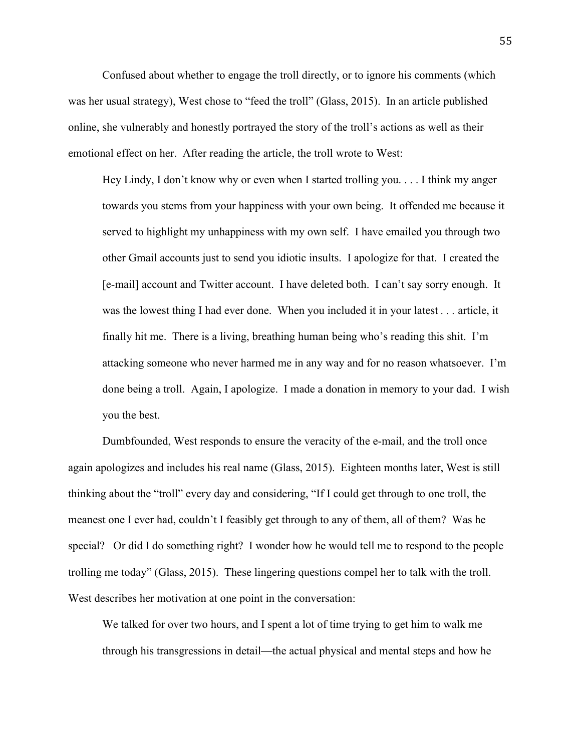Confused about whether to engage the troll directly, or to ignore his comments (which was her usual strategy), West chose to "feed the troll" (Glass, 2015). In an article published online, she vulnerably and honestly portrayed the story of the troll's actions as well as their emotional effect on her. After reading the article, the troll wrote to West:

> Hey Lindy, I don't know why or even when I started trolling you. . . . I think my anger towards you stems from your happiness with your own being. It offended me because it served to highlight my unhappiness with my own self. I have emailed you through two other Gmail accounts just to send you idiotic insults. I apologize for that. I created the [e-mail] account and Twitter account. I have deleted both. I can't say sorry enough. It was the lowest thing I had ever done. When you included it in your latest . . . article, it finally hit me. There is a living, breathing human being who's reading this shit. I'm attacking someone who never harmed me in any way and for no reason whatsoever. I'm done being a troll. Again, I apologize. I made a donation in memory to your dad. I wish you the best.

Dumbfounded, West responds to ensure the veracity of the e-mail, and the troll once again apologizes and includes his real name (Glass, 2015). Eighteen months later, West is still thinking about the "troll" every day and considering, "If I could get through to one troll, the meanest one I ever had, couldn't I feasibly get through to any of them, all of them? Was he special? Or did I do something right? I wonder how he would tell me to respond to the people trolling me today" (Glass, 2015). These lingering questions compel her to talk with the troll. West describes her motivation at one point in the conversation:

> We talked for over two hours, and I spent a lot of time trying to get him to walk me through his transgressions in detail—the actual physical and mental steps and how he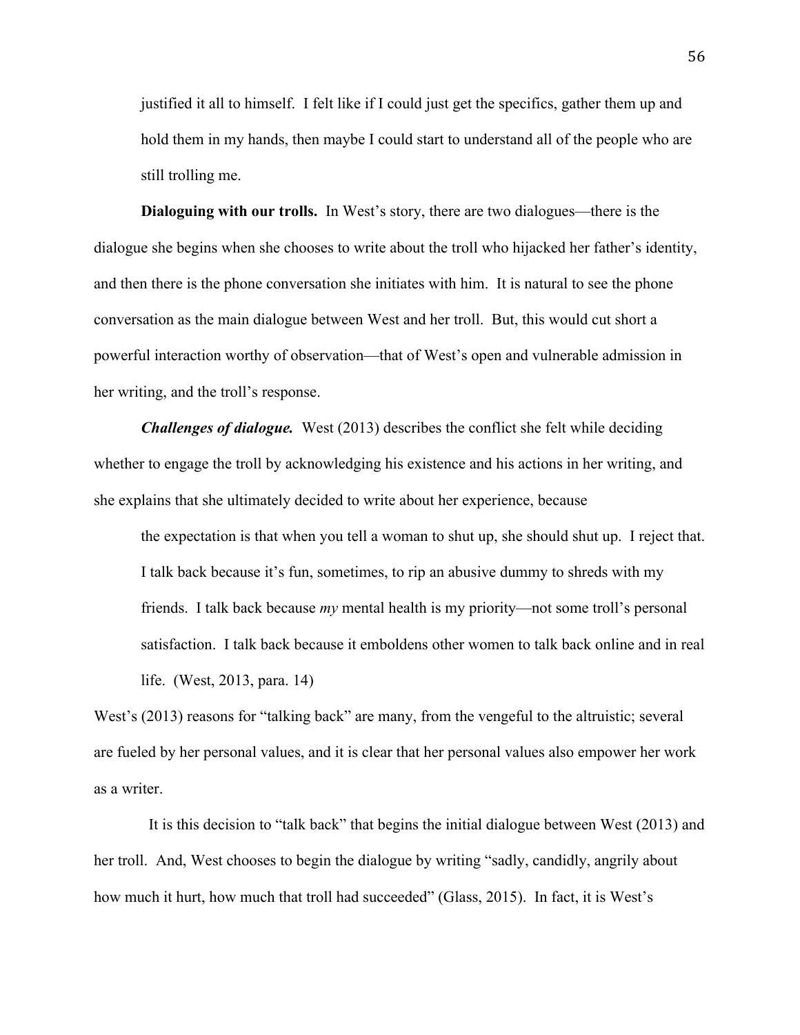justified it all to himself. I felt like if I could just get the specifics, gather them up and hold them in my hands, then maybe I could start to understand all of the people who are still trolling me.

**Dialoguing with our trolls.** In West's story, there are two dialogues—there is the dialogue she begins when she chooses to write about the troll who hijacked her father's identity, and then there is the phone conversation she initiates with him. It is natural to see the phone conversation as the main dialogue between West and her troll. But, this would cut short a powerful interaction worthy of observation—that of West's open and vulnerable admission in her writing, and the troll's response.

***Challenges of dialogue.*** West (2013) describes the conflict she felt while deciding whether to engage the troll by acknowledging his existence and his actions in her writing, and she explains that she ultimately decided to write about her experience, because

> the expectation is that when you tell a woman to shut up, she should shut up. I reject that. I talk back because it's fun, sometimes, to rip an abusive dummy to shreds with my friends. I talk back because *my* mental health is my priority—not some troll's personal satisfaction. I talk back because it emboldens other women to talk back online and in real life. (West, 2013, para. 14)

West's (2013) reasons for "talking back" are many, from the vengeful to the altruistic; several are fueled by her personal values, and it is clear that her personal values also empower her work as a writer.

It is this decision to "talk back" that begins the initial dialogue between West (2013) and her troll. And, West chooses to begin the dialogue by writing "sadly, candidly, angrily about how much it hurt, how much that troll had succeeded" (Glass, 2015). In fact, it is West's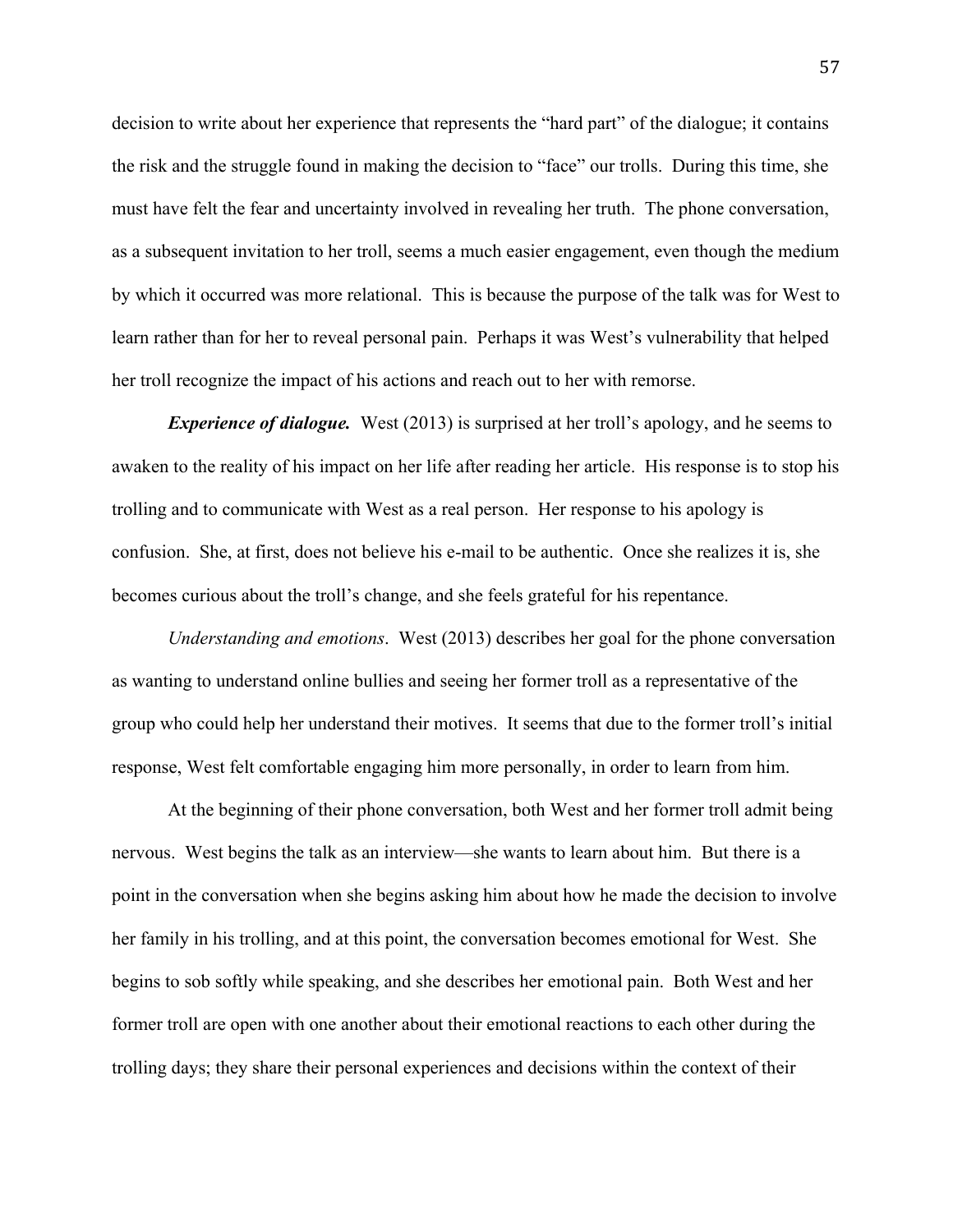decision to write about her experience that represents the "hard part" of the dialogue; it contains the risk and the struggle found in making the decision to "face" our trolls. During this time, she must have felt the fear and uncertainty involved in revealing her truth. The phone conversation, as a subsequent invitation to her troll, seems a much easier engagement, even though the medium by which it occurred was more relational. This is because the purpose of the talk was for West to learn rather than for her to reveal personal pain. Perhaps it was West's vulnerability that helped her troll recognize the impact of his actions and reach out to her with remorse.

***Experience of dialogue.*** West (2013) is surprised at her troll's apology, and he seems to awaken to the reality of his impact on her life after reading her article. His response is to stop his trolling and to communicate with West as a real person. Her response to his apology is confusion. She, at first, does not believe his e-mail to be authentic. Once she realizes it is, she becomes curious about the troll's change, and she feels grateful for his repentance.

*Understanding and emotions*. West (2013) describes her goal for the phone conversation as wanting to understand online bullies and seeing her former troll as a representative of the group who could help her understand their motives. It seems that due to the former troll's initial response, West felt comfortable engaging him more personally, in order to learn from him.

At the beginning of their phone conversation, both West and her former troll admit being nervous. West begins the talk as an interview—she wants to learn about him. But there is a point in the conversation when she begins asking him about how he made the decision to involve her family in his trolling, and at this point, the conversation becomes emotional for West. She begins to sob softly while speaking, and she describes her emotional pain. Both West and her former troll are open with one another about their emotional reactions to each other during the trolling days; they share their personal experiences and decisions within the context of their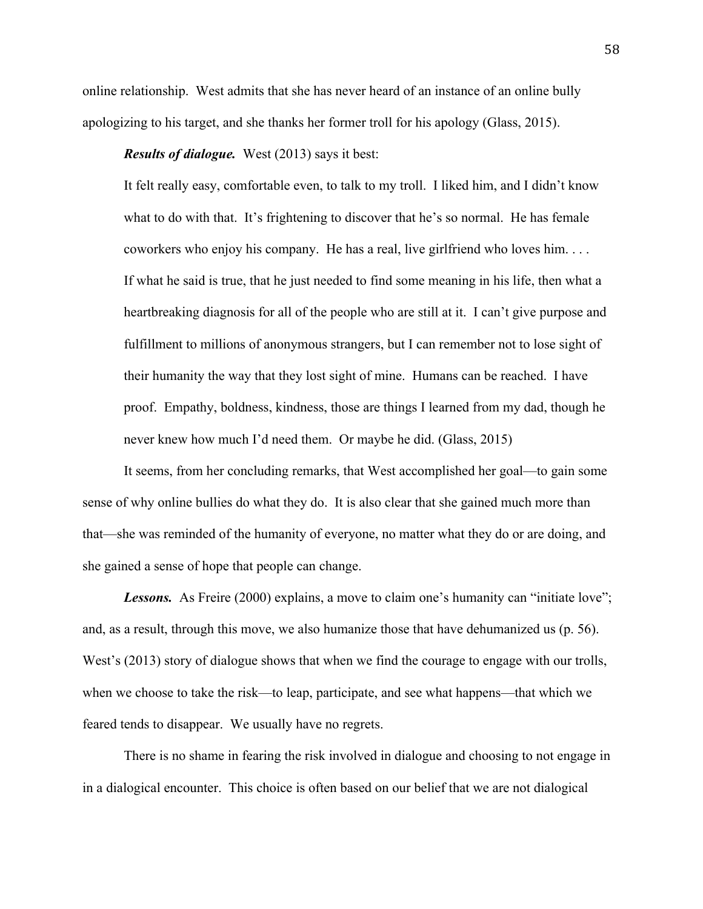online relationship. West admits that she has never heard of an instance of an online bully apologizing to his target, and she thanks her former troll for his apology (Glass, 2015).

***Results of dialogue.*** West (2013) says it best:

> It felt really easy, comfortable even, to talk to my troll. I liked him, and I didn't know what to do with that. It's frightening to discover that he's so normal. He has female coworkers who enjoy his company. He has a real, live girlfriend who loves him. . . . If what he said is true, that he just needed to find some meaning in his life, then what a heartbreaking diagnosis for all of the people who are still at it. I can't give purpose and fulfillment to millions of anonymous strangers, but I can remember not to lose sight of their humanity the way that they lost sight of mine. Humans can be reached. I have proof. Empathy, boldness, kindness, those are things I learned from my dad, though he never knew how much I'd need them. Or maybe he did. (Glass, 2015)

It seems, from her concluding remarks, that West accomplished her goal—to gain some sense of why online bullies do what they do. It is also clear that she gained much more than that—she was reminded of the humanity of everyone, no matter what they do or are doing, and she gained a sense of hope that people can change.

***Lessons.*** As Freire (2000) explains, a move to claim one's humanity can "initiate love"; and, as a result, through this move, we also humanize those that have dehumanized us (p. 56). West's (2013) story of dialogue shows that when we find the courage to engage with our trolls, when we choose to take the risk—to leap, participate, and see what happens—that which we feared tends to disappear. We usually have no regrets.

There is no shame in fearing the risk involved in dialogue and choosing to not engage in in a dialogical encounter. This choice is often based on our belief that we are not dialogical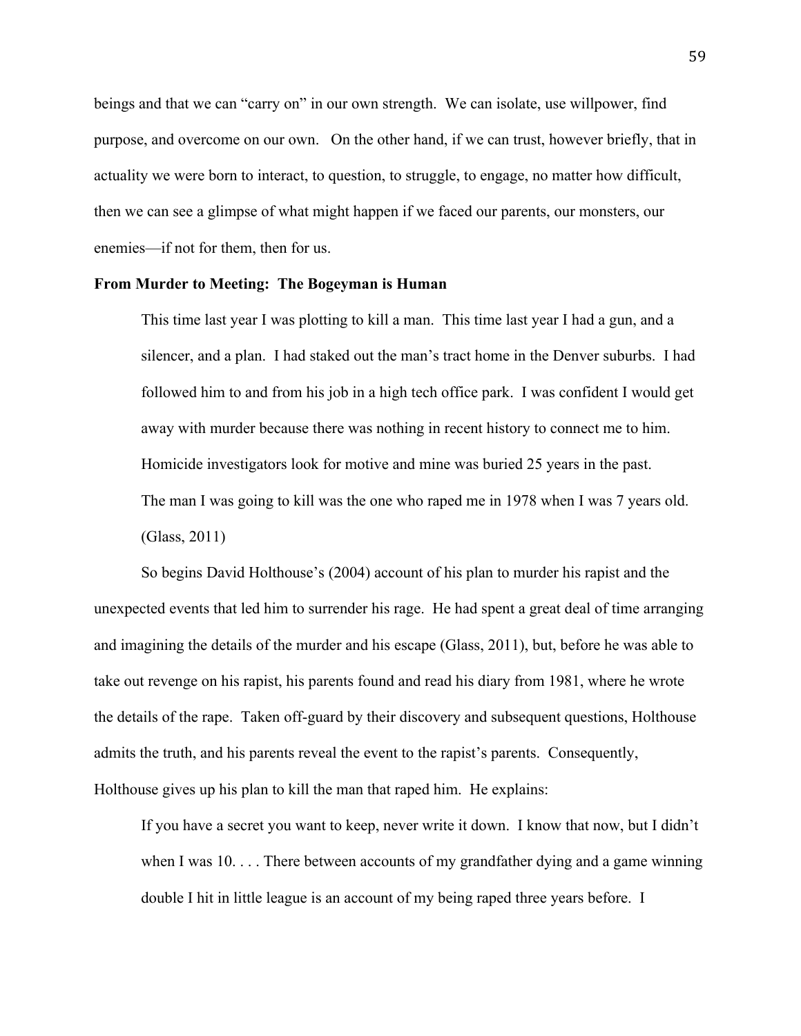beings and that we can "carry on" in our own strength. We can isolate, use willpower, find purpose, and overcome on our own. On the other hand, if we can trust, however briefly, that in actuality we were born to interact, to question, to struggle, to engage, no matter how difficult, then we can see a glimpse of what might happen if we faced our parents, our monsters, our enemies—if not for them, then for us.

**From Murder to Meeting: The Bogeyman is Human**

> This time last year I was plotting to kill a man. This time last year I had a gun, and a silencer, and a plan. I had staked out the man's tract home in the Denver suburbs. I had followed him to and from his job in a high tech office park. I was confident I would get away with murder because there was nothing in recent history to connect me to him. Homicide investigators look for motive and mine was buried 25 years in the past. The man I was going to kill was the one who raped me in 1978 when I was 7 years old. (Glass, 2011)

So begins David Holthouse's (2004) account of his plan to murder his rapist and the unexpected events that led him to surrender his rage. He had spent a great deal of time arranging and imagining the details of the murder and his escape (Glass, 2011), but, before he was able to take out revenge on his rapist, his parents found and read his diary from 1981, where he wrote the details of the rape. Taken off-guard by their discovery and subsequent questions, Holthouse admits the truth, and his parents reveal the event to the rapist's parents. Consequently, Holthouse gives up his plan to kill the man that raped him. He explains:

> If you have a secret you want to keep, never write it down. I know that now, but I didn't when I was 10. . . . There between accounts of my grandfather dying and a game winning double I hit in little league is an account of my being raped three years before. I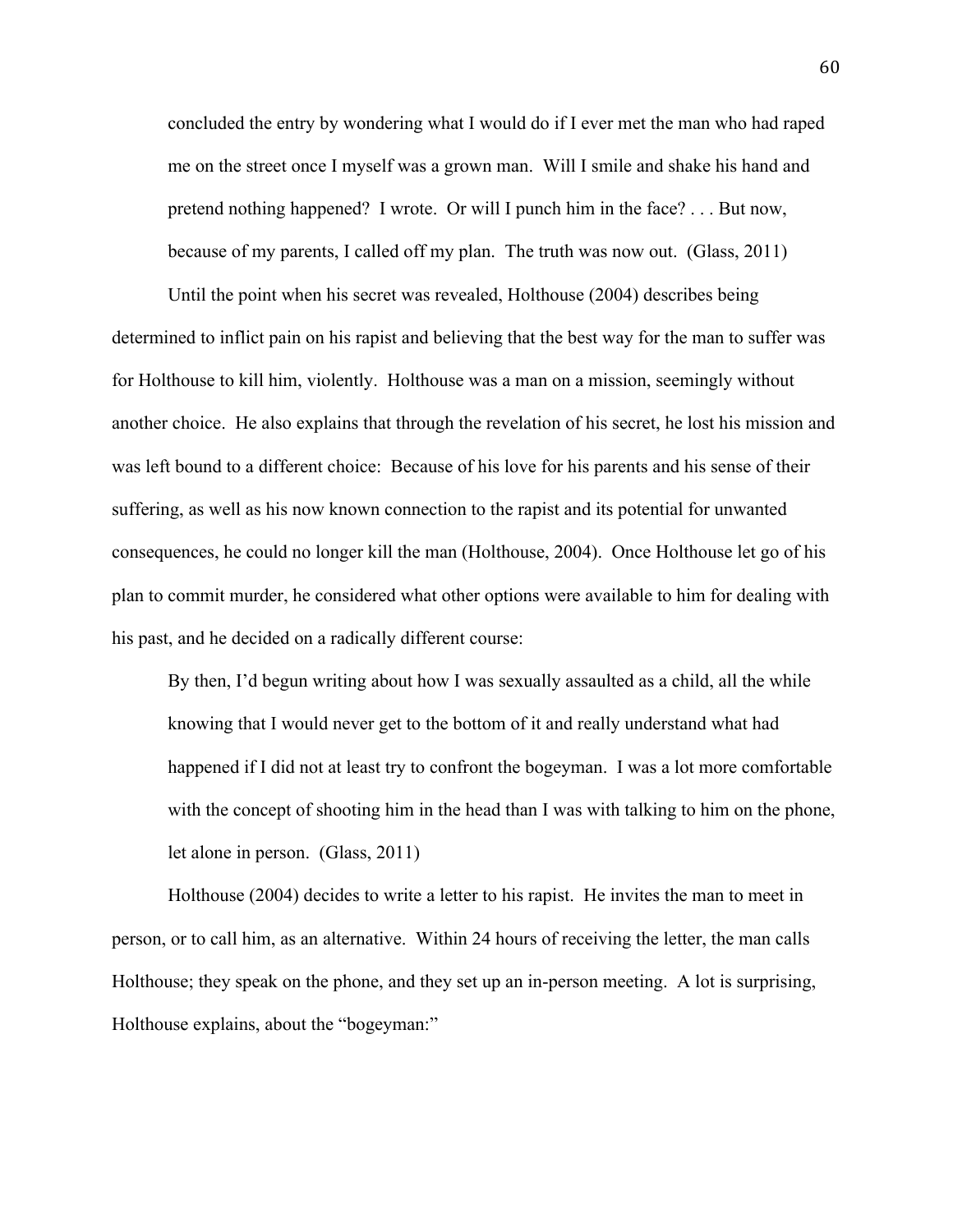> concluded the entry by wondering what I would do if I ever met the man who had raped me on the street once I myself was a grown man. Will I smile and shake his hand and pretend nothing happened? I wrote. Or will I punch him in the face? . . . But now, because of my parents, I called off my plan. The truth was now out. (Glass, 2011)

Until the point when his secret was revealed, Holthouse (2004) describes being determined to inflict pain on his rapist and believing that the best way for the man to suffer was for Holthouse to kill him, violently. Holthouse was a man on a mission, seemingly without another choice. He also explains that through the revelation of his secret, he lost his mission and was left bound to a different choice: Because of his love for his parents and his sense of their suffering, as well as his now known connection to the rapist and its potential for unwanted consequences, he could no longer kill the man (Holthouse, 2004). Once Holthouse let go of his plan to commit murder, he considered what other options were available to him for dealing with his past, and he decided on a radically different course:

> By then, I'd begun writing about how I was sexually assaulted as a child, all the while knowing that I would never get to the bottom of it and really understand what had happened if I did not at least try to confront the bogeyman. I was a lot more comfortable with the concept of shooting him in the head than I was with talking to him on the phone, let alone in person. (Glass, 2011)

Holthouse (2004) decides to write a letter to his rapist. He invites the man to meet in person, or to call him, as an alternative. Within 24 hours of receiving the letter, the man calls Holthouse; they speak on the phone, and they set up an in-person meeting. A lot is surprising, Holthouse explains, about the "bogeyman:"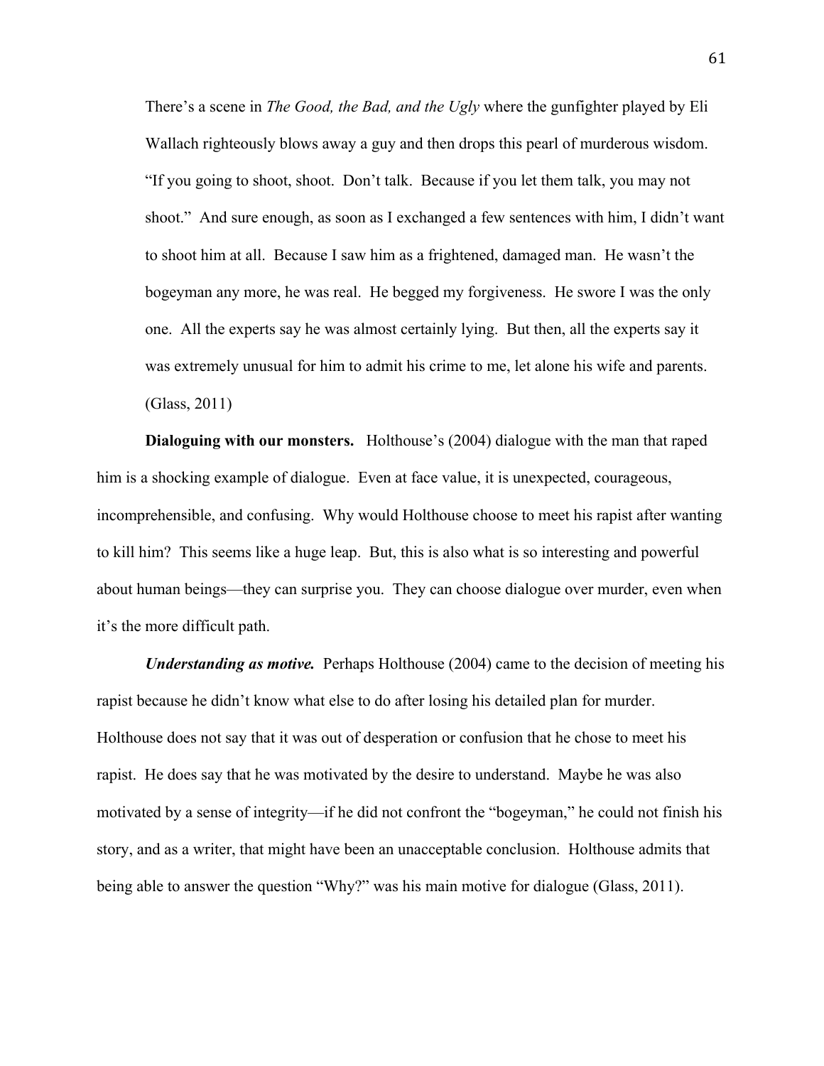> There's a scene in *The Good, the Bad, and the Ugly* where the gunfighter played by Eli Wallach righteously blows away a guy and then drops this pearl of murderous wisdom. "If you going to shoot, shoot. Don't talk. Because if you let them talk, you may not shoot." And sure enough, as soon as I exchanged a few sentences with him, I didn't want to shoot him at all. Because I saw him as a frightened, damaged man. He wasn't the bogeyman any more, he was real. He begged my forgiveness. He swore I was the only one. All the experts say he was almost certainly lying. But then, all the experts say it was extremely unusual for him to admit his crime to me, let alone his wife and parents. (Glass, 2011)

**Dialoguing with our monsters.** Holthouse's (2004) dialogue with the man that raped him is a shocking example of dialogue. Even at face value, it is unexpected, courageous, incomprehensible, and confusing. Why would Holthouse choose to meet his rapist after wanting to kill him? This seems like a huge leap. But, this is also what is so interesting and powerful about human beings—they can surprise you. They can choose dialogue over murder, even when it's the more difficult path.

***Understanding as motive.*** Perhaps Holthouse (2004) came to the decision of meeting his rapist because he didn't know what else to do after losing his detailed plan for murder. Holthouse does not say that it was out of desperation or confusion that he chose to meet his rapist. He does say that he was motivated by the desire to understand. Maybe he was also motivated by a sense of integrity—if he did not confront the "bogeyman," he could not finish his story, and as a writer, that might have been an unacceptable conclusion. Holthouse admits that being able to answer the question "Why?" was his main motive for dialogue (Glass, 2011).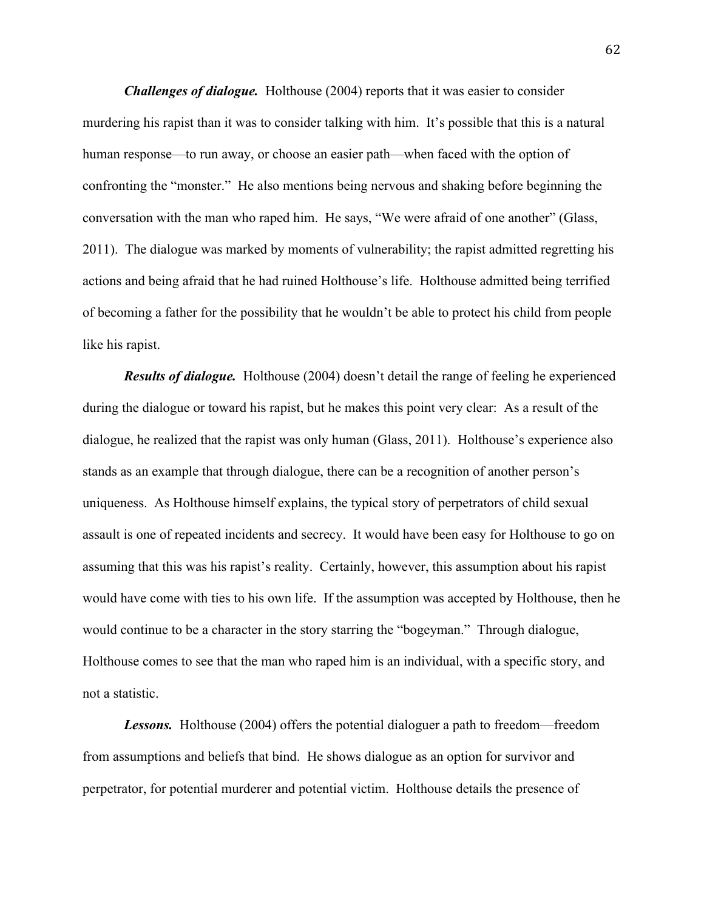***Challenges of dialogue.*** Holthouse (2004) reports that it was easier to consider murdering his rapist than it was to consider talking with him. It's possible that this is a natural human response—to run away, or choose an easier path—when faced with the option of confronting the "monster." He also mentions being nervous and shaking before beginning the conversation with the man who raped him. He says, "We were afraid of one another" (Glass, 2011). The dialogue was marked by moments of vulnerability; the rapist admitted regretting his actions and being afraid that he had ruined Holthouse's life. Holthouse admitted being terrified of becoming a father for the possibility that he wouldn't be able to protect his child from people like his rapist.

***Results of dialogue.*** Holthouse (2004) doesn't detail the range of feeling he experienced during the dialogue or toward his rapist, but he makes this point very clear: As a result of the dialogue, he realized that the rapist was only human (Glass, 2011). Holthouse's experience also stands as an example that through dialogue, there can be a recognition of another person's uniqueness. As Holthouse himself explains, the typical story of perpetrators of child sexual assault is one of repeated incidents and secrecy. It would have been easy for Holthouse to go on assuming that this was his rapist's reality. Certainly, however, this assumption about his rapist would have come with ties to his own life. If the assumption was accepted by Holthouse, then he would continue to be a character in the story starring the "bogeyman." Through dialogue, Holthouse comes to see that the man who raped him is an individual, with a specific story, and not a statistic.

***Lessons.*** Holthouse (2004) offers the potential dialoguer a path to freedom—freedom from assumptions and beliefs that bind. He shows dialogue as an option for survivor and perpetrator, for potential murderer and potential victim. Holthouse details the presence of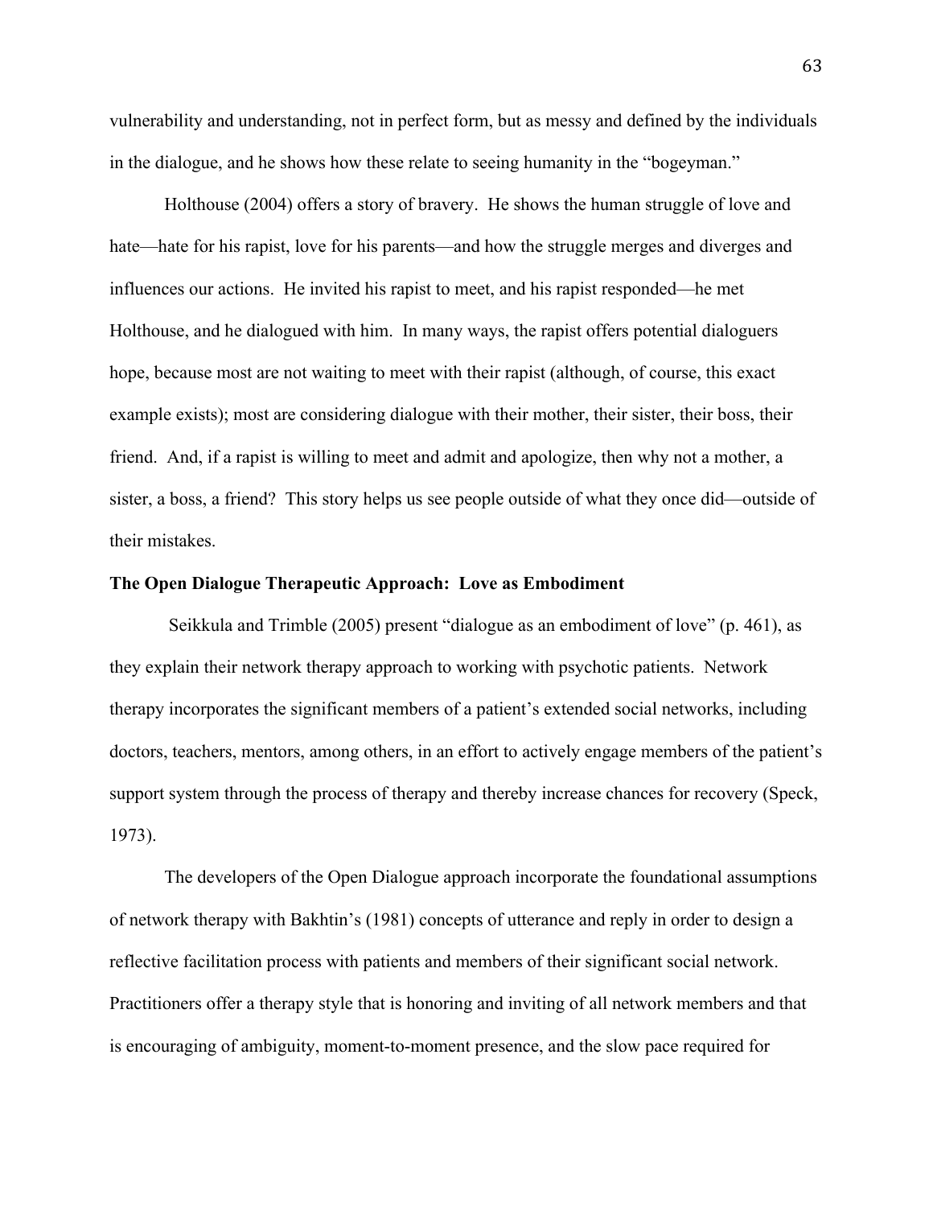vulnerability and understanding, not in perfect form, but as messy and defined by the individuals in the dialogue, and he shows how these relate to seeing humanity in the "bogeyman."

Holthouse (2004) offers a story of bravery. He shows the human struggle of love and hate—hate for his rapist, love for his parents—and how the struggle merges and diverges and influences our actions. He invited his rapist to meet, and his rapist responded—he met Holthouse, and he dialogued with him. In many ways, the rapist offers potential dialoguers hope, because most are not waiting to meet with their rapist (although, of course, this exact example exists); most are considering dialogue with their mother, their sister, their boss, their friend. And, if a rapist is willing to meet and admit and apologize, then why not a mother, a sister, a boss, a friend? This story helps us see people outside of what they once did—outside of their mistakes.

**The Open Dialogue Therapeutic Approach: Love as Embodiment**

Seikkula and Trimble (2005) present "dialogue as an embodiment of love" (p. 461), as they explain their network therapy approach to working with psychotic patients. Network therapy incorporates the significant members of a patient's extended social networks, including doctors, teachers, mentors, among others, in an effort to actively engage members of the patient's support system through the process of therapy and thereby increase chances for recovery (Speck, 1973).

The developers of the Open Dialogue approach incorporate the foundational assumptions of network therapy with Bakhtin's (1981) concepts of utterance and reply in order to design a reflective facilitation process with patients and members of their significant social network. Practitioners offer a therapy style that is honoring and inviting of all network members and that is encouraging of ambiguity, moment-to-moment presence, and the slow pace required for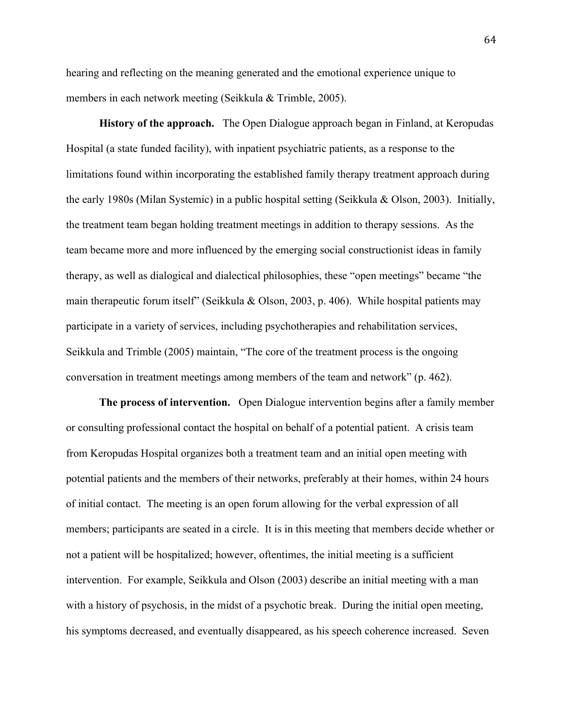hearing and reflecting on the meaning generated and the emotional experience unique to members in each network meeting (Seikkula & Trimble, 2005).

**History of the approach.** The Open Dialogue approach began in Finland, at Keropudas Hospital (a state funded facility), with inpatient psychiatric patients, as a response to the limitations found within incorporating the established family therapy treatment approach during the early 1980s (Milan Systemic) in a public hospital setting (Seikkula & Olson, 2003). Initially, the treatment team began holding treatment meetings in addition to therapy sessions. As the team became more and more influenced by the emerging social constructionist ideas in family therapy, as well as dialogical and dialectical philosophies, these "open meetings" became "the main therapeutic forum itself" (Seikkula & Olson, 2003, p. 406). While hospital patients may participate in a variety of services, including psychotherapies and rehabilitation services, Seikkula and Trimble (2005) maintain, "The core of the treatment process is the ongoing conversation in treatment meetings among members of the team and network" (p. 462).

**The process of intervention.** Open Dialogue intervention begins after a family member or consulting professional contact the hospital on behalf of a potential patient. A crisis team from Keropudas Hospital organizes both a treatment team and an initial open meeting with potential patients and the members of their networks, preferably at their homes, within 24 hours of initial contact. The meeting is an open forum allowing for the verbal expression of all members; participants are seated in a circle. It is in this meeting that members decide whether or not a patient will be hospitalized; however, oftentimes, the initial meeting is a sufficient intervention. For example, Seikkula and Olson (2003) describe an initial meeting with a man with a history of psychosis, in the midst of a psychotic break. During the initial open meeting, his symptoms decreased, and eventually disappeared, as his speech coherence increased. Seven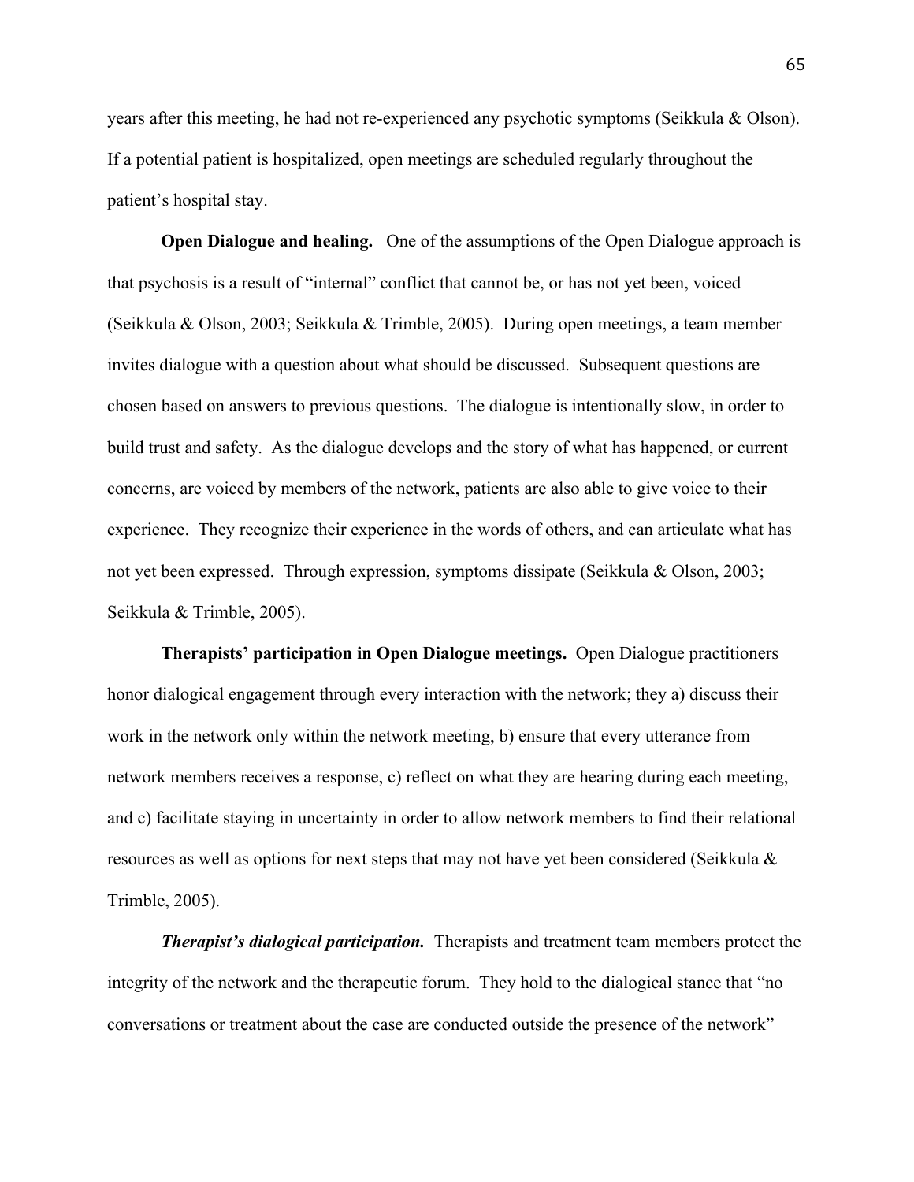years after this meeting, he had not re-experienced any psychotic symptoms (Seikkula & Olson). If a potential patient is hospitalized, open meetings are scheduled regularly throughout the patient's hospital stay.

**Open Dialogue and healing.** One of the assumptions of the Open Dialogue approach is that psychosis is a result of "internal" conflict that cannot be, or has not yet been, voiced (Seikkula & Olson, 2003; Seikkula & Trimble, 2005). During open meetings, a team member invites dialogue with a question about what should be discussed. Subsequent questions are chosen based on answers to previous questions. The dialogue is intentionally slow, in order to build trust and safety. As the dialogue develops and the story of what has happened, or current concerns, are voiced by members of the network, patients are also able to give voice to their experience. They recognize their experience in the words of others, and can articulate what has not yet been expressed. Through expression, symptoms dissipate (Seikkula & Olson, 2003; Seikkula & Trimble, 2005).

**Therapists' participation in Open Dialogue meetings.** Open Dialogue practitioners honor dialogical engagement through every interaction with the network; they a) discuss their work in the network only within the network meeting, b) ensure that every utterance from network members receives a response, c) reflect on what they are hearing during each meeting, and c) facilitate staying in uncertainty in order to allow network members to find their relational resources as well as options for next steps that may not have yet been considered (Seikkula & Trimble, 2005).

***Therapist's dialogical participation.*** Therapists and treatment team members protect the integrity of the network and the therapeutic forum. They hold to the dialogical stance that "no conversations or treatment about the case are conducted outside the presence of the network"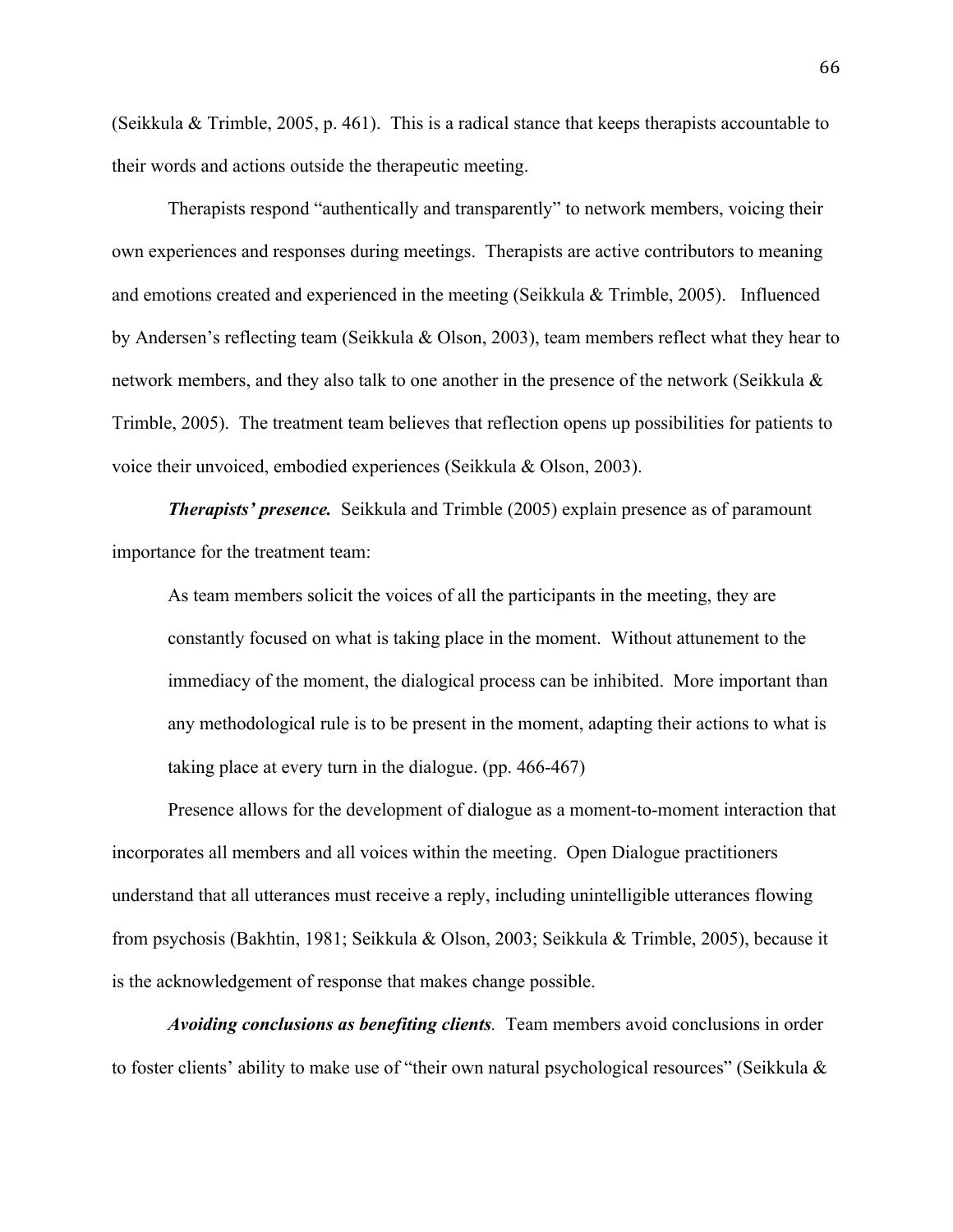(Seikkula & Trimble, 2005, p. 461). This is a radical stance that keeps therapists accountable to their words and actions outside the therapeutic meeting.

Therapists respond "authentically and transparently" to network members, voicing their own experiences and responses during meetings. Therapists are active contributors to meaning and emotions created and experienced in the meeting (Seikkula & Trimble, 2005). Influenced by Andersen's reflecting team (Seikkula & Olson, 2003), team members reflect what they hear to network members, and they also talk to one another in the presence of the network (Seikkula & Trimble, 2005). The treatment team believes that reflection opens up possibilities for patients to voice their unvoiced, embodied experiences (Seikkula & Olson, 2003).

***Therapists' presence.*** Seikkula and Trimble (2005) explain presence as of paramount importance for the treatment team:

> As team members solicit the voices of all the participants in the meeting, they are constantly focused on what is taking place in the moment. Without attunement to the immediacy of the moment, the dialogical process can be inhibited. More important than any methodological rule is to be present in the moment, adapting their actions to what is taking place at every turn in the dialogue. (pp. 466-467)

Presence allows for the development of dialogue as a moment-to-moment interaction that incorporates all members and all voices within the meeting. Open Dialogue practitioners understand that all utterances must receive a reply, including unintelligible utterances flowing from psychosis (Bakhtin, 1981; Seikkula & Olson, 2003; Seikkula & Trimble, 2005), because it is the acknowledgement of response that makes change possible.

***Avoiding conclusions as benefiting clients.*** Team members avoid conclusions in order to foster clients' ability to make use of "their own natural psychological resources" (Seikkula &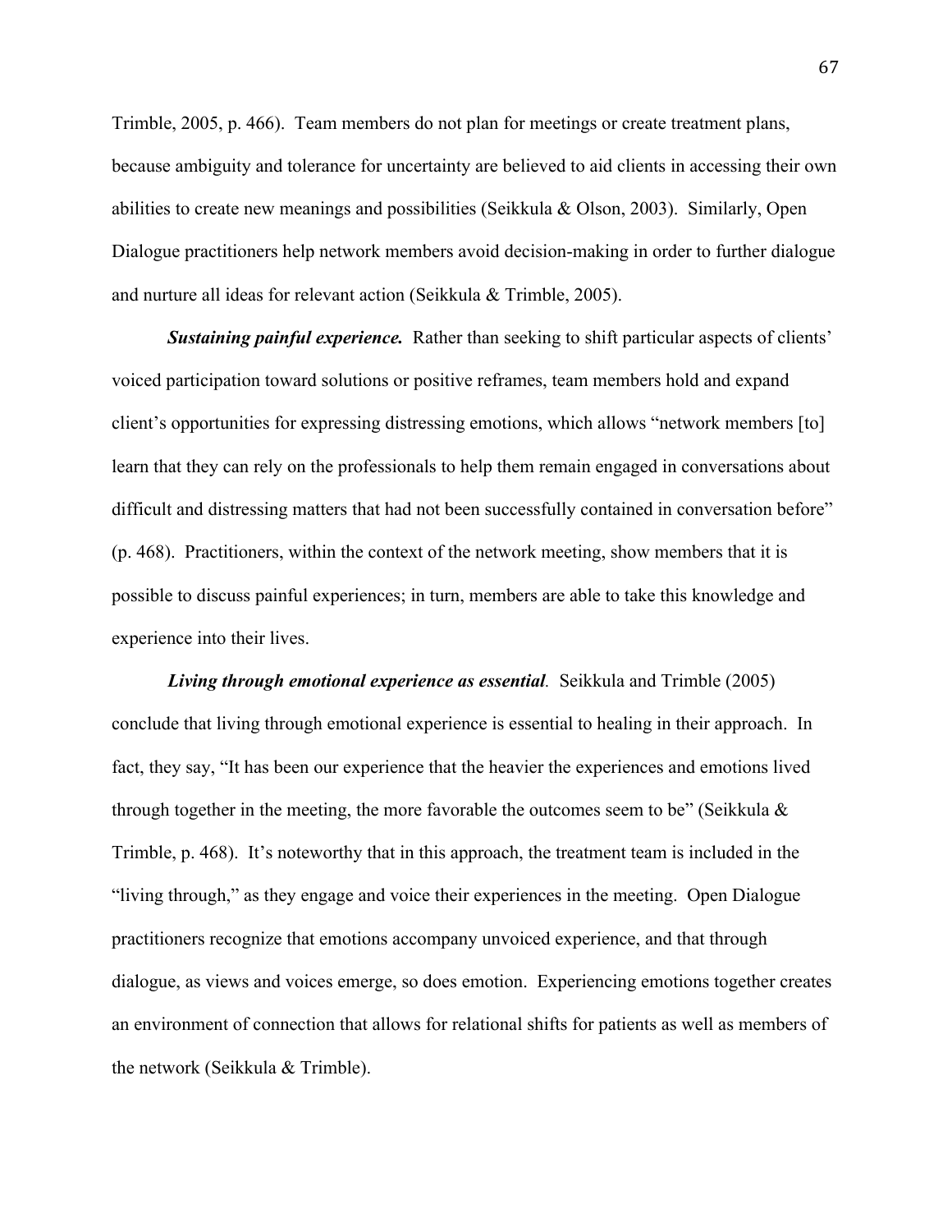Trimble, 2005, p. 466). Team members do not plan for meetings or create treatment plans, because ambiguity and tolerance for uncertainty are believed to aid clients in accessing their own abilities to create new meanings and possibilities (Seikkula & Olson, 2003). Similarly, Open Dialogue practitioners help network members avoid decision-making in order to further dialogue and nurture all ideas for relevant action (Seikkula & Trimble, 2005).

***Sustaining painful experience.*** Rather than seeking to shift particular aspects of clients' voiced participation toward solutions or positive reframes, team members hold and expand client's opportunities for expressing distressing emotions, which allows "network members [to] learn that they can rely on the professionals to help them remain engaged in conversations about difficult and distressing matters that had not been successfully contained in conversation before" (p. 468). Practitioners, within the context of the network meeting, show members that it is possible to discuss painful experiences; in turn, members are able to take this knowledge and experience into their lives.

***Living through emotional experience as essential****.* Seikkula and Trimble (2005) conclude that living through emotional experience is essential to healing in their approach. In fact, they say, "It has been our experience that the heavier the experiences and emotions lived through together in the meeting, the more favorable the outcomes seem to be" (Seikkula & Trimble, p. 468). It's noteworthy that in this approach, the treatment team is included in the "living through," as they engage and voice their experiences in the meeting. Open Dialogue practitioners recognize that emotions accompany unvoiced experience, and that through dialogue, as views and voices emerge, so does emotion. Experiencing emotions together creates an environment of connection that allows for relational shifts for patients as well as members of the network (Seikkula & Trimble).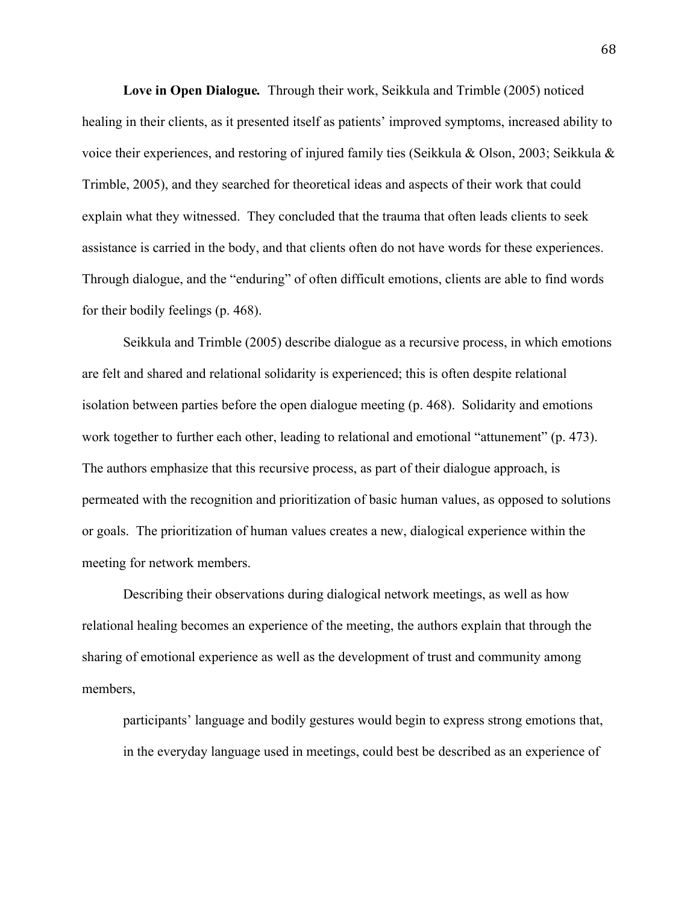**Love in Open Dialogue.** Through their work, Seikkula and Trimble (2005) noticed healing in their clients, as it presented itself as patients' improved symptoms, increased ability to voice their experiences, and restoring of injured family ties (Seikkula & Olson, 2003; Seikkula & Trimble, 2005), and they searched for theoretical ideas and aspects of their work that could explain what they witnessed. They concluded that the trauma that often leads clients to seek assistance is carried in the body, and that clients often do not have words for these experiences. Through dialogue, and the "enduring" of often difficult emotions, clients are able to find words for their bodily feelings (p. 468).

Seikkula and Trimble (2005) describe dialogue as a recursive process, in which emotions are felt and shared and relational solidarity is experienced; this is often despite relational isolation between parties before the open dialogue meeting (p. 468). Solidarity and emotions work together to further each other, leading to relational and emotional "attunement" (p. 473). The authors emphasize that this recursive process, as part of their dialogue approach, is permeated with the recognition and prioritization of basic human values, as opposed to solutions or goals. The prioritization of human values creates a new, dialogical experience within the meeting for network members.

Describing their observations during dialogical network meetings, as well as how relational healing becomes an experience of the meeting, the authors explain that through the sharing of emotional experience as well as the development of trust and community among members,

> participants' language and bodily gestures would begin to express strong emotions that, in the everyday language used in meetings, could best be described as an experience of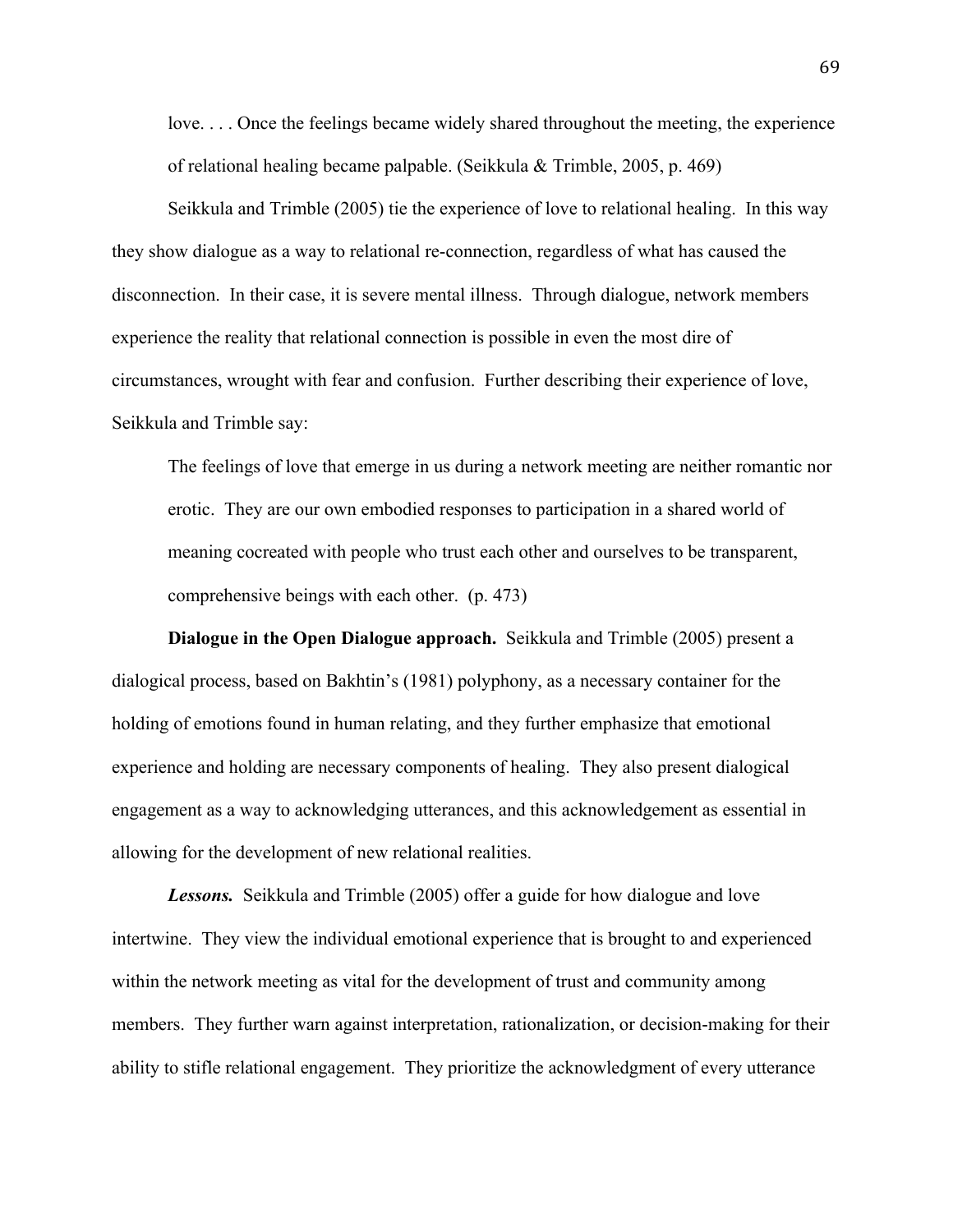> love. . . . Once the feelings became widely shared throughout the meeting, the experience of relational healing became palpable. (Seikkula & Trimble, 2005, p. 469)

Seikkula and Trimble (2005) tie the experience of love to relational healing. In this way they show dialogue as a way to relational re-connection, regardless of what has caused the disconnection. In their case, it is severe mental illness. Through dialogue, network members experience the reality that relational connection is possible in even the most dire of circumstances, wrought with fear and confusion. Further describing their experience of love, Seikkula and Trimble say:

> The feelings of love that emerge in us during a network meeting are neither romantic nor erotic. They are our own embodied responses to participation in a shared world of meaning cocreated with people who trust each other and ourselves to be transparent, comprehensive beings with each other. (p. 473)

**Dialogue in the Open Dialogue approach.** Seikkula and Trimble (2005) present a dialogical process, based on Bakhtin's (1981) polyphony, as a necessary container for the holding of emotions found in human relating, and they further emphasize that emotional experience and holding are necessary components of healing. They also present dialogical engagement as a way to acknowledging utterances, and this acknowledgement as essential in allowing for the development of new relational realities.

***Lessons.*** Seikkula and Trimble (2005) offer a guide for how dialogue and love intertwine. They view the individual emotional experience that is brought to and experienced within the network meeting as vital for the development of trust and community among members. They further warn against interpretation, rationalization, or decision-making for their ability to stifle relational engagement. They prioritize the acknowledgment of every utterance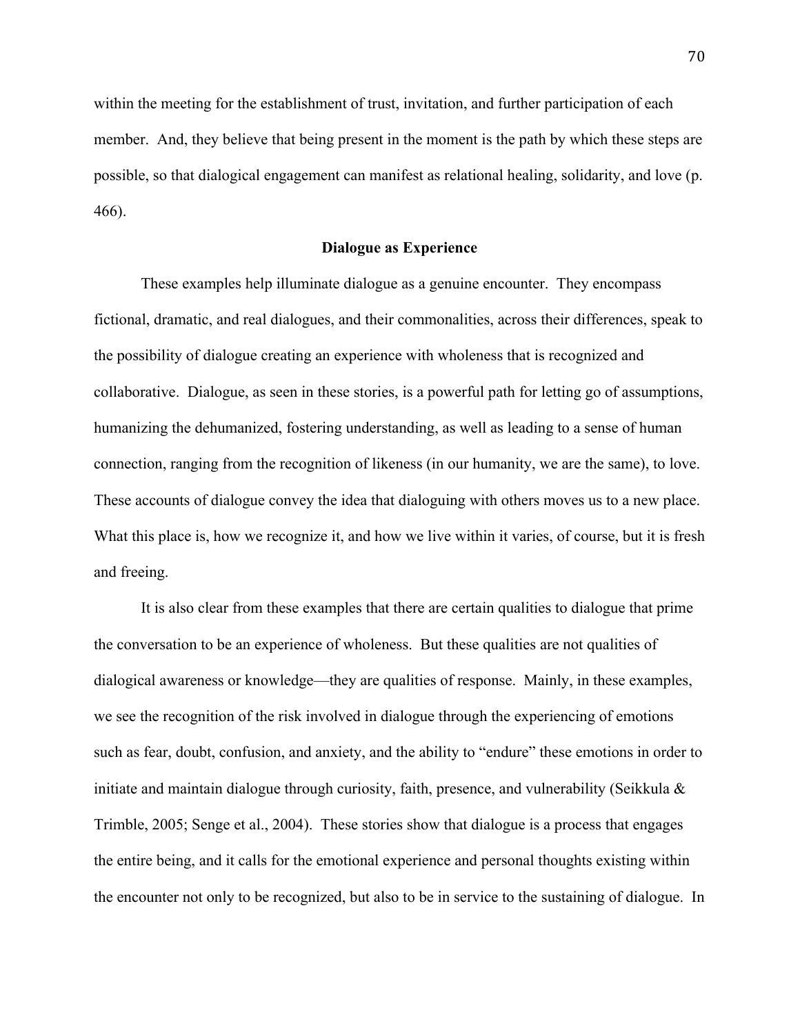within the meeting for the establishment of trust, invitation, and further participation of each member. And, they believe that being present in the moment is the path by which these steps are possible, so that dialogical engagement can manifest as relational healing, solidarity, and love (p. 466).

## Dialogue as Experience

These examples help illuminate dialogue as a genuine encounter. They encompass fictional, dramatic, and real dialogues, and their commonalities, across their differences, speak to the possibility of dialogue creating an experience with wholeness that is recognized and collaborative. Dialogue, as seen in these stories, is a powerful path for letting go of assumptions, humanizing the dehumanized, fostering understanding, as well as leading to a sense of human connection, ranging from the recognition of likeness (in our humanity, we are the same), to love. These accounts of dialogue convey the idea that dialoguing with others moves us to a new place. What this place is, how we recognize it, and how we live within it varies, of course, but it is fresh and freeing.

It is also clear from these examples that there are certain qualities to dialogue that prime the conversation to be an experience of wholeness. But these qualities are not qualities of dialogical awareness or knowledge—they are qualities of response. Mainly, in these examples, we see the recognition of the risk involved in dialogue through the experiencing of emotions such as fear, doubt, confusion, and anxiety, and the ability to "endure" these emotions in order to initiate and maintain dialogue through curiosity, faith, presence, and vulnerability (Seikkula & Trimble, 2005; Senge et al., 2004). These stories show that dialogue is a process that engages the entire being, and it calls for the emotional experience and personal thoughts existing within the encounter not only to be recognized, but also to be in service to the sustaining of dialogue. In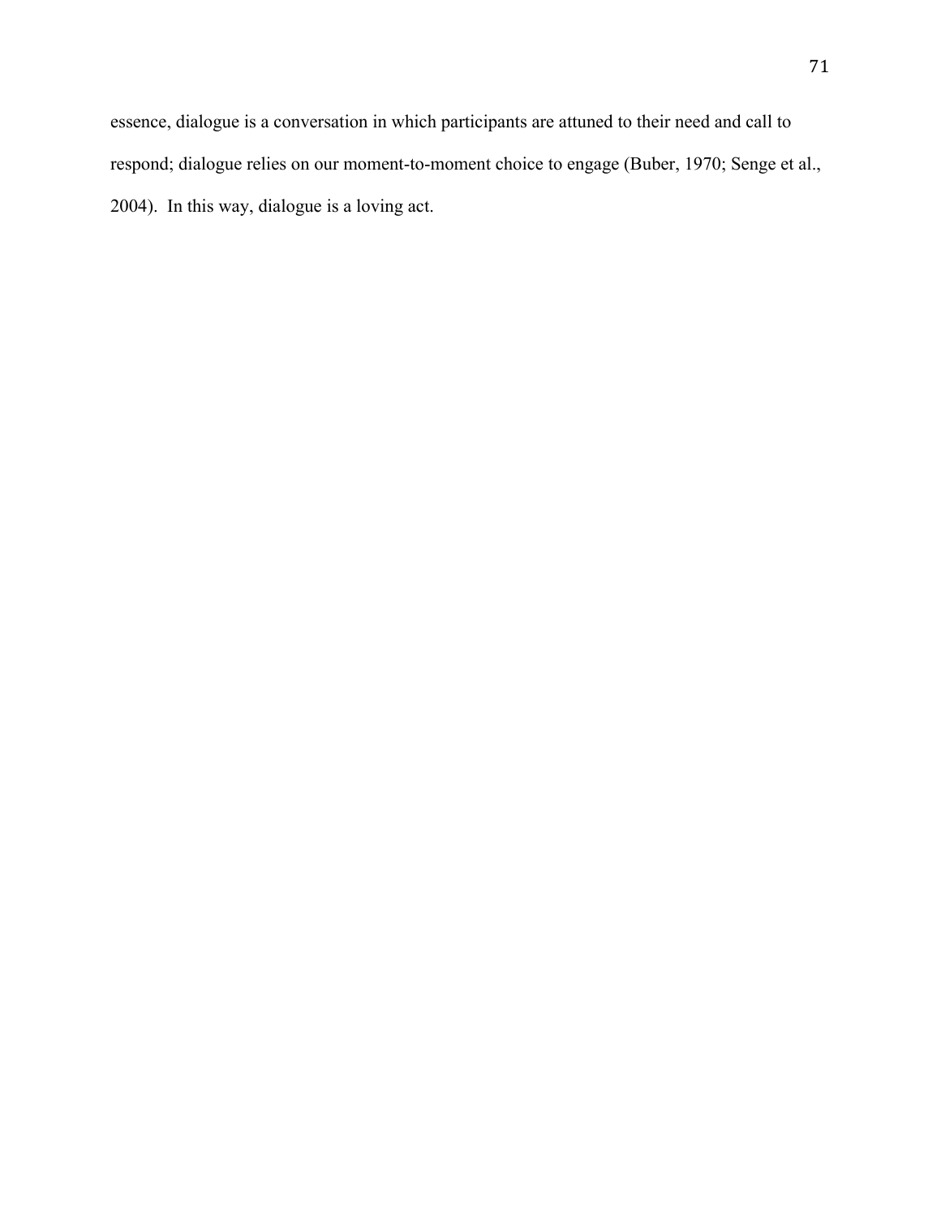essence, dialogue is a conversation in which participants are attuned to their need and call to respond; dialogue relies on our moment-to-moment choice to engage (Buber, 1970; Senge et al., 2004). In this way, dialogue is a loving act.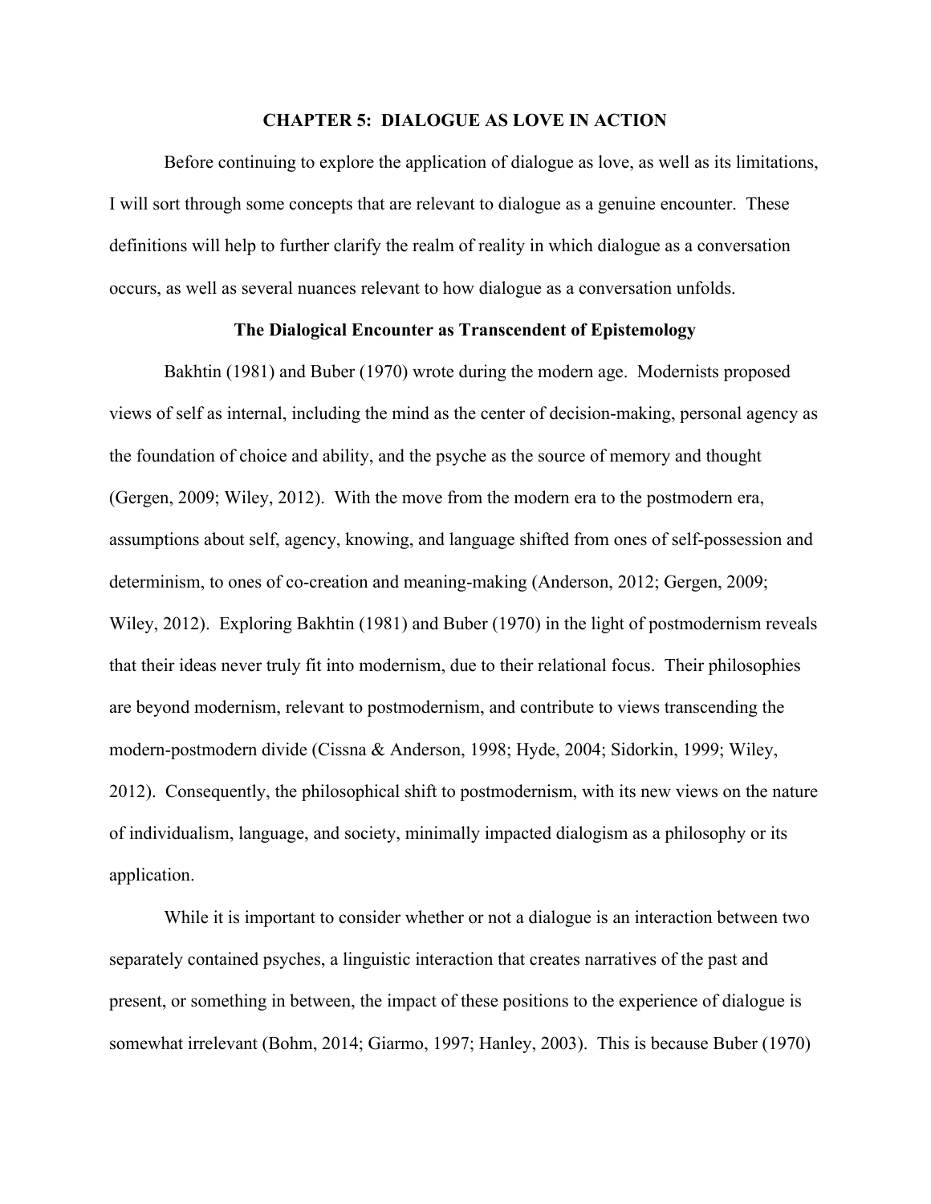# CHAPTER 5: DIALOGUE AS LOVE IN ACTION

Before continuing to explore the application of dialogue as love, as well as its limitations, I will sort through some concepts that are relevant to dialogue as a genuine encounter. These definitions will help to further clarify the realm of reality in which dialogue as a conversation occurs, as well as several nuances relevant to how dialogue as a conversation unfolds.

## The Dialogical Encounter as Transcendent of Epistemology

Bakhtin (1981) and Buber (1970) wrote during the modern age. Modernists proposed views of self as internal, including the mind as the center of decision-making, personal agency as the foundation of choice and ability, and the psyche as the source of memory and thought (Gergen, 2009; Wiley, 2012). With the move from the modern era to the postmodern era, assumptions about self, agency, knowing, and language shifted from ones of self-possession and determinism, to ones of co-creation and meaning-making (Anderson, 2012; Gergen, 2009; Wiley, 2012). Exploring Bakhtin (1981) and Buber (1970) in the light of postmodernism reveals that their ideas never truly fit into modernism, due to their relational focus. Their philosophies are beyond modernism, relevant to postmodernism, and contribute to views transcending the modern-postmodern divide (Cissna & Anderson, 1998; Hyde, 2004; Sidorkin, 1999; Wiley, 2012). Consequently, the philosophical shift to postmodernism, with its new views on the nature of individualism, language, and society, minimally impacted dialogism as a philosophy or its application.

While it is important to consider whether or not a dialogue is an interaction between two separately contained psyches, a linguistic interaction that creates narratives of the past and present, or something in between, the impact of these positions to the experience of dialogue is somewhat irrelevant (Bohm, 2014; Giarmo, 1997; Hanley, 2003). This is because Buber (1970)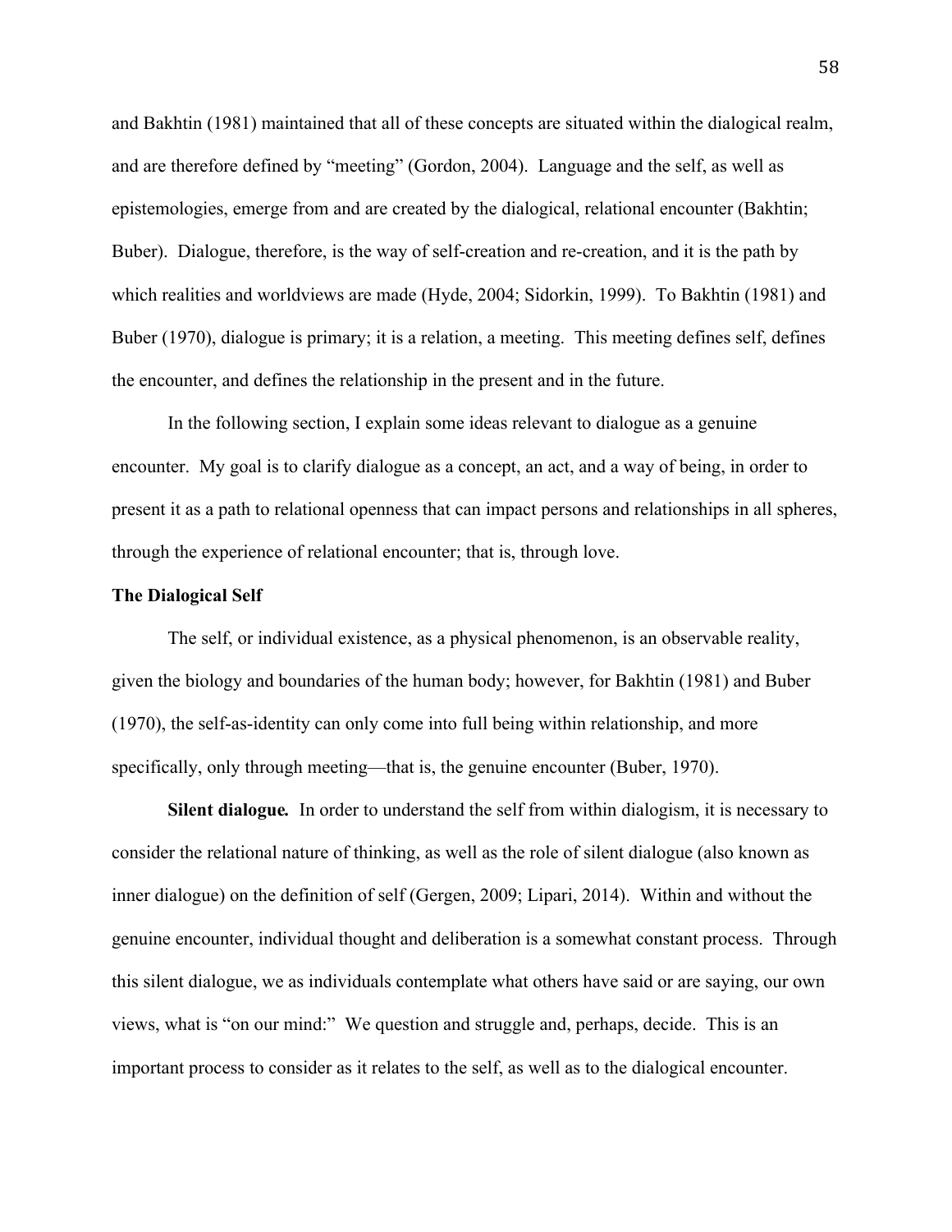and Bakhtin (1981) maintained that all of these concepts are situated within the dialogical realm, and are therefore defined by "meeting" (Gordon, 2004). Language and the self, as well as epistemologies, emerge from and are created by the dialogical, relational encounter (Bakhtin; Buber). Dialogue, therefore, is the way of self-creation and re-creation, and it is the path by which realities and worldviews are made (Hyde, 2004; Sidorkin, 1999). To Bakhtin (1981) and Buber (1970), dialogue is primary; it is a relation, a meeting. This meeting defines self, defines the encounter, and defines the relationship in the present and in the future.

In the following section, I explain some ideas relevant to dialogue as a genuine encounter. My goal is to clarify dialogue as a concept, an act, and a way of being, in order to present it as a path to relational openness that can impact persons and relationships in all spheres, through the experience of relational encounter; that is, through love.

**The Dialogical Self**

The self, or individual existence, as a physical phenomenon, is an observable reality, given the biology and boundaries of the human body; however, for Bakhtin (1981) and Buber (1970), the self-as-identity can only come into full being within relationship, and more specifically, only through meeting—that is, the genuine encounter (Buber, 1970).

**Silent dialogue.** In order to understand the self from within dialogism, it is necessary to consider the relational nature of thinking, as well as the role of silent dialogue (also known as inner dialogue) on the definition of self (Gergen, 2009; Lipari, 2014). Within and without the genuine encounter, individual thought and deliberation is a somewhat constant process. Through this silent dialogue, we as individuals contemplate what others have said or are saying, our own views, what is "on our mind:" We question and struggle and, perhaps, decide. This is an important process to consider as it relates to the self, as well as to the dialogical encounter.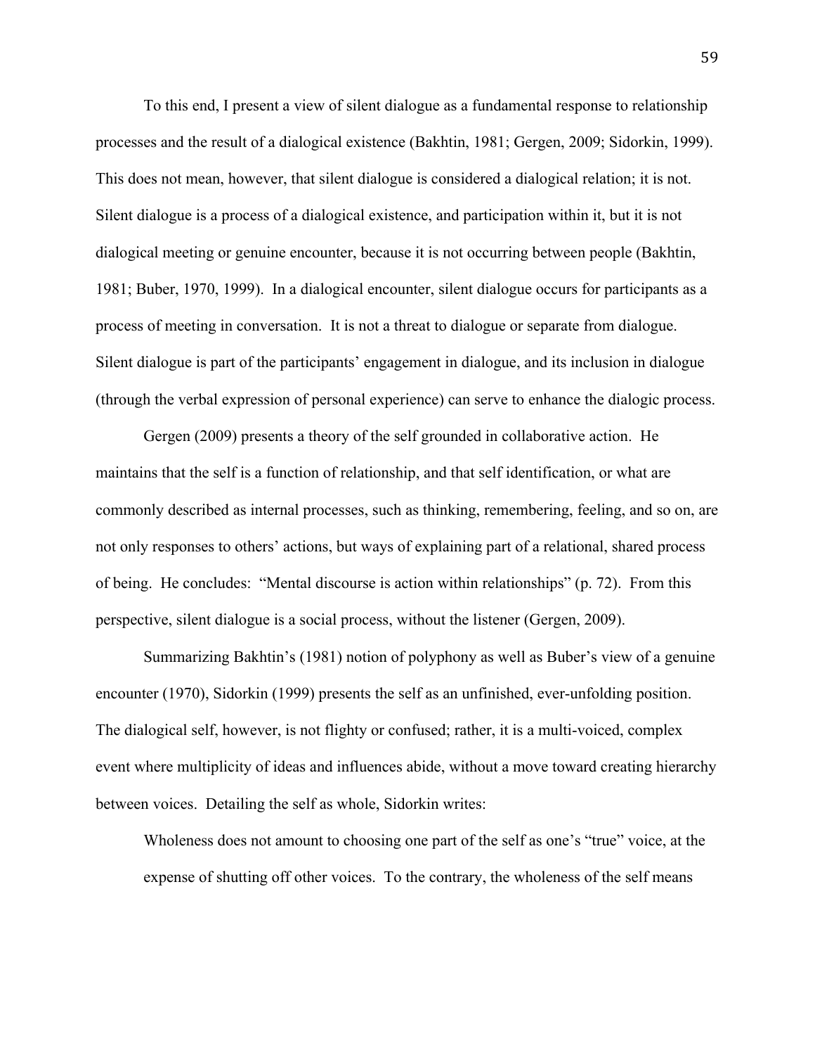To this end, I present a view of silent dialogue as a fundamental response to relationship processes and the result of a dialogical existence (Bakhtin, 1981; Gergen, 2009; Sidorkin, 1999). This does not mean, however, that silent dialogue is considered a dialogical relation; it is not. Silent dialogue is a process of a dialogical existence, and participation within it, but it is not dialogical meeting or genuine encounter, because it is not occurring between people (Bakhtin, 1981; Buber, 1970, 1999). In a dialogical encounter, silent dialogue occurs for participants as a process of meeting in conversation. It is not a threat to dialogue or separate from dialogue. Silent dialogue is part of the participants' engagement in dialogue, and its inclusion in dialogue (through the verbal expression of personal experience) can serve to enhance the dialogic process.

Gergen (2009) presents a theory of the self grounded in collaborative action. He maintains that the self is a function of relationship, and that self identification, or what are commonly described as internal processes, such as thinking, remembering, feeling, and so on, are not only responses to others' actions, but ways of explaining part of a relational, shared process of being. He concludes: "Mental discourse is action within relationships" (p. 72). From this perspective, silent dialogue is a social process, without the listener (Gergen, 2009).

Summarizing Bakhtin's (1981) notion of polyphony as well as Buber's view of a genuine encounter (1970), Sidorkin (1999) presents the self as an unfinished, ever-unfolding position. The dialogical self, however, is not flighty or confused; rather, it is a multi-voiced, complex event where multiplicity of ideas and influences abide, without a move toward creating hierarchy between voices. Detailing the self as whole, Sidorkin writes:

> Wholeness does not amount to choosing one part of the self as one's "true" voice, at the expense of shutting off other voices. To the contrary, the wholeness of the self means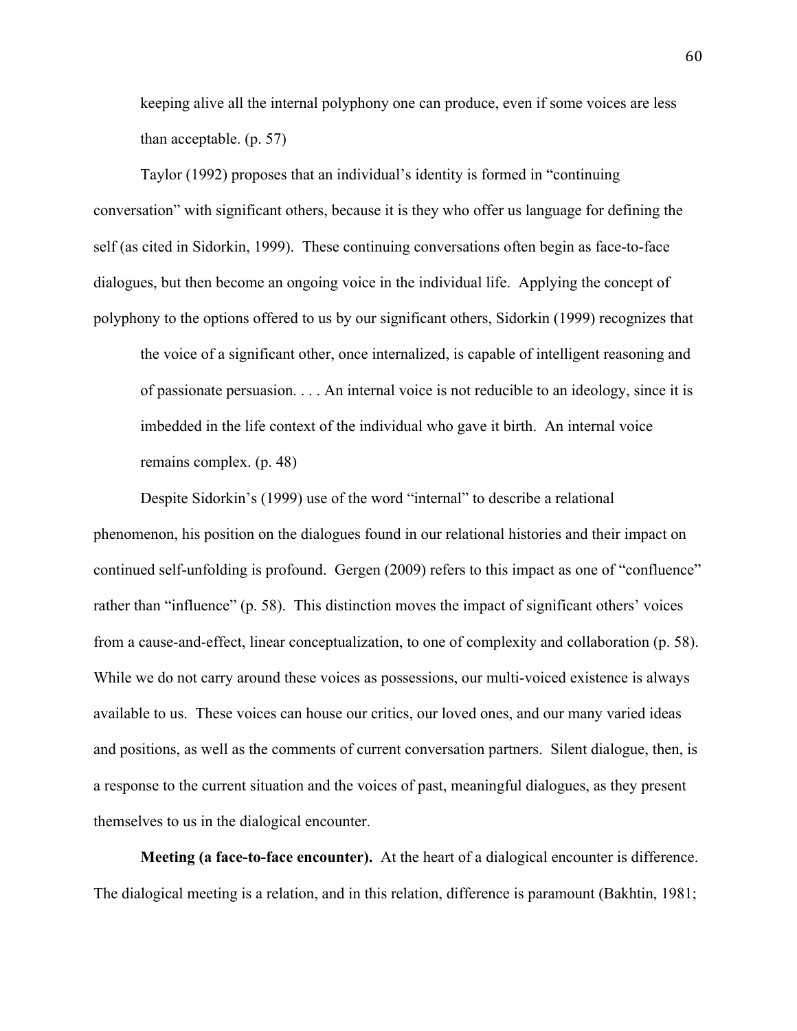> keeping alive all the internal polyphony one can produce, even if some voices are less than acceptable. (p. 57)

Taylor (1992) proposes that an individual's identity is formed in "continuing conversation" with significant others, because it is they who offer us language for defining the self (as cited in Sidorkin, 1999). These continuing conversations often begin as face-to-face dialogues, but then become an ongoing voice in the individual life. Applying the concept of polyphony to the options offered to us by our significant others, Sidorkin (1999) recognizes that

> the voice of a significant other, once internalized, is capable of intelligent reasoning and of passionate persuasion. . . . An internal voice is not reducible to an ideology, since it is imbedded in the life context of the individual who gave it birth. An internal voice remains complex. (p. 48)

Despite Sidorkin's (1999) use of the word "internal" to describe a relational phenomenon, his position on the dialogues found in our relational histories and their impact on continued self-unfolding is profound. Gergen (2009) refers to this impact as one of "confluence" rather than "influence" (p. 58). This distinction moves the impact of significant others' voices from a cause-and-effect, linear conceptualization, to one of complexity and collaboration (p. 58). While we do not carry around these voices as possessions, our multi-voiced existence is always available to us. These voices can house our critics, our loved ones, and our many varied ideas and positions, as well as the comments of current conversation partners. Silent dialogue, then, is a response to the current situation and the voices of past, meaningful dialogues, as they present themselves to us in the dialogical encounter.

**Meeting (a face-to-face encounter).** At the heart of a dialogical encounter is difference. The dialogical meeting is a relation, and in this relation, difference is paramount (Bakhtin, 1981;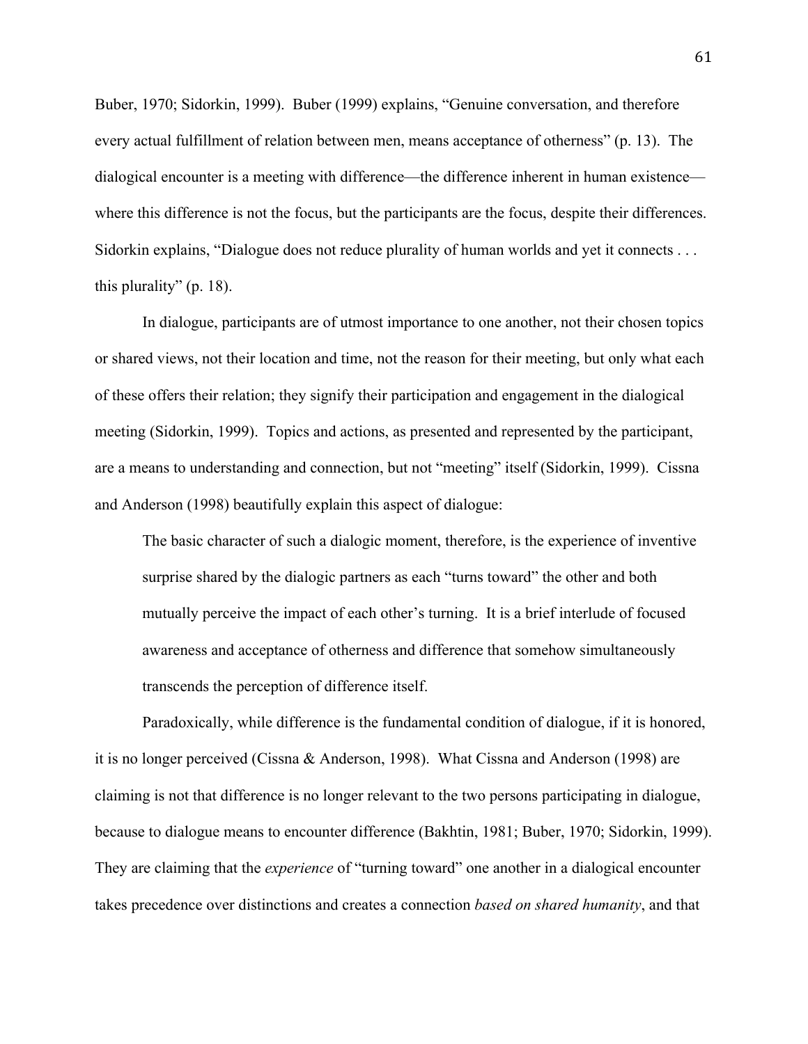Buber, 1970; Sidorkin, 1999). Buber (1999) explains, "Genuine conversation, and therefore every actual fulfillment of relation between men, means acceptance of otherness" (p. 13). The dialogical encounter is a meeting with difference—the difference inherent in human existence—where this difference is not the focus, but the participants are the focus, despite their differences. Sidorkin explains, "Dialogue does not reduce plurality of human worlds and yet it connects . . . this plurality" (p. 18).

In dialogue, participants are of utmost importance to one another, not their chosen topics or shared views, not their location and time, not the reason for their meeting, but only what each of these offers their relation; they signify their participation and engagement in the dialogical meeting (Sidorkin, 1999). Topics and actions, as presented and represented by the participant, are a means to understanding and connection, but not "meeting" itself (Sidorkin, 1999). Cissna and Anderson (1998) beautifully explain this aspect of dialogue:

> The basic character of such a dialogic moment, therefore, is the experience of inventive surprise shared by the dialogic partners as each "turns toward" the other and both mutually perceive the impact of each other's turning. It is a brief interlude of focused awareness and acceptance of otherness and difference that somehow simultaneously transcends the perception of difference itself.

Paradoxically, while difference is the fundamental condition of dialogue, if it is honored, it is no longer perceived (Cissna & Anderson, 1998). What Cissna and Anderson (1998) are claiming is not that difference is no longer relevant to the two persons participating in dialogue, because to dialogue means to encounter difference (Bakhtin, 1981; Buber, 1970; Sidorkin, 1999). They are claiming that the *experience* of "turning toward" one another in a dialogical encounter takes precedence over distinctions and creates a connection *based on shared humanity*, and that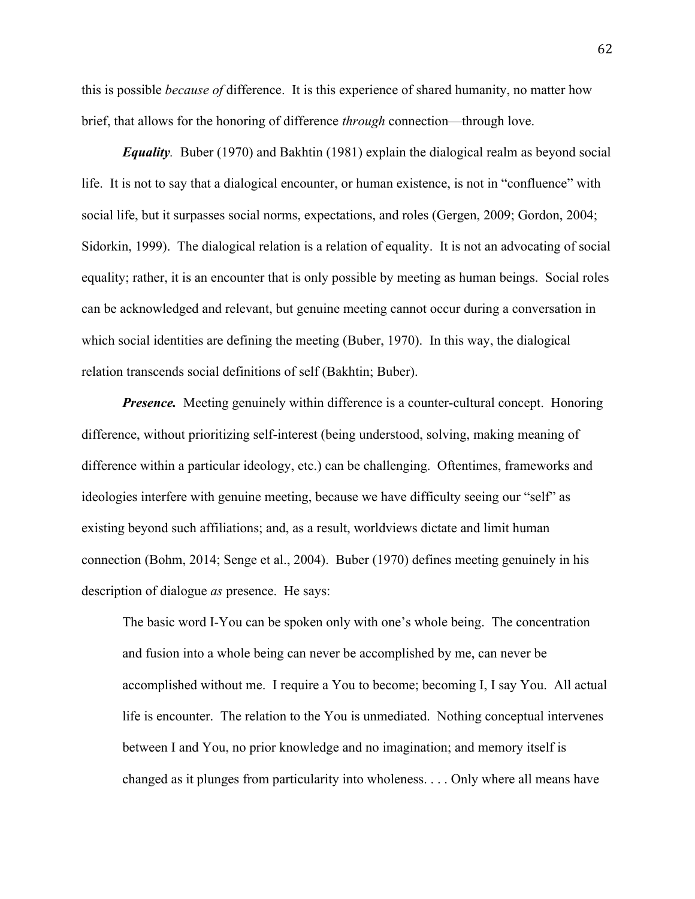this is possible *because of* difference. It is this experience of shared humanity, no matter how brief, that allows for the honoring of difference *through* connection—through love.

***Equality****.* Buber (1970) and Bakhtin (1981) explain the dialogical realm as beyond social life. It is not to say that a dialogical encounter, or human existence, is not in "confluence" with social life, but it surpasses social norms, expectations, and roles (Gergen, 2009; Gordon, 2004; Sidorkin, 1999). The dialogical relation is a relation of equality. It is not an advocating of social equality; rather, it is an encounter that is only possible by meeting as human beings. Social roles can be acknowledged and relevant, but genuine meeting cannot occur during a conversation in which social identities are defining the meeting (Buber, 1970). In this way, the dialogical relation transcends social definitions of self (Bakhtin; Buber).

***Presence.*** Meeting genuinely within difference is a counter-cultural concept. Honoring difference, without prioritizing self-interest (being understood, solving, making meaning of difference within a particular ideology, etc.) can be challenging. Oftentimes, frameworks and ideologies interfere with genuine meeting, because we have difficulty seeing our "self" as existing beyond such affiliations; and, as a result, worldviews dictate and limit human connection (Bohm, 2014; Senge et al., 2004). Buber (1970) defines meeting genuinely in his description of dialogue *as* presence. He says:

> The basic word I-You can be spoken only with one's whole being. The concentration and fusion into a whole being can never be accomplished by me, can never be accomplished without me. I require a You to become; becoming I, I say You. All actual life is encounter. The relation to the You is unmediated. Nothing conceptual intervenes between I and You, no prior knowledge and no imagination; and memory itself is changed as it plunges from particularity into wholeness. . . . Only where all means have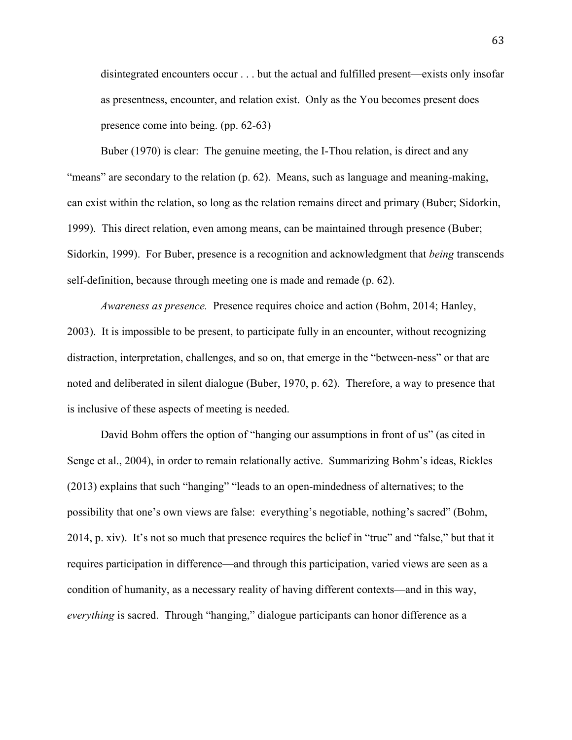> disintegrated encounters occur . . . but the actual and fulfilled present—exists only insofar as presentness, encounter, and relation exist. Only as the You becomes present does presence come into being. (pp. 62-63)

Buber (1970) is clear: The genuine meeting, the I-Thou relation, is direct and any "means" are secondary to the relation (p. 62). Means, such as language and meaning-making, can exist within the relation, so long as the relation remains direct and primary (Buber; Sidorkin, 1999). This direct relation, even among means, can be maintained through presence (Buber; Sidorkin, 1999). For Buber, presence is a recognition and acknowledgment that *being* transcends self-definition, because through meeting one is made and remade (p. 62).

*Awareness as presence.* Presence requires choice and action (Bohm, 2014; Hanley, 2003). It is impossible to be present, to participate fully in an encounter, without recognizing distraction, interpretation, challenges, and so on, that emerge in the "between-ness" or that are noted and deliberated in silent dialogue (Buber, 1970, p. 62). Therefore, a way to presence that is inclusive of these aspects of meeting is needed.

David Bohm offers the option of "hanging our assumptions in front of us" (as cited in Senge et al., 2004), in order to remain relationally active. Summarizing Bohm's ideas, Rickles (2013) explains that such "hanging" "leads to an open-mindedness of alternatives; to the possibility that one's own views are false: everything's negotiable, nothing's sacred" (Bohm, 2014, p. xiv). It's not so much that presence requires the belief in "true" and "false," but that it requires participation in difference—and through this participation, varied views are seen as a condition of humanity, as a necessary reality of having different contexts—and in this way, *everything* is sacred. Through "hanging," dialogue participants can honor difference as a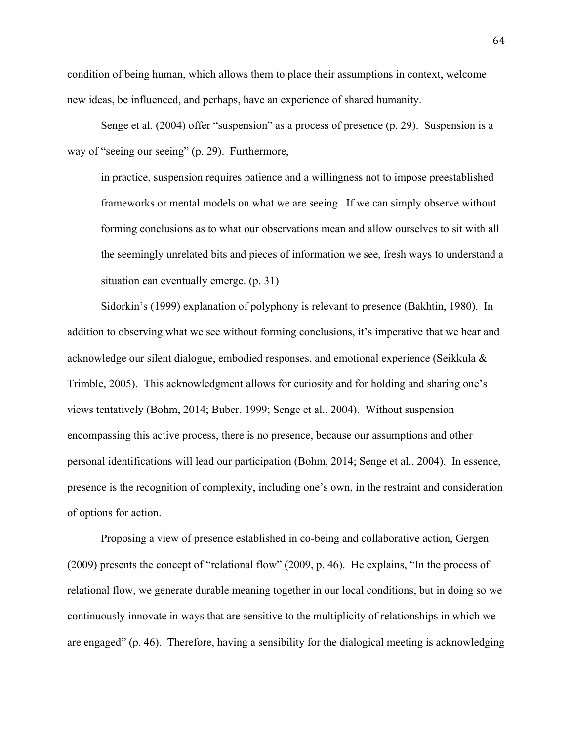condition of being human, which allows them to place their assumptions in context, welcome new ideas, be influenced, and perhaps, have an experience of shared humanity.

Senge et al. (2004) offer "suspension" as a process of presence (p. 29). Suspension is a way of "seeing our seeing" (p. 29). Furthermore,

> in practice, suspension requires patience and a willingness not to impose preestablished frameworks or mental models on what we are seeing. If we can simply observe without forming conclusions as to what our observations mean and allow ourselves to sit with all the seemingly unrelated bits and pieces of information we see, fresh ways to understand a situation can eventually emerge. (p. 31)

Sidorkin's (1999) explanation of polyphony is relevant to presence (Bakhtin, 1980). In addition to observing what we see without forming conclusions, it's imperative that we hear and acknowledge our silent dialogue, embodied responses, and emotional experience (Seikkula & Trimble, 2005). This acknowledgment allows for curiosity and for holding and sharing one's views tentatively (Bohm, 2014; Buber, 1999; Senge et al., 2004). Without suspension encompassing this active process, there is no presence, because our assumptions and other personal identifications will lead our participation (Bohm, 2014; Senge et al., 2004). In essence, presence is the recognition of complexity, including one's own, in the restraint and consideration of options for action.

Proposing a view of presence established in co-being and collaborative action, Gergen (2009) presents the concept of "relational flow" (2009, p. 46). He explains, "In the process of relational flow, we generate durable meaning together in our local conditions, but in doing so we continuously innovate in ways that are sensitive to the multiplicity of relationships in which we are engaged" (p. 46). Therefore, having a sensibility for the dialogical meeting is acknowledging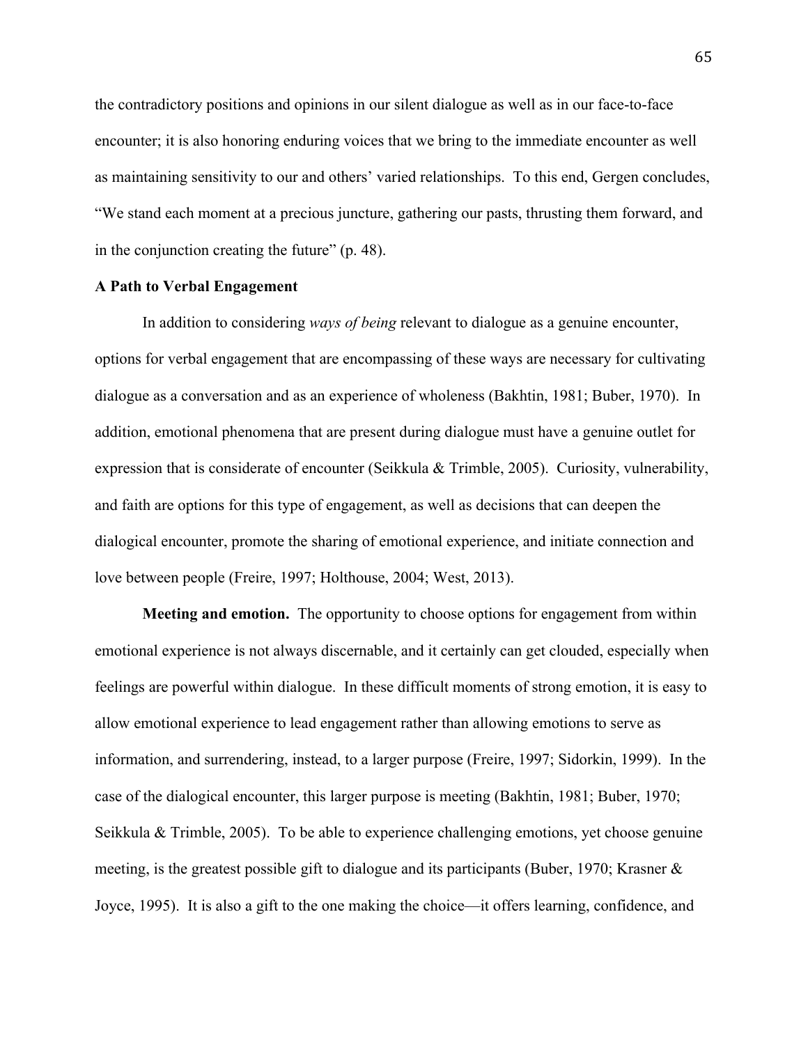the contradictory positions and opinions in our silent dialogue as well as in our face-to-face encounter; it is also honoring enduring voices that we bring to the immediate encounter as well as maintaining sensitivity to our and others' varied relationships. To this end, Gergen concludes, "We stand each moment at a precious juncture, gathering our pasts, thrusting them forward, and in the conjunction creating the future" (p. 48).

### A Path to Verbal Engagement

In addition to considering *ways of being* relevant to dialogue as a genuine encounter, options for verbal engagement that are encompassing of these ways are necessary for cultivating dialogue as a conversation and as an experience of wholeness (Bakhtin, 1981; Buber, 1970). In addition, emotional phenomena that are present during dialogue must have a genuine outlet for expression that is considerate of encounter (Seikkula & Trimble, 2005). Curiosity, vulnerability, and faith are options for this type of engagement, as well as decisions that can deepen the dialogical encounter, promote the sharing of emotional experience, and initiate connection and love between people (Freire, 1997; Holthouse, 2004; West, 2013).

**Meeting and emotion.** The opportunity to choose options for engagement from within emotional experience is not always discernable, and it certainly can get clouded, especially when feelings are powerful within dialogue. In these difficult moments of strong emotion, it is easy to allow emotional experience to lead engagement rather than allowing emotions to serve as information, and surrendering, instead, to a larger purpose (Freire, 1997; Sidorkin, 1999). In the case of the dialogical encounter, this larger purpose is meeting (Bakhtin, 1981; Buber, 1970; Seikkula & Trimble, 2005). To be able to experience challenging emotions, yet choose genuine meeting, is the greatest possible gift to dialogue and its participants (Buber, 1970; Krasner & Joyce, 1995). It is also a gift to the one making the choice—it offers learning, confidence, and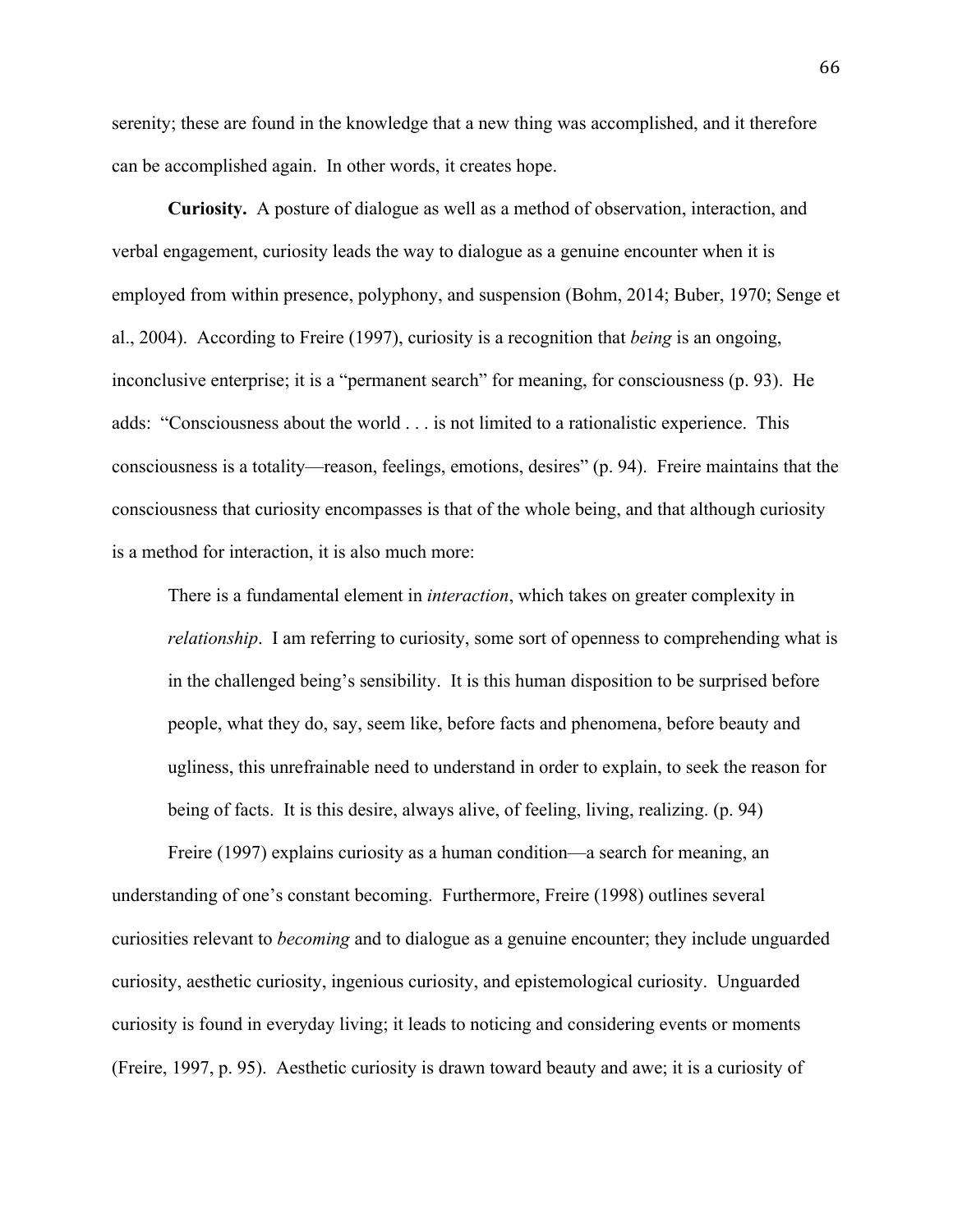serenity; these are found in the knowledge that a new thing was accomplished, and it therefore can be accomplished again. In other words, it creates hope.

**Curiosity.** A posture of dialogue as well as a method of observation, interaction, and verbal engagement, curiosity leads the way to dialogue as a genuine encounter when it is employed from within presence, polyphony, and suspension (Bohm, 2014; Buber, 1970; Senge et al., 2004). According to Freire (1997), curiosity is a recognition that *being* is an ongoing, inconclusive enterprise; it is a "permanent search" for meaning, for consciousness (p. 93). He adds: "Consciousness about the world . . . is not limited to a rationalistic experience. This consciousness is a totality—reason, feelings, emotions, desires" (p. 94). Freire maintains that the consciousness that curiosity encompasses is that of the whole being, and that although curiosity is a method for interaction, it is also much more:

> There is a fundamental element in *interaction*, which takes on greater complexity in *relationship*. I am referring to curiosity, some sort of openness to comprehending what is in the challenged being's sensibility. It is this human disposition to be surprised before people, what they do, say, seem like, before facts and phenomena, before beauty and ugliness, this unrefrainable need to understand in order to explain, to seek the reason for being of facts. It is this desire, always alive, of feeling, living, realizing. (p. 94)

Freire (1997) explains curiosity as a human condition—a search for meaning, an understanding of one's constant becoming. Furthermore, Freire (1998) outlines several curiosities relevant to *becoming* and to dialogue as a genuine encounter; they include unguarded curiosity, aesthetic curiosity, ingenious curiosity, and epistemological curiosity. Unguarded curiosity is found in everyday living; it leads to noticing and considering events or moments (Freire, 1997, p. 95). Aesthetic curiosity is drawn toward beauty and awe; it is a curiosity of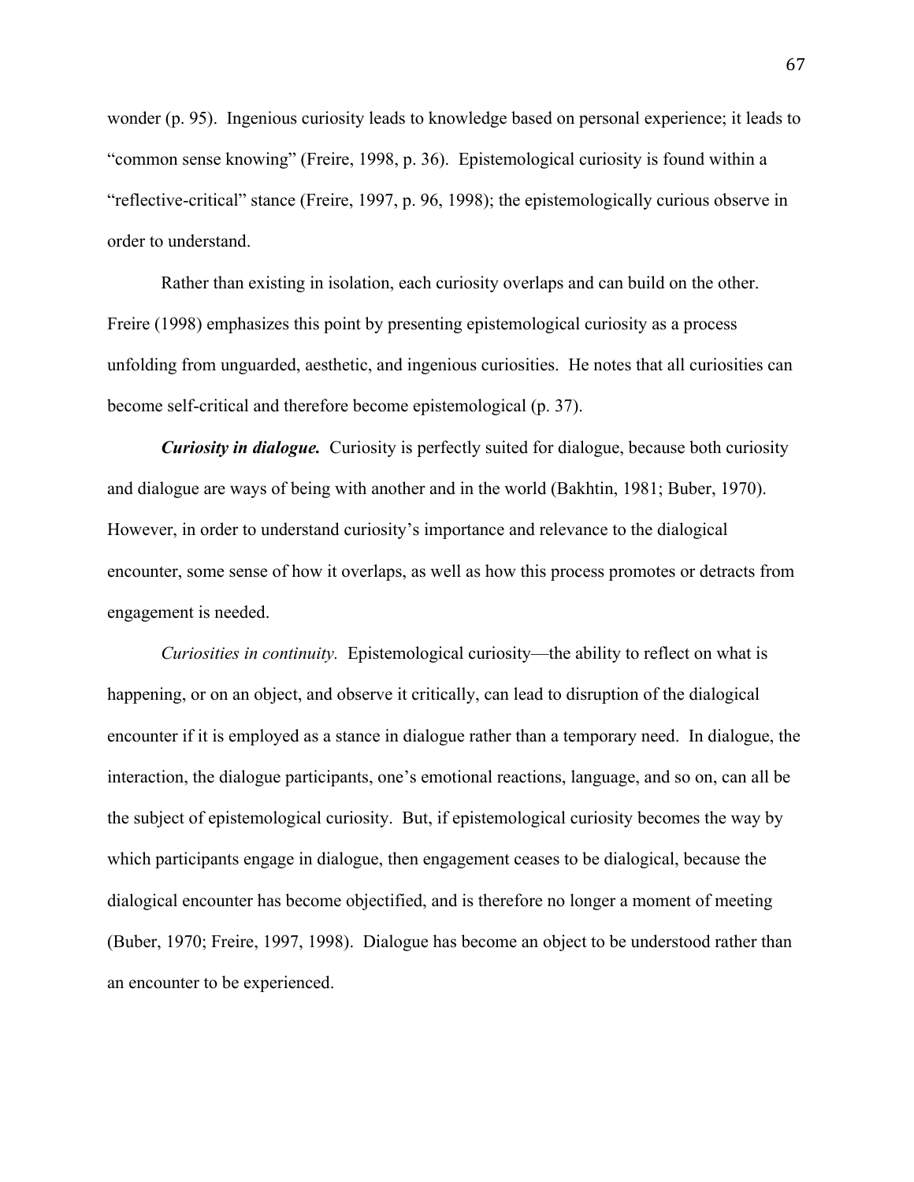wonder (p. 95). Ingenious curiosity leads to knowledge based on personal experience; it leads to "common sense knowing" (Freire, 1998, p. 36). Epistemological curiosity is found within a "reflective-critical" stance (Freire, 1997, p. 96, 1998); the epistemologically curious observe in order to understand.

Rather than existing in isolation, each curiosity overlaps and can build on the other. Freire (1998) emphasizes this point by presenting epistemological curiosity as a process unfolding from unguarded, aesthetic, and ingenious curiosities. He notes that all curiosities can become self-critical and therefore become epistemological (p. 37).

***Curiosity in dialogue.*** Curiosity is perfectly suited for dialogue, because both curiosity and dialogue are ways of being with another and in the world (Bakhtin, 1981; Buber, 1970). However, in order to understand curiosity's importance and relevance to the dialogical encounter, some sense of how it overlaps, as well as how this process promotes or detracts from engagement is needed.

*Curiosities in continuity.* Epistemological curiosity—the ability to reflect on what is happening, or on an object, and observe it critically, can lead to disruption of the dialogical encounter if it is employed as a stance in dialogue rather than a temporary need. In dialogue, the interaction, the dialogue participants, one's emotional reactions, language, and so on, can all be the subject of epistemological curiosity. But, if epistemological curiosity becomes the way by which participants engage in dialogue, then engagement ceases to be dialogical, because the dialogical encounter has become objectified, and is therefore no longer a moment of meeting (Buber, 1970; Freire, 1997, 1998). Dialogue has become an object to be understood rather than an encounter to be experienced.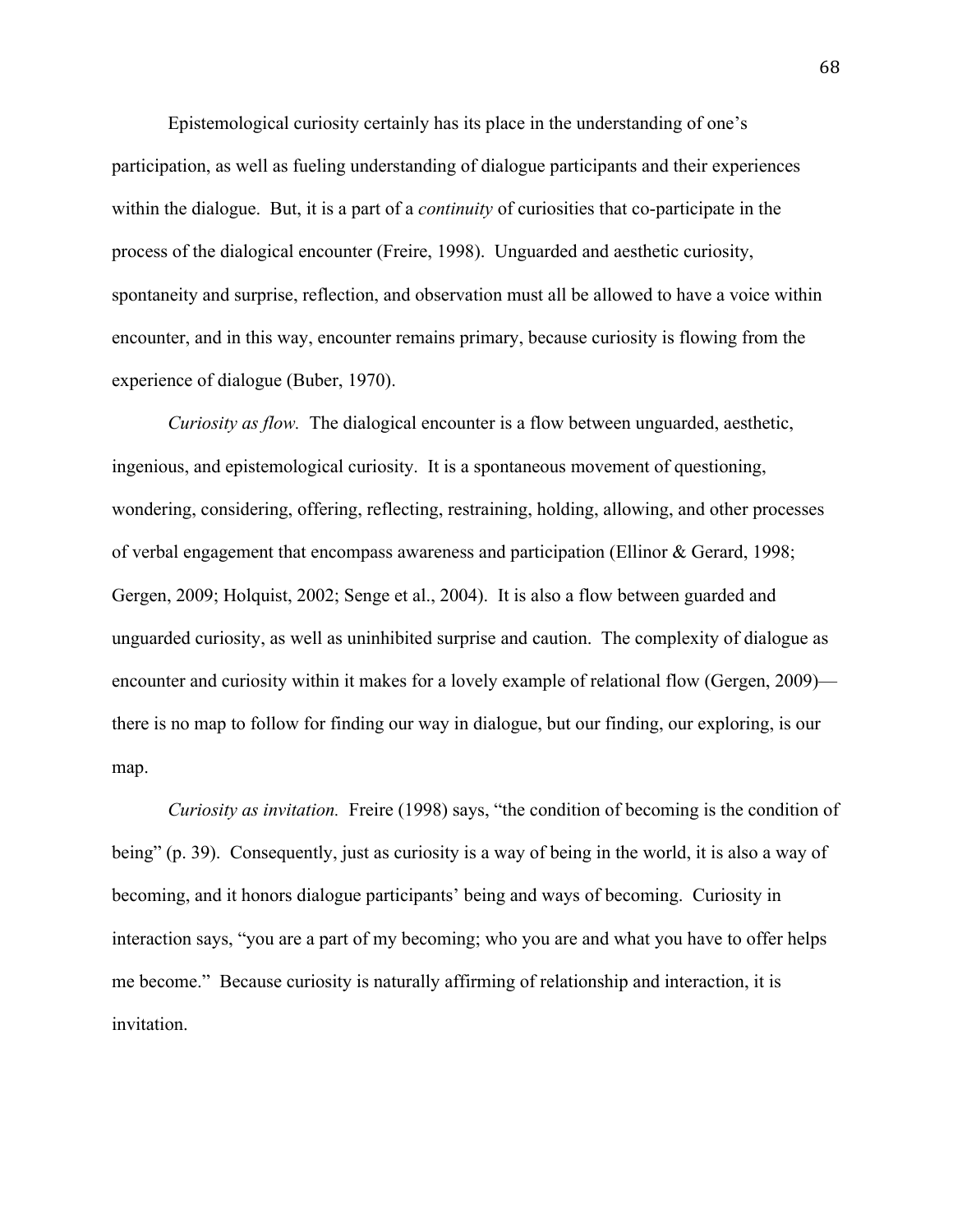Epistemological curiosity certainly has its place in the understanding of one's participation, as well as fueling understanding of dialogue participants and their experiences within the dialogue. But, it is a part of a *continuity* of curiosities that co-participate in the process of the dialogical encounter (Freire, 1998). Unguarded and aesthetic curiosity, spontaneity and surprise, reflection, and observation must all be allowed to have a voice within encounter, and in this way, encounter remains primary, because curiosity is flowing from the experience of dialogue (Buber, 1970).

*Curiosity as flow.* The dialogical encounter is a flow between unguarded, aesthetic, ingenious, and epistemological curiosity. It is a spontaneous movement of questioning, wondering, considering, offering, reflecting, restraining, holding, allowing, and other processes of verbal engagement that encompass awareness and participation (Ellinor & Gerard, 1998; Gergen, 2009; Holquist, 2002; Senge et al., 2004). It is also a flow between guarded and unguarded curiosity, as well as uninhibited surprise and caution. The complexity of dialogue as encounter and curiosity within it makes for a lovely example of relational flow (Gergen, 2009)—there is no map to follow for finding our way in dialogue, but our finding, our exploring, is our map.

*Curiosity as invitation.* Freire (1998) says, "the condition of becoming is the condition of being" (p. 39). Consequently, just as curiosity is a way of being in the world, it is also a way of becoming, and it honors dialogue participants' being and ways of becoming. Curiosity in interaction says, "you are a part of my becoming; who you are and what you have to offer helps me become." Because curiosity is naturally affirming of relationship and interaction, it is invitation.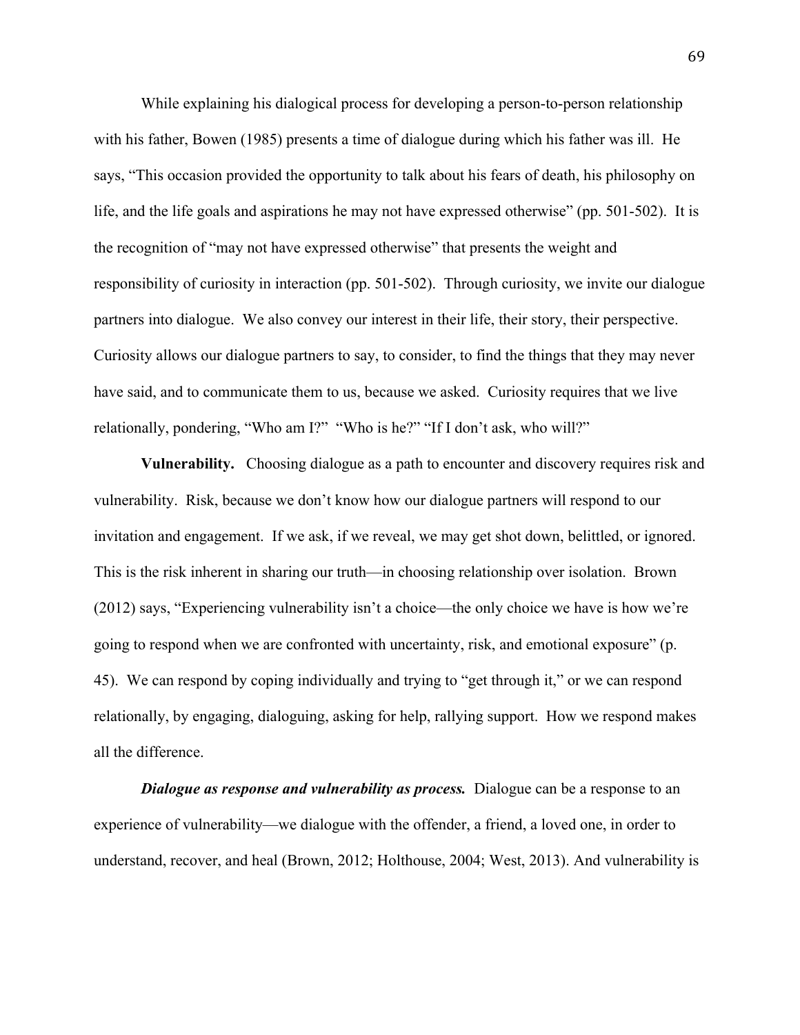While explaining his dialogical process for developing a person-to-person relationship with his father, Bowen (1985) presents a time of dialogue during which his father was ill. He says, "This occasion provided the opportunity to talk about his fears of death, his philosophy on life, and the life goals and aspirations he may not have expressed otherwise" (pp. 501-502). It is the recognition of "may not have expressed otherwise" that presents the weight and responsibility of curiosity in interaction (pp. 501-502). Through curiosity, we invite our dialogue partners into dialogue. We also convey our interest in their life, their story, their perspective. Curiosity allows our dialogue partners to say, to consider, to find the things that they may never have said, and to communicate them to us, because we asked. Curiosity requires that we live relationally, pondering, "Who am I?" "Who is he?" "If I don't ask, who will?"

**Vulnerability.** Choosing dialogue as a path to encounter and discovery requires risk and vulnerability. Risk, because we don't know how our dialogue partners will respond to our invitation and engagement. If we ask, if we reveal, we may get shot down, belittled, or ignored. This is the risk inherent in sharing our truth—in choosing relationship over isolation. Brown (2012) says, "Experiencing vulnerability isn't a choice—the only choice we have is how we're going to respond when we are confronted with uncertainty, risk, and emotional exposure" (p. 45). We can respond by coping individually and trying to "get through it," or we can respond relationally, by engaging, dialoguing, asking for help, rallying support. How we respond makes all the difference.

***Dialogue as response and vulnerability as process.*** Dialogue can be a response to an experience of vulnerability—we dialogue with the offender, a friend, a loved one, in order to understand, recover, and heal (Brown, 2012; Holthouse, 2004; West, 2013). And vulnerability is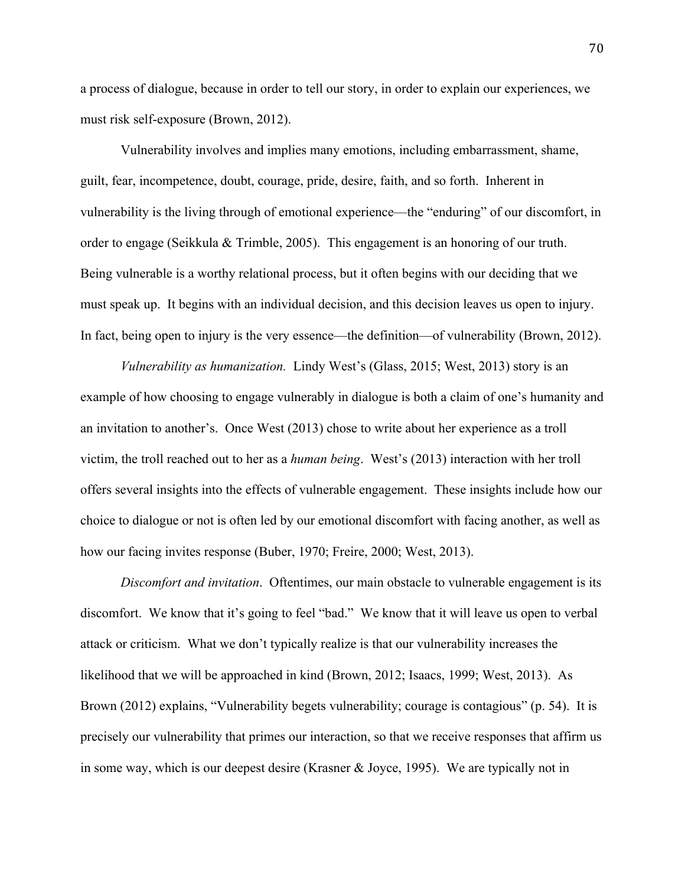a process of dialogue, because in order to tell our story, in order to explain our experiences, we must risk self-exposure (Brown, 2012).

Vulnerability involves and implies many emotions, including embarrassment, shame, guilt, fear, incompetence, doubt, courage, pride, desire, faith, and so forth. Inherent in vulnerability is the living through of emotional experience—the "enduring" of our discomfort, in order to engage (Seikkula & Trimble, 2005). This engagement is an honoring of our truth. Being vulnerable is a worthy relational process, but it often begins with our deciding that we must speak up. It begins with an individual decision, and this decision leaves us open to injury. In fact, being open to injury is the very essence—the definition—of vulnerability (Brown, 2012).

*Vulnerability as humanization.* Lindy West's (Glass, 2015; West, 2013) story is an example of how choosing to engage vulnerably in dialogue is both a claim of one's humanity and an invitation to another's. Once West (2013) chose to write about her experience as a troll victim, the troll reached out to her as a *human being*. West's (2013) interaction with her troll offers several insights into the effects of vulnerable engagement. These insights include how our choice to dialogue or not is often led by our emotional discomfort with facing another, as well as how our facing invites response (Buber, 1970; Freire, 2000; West, 2013).

*Discomfort and invitation*. Oftentimes, our main obstacle to vulnerable engagement is its discomfort. We know that it's going to feel "bad." We know that it will leave us open to verbal attack or criticism. What we don't typically realize is that our vulnerability increases the likelihood that we will be approached in kind (Brown, 2012; Isaacs, 1999; West, 2013). As Brown (2012) explains, "Vulnerability begets vulnerability; courage is contagious" (p. 54). It is precisely our vulnerability that primes our interaction, so that we receive responses that affirm us in some way, which is our deepest desire (Krasner & Joyce, 1995). We are typically not in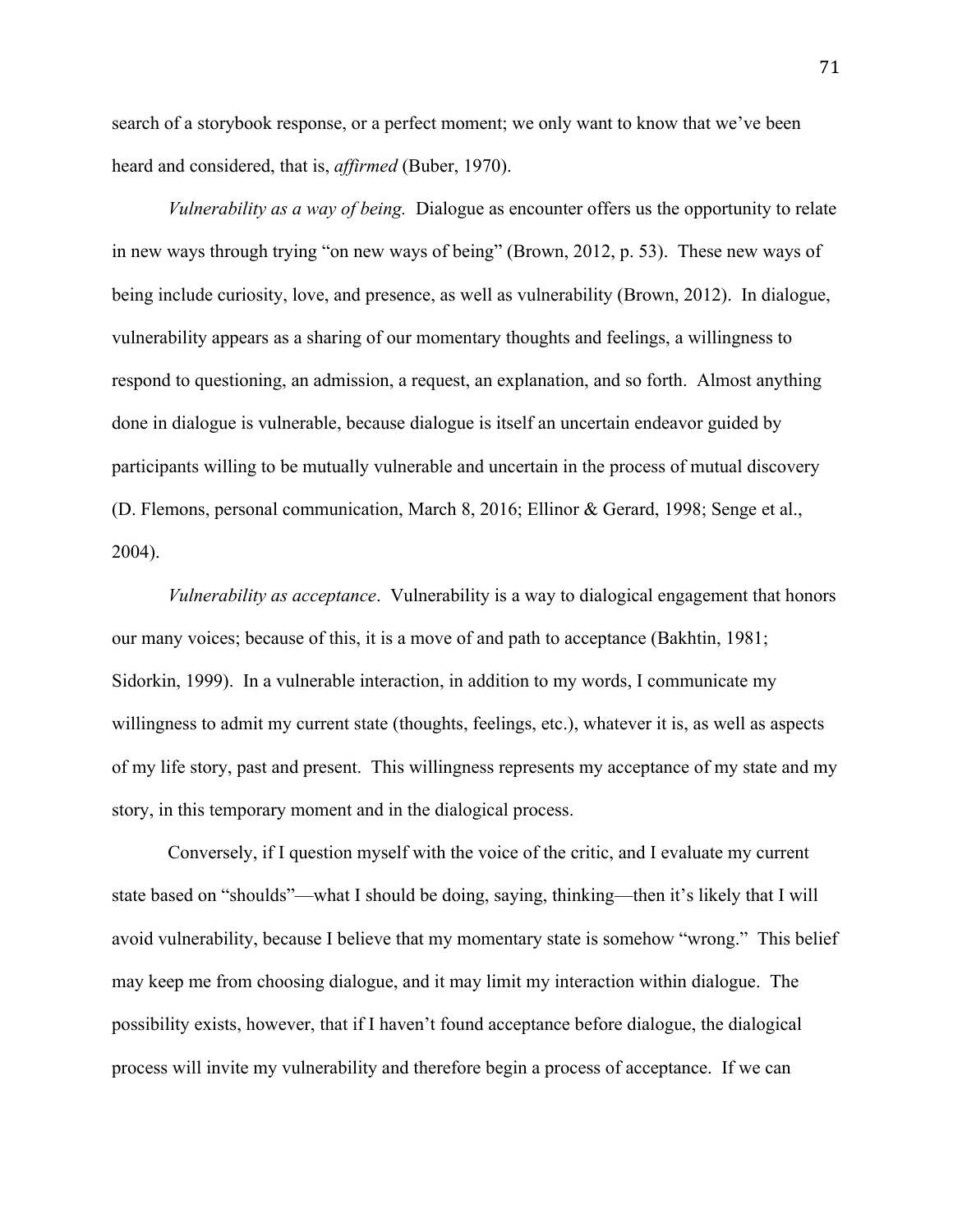search of a storybook response, or a perfect moment; we only want to know that we've been heard and considered, that is, *affirmed* (Buber, 1970).

*Vulnerability as a way of being.* Dialogue as encounter offers us the opportunity to relate in new ways through trying "on new ways of being" (Brown, 2012, p. 53). These new ways of being include curiosity, love, and presence, as well as vulnerability (Brown, 2012). In dialogue, vulnerability appears as a sharing of our momentary thoughts and feelings, a willingness to respond to questioning, an admission, a request, an explanation, and so forth. Almost anything done in dialogue is vulnerable, because dialogue is itself an uncertain endeavor guided by participants willing to be mutually vulnerable and uncertain in the process of mutual discovery (D. Flemons, personal communication, March 8, 2016; Ellinor & Gerard, 1998; Senge et al., 2004).

*Vulnerability as acceptance*. Vulnerability is a way to dialogical engagement that honors our many voices; because of this, it is a move of and path to acceptance (Bakhtin, 1981; Sidorkin, 1999). In a vulnerable interaction, in addition to my words, I communicate my willingness to admit my current state (thoughts, feelings, etc.), whatever it is, as well as aspects of my life story, past and present. This willingness represents my acceptance of my state and my story, in this temporary moment and in the dialogical process.

Conversely, if I question myself with the voice of the critic, and I evaluate my current state based on "shoulds"—what I should be doing, saying, thinking—then it's likely that I will avoid vulnerability, because I believe that my momentary state is somehow "wrong." This belief may keep me from choosing dialogue, and it may limit my interaction within dialogue. The possibility exists, however, that if I haven't found acceptance before dialogue, the dialogical process will invite my vulnerability and therefore begin a process of acceptance. If we can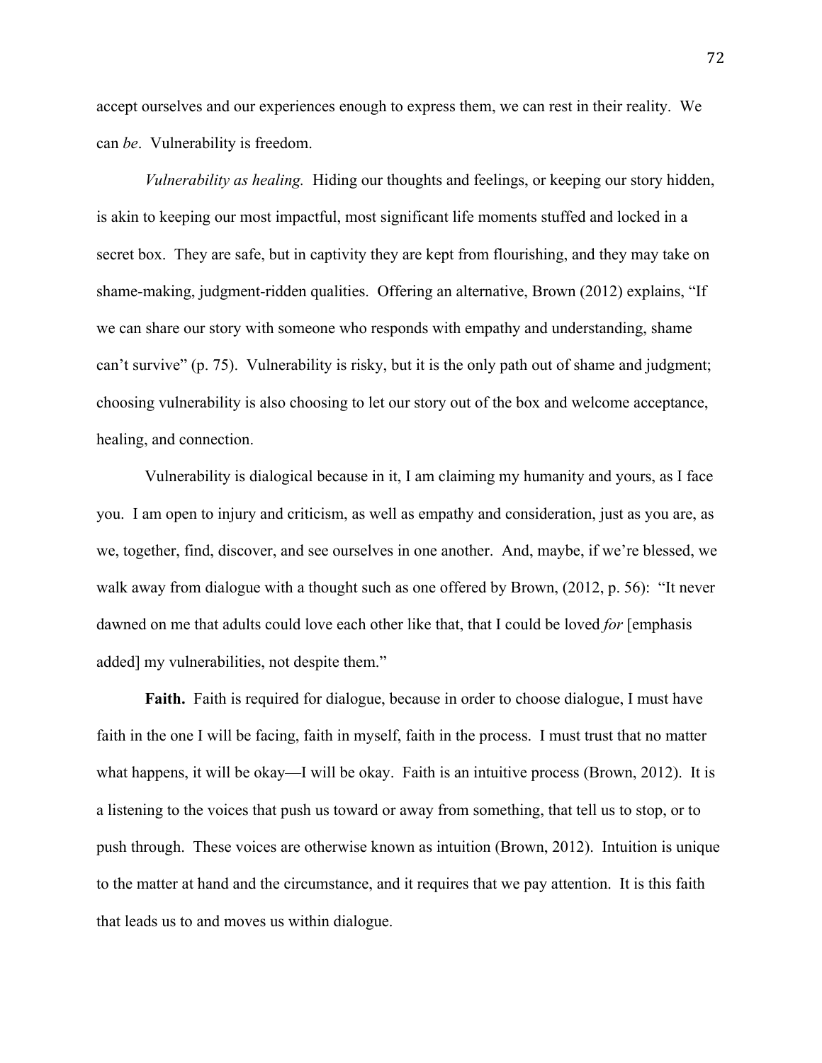accept ourselves and our experiences enough to express them, we can rest in their reality. We can *be*. Vulnerability is freedom.

*Vulnerability as healing.* Hiding our thoughts and feelings, or keeping our story hidden, is akin to keeping our most impactful, most significant life moments stuffed and locked in a secret box. They are safe, but in captivity they are kept from flourishing, and they may take on shame-making, judgment-ridden qualities. Offering an alternative, Brown (2012) explains, "If we can share our story with someone who responds with empathy and understanding, shame can't survive" (p. 75). Vulnerability is risky, but it is the only path out of shame and judgment; choosing vulnerability is also choosing to let our story out of the box and welcome acceptance, healing, and connection.

Vulnerability is dialogical because in it, I am claiming my humanity and yours, as I face you. I am open to injury and criticism, as well as empathy and consideration, just as you are, as we, together, find, discover, and see ourselves in one another. And, maybe, if we're blessed, we walk away from dialogue with a thought such as one offered by Brown, (2012, p. 56): "It never dawned on me that adults could love each other like that, that I could be loved *for* [emphasis added] my vulnerabilities, not despite them."

**Faith.** Faith is required for dialogue, because in order to choose dialogue, I must have faith in the one I will be facing, faith in myself, faith in the process. I must trust that no matter what happens, it will be okay—I will be okay. Faith is an intuitive process (Brown, 2012). It is a listening to the voices that push us toward or away from something, that tell us to stop, or to push through. These voices are otherwise known as intuition (Brown, 2012). Intuition is unique to the matter at hand and the circumstance, and it requires that we pay attention. It is this faith that leads us to and moves us within dialogue.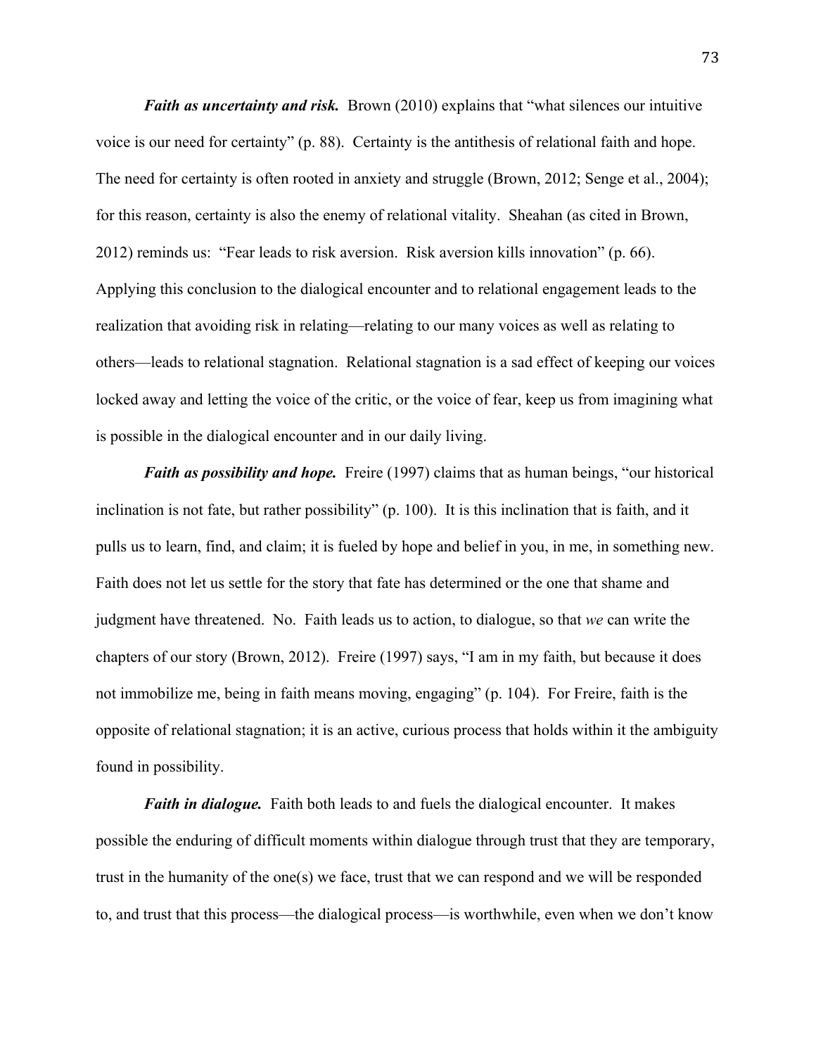***Faith as uncertainty and risk.*** Brown (2010) explains that "what silences our intuitive voice is our need for certainty" (p. 88). Certainty is the antithesis of relational faith and hope. The need for certainty is often rooted in anxiety and struggle (Brown, 2012; Senge et al., 2004); for this reason, certainty is also the enemy of relational vitality. Sheahan (as cited in Brown, 2012) reminds us: "Fear leads to risk aversion. Risk aversion kills innovation" (p. 66). Applying this conclusion to the dialogical encounter and to relational engagement leads to the realization that avoiding risk in relating—relating to our many voices as well as relating to others—leads to relational stagnation. Relational stagnation is a sad effect of keeping our voices locked away and letting the voice of the critic, or the voice of fear, keep us from imagining what is possible in the dialogical encounter and in our daily living.

***Faith as possibility and hope.*** Freire (1997) claims that as human beings, "our historical inclination is not fate, but rather possibility" (p. 100). It is this inclination that is faith, and it pulls us to learn, find, and claim; it is fueled by hope and belief in you, in me, in something new. Faith does not let us settle for the story that fate has determined or the one that shame and judgment have threatened. No. Faith leads us to action, to dialogue, so that *we* can write the chapters of our story (Brown, 2012). Freire (1997) says, "I am in my faith, but because it does not immobilize me, being in faith means moving, engaging" (p. 104). For Freire, faith is the opposite of relational stagnation; it is an active, curious process that holds within it the ambiguity found in possibility.

***Faith in dialogue.*** Faith both leads to and fuels the dialogical encounter. It makes possible the enduring of difficult moments within dialogue through trust that they are temporary, trust in the humanity of the one(s) we face, trust that we can respond and we will be responded to, and trust that this process—the dialogical process—is worthwhile, even when we don't know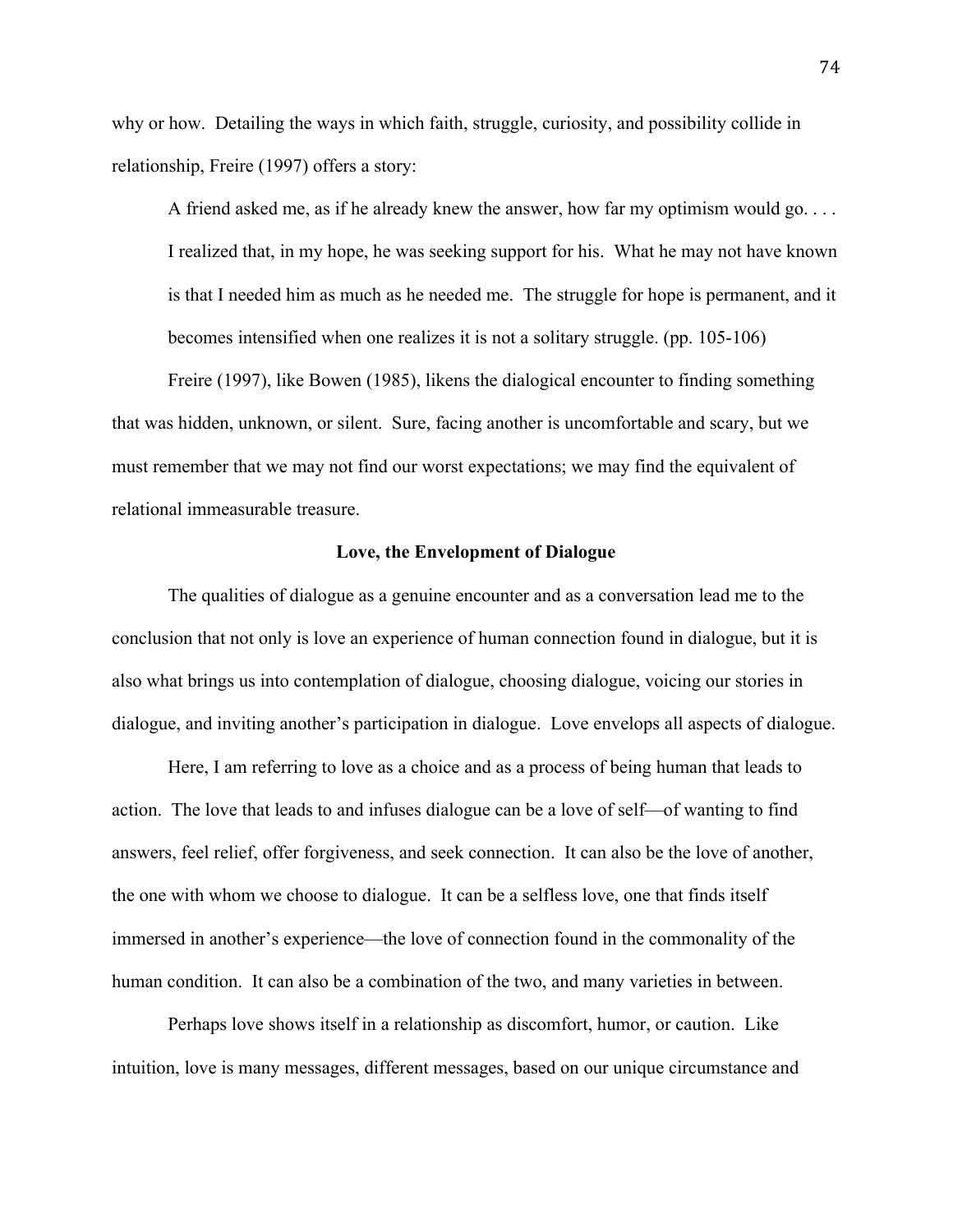why or how. Detailing the ways in which faith, struggle, curiosity, and possibility collide in relationship, Freire (1997) offers a story:

> A friend asked me, as if he already knew the answer, how far my optimism would go. . . . I realized that, in my hope, he was seeking support for his. What he may not have known is that I needed him as much as he needed me. The struggle for hope is permanent, and it becomes intensified when one realizes it is not a solitary struggle. (pp. 105-106)

Freire (1997), like Bowen (1985), likens the dialogical encounter to finding something that was hidden, unknown, or silent. Sure, facing another is uncomfortable and scary, but we must remember that we may not find our worst expectations; we may find the equivalent of relational immeasurable treasure.

## Love, the Envelopment of Dialogue

The qualities of dialogue as a genuine encounter and as a conversation lead me to the conclusion that not only is love an experience of human connection found in dialogue, but it is also what brings us into contemplation of dialogue, choosing dialogue, voicing our stories in dialogue, and inviting another's participation in dialogue. Love envelops all aspects of dialogue.

Here, I am referring to love as a choice and as a process of being human that leads to action. The love that leads to and infuses dialogue can be a love of self—of wanting to find answers, feel relief, offer forgiveness, and seek connection. It can also be the love of another, the one with whom we choose to dialogue. It can be a selfless love, one that finds itself immersed in another's experience—the love of connection found in the commonality of the human condition. It can also be a combination of the two, and many varieties in between.

Perhaps love shows itself in a relationship as discomfort, humor, or caution. Like intuition, love is many messages, different messages, based on our unique circumstance and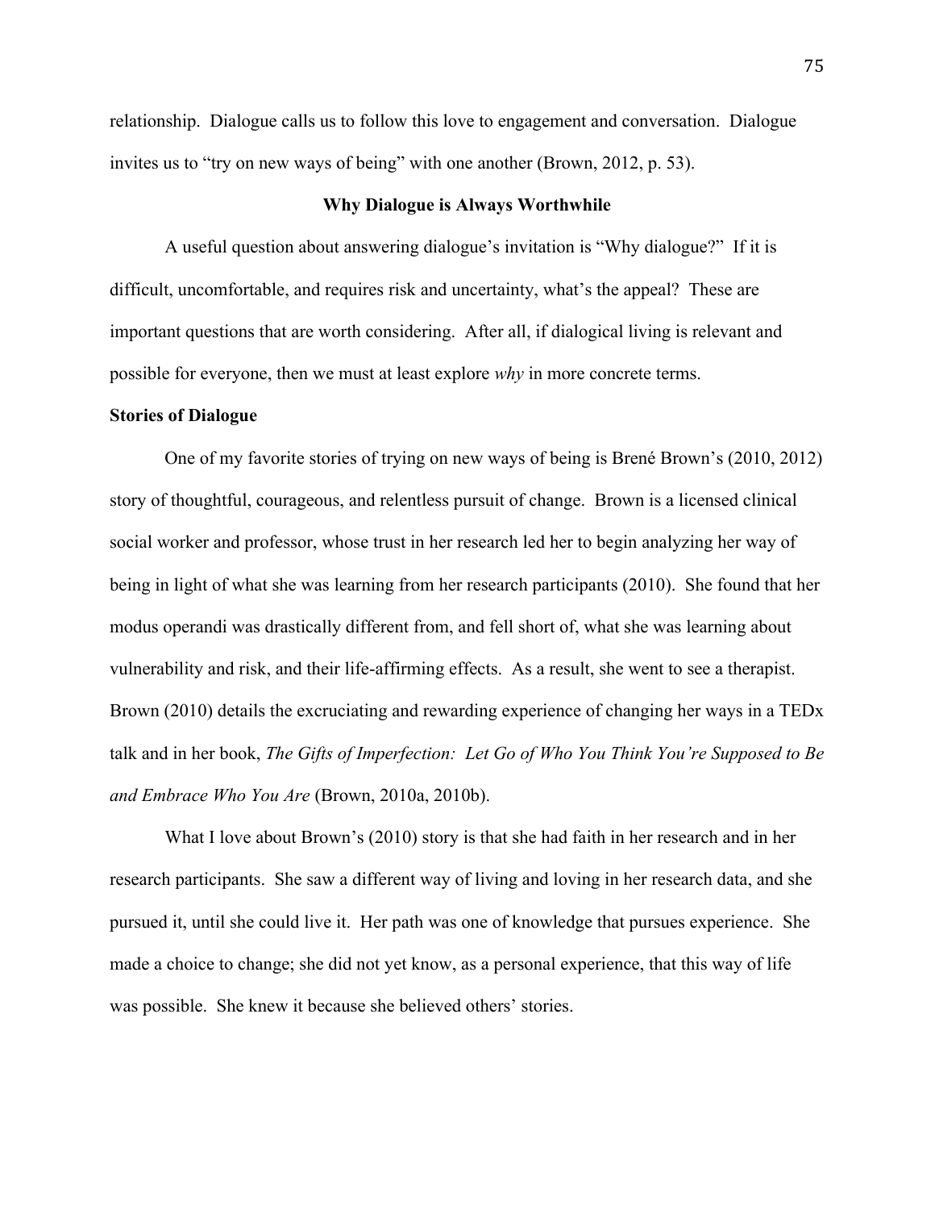relationship. Dialogue calls us to follow this love to engagement and conversation. Dialogue invites us to "try on new ways of being" with one another (Brown, 2012, p. 53).

## Why Dialogue is Always Worthwhile

A useful question about answering dialogue's invitation is "Why dialogue?" If it is difficult, uncomfortable, and requires risk and uncertainty, what's the appeal? These are important questions that are worth considering. After all, if dialogical living is relevant and possible for everyone, then we must at least explore *why* in more concrete terms.

### Stories of Dialogue

One of my favorite stories of trying on new ways of being is Brené Brown's (2010, 2012) story of thoughtful, courageous, and relentless pursuit of change. Brown is a licensed clinical social worker and professor, whose trust in her research led her to begin analyzing her way of being in light of what she was learning from her research participants (2010). She found that her modus operandi was drastically different from, and fell short of, what she was learning about vulnerability and risk, and their life-affirming effects. As a result, she went to see a therapist. Brown (2010) details the excruciating and rewarding experience of changing her ways in a TEDx talk and in her book, *The Gifts of Imperfection: Let Go of Who You Think You're Supposed to Be and Embrace Who You Are* (Brown, 2010a, 2010b).

What I love about Brown's (2010) story is that she had faith in her research and in her research participants. She saw a different way of living and loving in her research data, and she pursued it, until she could live it. Her path was one of knowledge that pursues experience. She made a choice to change; she did not yet know, as a personal experience, that this way of life was possible. She knew it because she believed others' stories.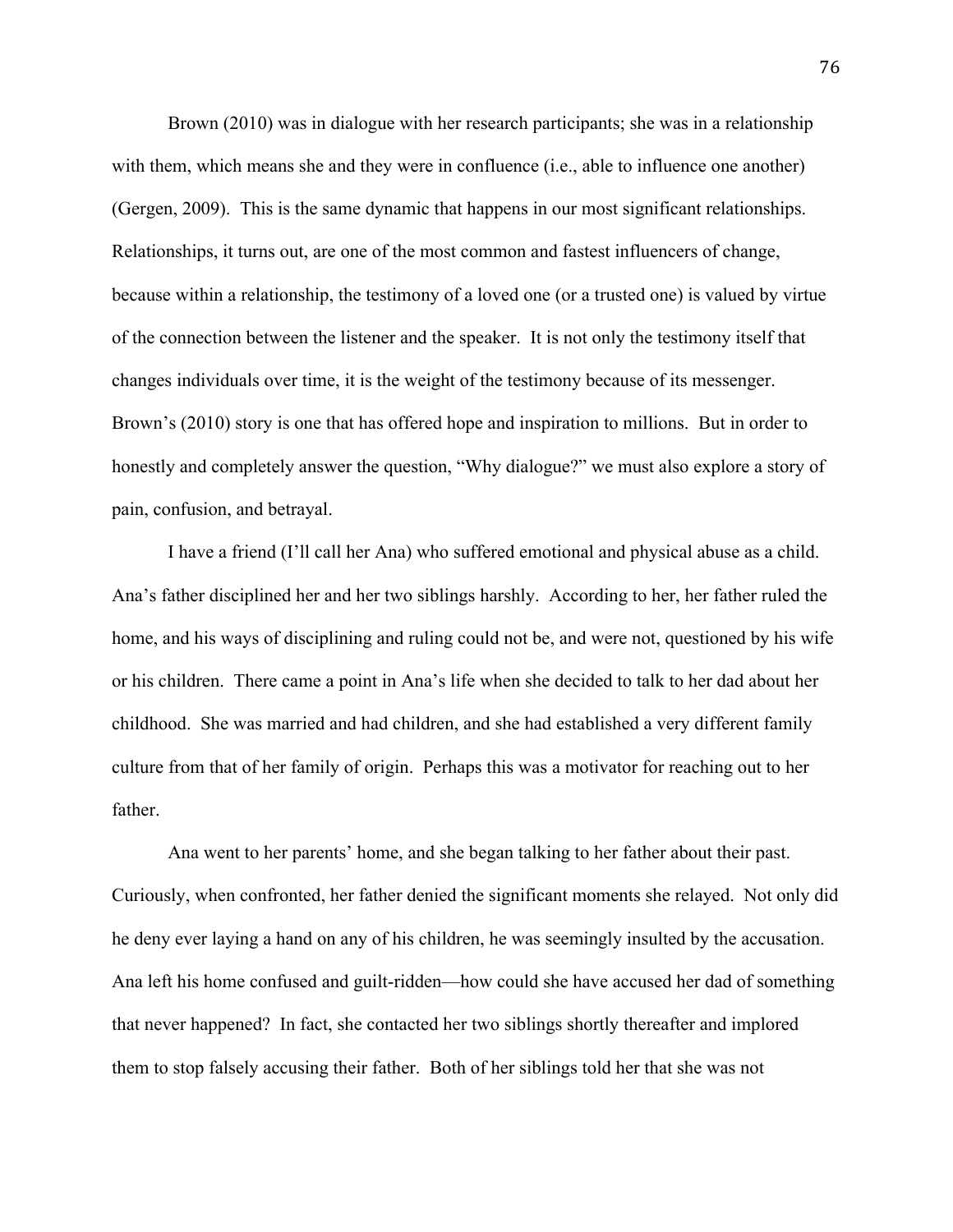Brown (2010) was in dialogue with her research participants; she was in a relationship with them, which means she and they were in confluence (i.e., able to influence one another) (Gergen, 2009). This is the same dynamic that happens in our most significant relationships. Relationships, it turns out, are one of the most common and fastest influencers of change, because within a relationship, the testimony of a loved one (or a trusted one) is valued by virtue of the connection between the listener and the speaker. It is not only the testimony itself that changes individuals over time, it is the weight of the testimony because of its messenger. Brown's (2010) story is one that has offered hope and inspiration to millions. But in order to honestly and completely answer the question, "Why dialogue?" we must also explore a story of pain, confusion, and betrayal.

I have a friend (I'll call her Ana) who suffered emotional and physical abuse as a child. Ana's father disciplined her and her two siblings harshly. According to her, her father ruled the home, and his ways of disciplining and ruling could not be, and were not, questioned by his wife or his children. There came a point in Ana's life when she decided to talk to her dad about her childhood. She was married and had children, and she had established a very different family culture from that of her family of origin. Perhaps this was a motivator for reaching out to her father.

Ana went to her parents' home, and she began talking to her father about their past. Curiously, when confronted, her father denied the significant moments she relayed. Not only did he deny ever laying a hand on any of his children, he was seemingly insulted by the accusation. Ana left his home confused and guilt-ridden—how could she have accused her dad of something that never happened? In fact, she contacted her two siblings shortly thereafter and implored them to stop falsely accusing their father. Both of her siblings told her that she was not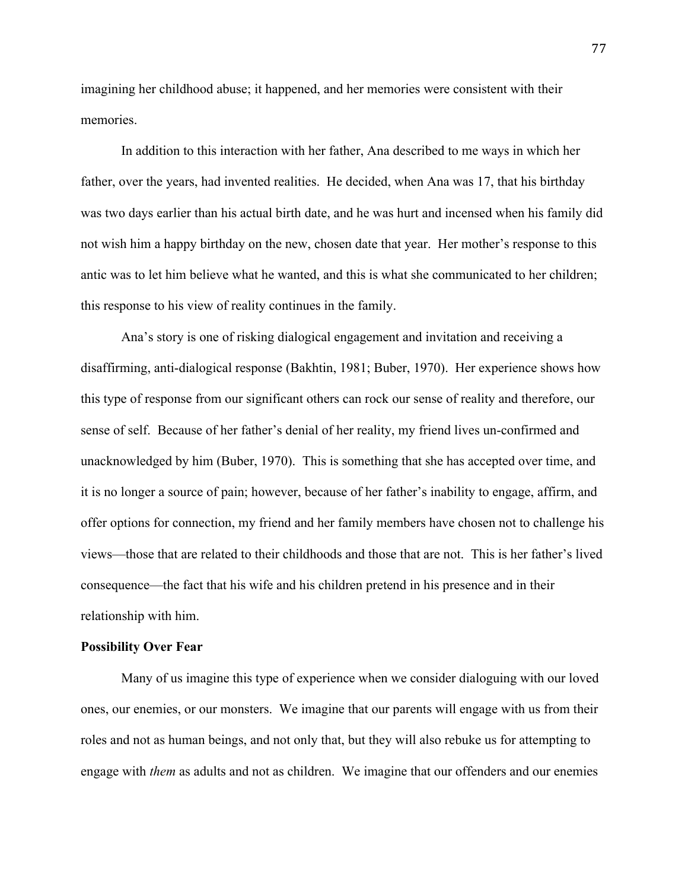imagining her childhood abuse; it happened, and her memories were consistent with their memories.

In addition to this interaction with her father, Ana described to me ways in which her father, over the years, had invented realities. He decided, when Ana was 17, that his birthday was two days earlier than his actual birth date, and he was hurt and incensed when his family did not wish him a happy birthday on the new, chosen date that year. Her mother's response to this antic was to let him believe what he wanted, and this is what she communicated to her children; this response to his view of reality continues in the family.

Ana's story is one of risking dialogical engagement and invitation and receiving a disaffirming, anti-dialogical response (Bakhtin, 1981; Buber, 1970). Her experience shows how this type of response from our significant others can rock our sense of reality and therefore, our sense of self. Because of her father's denial of her reality, my friend lives un-confirmed and unacknowledged by him (Buber, 1970). This is something that she has accepted over time, and it is no longer a source of pain; however, because of her father's inability to engage, affirm, and offer options for connection, my friend and her family members have chosen not to challenge his views—those that are related to their childhoods and those that are not. This is her father's lived consequence—the fact that his wife and his children pretend in his presence and in their relationship with him.

**Possibility Over Fear**

Many of us imagine this type of experience when we consider dialoguing with our loved ones, our enemies, or our monsters. We imagine that our parents will engage with us from their roles and not as human beings, and not only that, but they will also rebuke us for attempting to engage with *them* as adults and not as children. We imagine that our offenders and our enemies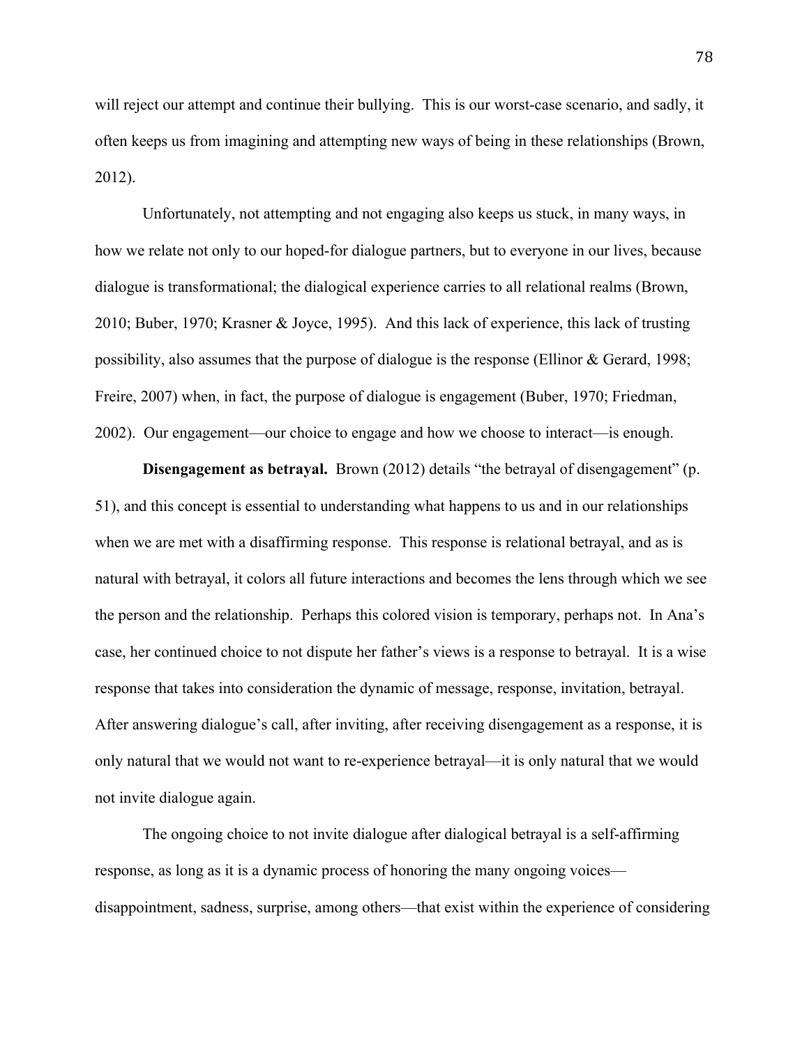will reject our attempt and continue their bullying. This is our worst-case scenario, and sadly, it often keeps us from imagining and attempting new ways of being in these relationships (Brown, 2012).

Unfortunately, not attempting and not engaging also keeps us stuck, in many ways, in how we relate not only to our hoped-for dialogue partners, but to everyone in our lives, because dialogue is transformational; the dialogical experience carries to all relational realms (Brown, 2010; Buber, 1970; Krasner & Joyce, 1995). And this lack of experience, this lack of trusting possibility, also assumes that the purpose of dialogue is the response (Ellinor & Gerard, 1998; Freire, 2007) when, in fact, the purpose of dialogue is engagement (Buber, 1970; Friedman, 2002). Our engagement—our choice to engage and how we choose to interact—is enough.

**Disengagement as betrayal.** Brown (2012) details "the betrayal of disengagement" (p. 51), and this concept is essential to understanding what happens to us and in our relationships when we are met with a disaffirming response. This response is relational betrayal, and as is natural with betrayal, it colors all future interactions and becomes the lens through which we see the person and the relationship. Perhaps this colored vision is temporary, perhaps not. In Ana's case, her continued choice to not dispute her father's views is a response to betrayal. It is a wise response that takes into consideration the dynamic of message, response, invitation, betrayal. After answering dialogue's call, after inviting, after receiving disengagement as a response, it is only natural that we would not want to re-experience betrayal—it is only natural that we would not invite dialogue again.

The ongoing choice to not invite dialogue after dialogical betrayal is a self-affirming response, as long as it is a dynamic process of honoring the many ongoing voices—disappointment, sadness, surprise, among others—that exist within the experience of considering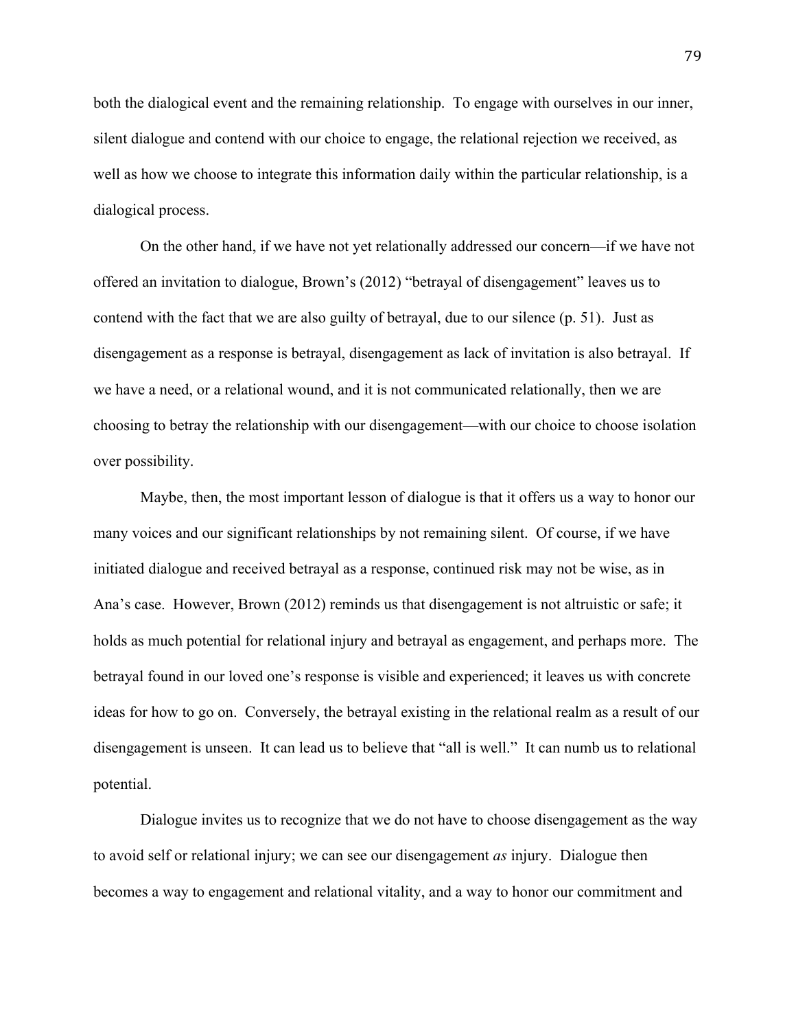both the dialogical event and the remaining relationship. To engage with ourselves in our inner, silent dialogue and contend with our choice to engage, the relational rejection we received, as well as how we choose to integrate this information daily within the particular relationship, is a dialogical process.

On the other hand, if we have not yet relationally addressed our concern—if we have not offered an invitation to dialogue, Brown's (2012) "betrayal of disengagement" leaves us to contend with the fact that we are also guilty of betrayal, due to our silence (p. 51). Just as disengagement as a response is betrayal, disengagement as lack of invitation is also betrayal. If we have a need, or a relational wound, and it is not communicated relationally, then we are choosing to betray the relationship with our disengagement—with our choice to choose isolation over possibility.

Maybe, then, the most important lesson of dialogue is that it offers us a way to honor our many voices and our significant relationships by not remaining silent. Of course, if we have initiated dialogue and received betrayal as a response, continued risk may not be wise, as in Ana's case. However, Brown (2012) reminds us that disengagement is not altruistic or safe; it holds as much potential for relational injury and betrayal as engagement, and perhaps more. The betrayal found in our loved one's response is visible and experienced; it leaves us with concrete ideas for how to go on. Conversely, the betrayal existing in the relational realm as a result of our disengagement is unseen. It can lead us to believe that "all is well." It can numb us to relational potential.

Dialogue invites us to recognize that we do not have to choose disengagement as the way to avoid self or relational injury; we can see our disengagement *as* injury. Dialogue then becomes a way to engagement and relational vitality, and a way to honor our commitment and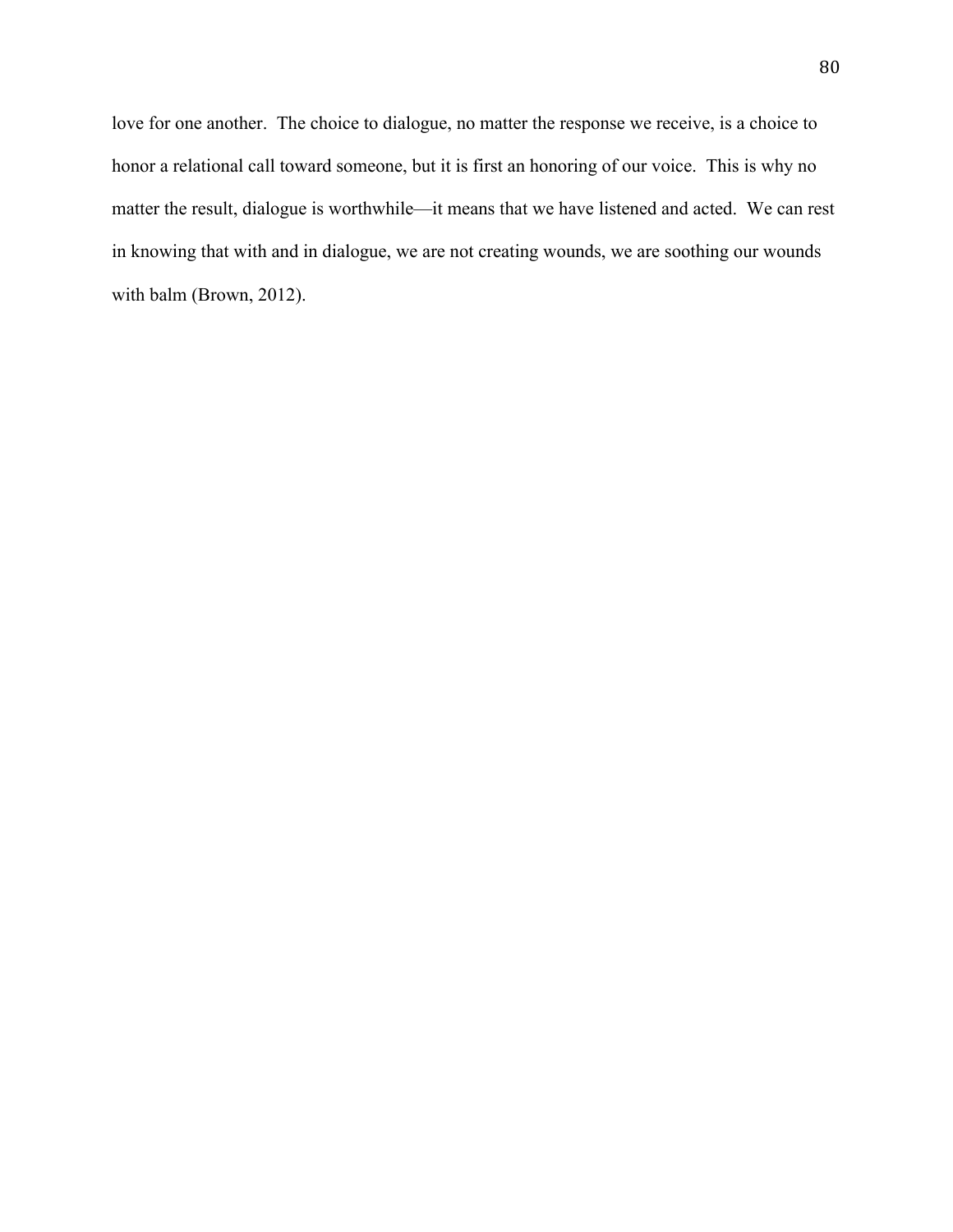love for one another. The choice to dialogue, no matter the response we receive, is a choice to honor a relational call toward someone, but it is first an honoring of our voice. This is why no matter the result, dialogue is worthwhile—it means that we have listened and acted. We can rest in knowing that with and in dialogue, we are not creating wounds, we are soothing our wounds with balm (Brown, 2012).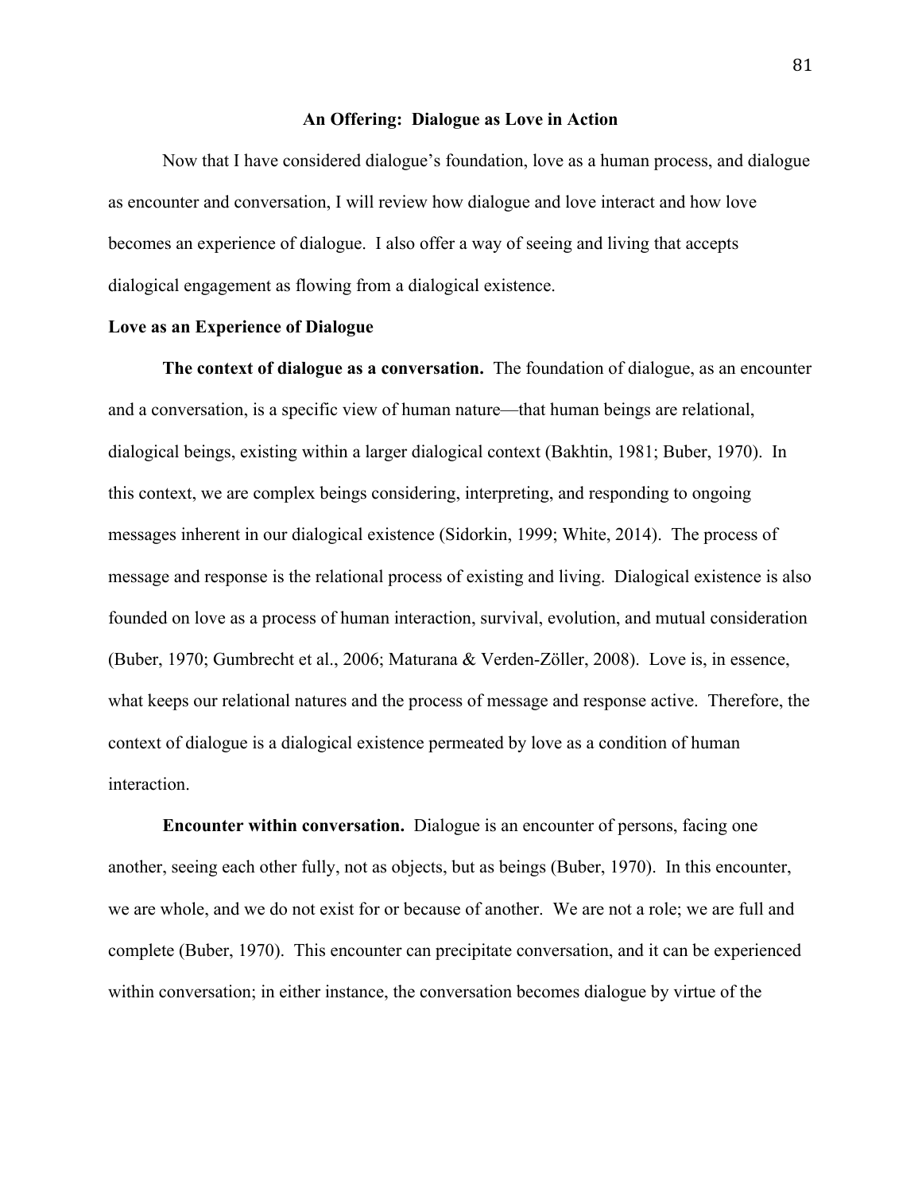## An Offering: Dialogue as Love in Action

Now that I have considered dialogue's foundation, love as a human process, and dialogue as encounter and conversation, I will review how dialogue and love interact and how love becomes an experience of dialogue. I also offer a way of seeing and living that accepts dialogical engagement as flowing from a dialogical existence.

### Love as an Experience of Dialogue

**The context of dialogue as a conversation.** The foundation of dialogue, as an encounter and a conversation, is a specific view of human nature—that human beings are relational, dialogical beings, existing within a larger dialogical context (Bakhtin, 1981; Buber, 1970). In this context, we are complex beings considering, interpreting, and responding to ongoing messages inherent in our dialogical existence (Sidorkin, 1999; White, 2014). The process of message and response is the relational process of existing and living. Dialogical existence is also founded on love as a process of human interaction, survival, evolution, and mutual consideration (Buber, 1970; Gumbrecht et al., 2006; Maturana & Verden-Zöller, 2008). Love is, in essence, what keeps our relational natures and the process of message and response active. Therefore, the context of dialogue is a dialogical existence permeated by love as a condition of human interaction.

**Encounter within conversation.** Dialogue is an encounter of persons, facing one another, seeing each other fully, not as objects, but as beings (Buber, 1970). In this encounter, we are whole, and we do not exist for or because of another. We are not a role; we are full and complete (Buber, 1970). This encounter can precipitate conversation, and it can be experienced within conversation; in either instance, the conversation becomes dialogue by virtue of the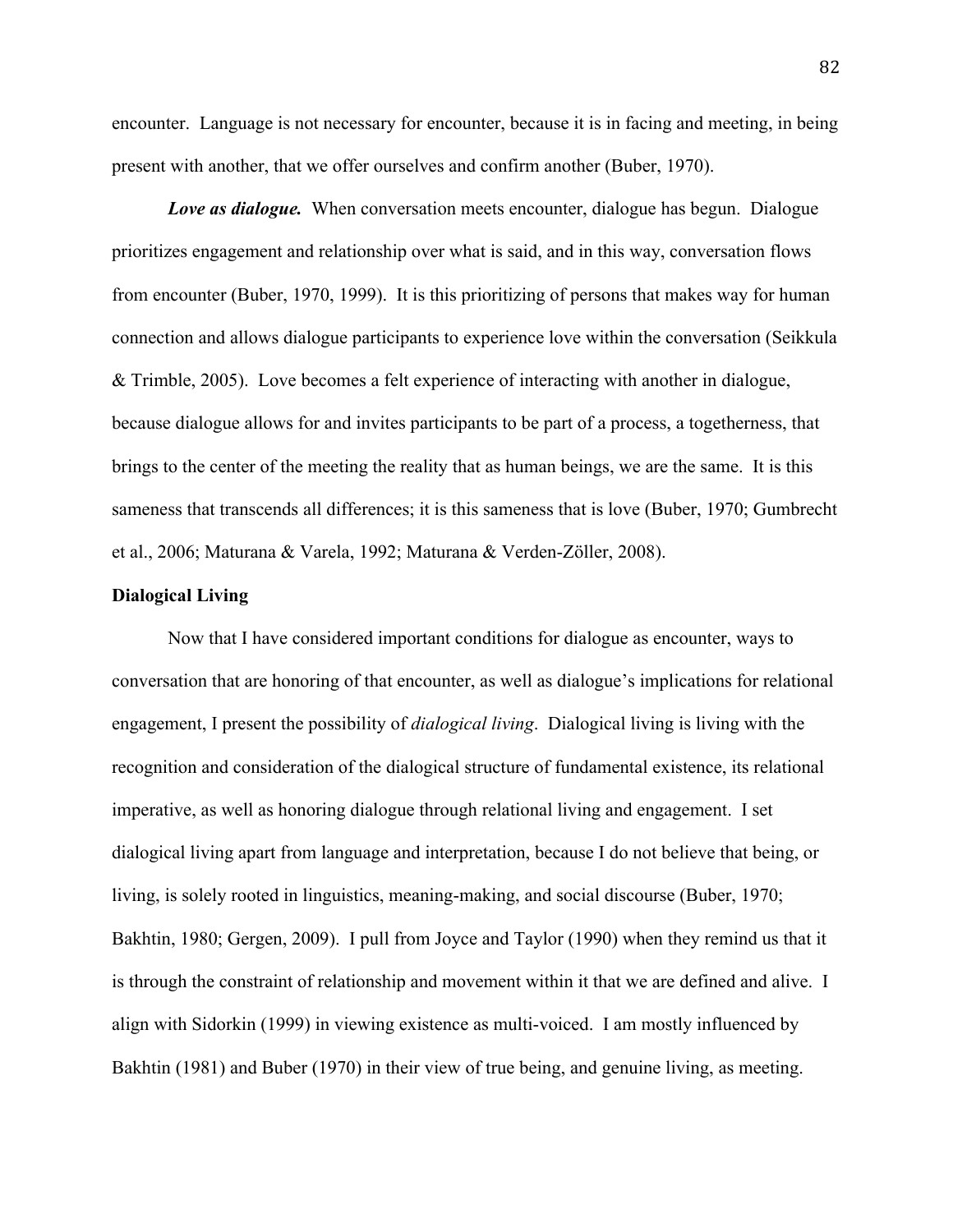encounter. Language is not necessary for encounter, because it is in facing and meeting, in being present with another, that we offer ourselves and confirm another (Buber, 1970).

***Love as dialogue.*** When conversation meets encounter, dialogue has begun. Dialogue prioritizes engagement and relationship over what is said, and in this way, conversation flows from encounter (Buber, 1970, 1999). It is this prioritizing of persons that makes way for human connection and allows dialogue participants to experience love within the conversation (Seikkula & Trimble, 2005). Love becomes a felt experience of interacting with another in dialogue, because dialogue allows for and invites participants to be part of a process, a togetherness, that brings to the center of the meeting the reality that as human beings, we are the same. It is this sameness that transcends all differences; it is this sameness that is love (Buber, 1970; Gumbrecht et al., 2006; Maturana & Varela, 1992; Maturana & Verden-Zöller, 2008).

**Dialogical Living**

Now that I have considered important conditions for dialogue as encounter, ways to conversation that are honoring of that encounter, as well as dialogue's implications for relational engagement, I present the possibility of *dialogical living*. Dialogical living is living with the recognition and consideration of the dialogical structure of fundamental existence, its relational imperative, as well as honoring dialogue through relational living and engagement. I set dialogical living apart from language and interpretation, because I do not believe that being, or living, is solely rooted in linguistics, meaning-making, and social discourse (Buber, 1970; Bakhtin, 1980; Gergen, 2009). I pull from Joyce and Taylor (1990) when they remind us that it is through the constraint of relationship and movement within it that we are defined and alive. I align with Sidorkin (1999) in viewing existence as multi-voiced. I am mostly influenced by Bakhtin (1981) and Buber (1970) in their view of true being, and genuine living, as meeting.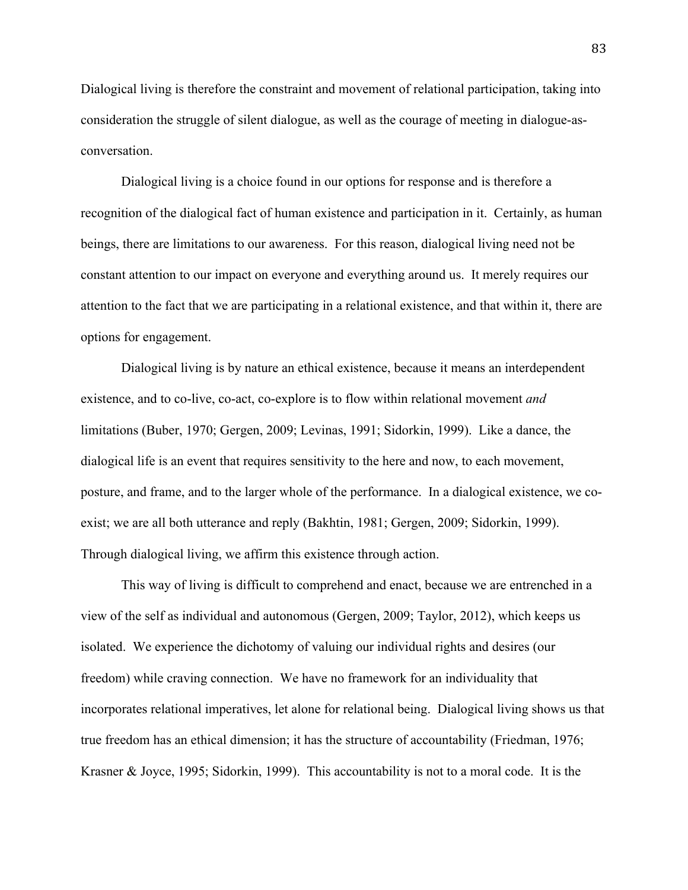Dialogical living is therefore the constraint and movement of relational participation, taking into consideration the struggle of silent dialogue, as well as the courage of meeting in dialogue-as-conversation.

Dialogical living is a choice found in our options for response and is therefore a recognition of the dialogical fact of human existence and participation in it. Certainly, as human beings, there are limitations to our awareness. For this reason, dialogical living need not be constant attention to our impact on everyone and everything around us. It merely requires our attention to the fact that we are participating in a relational existence, and that within it, there are options for engagement.

Dialogical living is by nature an ethical existence, because it means an interdependent existence, and to co-live, co-act, co-explore is to flow within relational movement *and* limitations (Buber, 1970; Gergen, 2009; Levinas, 1991; Sidorkin, 1999). Like a dance, the dialogical life is an event that requires sensitivity to the here and now, to each movement, posture, and frame, and to the larger whole of the performance. In a dialogical existence, we co-exist; we are all both utterance and reply (Bakhtin, 1981; Gergen, 2009; Sidorkin, 1999). Through dialogical living, we affirm this existence through action.

This way of living is difficult to comprehend and enact, because we are entrenched in a view of the self as individual and autonomous (Gergen, 2009; Taylor, 2012), which keeps us isolated. We experience the dichotomy of valuing our individual rights and desires (our freedom) while craving connection. We have no framework for an individuality that incorporates relational imperatives, let alone for relational being. Dialogical living shows us that true freedom has an ethical dimension; it has the structure of accountability (Friedman, 1976; Krasner & Joyce, 1995; Sidorkin, 1999). This accountability is not to a moral code. It is the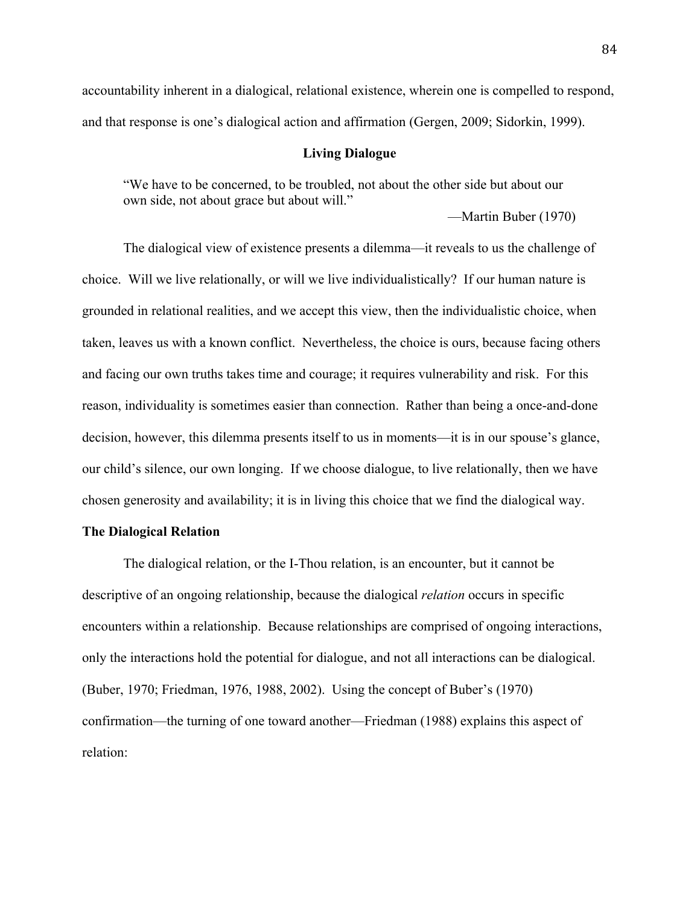accountability inherent in a dialogical, relational existence, wherein one is compelled to respond, and that response is one's dialogical action and affirmation (Gergen, 2009; Sidorkin, 1999).

## Living Dialogue

> "We have to be concerned, to be troubled, not about the other side but about our own side, not about grace but about will."
>
> —Martin Buber (1970)

The dialogical view of existence presents a dilemma—it reveals to us the challenge of choice. Will we live relationally, or will we live individualistically? If our human nature is grounded in relational realities, and we accept this view, then the individualistic choice, when taken, leaves us with a known conflict. Nevertheless, the choice is ours, because facing others and facing our own truths takes time and courage; it requires vulnerability and risk. For this reason, individuality is sometimes easier than connection. Rather than being a once-and-done decision, however, this dilemma presents itself to us in moments—it is in our spouse's glance, our child's silence, our own longing. If we choose dialogue, to live relationally, then we have chosen generosity and availability; it is in living this choice that we find the dialogical way.

### The Dialogical Relation

The dialogical relation, or the I-Thou relation, is an encounter, but it cannot be descriptive of an ongoing relationship, because the dialogical *relation* occurs in specific encounters within a relationship. Because relationships are comprised of ongoing interactions, only the interactions hold the potential for dialogue, and not all interactions can be dialogical. (Buber, 1970; Friedman, 1976, 1988, 2002). Using the concept of Buber's (1970) confirmation—the turning of one toward another—Friedman (1988) explains this aspect of relation: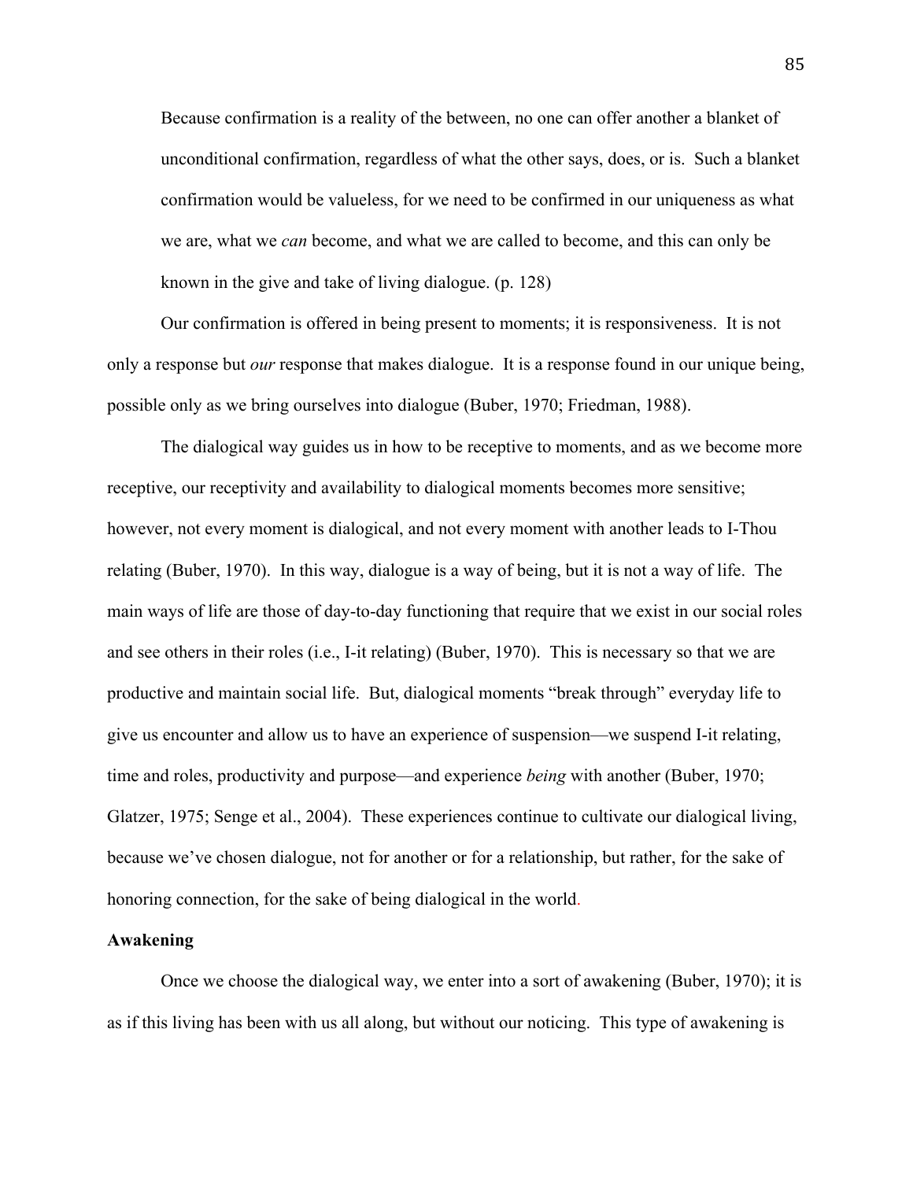> Because confirmation is a reality of the between, no one can offer another a blanket of unconditional confirmation, regardless of what the other says, does, or is. Such a blanket confirmation would be valueless, for we need to be confirmed in our uniqueness as what we are, what we *can* become, and what we are called to become, and this can only be known in the give and take of living dialogue. (p. 128)

Our confirmation is offered in being present to moments; it is responsiveness. It is not only a response but *our* response that makes dialogue. It is a response found in our unique being, possible only as we bring ourselves into dialogue (Buber, 1970; Friedman, 1988).

The dialogical way guides us in how to be receptive to moments, and as we become more receptive, our receptivity and availability to dialogical moments becomes more sensitive; however, not every moment is dialogical, and not every moment with another leads to I-Thou relating (Buber, 1970). In this way, dialogue is a way of being, but it is not a way of life. The main ways of life are those of day-to-day functioning that require that we exist in our social roles and see others in their roles (i.e., I-it relating) (Buber, 1970). This is necessary so that we are productive and maintain social life. But, dialogical moments "break through" everyday life to give us encounter and allow us to have an experience of suspension—we suspend I-it relating, time and roles, productivity and purpose—and experience *being* with another (Buber, 1970; Glatzer, 1975; Senge et al., 2004). These experiences continue to cultivate our dialogical living, because we've chosen dialogue, not for another or for a relationship, but rather, for the sake of honoring connection, for the sake of being dialogical in the world.

**Awakening**

Once we choose the dialogical way, we enter into a sort of awakening (Buber, 1970); it is as if this living has been with us all along, but without our noticing. This type of awakening is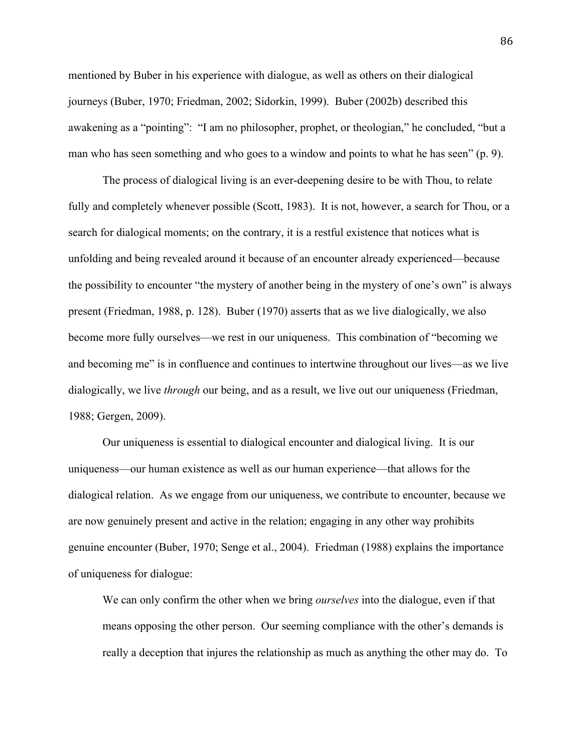mentioned by Buber in his experience with dialogue, as well as others on their dialogical journeys (Buber, 1970; Friedman, 2002; Sidorkin, 1999). Buber (2002b) described this awakening as a "pointing": "I am no philosopher, prophet, or theologian," he concluded, "but a man who has seen something and who goes to a window and points to what he has seen" (p. 9).

The process of dialogical living is an ever-deepening desire to be with Thou, to relate fully and completely whenever possible (Scott, 1983). It is not, however, a search for Thou, or a search for dialogical moments; on the contrary, it is a restful existence that notices what is unfolding and being revealed around it because of an encounter already experienced—because the possibility to encounter "the mystery of another being in the mystery of one's own" is always present (Friedman, 1988, p. 128). Buber (1970) asserts that as we live dialogically, we also become more fully ourselves—we rest in our uniqueness. This combination of "becoming we and becoming me" is in confluence and continues to intertwine throughout our lives—as we live dialogically, we live *through* our being, and as a result, we live out our uniqueness (Friedman, 1988; Gergen, 2009).

Our uniqueness is essential to dialogical encounter and dialogical living. It is our uniqueness—our human existence as well as our human experience—that allows for the dialogical relation. As we engage from our uniqueness, we contribute to encounter, because we are now genuinely present and active in the relation; engaging in any other way prohibits genuine encounter (Buber, 1970; Senge et al., 2004). Friedman (1988) explains the importance of uniqueness for dialogue:

> We can only confirm the other when we bring *ourselves* into the dialogue, even if that means opposing the other person. Our seeming compliance with the other's demands is really a deception that injures the relationship as much as anything the other may do. To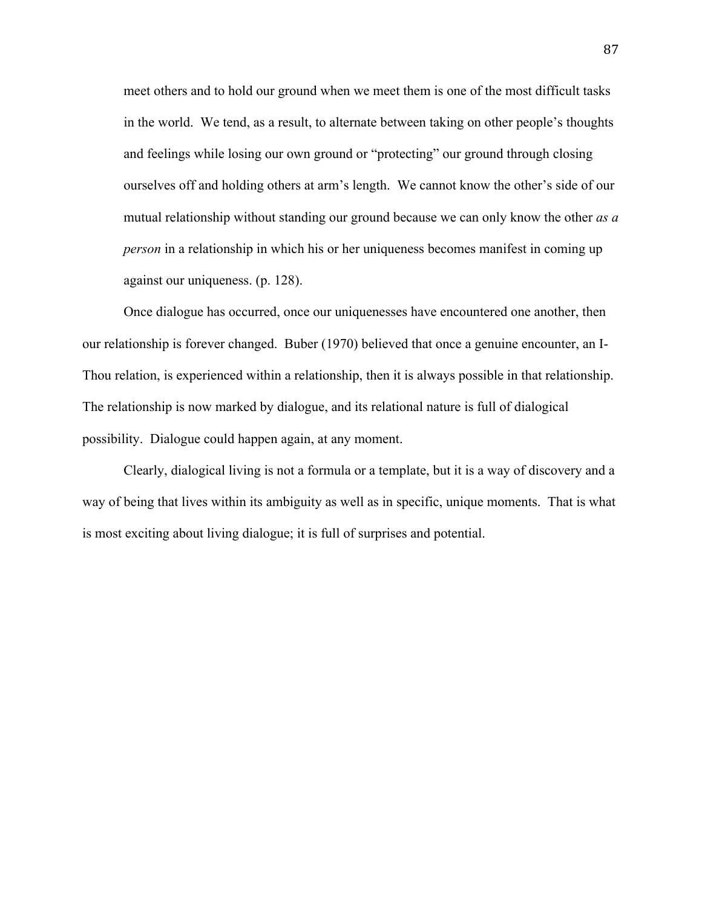> meet others and to hold our ground when we meet them is one of the most difficult tasks in the world. We tend, as a result, to alternate between taking on other people's thoughts and feelings while losing our own ground or "protecting" our ground through closing ourselves off and holding others at arm's length. We cannot know the other's side of our mutual relationship without standing our ground because we can only know the other *as a person* in a relationship in which his or her uniqueness becomes manifest in coming up against our uniqueness. (p. 128).

Once dialogue has occurred, once our uniquenesses have encountered one another, then our relationship is forever changed. Buber (1970) believed that once a genuine encounter, an I-Thou relation, is experienced within a relationship, then it is always possible in that relationship. The relationship is now marked by dialogue, and its relational nature is full of dialogical possibility. Dialogue could happen again, at any moment.

Clearly, dialogical living is not a formula or a template, but it is a way of discovery and a way of being that lives within its ambiguity as well as in specific, unique moments. That is what is most exciting about living dialogue; it is full of surprises and potential.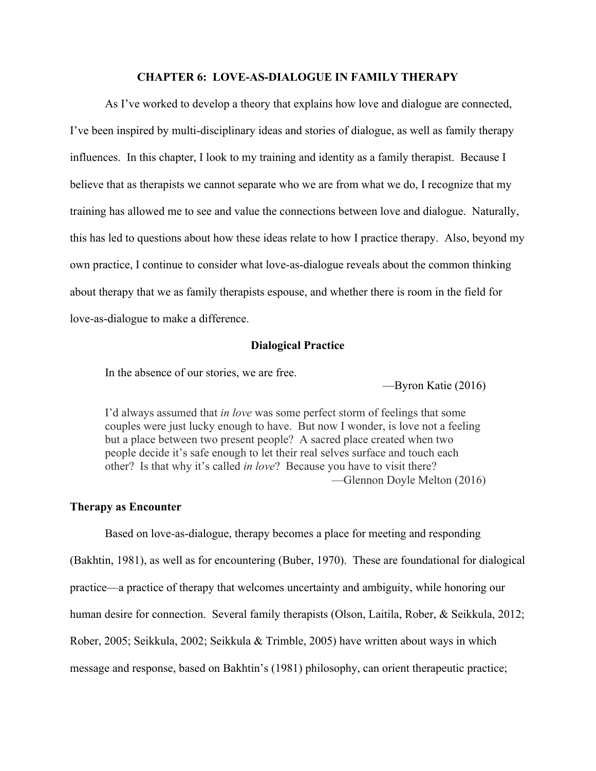# CHAPTER 6: LOVE-AS-DIALOGUE IN FAMILY THERAPY

As I've worked to develop a theory that explains how love and dialogue are connected, I've been inspired by multi-disciplinary ideas and stories of dialogue, as well as family therapy influences. In this chapter, I look to my training and identity as a family therapist. Because I believe that as therapists we cannot separate who we are from what we do, I recognize that my training has allowed me to see and value the connections between love and dialogue. Naturally, this has led to questions about how these ideas relate to how I practice therapy. Also, beyond my own practice, I continue to consider what love-as-dialogue reveals about the common thinking about therapy that we as family therapists espouse, and whether there is room in the field for love-as-dialogue to make a difference.

## Dialogical Practice

> In the absence of our stories, we are free.
>
> —Byron Katie (2016)

> I'd always assumed that *in love* was some perfect storm of feelings that some couples were just lucky enough to have. But now I wonder, is love not a feeling but a place between two present people? A sacred place created when two people decide it's safe enough to let their real selves surface and touch each other? Is that why it's called *in love*? Because you have to visit there?
>
> —Glennon Doyle Melton (2016)

### Therapy as Encounter

Based on love-as-dialogue, therapy becomes a place for meeting and responding (Bakhtin, 1981), as well as for encountering (Buber, 1970). These are foundational for dialogical practice—a practice of therapy that welcomes uncertainty and ambiguity, while honoring our human desire for connection. Several family therapists (Olson, Laitila, Rober, & Seikkula, 2012; Rober, 2005; Seikkula, 2002; Seikkula & Trimble, 2005) have written about ways in which message and response, based on Bakhtin's (1981) philosophy, can orient therapeutic practice;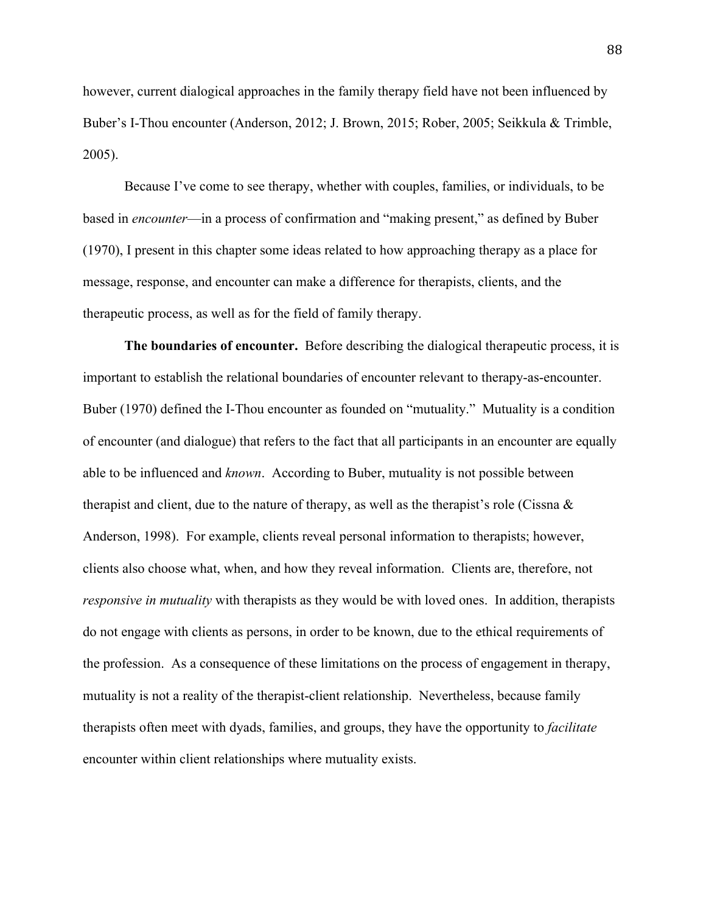however, current dialogical approaches in the family therapy field have not been influenced by Buber's I-Thou encounter (Anderson, 2012; J. Brown, 2015; Rober, 2005; Seikkula & Trimble, 2005).

Because I've come to see therapy, whether with couples, families, or individuals, to be based in *encounter*—in a process of confirmation and "making present," as defined by Buber (1970), I present in this chapter some ideas related to how approaching therapy as a place for message, response, and encounter can make a difference for therapists, clients, and the therapeutic process, as well as for the field of family therapy.

**The boundaries of encounter.** Before describing the dialogical therapeutic process, it is important to establish the relational boundaries of encounter relevant to therapy-as-encounter. Buber (1970) defined the I-Thou encounter as founded on "mutuality." Mutuality is a condition of encounter (and dialogue) that refers to the fact that all participants in an encounter are equally able to be influenced and *known*. According to Buber, mutuality is not possible between therapist and client, due to the nature of therapy, as well as the therapist's role (Cissna & Anderson, 1998). For example, clients reveal personal information to therapists; however, clients also choose what, when, and how they reveal information. Clients are, therefore, not *responsive in mutuality* with therapists as they would be with loved ones. In addition, therapists do not engage with clients as persons, in order to be known, due to the ethical requirements of the profession. As a consequence of these limitations on the process of engagement in therapy, mutuality is not a reality of the therapist-client relationship. Nevertheless, because family therapists often meet with dyads, families, and groups, they have the opportunity to *facilitate* encounter within client relationships where mutuality exists.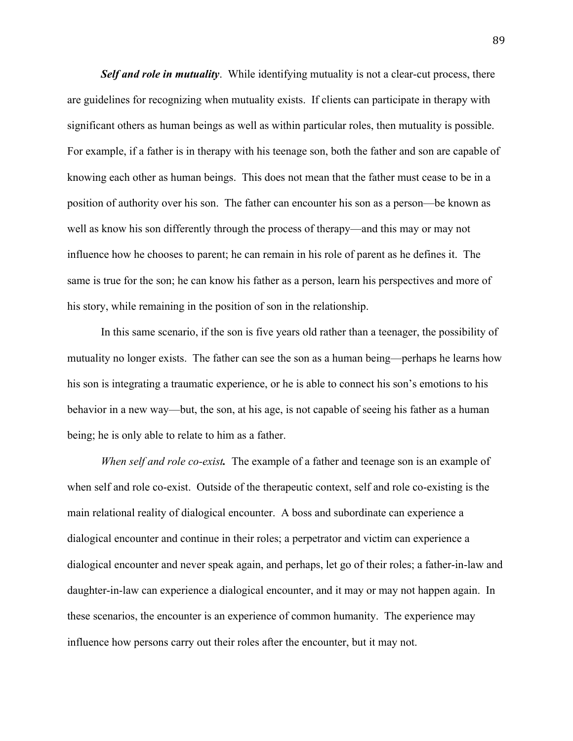***Self and role in mutuality***. While identifying mutuality is not a clear-cut process, there are guidelines for recognizing when mutuality exists. If clients can participate in therapy with significant others as human beings as well as within particular roles, then mutuality is possible. For example, if a father is in therapy with his teenage son, both the father and son are capable of knowing each other as human beings. This does not mean that the father must cease to be in a position of authority over his son. The father can encounter his son as a person—be known as well as know his son differently through the process of therapy—and this may or may not influence how he chooses to parent; he can remain in his role of parent as he defines it. The same is true for the son; he can know his father as a person, learn his perspectives and more of his story, while remaining in the position of son in the relationship.

In this same scenario, if the son is five years old rather than a teenager, the possibility of mutuality no longer exists. The father can see the son as a human being—perhaps he learns how his son is integrating a traumatic experience, or he is able to connect his son's emotions to his behavior in a new way—but, the son, at his age, is not capable of seeing his father as a human being; he is only able to relate to him as a father.

*When self and role co-exist**.*** The example of a father and teenage son is an example of when self and role co-exist. Outside of the therapeutic context, self and role co-existing is the main relational reality of dialogical encounter. A boss and subordinate can experience a dialogical encounter and continue in their roles; a perpetrator and victim can experience a dialogical encounter and never speak again, and perhaps, let go of their roles; a father-in-law and daughter-in-law can experience a dialogical encounter, and it may or may not happen again. In these scenarios, the encounter is an experience of common humanity. The experience may influence how persons carry out their roles after the encounter, but it may not.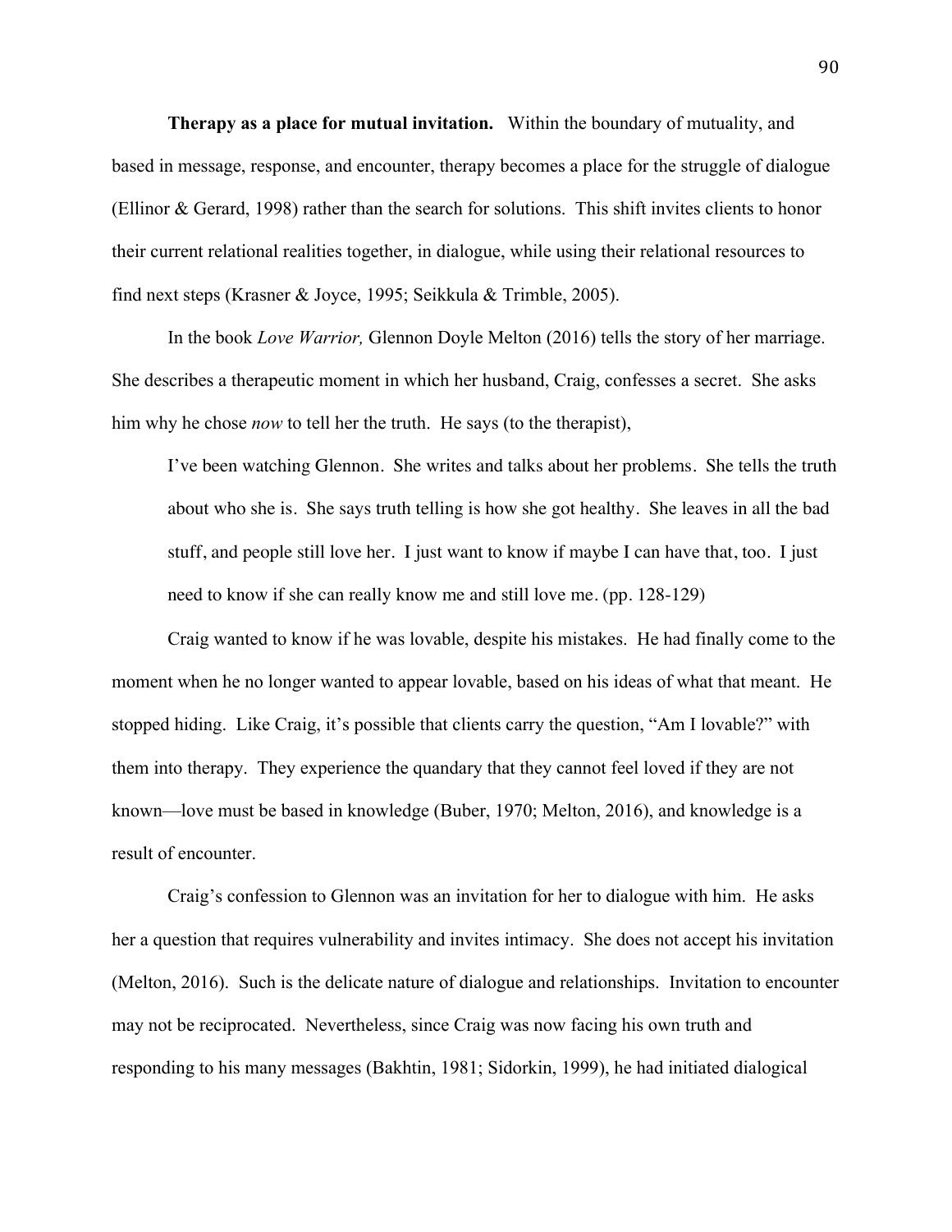**Therapy as a place for mutual invitation.** Within the boundary of mutuality, and based in message, response, and encounter, therapy becomes a place for the struggle of dialogue (Ellinor & Gerard, 1998) rather than the search for solutions. This shift invites clients to honor their current relational realities together, in dialogue, while using their relational resources to find next steps (Krasner & Joyce, 1995; Seikkula & Trimble, 2005).

In the book *Love Warrior,* Glennon Doyle Melton (2016) tells the story of her marriage. She describes a therapeutic moment in which her husband, Craig, confesses a secret. She asks him why he chose *now* to tell her the truth. He says (to the therapist),

> I've been watching Glennon. She writes and talks about her problems. She tells the truth about who she is. She says truth telling is how she got healthy. She leaves in all the bad stuff, and people still love her. I just want to know if maybe I can have that, too. I just need to know if she can really know me and still love me. (pp. 128-129)

Craig wanted to know if he was lovable, despite his mistakes. He had finally come to the moment when he no longer wanted to appear lovable, based on his ideas of what that meant. He stopped hiding. Like Craig, it's possible that clients carry the question, "Am I lovable?" with them into therapy. They experience the quandary that they cannot feel loved if they are not known—love must be based in knowledge (Buber, 1970; Melton, 2016), and knowledge is a result of encounter.

Craig's confession to Glennon was an invitation for her to dialogue with him. He asks her a question that requires vulnerability and invites intimacy. She does not accept his invitation (Melton, 2016). Such is the delicate nature of dialogue and relationships. Invitation to encounter may not be reciprocated. Nevertheless, since Craig was now facing his own truth and responding to his many messages (Bakhtin, 1981; Sidorkin, 1999), he had initiated dialogical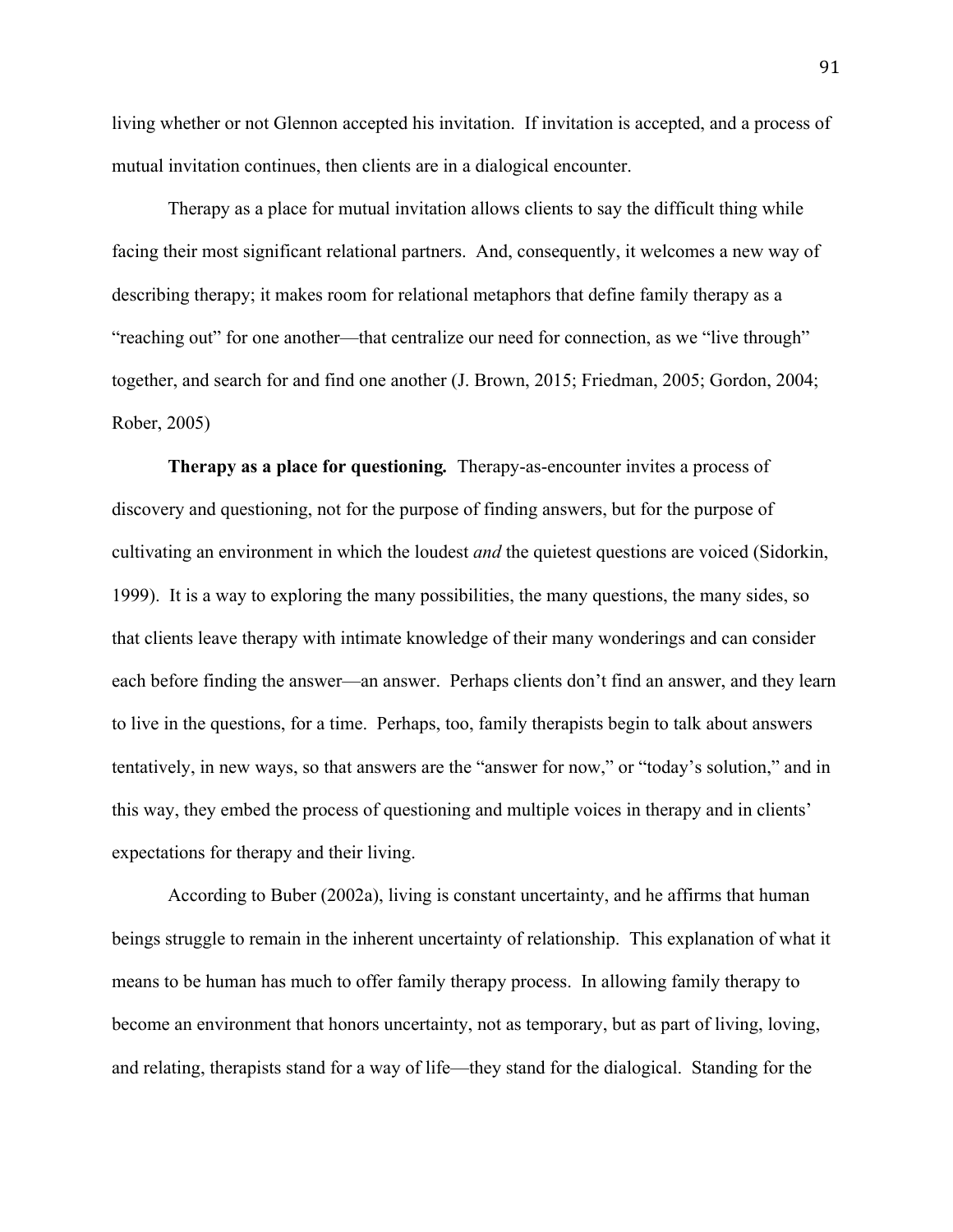living whether or not Glennon accepted his invitation. If invitation is accepted, and a process of mutual invitation continues, then clients are in a dialogical encounter.

Therapy as a place for mutual invitation allows clients to say the difficult thing while facing their most significant relational partners. And, consequently, it welcomes a new way of describing therapy; it makes room for relational metaphors that define family therapy as a "reaching out" for one another—that centralize our need for connection, as we "live through" together, and search for and find one another (J. Brown, 2015; Friedman, 2005; Gordon, 2004; Rober, 2005)

**Therapy as a place for questioning.** Therapy-as-encounter invites a process of discovery and questioning, not for the purpose of finding answers, but for the purpose of cultivating an environment in which the loudest *and* the quietest questions are voiced (Sidorkin, 1999). It is a way to exploring the many possibilities, the many questions, the many sides, so that clients leave therapy with intimate knowledge of their many wonderings and can consider each before finding the answer—an answer. Perhaps clients don't find an answer, and they learn to live in the questions, for a time. Perhaps, too, family therapists begin to talk about answers tentatively, in new ways, so that answers are the "answer for now," or "today's solution," and in this way, they embed the process of questioning and multiple voices in therapy and in clients' expectations for therapy and their living.

According to Buber (2002a), living is constant uncertainty, and he affirms that human beings struggle to remain in the inherent uncertainty of relationship. This explanation of what it means to be human has much to offer family therapy process. In allowing family therapy to become an environment that honors uncertainty, not as temporary, but as part of living, loving, and relating, therapists stand for a way of life—they stand for the dialogical. Standing for the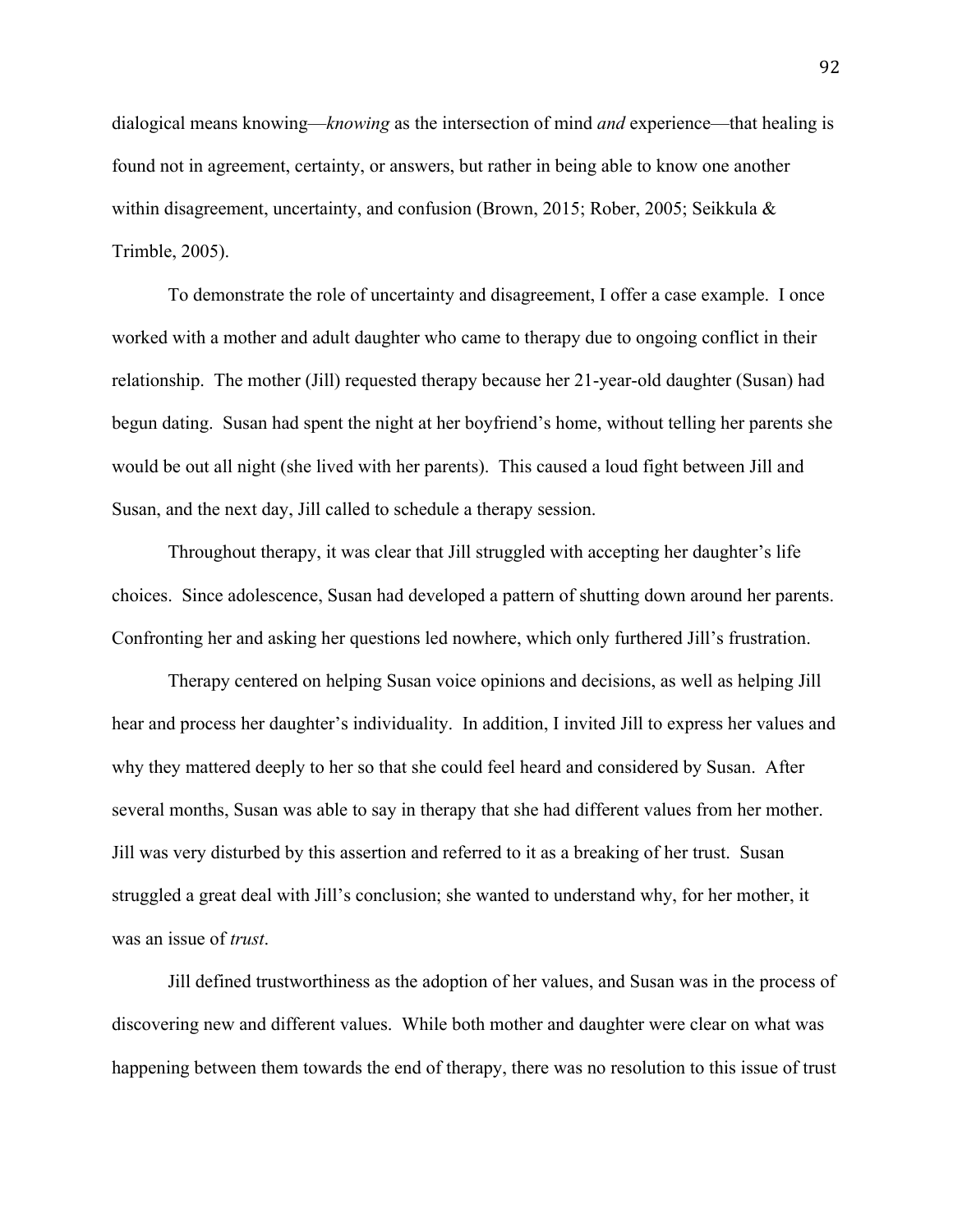dialogical means knowing—*knowing* as the intersection of mind *and* experience—that healing is found not in agreement, certainty, or answers, but rather in being able to know one another within disagreement, uncertainty, and confusion (Brown, 2015; Rober, 2005; Seikkula & Trimble, 2005).

To demonstrate the role of uncertainty and disagreement, I offer a case example. I once worked with a mother and adult daughter who came to therapy due to ongoing conflict in their relationship. The mother (Jill) requested therapy because her 21-year-old daughter (Susan) had begun dating. Susan had spent the night at her boyfriend's home, without telling her parents she would be out all night (she lived with her parents). This caused a loud fight between Jill and Susan, and the next day, Jill called to schedule a therapy session.

Throughout therapy, it was clear that Jill struggled with accepting her daughter's life choices. Since adolescence, Susan had developed a pattern of shutting down around her parents. Confronting her and asking her questions led nowhere, which only furthered Jill's frustration.

Therapy centered on helping Susan voice opinions and decisions, as well as helping Jill hear and process her daughter's individuality. In addition, I invited Jill to express her values and why they mattered deeply to her so that she could feel heard and considered by Susan. After several months, Susan was able to say in therapy that she had different values from her mother. Jill was very disturbed by this assertion and referred to it as a breaking of her trust. Susan struggled a great deal with Jill's conclusion; she wanted to understand why, for her mother, it was an issue of *trust*.

Jill defined trustworthiness as the adoption of her values, and Susan was in the process of discovering new and different values. While both mother and daughter were clear on what was happening between them towards the end of therapy, there was no resolution to this issue of trust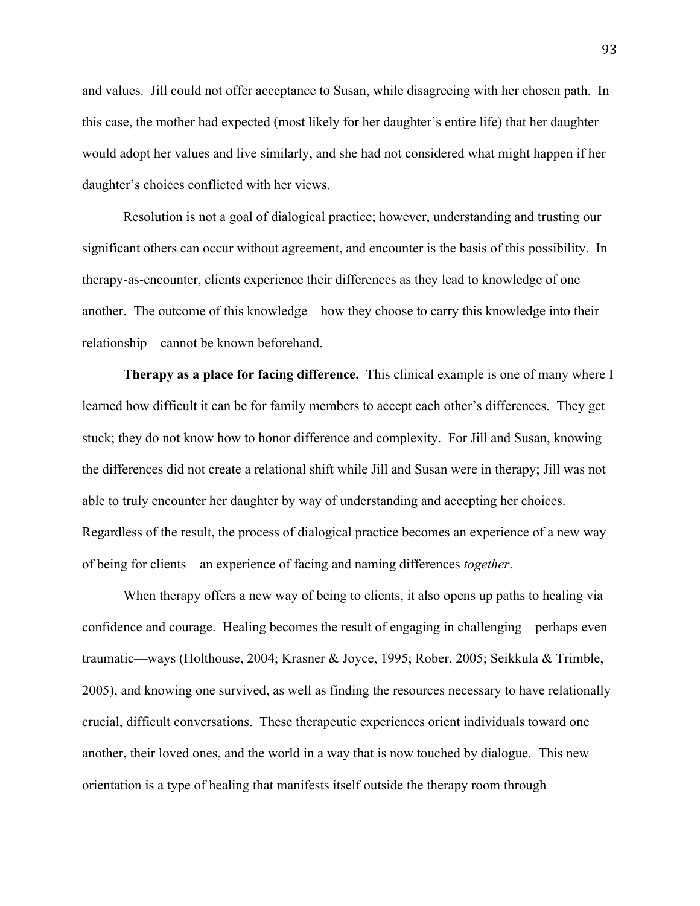and values. Jill could not offer acceptance to Susan, while disagreeing with her chosen path. In this case, the mother had expected (most likely for her daughter's entire life) that her daughter would adopt her values and live similarly, and she had not considered what might happen if her daughter's choices conflicted with her views.

Resolution is not a goal of dialogical practice; however, understanding and trusting our significant others can occur without agreement, and encounter is the basis of this possibility. In therapy-as-encounter, clients experience their differences as they lead to knowledge of one another. The outcome of this knowledge—how they choose to carry this knowledge into their relationship—cannot be known beforehand.

**Therapy as a place for facing difference.** This clinical example is one of many where I learned how difficult it can be for family members to accept each other's differences. They get stuck; they do not know how to honor difference and complexity. For Jill and Susan, knowing the differences did not create a relational shift while Jill and Susan were in therapy; Jill was not able to truly encounter her daughter by way of understanding and accepting her choices. Regardless of the result, the process of dialogical practice becomes an experience of a new way of being for clients—an experience of facing and naming differences *together*.

When therapy offers a new way of being to clients, it also opens up paths to healing via confidence and courage. Healing becomes the result of engaging in challenging—perhaps even traumatic—ways (Holthouse, 2004; Krasner & Joyce, 1995; Rober, 2005; Seikkula & Trimble, 2005), and knowing one survived, as well as finding the resources necessary to have relationally crucial, difficult conversations. These therapeutic experiences orient individuals toward one another, their loved ones, and the world in a way that is now touched by dialogue. This new orientation is a type of healing that manifests itself outside the therapy room through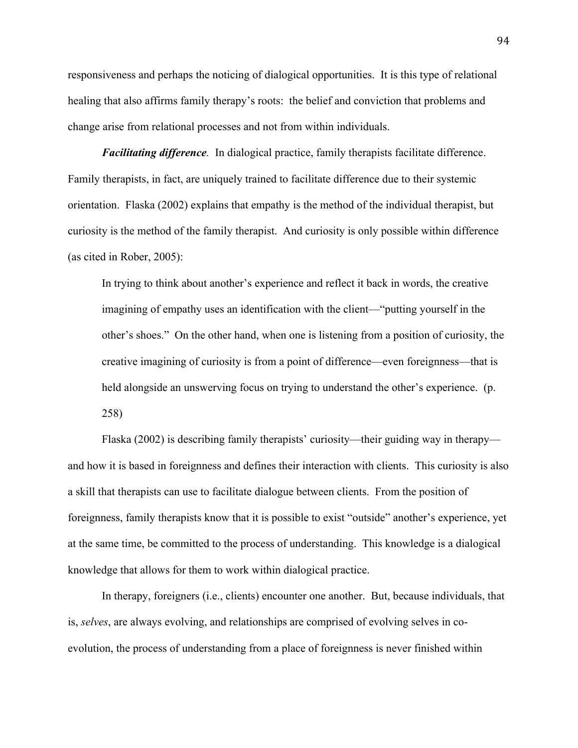responsiveness and perhaps the noticing of dialogical opportunities. It is this type of relational healing that also affirms family therapy's roots: the belief and conviction that problems and change arise from relational processes and not from within individuals.

***Facilitating difference*.** In dialogical practice, family therapists facilitate difference. Family therapists, in fact, are uniquely trained to facilitate difference due to their systemic orientation. Flaska (2002) explains that empathy is the method of the individual therapist, but curiosity is the method of the family therapist. And curiosity is only possible within difference (as cited in Rober, 2005):

> In trying to think about another's experience and reflect it back in words, the creative imagining of empathy uses an identification with the client—"putting yourself in the other's shoes." On the other hand, when one is listening from a position of curiosity, the creative imagining of curiosity is from a point of difference—even foreignness—that is held alongside an unswerving focus on trying to understand the other's experience. (p. 258)

Flaska (2002) is describing family therapists' curiosity—their guiding way in therapy—and how it is based in foreignness and defines their interaction with clients. This curiosity is also a skill that therapists can use to facilitate dialogue between clients. From the position of foreignness, family therapists know that it is possible to exist "outside" another's experience, yet at the same time, be committed to the process of understanding. This knowledge is a dialogical knowledge that allows for them to work within dialogical practice.

In therapy, foreigners (i.e., clients) encounter one another. But, because individuals, that is, *selves*, are always evolving, and relationships are comprised of evolving selves in co-evolution, the process of understanding from a place of foreignness is never finished within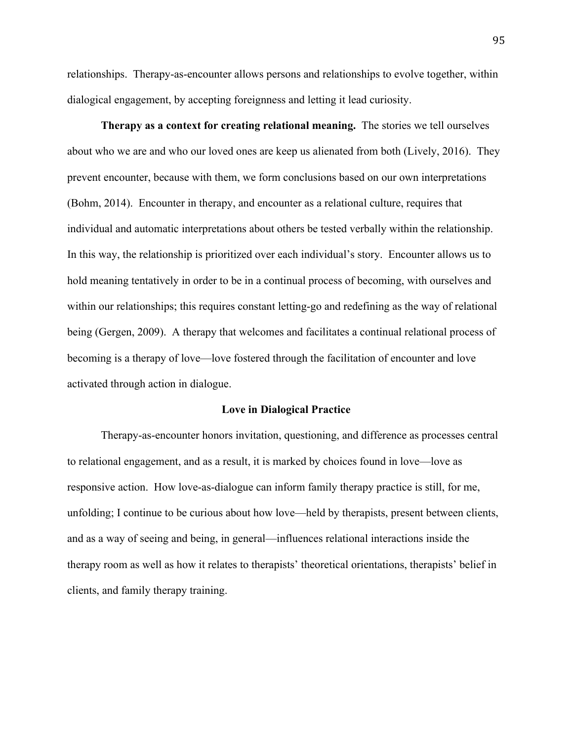relationships. Therapy-as-encounter allows persons and relationships to evolve together, within dialogical engagement, by accepting foreignness and letting it lead curiosity.

**Therapy as a context for creating relational meaning.** The stories we tell ourselves about who we are and who our loved ones are keep us alienated from both (Lively, 2016). They prevent encounter, because with them, we form conclusions based on our own interpretations (Bohm, 2014). Encounter in therapy, and encounter as a relational culture, requires that individual and automatic interpretations about others be tested verbally within the relationship. In this way, the relationship is prioritized over each individual's story. Encounter allows us to hold meaning tentatively in order to be in a continual process of becoming, with ourselves and within our relationships; this requires constant letting-go and redefining as the way of relational being (Gergen, 2009). A therapy that welcomes and facilitates a continual relational process of becoming is a therapy of love—love fostered through the facilitation of encounter and love activated through action in dialogue.

## Love in Dialogical Practice

Therapy-as-encounter honors invitation, questioning, and difference as processes central to relational engagement, and as a result, it is marked by choices found in love—love as responsive action. How love-as-dialogue can inform family therapy practice is still, for me, unfolding; I continue to be curious about how love—held by therapists, present between clients, and as a way of seeing and being, in general—influences relational interactions inside the therapy room as well as how it relates to therapists' theoretical orientations, therapists' belief in clients, and family therapy training.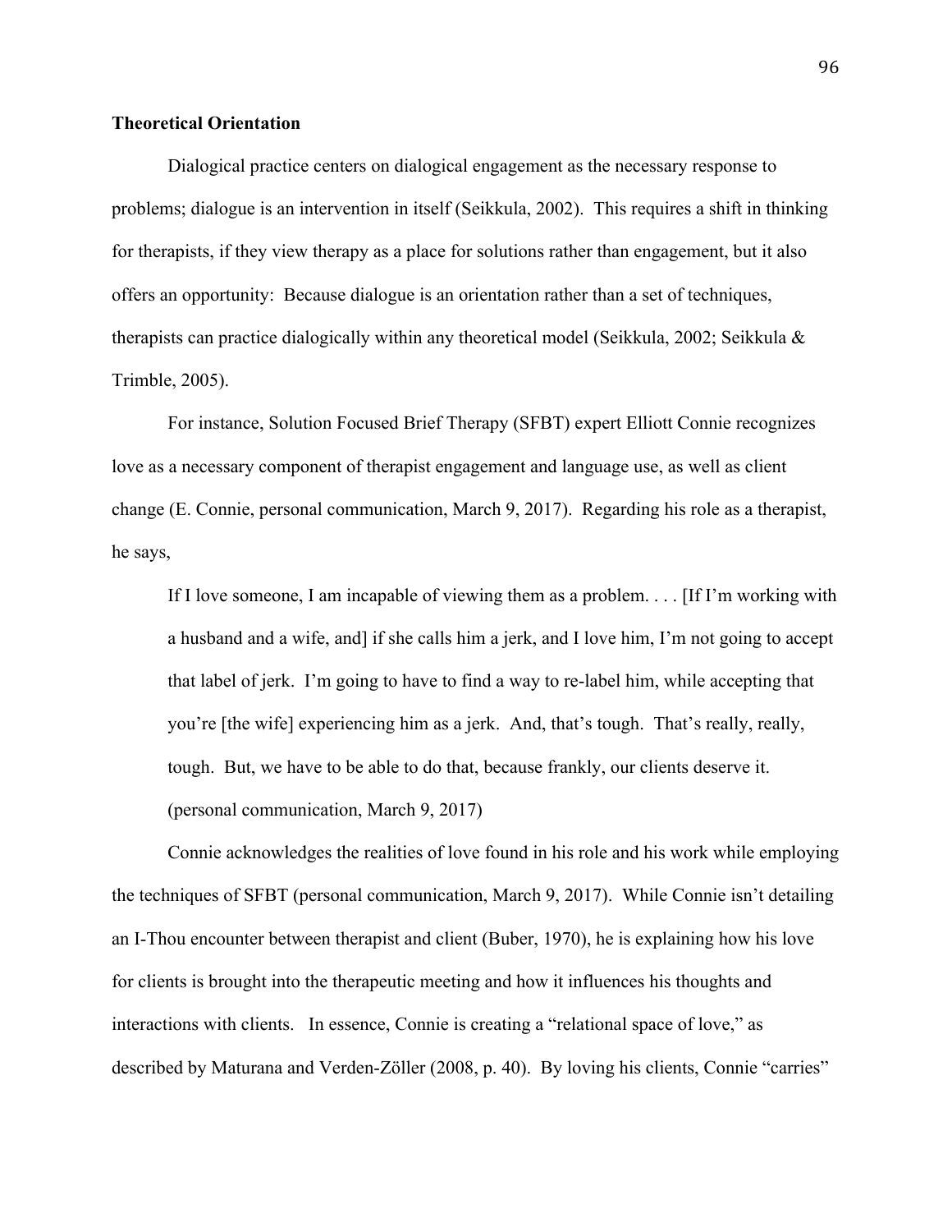**Theoretical Orientation**

Dialogical practice centers on dialogical engagement as the necessary response to problems; dialogue is an intervention in itself (Seikkula, 2002). This requires a shift in thinking for therapists, if they view therapy as a place for solutions rather than engagement, but it also offers an opportunity: Because dialogue is an orientation rather than a set of techniques, therapists can practice dialogically within any theoretical model (Seikkula, 2002; Seikkula & Trimble, 2005).

For instance, Solution Focused Brief Therapy (SFBT) expert Elliott Connie recognizes love as a necessary component of therapist engagement and language use, as well as client change (E. Connie, personal communication, March 9, 2017). Regarding his role as a therapist, he says,

> If I love someone, I am incapable of viewing them as a problem. . . . [If I'm working with a husband and a wife, and] if she calls him a jerk, and I love him, I'm not going to accept that label of jerk. I'm going to have to find a way to re-label him, while accepting that you're [the wife] experiencing him as a jerk. And, that's tough. That's really, really, tough. But, we have to be able to do that, because frankly, our clients deserve it. (personal communication, March 9, 2017)

Connie acknowledges the realities of love found in his role and his work while employing the techniques of SFBT (personal communication, March 9, 2017). While Connie isn't detailing an I-Thou encounter between therapist and client (Buber, 1970), he is explaining how his love for clients is brought into the therapeutic meeting and how it influences his thoughts and interactions with clients. In essence, Connie is creating a "relational space of love," as described by Maturana and Verden-Zöller (2008, p. 40). By loving his clients, Connie "carries"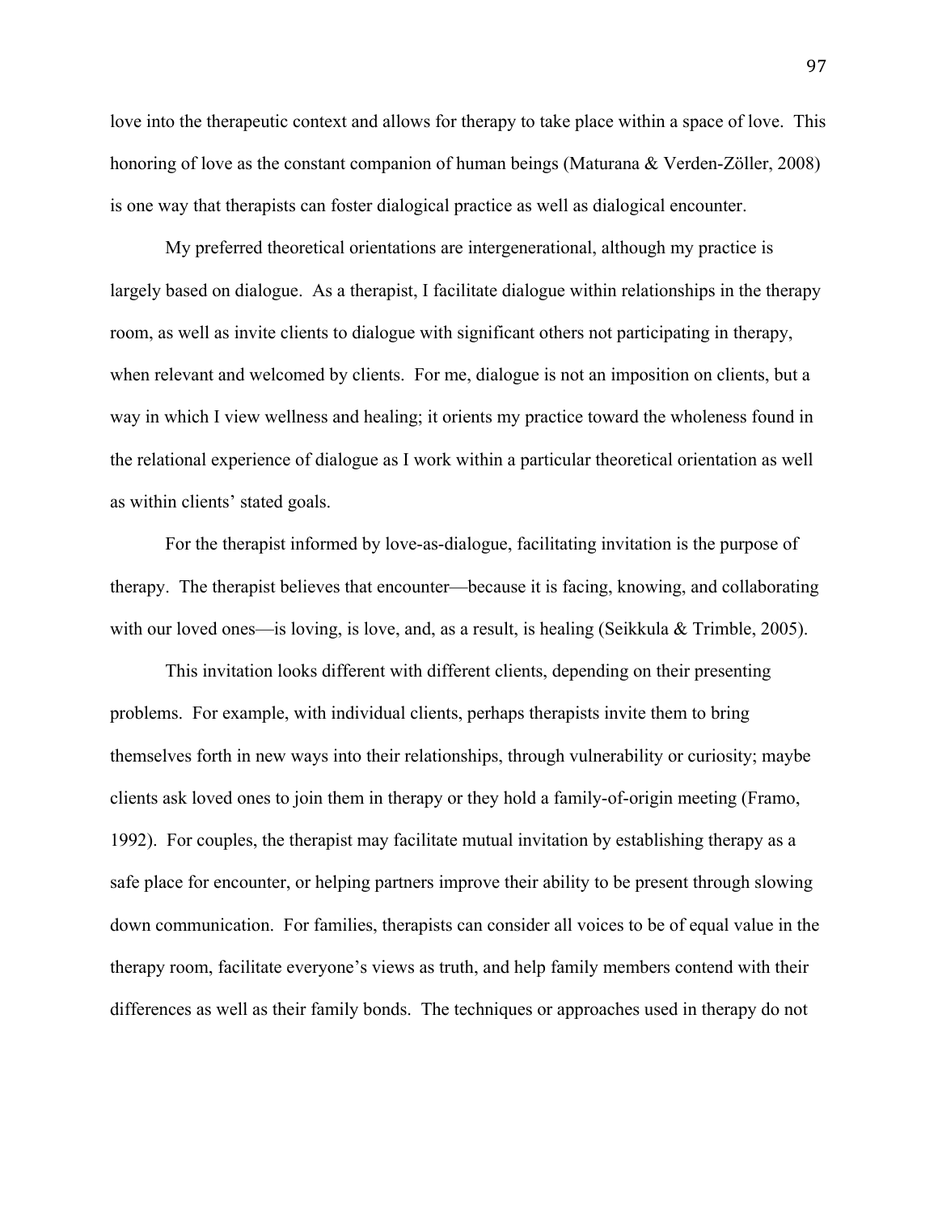love into the therapeutic context and allows for therapy to take place within a space of love. This honoring of love as the constant companion of human beings (Maturana & Verden-Zöller, 2008) is one way that therapists can foster dialogical practice as well as dialogical encounter.

My preferred theoretical orientations are intergenerational, although my practice is largely based on dialogue. As a therapist, I facilitate dialogue within relationships in the therapy room, as well as invite clients to dialogue with significant others not participating in therapy, when relevant and welcomed by clients. For me, dialogue is not an imposition on clients, but a way in which I view wellness and healing; it orients my practice toward the wholeness found in the relational experience of dialogue as I work within a particular theoretical orientation as well as within clients' stated goals.

For the therapist informed by love-as-dialogue, facilitating invitation is the purpose of therapy. The therapist believes that encounter—because it is facing, knowing, and collaborating with our loved ones—is loving, is love, and, as a result, is healing (Seikkula & Trimble, 2005).

This invitation looks different with different clients, depending on their presenting problems. For example, with individual clients, perhaps therapists invite them to bring themselves forth in new ways into their relationships, through vulnerability or curiosity; maybe clients ask loved ones to join them in therapy or they hold a family-of-origin meeting (Framo, 1992). For couples, the therapist may facilitate mutual invitation by establishing therapy as a safe place for encounter, or helping partners improve their ability to be present through slowing down communication. For families, therapists can consider all voices to be of equal value in the therapy room, facilitate everyone's views as truth, and help family members contend with their differences as well as their family bonds. The techniques or approaches used in therapy do not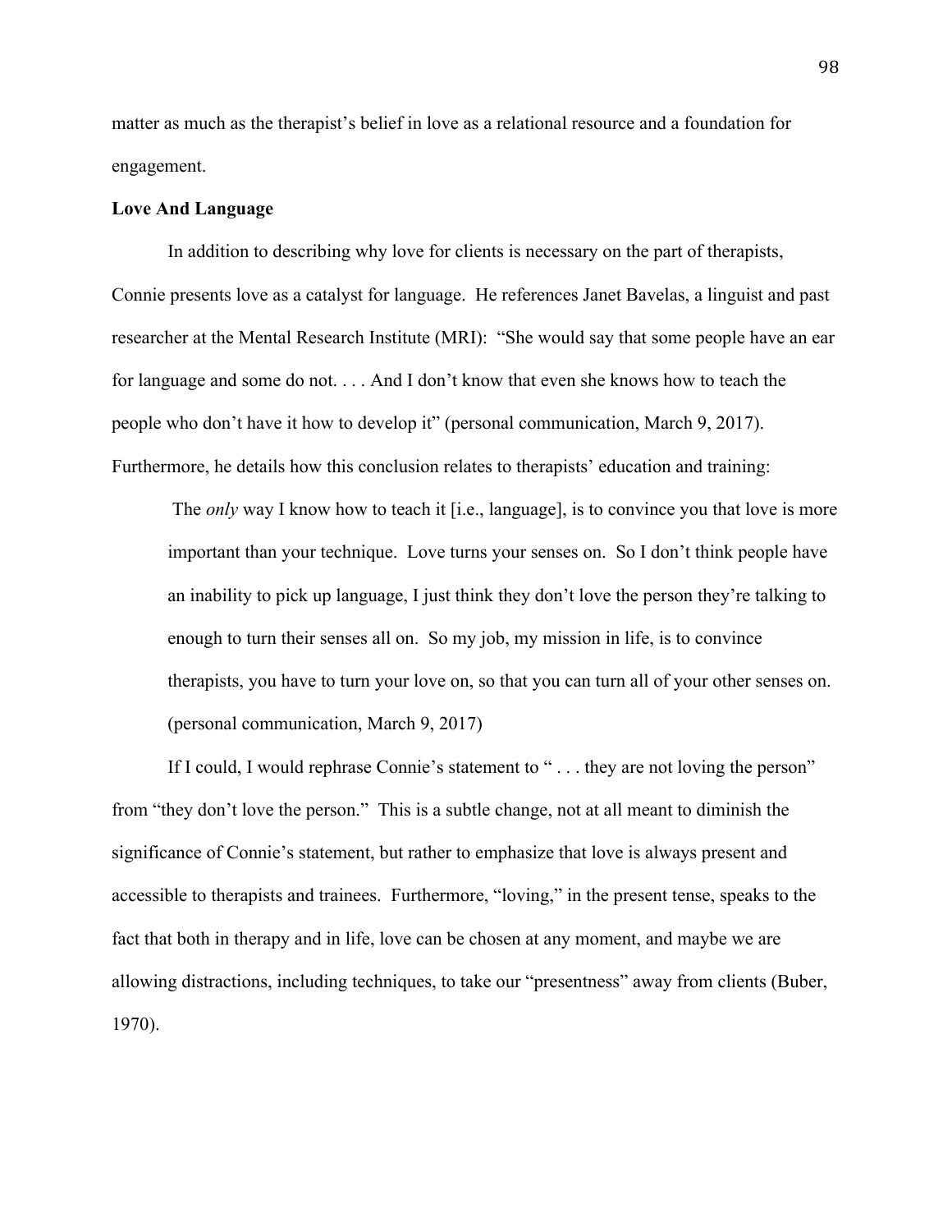matter as much as the therapist's belief in love as a relational resource and a foundation for engagement.

**Love And Language**

In addition to describing why love for clients is necessary on the part of therapists, Connie presents love as a catalyst for language. He references Janet Bavelas, a linguist and past researcher at the Mental Research Institute (MRI): "She would say that some people have an ear for language and some do not. . . . And I don't know that even she knows how to teach the people who don't have it how to develop it" (personal communication, March 9, 2017). Furthermore, he details how this conclusion relates to therapists' education and training:

> The *only* way I know how to teach it [i.e., language], is to convince you that love is more important than your technique. Love turns your senses on. So I don't think people have an inability to pick up language, I just think they don't love the person they're talking to enough to turn their senses all on. So my job, my mission in life, is to convince therapists, you have to turn your love on, so that you can turn all of your other senses on. (personal communication, March 9, 2017)

If I could, I would rephrase Connie's statement to " . . . they are not loving the person" from "they don't love the person." This is a subtle change, not at all meant to diminish the significance of Connie's statement, but rather to emphasize that love is always present and accessible to therapists and trainees. Furthermore, "loving," in the present tense, speaks to the fact that both in therapy and in life, love can be chosen at any moment, and maybe we are allowing distractions, including techniques, to take our "presentness" away from clients (Buber, 1970).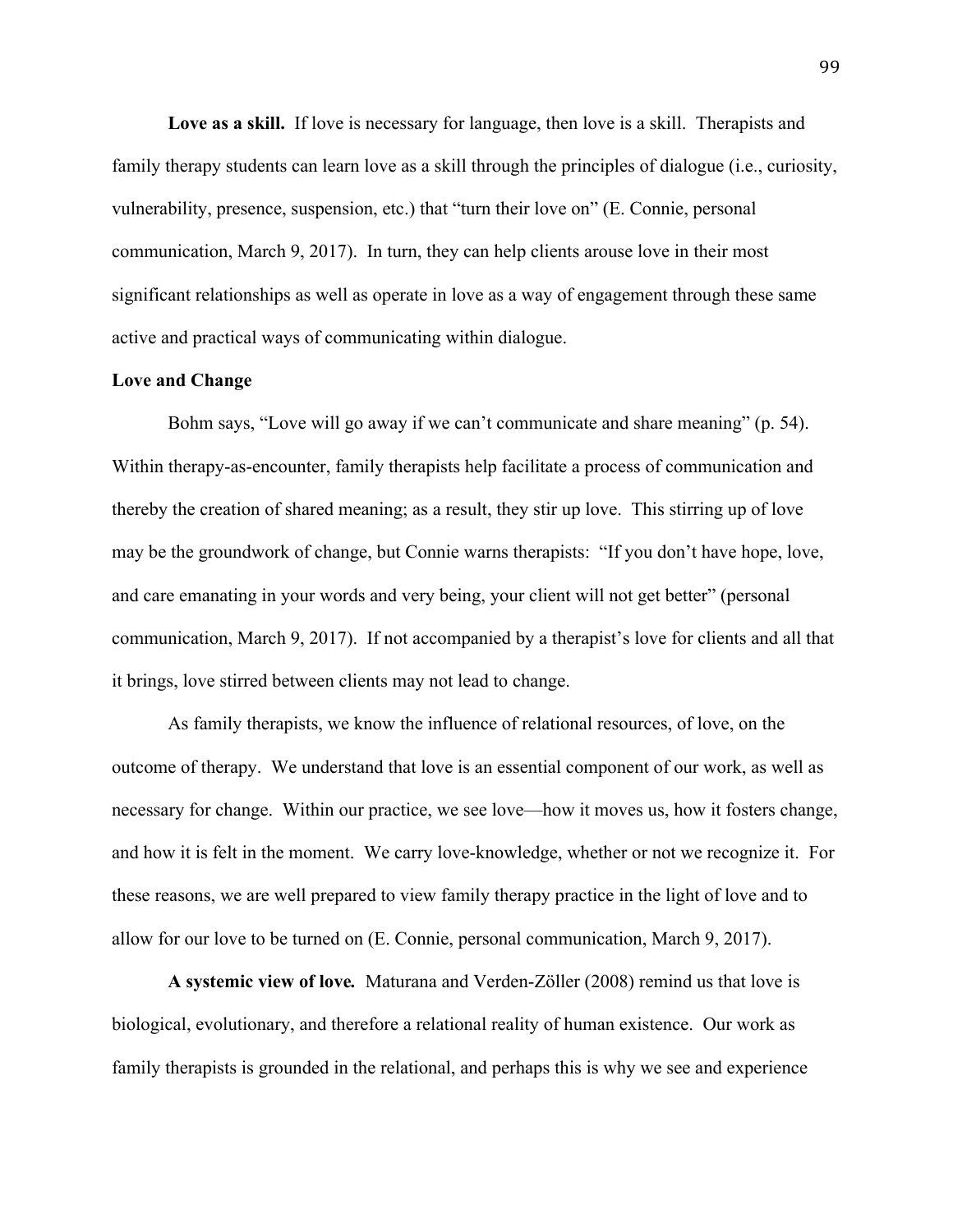**Love as a skill.** If love is necessary for language, then love is a skill. Therapists and family therapy students can learn love as a skill through the principles of dialogue (i.e., curiosity, vulnerability, presence, suspension, etc.) that "turn their love on" (E. Connie, personal communication, March 9, 2017). In turn, they can help clients arouse love in their most significant relationships as well as operate in love as a way of engagement through these same active and practical ways of communicating within dialogue.

## Love and Change

Bohm says, "Love will go away if we can't communicate and share meaning" (p. 54). Within therapy-as-encounter, family therapists help facilitate a process of communication and thereby the creation of shared meaning; as a result, they stir up love. This stirring up of love may be the groundwork of change, but Connie warns therapists: "If you don't have hope, love, and care emanating in your words and very being, your client will not get better" (personal communication, March 9, 2017). If not accompanied by a therapist's love for clients and all that it brings, love stirred between clients may not lead to change.

As family therapists, we know the influence of relational resources, of love, on the outcome of therapy. We understand that love is an essential component of our work, as well as necessary for change. Within our practice, we see love—how it moves us, how it fosters change, and how it is felt in the moment. We carry love-knowledge, whether or not we recognize it. For these reasons, we are well prepared to view family therapy practice in the light of love and to allow for our love to be turned on (E. Connie, personal communication, March 9, 2017).

**A systemic view of love.** Maturana and Verden-Zöller (2008) remind us that love is biological, evolutionary, and therefore a relational reality of human existence. Our work as family therapists is grounded in the relational, and perhaps this is why we see and experience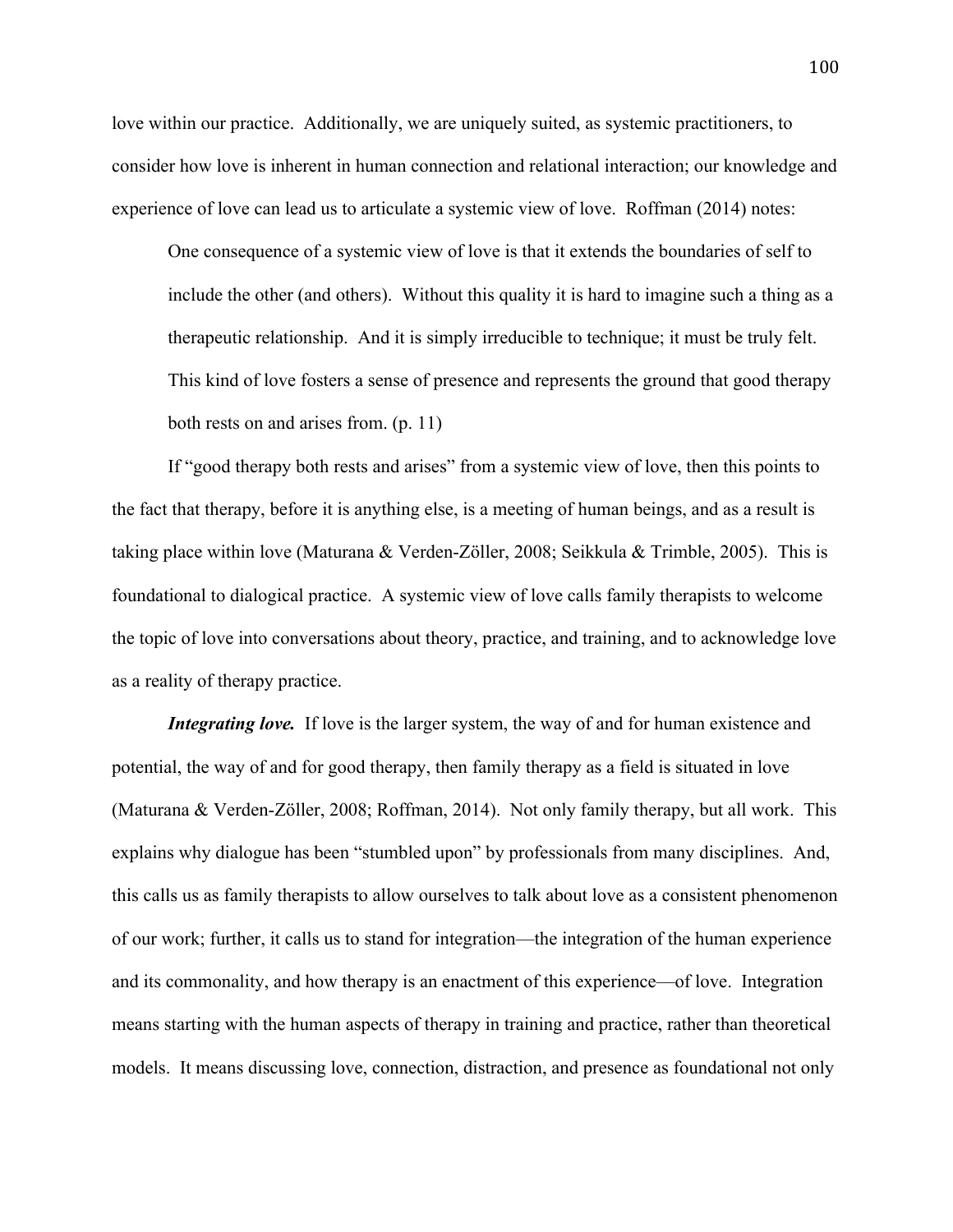love within our practice. Additionally, we are uniquely suited, as systemic practitioners, to consider how love is inherent in human connection and relational interaction; our knowledge and experience of love can lead us to articulate a systemic view of love. Roffman (2014) notes:

> One consequence of a systemic view of love is that it extends the boundaries of self to include the other (and others). Without this quality it is hard to imagine such a thing as a therapeutic relationship. And it is simply irreducible to technique; it must be truly felt. This kind of love fosters a sense of presence and represents the ground that good therapy both rests on and arises from. (p. 11)

If "good therapy both rests and arises" from a systemic view of love, then this points to the fact that therapy, before it is anything else, is a meeting of human beings, and as a result is taking place within love (Maturana & Verden-Zöller, 2008; Seikkula & Trimble, 2005). This is foundational to dialogical practice. A systemic view of love calls family therapists to welcome the topic of love into conversations about theory, practice, and training, and to acknowledge love as a reality of therapy practice.

***Integrating love.*** If love is the larger system, the way of and for human existence and potential, the way of and for good therapy, then family therapy as a field is situated in love (Maturana & Verden-Zöller, 2008; Roffman, 2014). Not only family therapy, but all work. This explains why dialogue has been "stumbled upon" by professionals from many disciplines. And, this calls us as family therapists to allow ourselves to talk about love as a consistent phenomenon of our work; further, it calls us to stand for integration—the integration of the human experience and its commonality, and how therapy is an enactment of this experience—of love. Integration means starting with the human aspects of therapy in training and practice, rather than theoretical models. It means discussing love, connection, distraction, and presence as foundational not only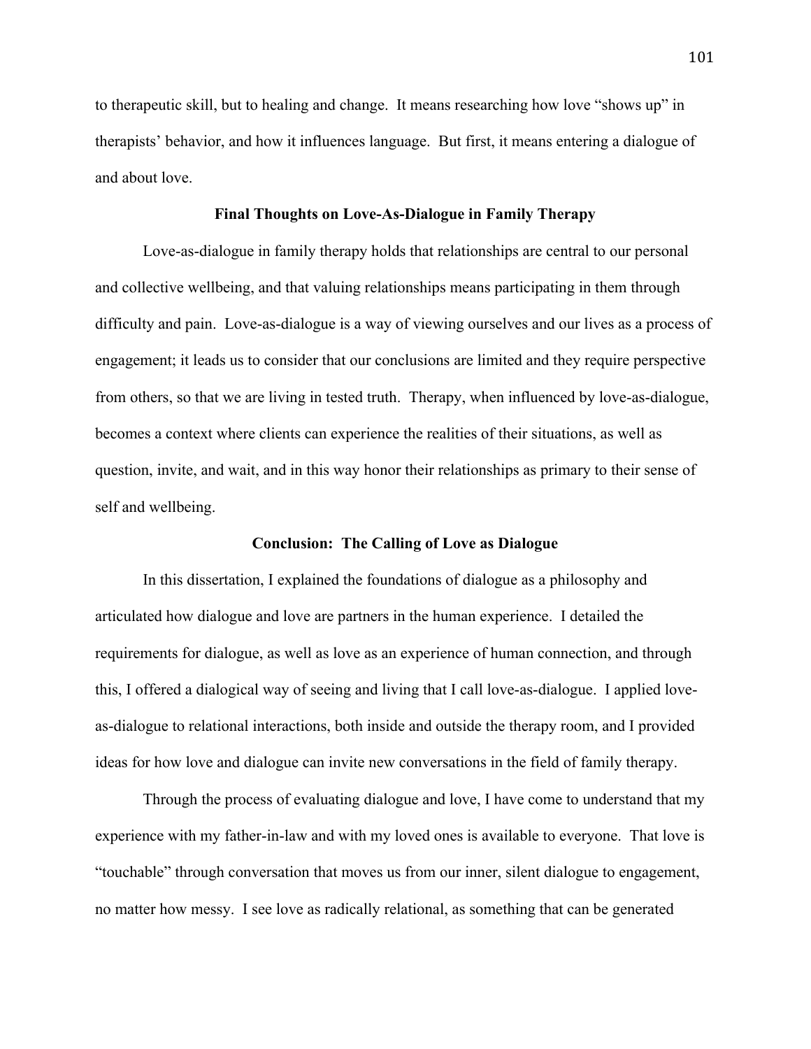to therapeutic skill, but to healing and change. It means researching how love "shows up" in therapists' behavior, and how it influences language. But first, it means entering a dialogue of and about love.

## Final Thoughts on Love-As-Dialogue in Family Therapy

Love-as-dialogue in family therapy holds that relationships are central to our personal and collective wellbeing, and that valuing relationships means participating in them through difficulty and pain. Love-as-dialogue is a way of viewing ourselves and our lives as a process of engagement; it leads us to consider that our conclusions are limited and they require perspective from others, so that we are living in tested truth. Therapy, when influenced by love-as-dialogue, becomes a context where clients can experience the realities of their situations, as well as question, invite, and wait, and in this way honor their relationships as primary to their sense of self and wellbeing.

## Conclusion: The Calling of Love as Dialogue

In this dissertation, I explained the foundations of dialogue as a philosophy and articulated how dialogue and love are partners in the human experience. I detailed the requirements for dialogue, as well as love as an experience of human connection, and through this, I offered a dialogical way of seeing and living that I call love-as-dialogue. I applied love-as-dialogue to relational interactions, both inside and outside the therapy room, and I provided ideas for how love and dialogue can invite new conversations in the field of family therapy.

Through the process of evaluating dialogue and love, I have come to understand that my experience with my father-in-law and with my loved ones is available to everyone. That love is "touchable" through conversation that moves us from our inner, silent dialogue to engagement, no matter how messy. I see love as radically relational, as something that can be generated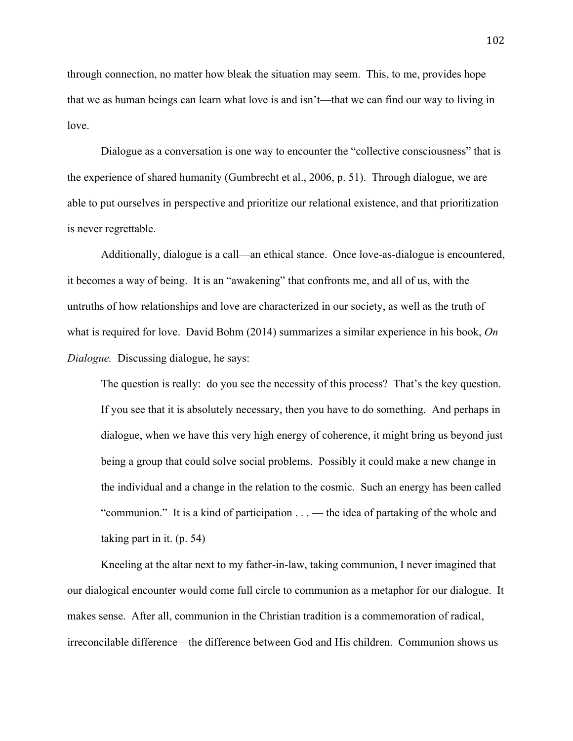through connection, no matter how bleak the situation may seem. This, to me, provides hope that we as human beings can learn what love is and isn't—that we can find our way to living in love.

Dialogue as a conversation is one way to encounter the "collective consciousness" that is the experience of shared humanity (Gumbrecht et al., 2006, p. 51). Through dialogue, we are able to put ourselves in perspective and prioritize our relational existence, and that prioritization is never regrettable.

Additionally, dialogue is a call—an ethical stance. Once love-as-dialogue is encountered, it becomes a way of being. It is an "awakening" that confronts me, and all of us, with the untruths of how relationships and love are characterized in our society, as well as the truth of what is required for love. David Bohm (2014) summarizes a similar experience in his book, *On Dialogue.* Discussing dialogue, he says:

> The question is really: do you see the necessity of this process? That's the key question. If you see that it is absolutely necessary, then you have to do something. And perhaps in dialogue, when we have this very high energy of coherence, it might bring us beyond just being a group that could solve social problems. Possibly it could make a new change in the individual and a change in the relation to the cosmic. Such an energy has been called "communion." It is a kind of participation . . . — the idea of partaking of the whole and taking part in it. (p. 54)

Kneeling at the altar next to my father-in-law, taking communion, I never imagined that our dialogical encounter would come full circle to communion as a metaphor for our dialogue. It makes sense. After all, communion in the Christian tradition is a commemoration of radical, irreconcilable difference—the difference between God and His children. Communion shows us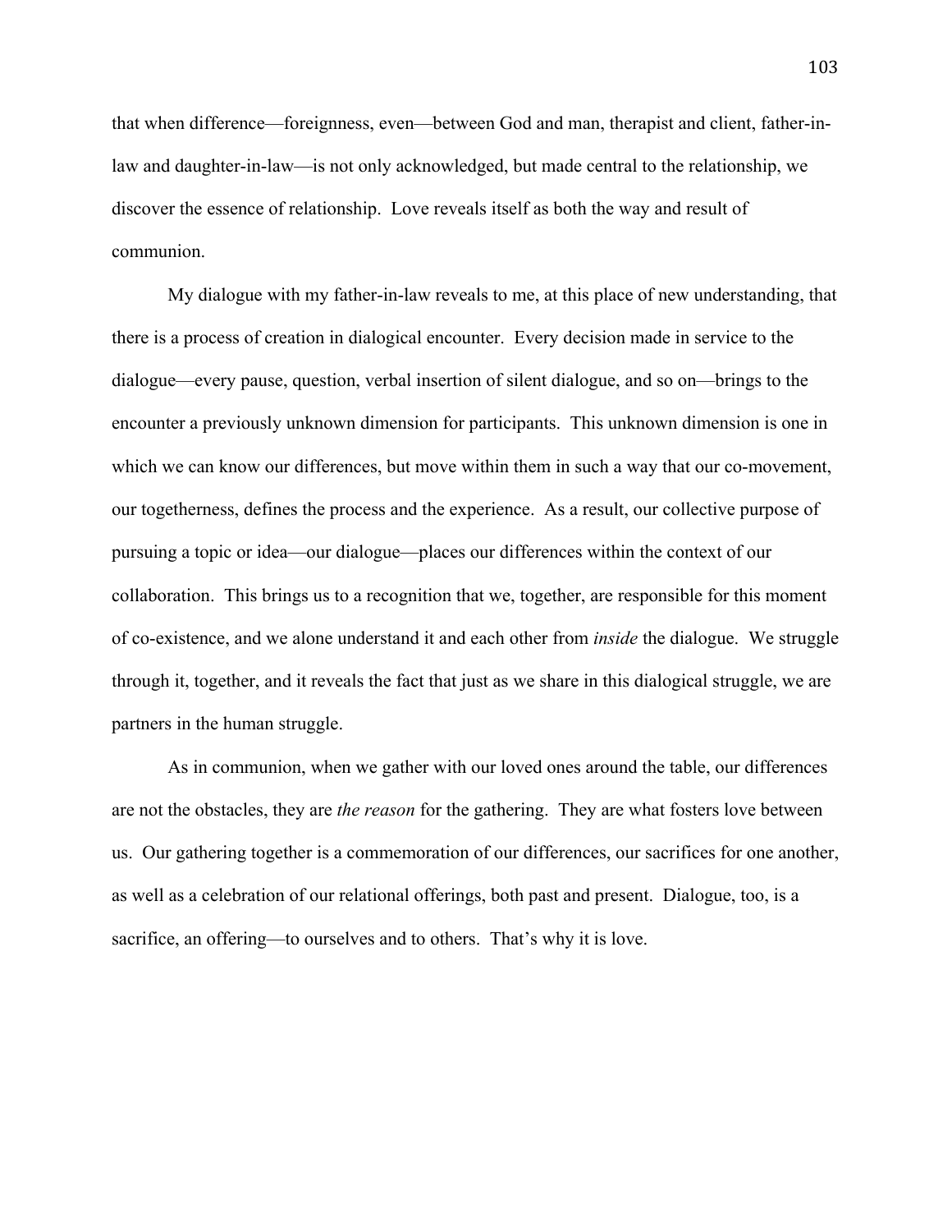that when difference—foreignness, even—between God and man, therapist and client, father-in-law and daughter-in-law—is not only acknowledged, but made central to the relationship, we discover the essence of relationship. Love reveals itself as both the way and result of communion.

My dialogue with my father-in-law reveals to me, at this place of new understanding, that there is a process of creation in dialogical encounter. Every decision made in service to the dialogue—every pause, question, verbal insertion of silent dialogue, and so on—brings to the encounter a previously unknown dimension for participants. This unknown dimension is one in which we can know our differences, but move within them in such a way that our co-movement, our togetherness, defines the process and the experience. As a result, our collective purpose of pursuing a topic or idea—our dialogue—places our differences within the context of our collaboration. This brings us to a recognition that we, together, are responsible for this moment of co-existence, and we alone understand it and each other from *inside* the dialogue. We struggle through it, together, and it reveals the fact that just as we share in this dialogical struggle, we are partners in the human struggle.

As in communion, when we gather with our loved ones around the table, our differences are not the obstacles, they are *the reason* for the gathering. They are what fosters love between us. Our gathering together is a commemoration of our differences, our sacrifices for one another, as well as a celebration of our relational offerings, both past and present. Dialogue, too, is a sacrifice, an offering—to ourselves and to others. That's why it is love.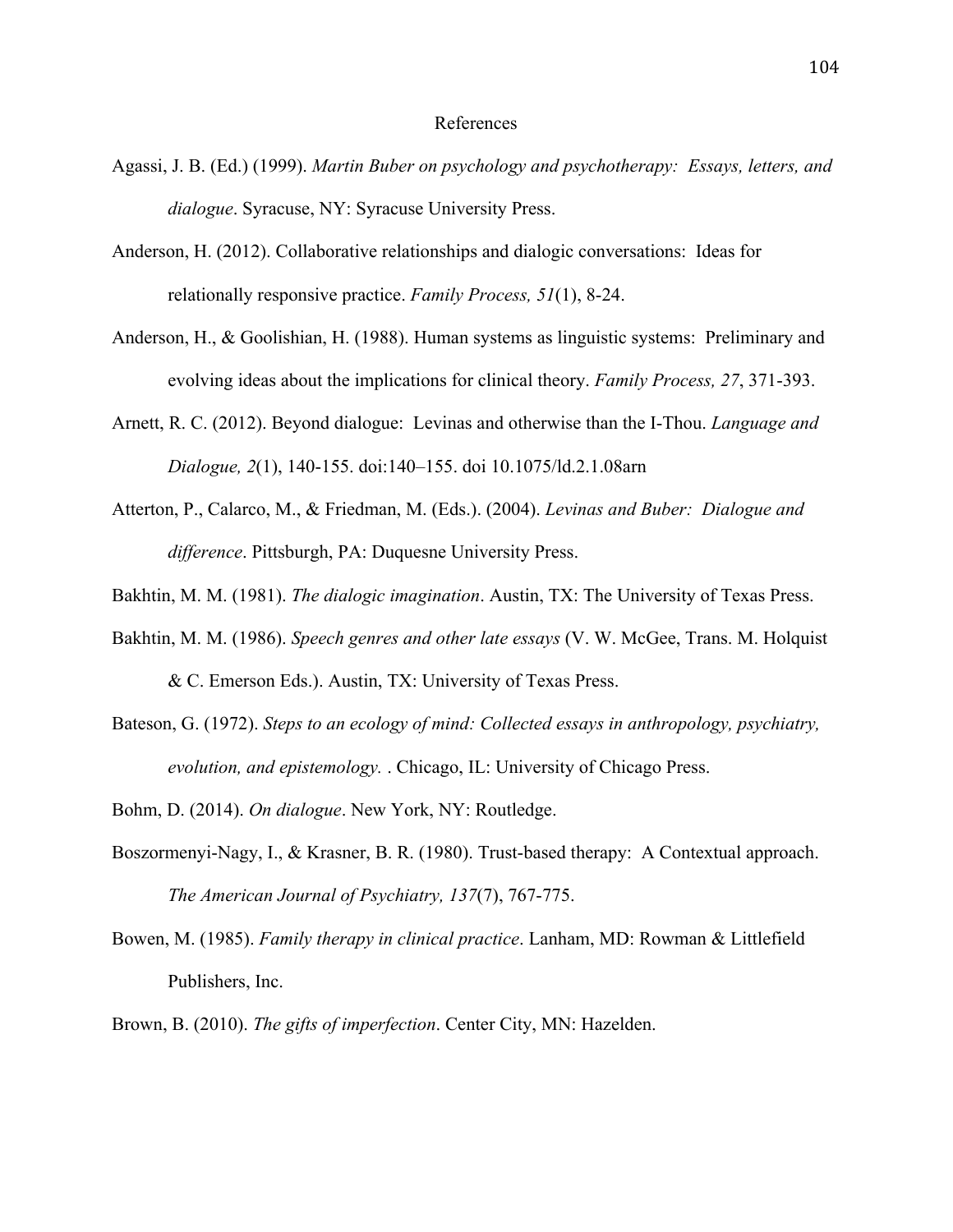# References

Agassi, J. B. (Ed.) (1999). *Martin Buber on psychology and psychotherapy: Essays, letters, and dialogue*. Syracuse, NY: Syracuse University Press.

Anderson, H. (2012). Collaborative relationships and dialogic conversations: Ideas for relationally responsive practice. *Family Process, 51*(1), 8-24.

Anderson, H., & Goolishian, H. (1988). Human systems as linguistic systems: Preliminary and evolving ideas about the implications for clinical theory. *Family Process, 27*, 371-393.

Arnett, R. C. (2012). Beyond dialogue: Levinas and otherwise than the I-Thou. *Language and Dialogue, 2*(1), 140-155. doi:140–155. doi 10.1075/ld.2.1.08arn

Atterton, P., Calarco, M., & Friedman, M. (Eds.). (2004). *Levinas and Buber: Dialogue and difference*. Pittsburgh, PA: Duquesne University Press.

Bakhtin, M. M. (1981). *The dialogic imagination*. Austin, TX: The University of Texas Press.

Bakhtin, M. M. (1986). *Speech genres and other late essays* (V. W. McGee, Trans. M. Holquist & C. Emerson Eds.). Austin, TX: University of Texas Press.

Bateson, G. (1972). *Steps to an ecology of mind: Collected essays in anthropology, psychiatry, evolution, and epistemology. .* Chicago, IL: University of Chicago Press.

Bohm, D. (2014). *On dialogue*. New York, NY: Routledge.

Boszormenyi-Nagy, I., & Krasner, B. R. (1980). Trust-based therapy: A Contextual approach. *The American Journal of Psychiatry, 137*(7), 767-775.

Bowen, M. (1985). *Family therapy in clinical practice*. Lanham, MD: Rowman & Littlefield Publishers, Inc.

Brown, B. (2010). *The gifts of imperfection*. Center City, MN: Hazelden.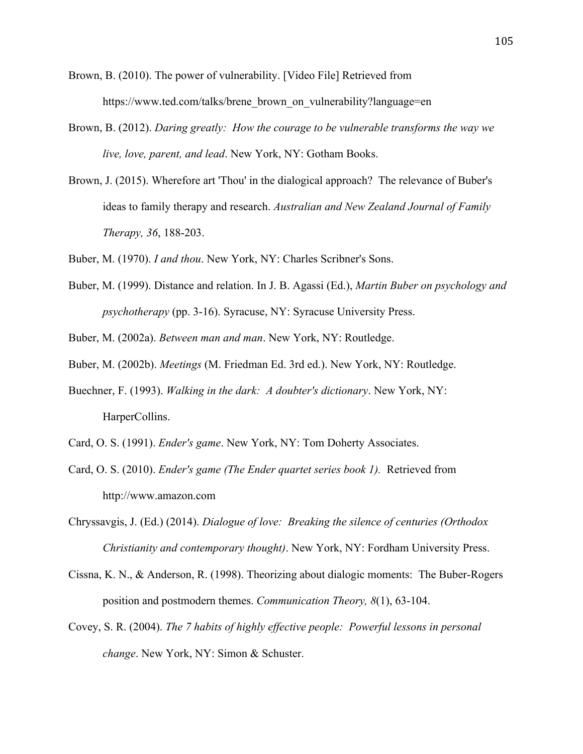Brown, B. (2010). The power of vulnerability. [Video File] Retrieved from https://www.ted.com/talks/brene_brown_on_vulnerability?language=en

Brown, B. (2012). *Daring greatly: How the courage to be vulnerable transforms the way we live, love, parent, and lead*. New York, NY: Gotham Books.

Brown, J. (2015). Wherefore art 'Thou' in the dialogical approach? The relevance of Buber's ideas to family therapy and research. *Australian and New Zealand Journal of Family Therapy, 36*, 188-203.

Buber, M. (1970). *I and thou*. New York, NY: Charles Scribner's Sons.

Buber, M. (1999). Distance and relation. In J. B. Agassi (Ed.), *Martin Buber on psychology and psychotherapy* (pp. 3-16). Syracuse, NY: Syracuse University Press.

Buber, M. (2002a). *Between man and man*. New York, NY: Routledge.

Buber, M. (2002b). *Meetings* (M. Friedman Ed. 3rd ed.). New York, NY: Routledge.

Buechner, F. (1993). *Walking in the dark: A doubter's dictionary*. New York, NY: HarperCollins.

Card, O. S. (1991). *Ender's game*. New York, NY: Tom Doherty Associates.

Card, O. S. (2010). *Ender's game (The Ender quartet series book 1).* Retrieved from http://www.amazon.com

Chryssavgis, J. (Ed.) (2014). *Dialogue of love: Breaking the silence of centuries (Orthodox Christianity and contemporary thought)*. New York, NY: Fordham University Press.

Cissna, K. N., & Anderson, R. (1998). Theorizing about dialogic moments: The Buber-Rogers position and postmodern themes. *Communication Theory, 8*(1), 63-104.

Covey, S. R. (2004). *The 7 habits of highly effective people: Powerful lessons in personal change*. New York, NY: Simon & Schuster.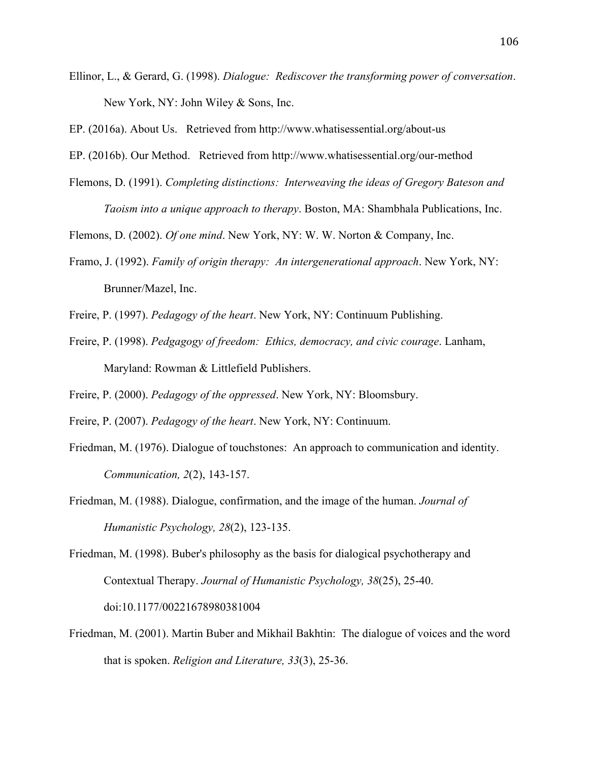Ellinor, L., & Gerard, G. (1998). *Dialogue: Rediscover the transforming power of conversation*. New York, NY: John Wiley & Sons, Inc.

EP. (2016a). About Us. Retrieved from http://www.whatisessential.org/about-us

EP. (2016b). Our Method. Retrieved from http://www.whatisessential.org/our-method

Flemons, D. (1991). *Completing distinctions: Interweaving the ideas of Gregory Bateson and Taoism into a unique approach to therapy*. Boston, MA: Shambhala Publications, Inc.

Flemons, D. (2002). *Of one mind*. New York, NY: W. W. Norton & Company, Inc.

Framo, J. (1992). *Family of origin therapy: An intergenerational approach*. New York, NY: Brunner/Mazel, Inc.

Freire, P. (1997). *Pedagogy of the heart*. New York, NY: Continuum Publishing.

Freire, P. (1998). *Pedgagogy of freedom: Ethics, democracy, and civic courage*. Lanham, Maryland: Rowman & Littlefield Publishers.

Freire, P. (2000). *Pedagogy of the oppressed*. New York, NY: Bloomsbury.

Freire, P. (2007). *Pedagogy of the heart*. New York, NY: Continuum.

Friedman, M. (1976). Dialogue of touchstones: An approach to communication and identity. *Communication, 2*(2), 143-157.

Friedman, M. (1988). Dialogue, confirmation, and the image of the human. *Journal of Humanistic Psychology, 28*(2), 123-135.

Friedman, M. (1998). Buber's philosophy as the basis for dialogical psychotherapy and Contextual Therapy. *Journal of Humanistic Psychology, 38*(25), 25-40. doi:10.1177/00221678980381004

Friedman, M. (2001). Martin Buber and Mikhail Bakhtin: The dialogue of voices and the word that is spoken. *Religion and Literature, 33*(3), 25-36.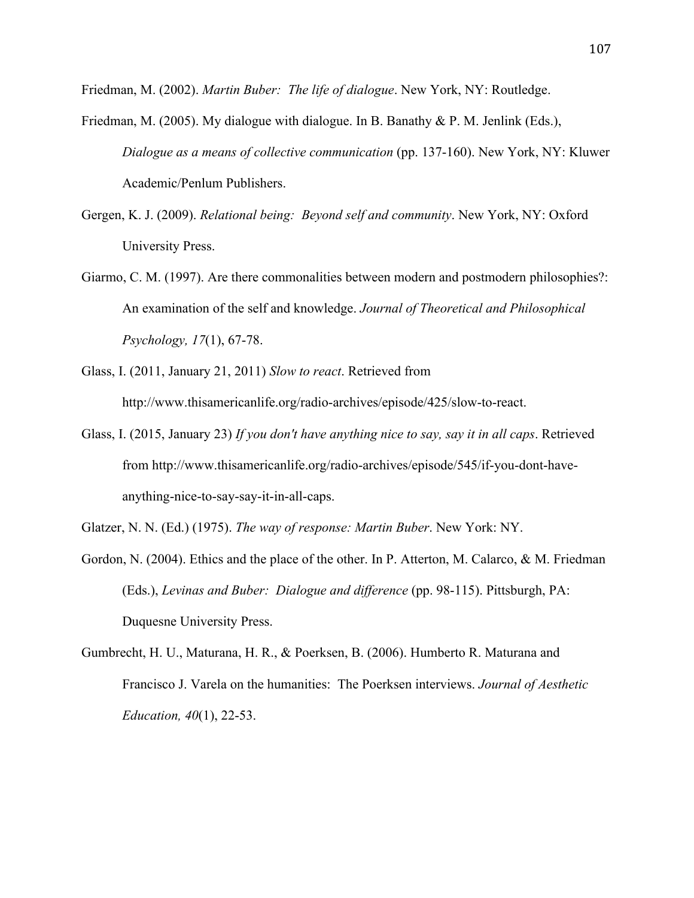Friedman, M. (2002). *Martin Buber: The life of dialogue*. New York, NY: Routledge.

Friedman, M. (2005). My dialogue with dialogue. In B. Banathy & P. M. Jenlink (Eds.), *Dialogue as a means of collective communication* (pp. 137-160). New York, NY: Kluwer Academic/Penlum Publishers.

Gergen, K. J. (2009). *Relational being: Beyond self and community*. New York, NY: Oxford University Press.

Giarmo, C. M. (1997). Are there commonalities between modern and postmodern philosophies?: An examination of the self and knowledge. *Journal of Theoretical and Philosophical Psychology, 17*(1), 67-78.

Glass, I. (2011, January 21, 2011) *Slow to react*. Retrieved from http://www.thisamericanlife.org/radio-archives/episode/425/slow-to-react.

Glass, I. (2015, January 23) *If you don't have anything nice to say, say it in all caps*. Retrieved from http://www.thisamericanlife.org/radio-archives/episode/545/if-you-dont-have-anything-nice-to-say-say-it-in-all-caps.

Glatzer, N. N. (Ed.) (1975). *The way of response: Martin Buber*. New York: NY.

Gordon, N. (2004). Ethics and the place of the other. In P. Atterton, M. Calarco, & M. Friedman (Eds.), *Levinas and Buber: Dialogue and difference* (pp. 98-115). Pittsburgh, PA: Duquesne University Press.

Gumbrecht, H. U., Maturana, H. R., & Poerksen, B. (2006). Humberto R. Maturana and Francisco J. Varela on the humanities: The Poerksen interviews. *Journal of Aesthetic Education, 40*(1), 22-53.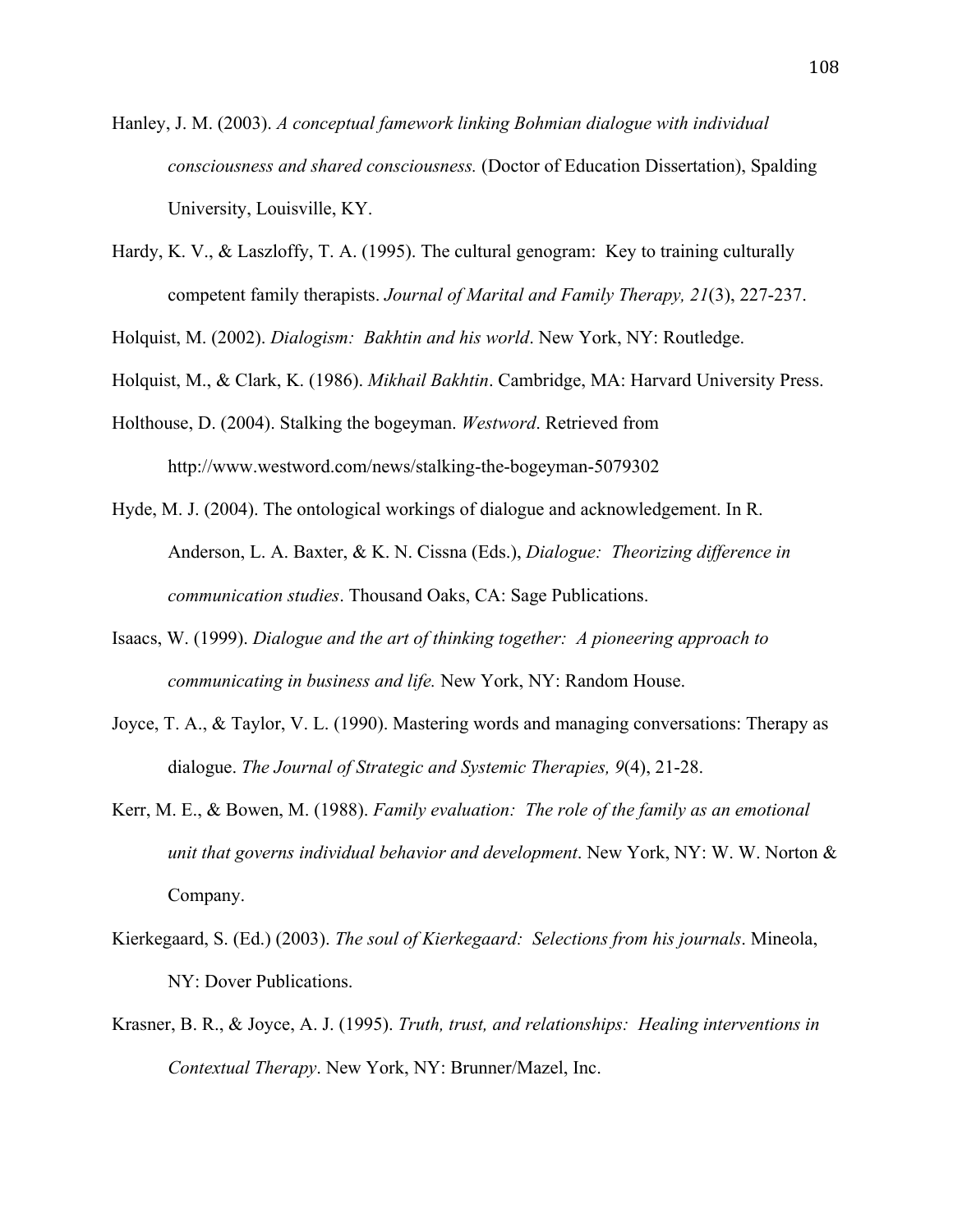Hanley, J. M. (2003). *A conceptual famework linking Bohmian dialogue with individual consciousness and shared consciousness.* (Doctor of Education Dissertation), Spalding University, Louisville, KY.

Hardy, K. V., & Laszloffy, T. A. (1995). The cultural genogram: Key to training culturally competent family therapists. *Journal of Marital and Family Therapy, 21*(3), 227-237.

Holquist, M. (2002). *Dialogism: Bakhtin and his world*. New York, NY: Routledge.

Holquist, M., & Clark, K. (1986). *Mikhail Bakhtin*. Cambridge, MA: Harvard University Press.

Holthouse, D. (2004). Stalking the bogeyman. *Westword*. Retrieved from http://www.westword.com/news/stalking-the-bogeyman-5079302

Hyde, M. J. (2004). The ontological workings of dialogue and acknowledgement. In R. Anderson, L. A. Baxter, & K. N. Cissna (Eds.), *Dialogue: Theorizing difference in communication studies*. Thousand Oaks, CA: Sage Publications.

Isaacs, W. (1999). *Dialogue and the art of thinking together: A pioneering approach to communicating in business and life.* New York, NY: Random House.

Joyce, T. A., & Taylor, V. L. (1990). Mastering words and managing conversations: Therapy as dialogue. *The Journal of Strategic and Systemic Therapies, 9*(4), 21-28.

Kerr, M. E., & Bowen, M. (1988). *Family evaluation: The role of the family as an emotional unit that governs individual behavior and development*. New York, NY: W. W. Norton & Company.

Kierkegaard, S. (Ed.) (2003). *The soul of Kierkegaard: Selections from his journals*. Mineola, NY: Dover Publications.

Krasner, B. R., & Joyce, A. J. (1995). *Truth, trust, and relationships: Healing interventions in Contextual Therapy*. New York, NY: Brunner/Mazel, Inc.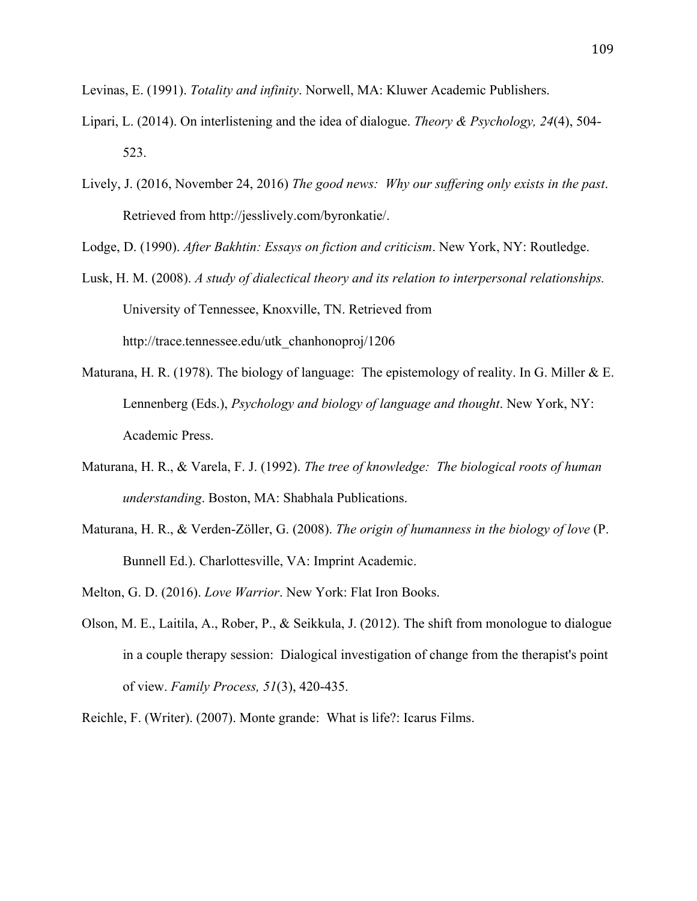Levinas, E. (1991). *Totality and infinity*. Norwell, MA: Kluwer Academic Publishers.

Lipari, L. (2014). On interlistening and the idea of dialogue. *Theory & Psychology, 24*(4), 504-523.

Lively, J. (2016, November 24, 2016) *The good news: Why our suffering only exists in the past*. Retrieved from http://jesslively.com/byronkatie/.

Lodge, D. (1990). *After Bakhtin: Essays on fiction and criticism*. New York, NY: Routledge.

Lusk, H. M. (2008). *A study of dialectical theory and its relation to interpersonal relationships.* University of Tennessee, Knoxville, TN. Retrieved from http://trace.tennessee.edu/utk_chanhonoproj/1206

Maturana, H. R. (1978). The biology of language: The epistemology of reality. In G. Miller & E. Lennenberg (Eds.), *Psychology and biology of language and thought*. New York, NY: Academic Press.

Maturana, H. R., & Varela, F. J. (1992). *The tree of knowledge: The biological roots of human understanding*. Boston, MA: Shabhala Publications.

Maturana, H. R., & Verden-Zöller, G. (2008). *The origin of humanness in the biology of love* (P. Bunnell Ed.). Charlottesville, VA: Imprint Academic.

Melton, G. D. (2016). *Love Warrior*. New York: Flat Iron Books.

Olson, M. E., Laitila, A., Rober, P., & Seikkula, J. (2012). The shift from monologue to dialogue in a couple therapy session: Dialogical investigation of change from the therapist's point of view. *Family Process, 51*(3), 420-435.

Reichle, F. (Writer). (2007). Monte grande: What is life?: Icarus Films.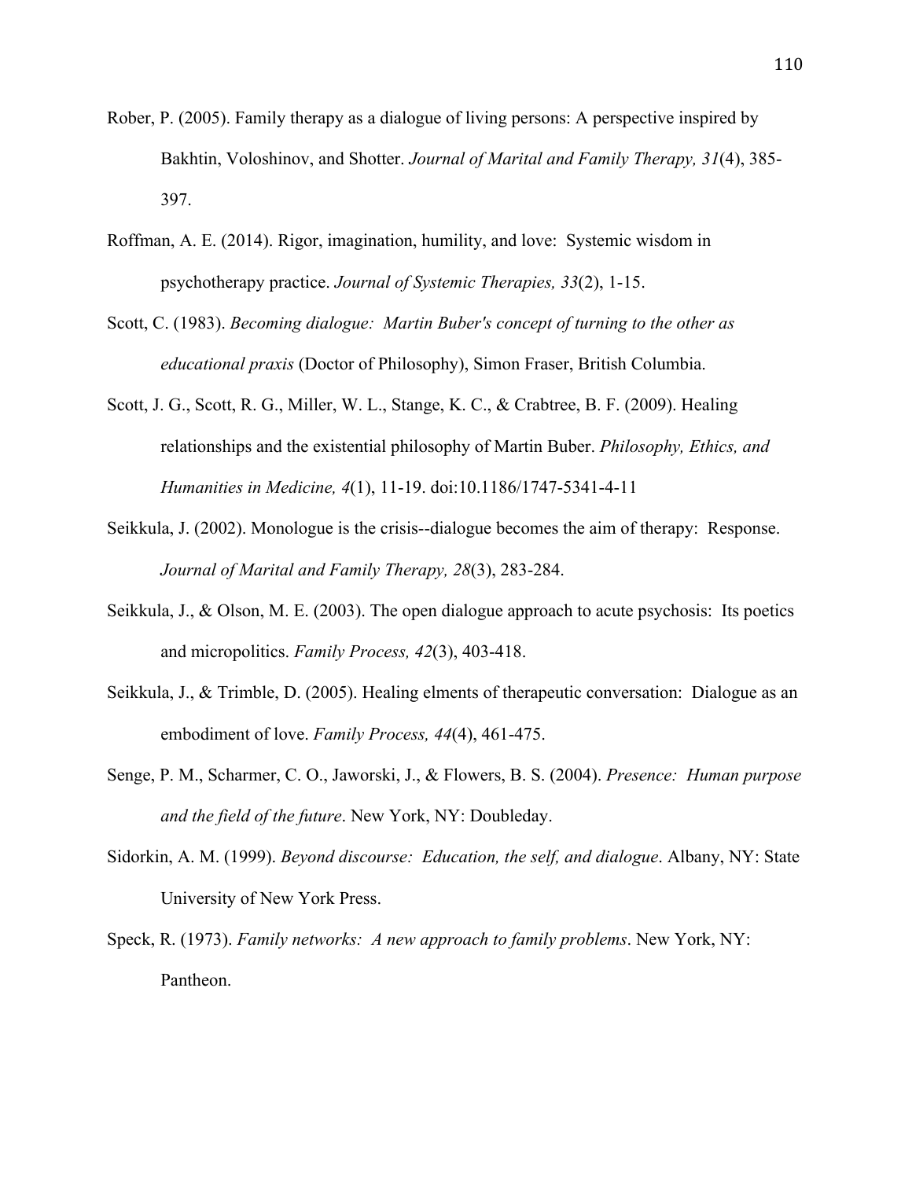Rober, P. (2005). Family therapy as a dialogue of living persons: A perspective inspired by Bakhtin, Voloshinov, and Shotter. *Journal of Marital and Family Therapy, 31*(4), 385-397.

Roffman, A. E. (2014). Rigor, imagination, humility, and love: Systemic wisdom in psychotherapy practice. *Journal of Systemic Therapies, 33*(2), 1-15.

Scott, C. (1983). *Becoming dialogue: Martin Buber's concept of turning to the other as educational praxis* (Doctor of Philosophy), Simon Fraser, British Columbia.

Scott, J. G., Scott, R. G., Miller, W. L., Stange, K. C., & Crabtree, B. F. (2009). Healing relationships and the existential philosophy of Martin Buber. *Philosophy, Ethics, and Humanities in Medicine, 4*(1), 11-19. doi:10.1186/1747-5341-4-11

Seikkula, J. (2002). Monologue is the crisis--dialogue becomes the aim of therapy: Response. *Journal of Marital and Family Therapy, 28*(3), 283-284.

Seikkula, J., & Olson, M. E. (2003). The open dialogue approach to acute psychosis: Its poetics and micropolitics. *Family Process, 42*(3), 403-418.

Seikkula, J., & Trimble, D. (2005). Healing elments of therapeutic conversation: Dialogue as an embodiment of love. *Family Process, 44*(4), 461-475.

Senge, P. M., Scharmer, C. O., Jaworski, J., & Flowers, B. S. (2004). *Presence: Human purpose and the field of the future*. New York, NY: Doubleday.

Sidorkin, A. M. (1999). *Beyond discourse: Education, the self, and dialogue*. Albany, NY: State University of New York Press.

Speck, R. (1973). *Family networks: A new approach to family problems*. New York, NY: Pantheon.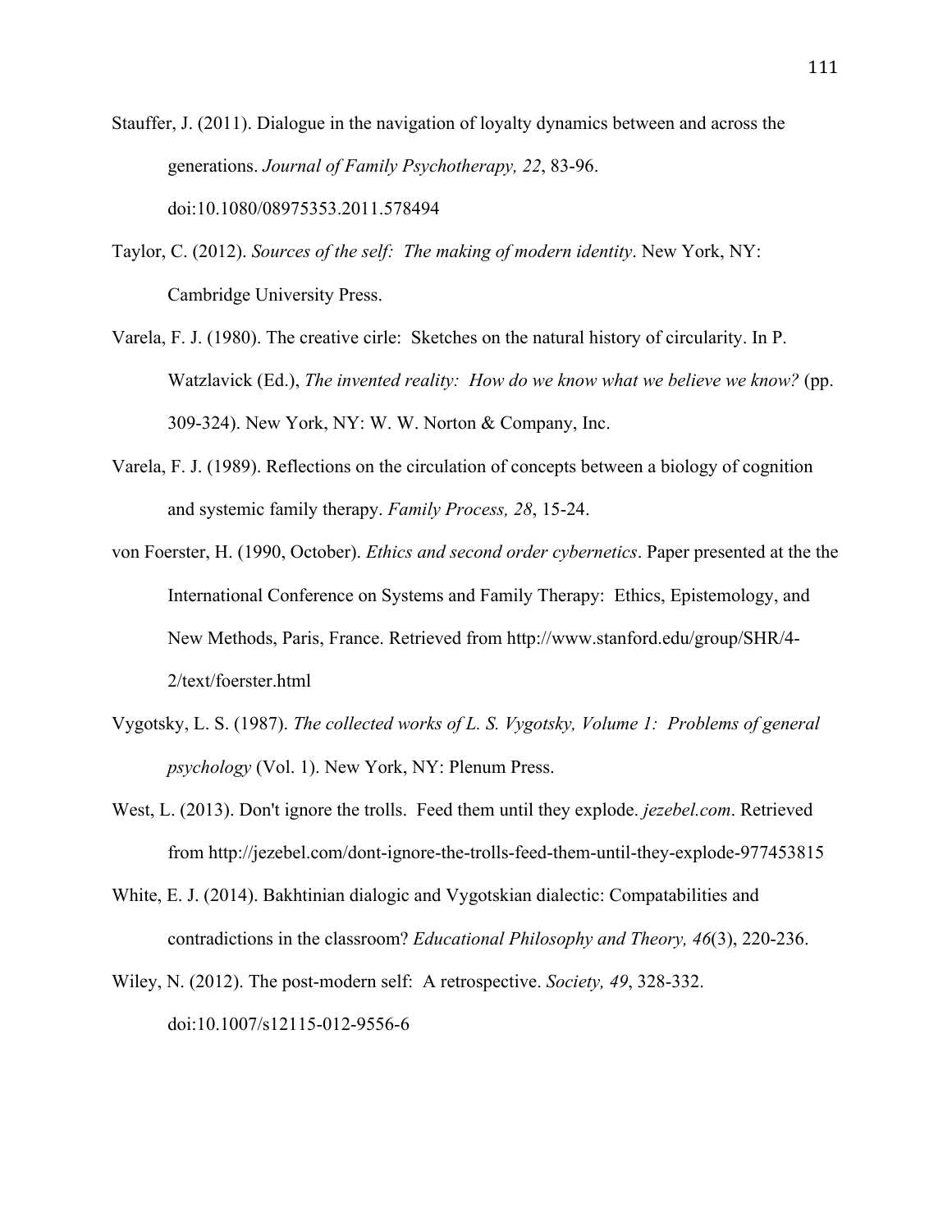Stauffer, J. (2011). Dialogue in the navigation of loyalty dynamics between and across the generations. *Journal of Family Psychotherapy, 22*, 83-96. doi:10.1080/08975353.2011.578494

Taylor, C. (2012). *Sources of the self:  The making of modern identity*. New York, NY: Cambridge University Press.

Varela, F. J. (1980). The creative cirle:  Sketches on the natural history of circularity. In P. Watzlavick (Ed.), *The invented reality:  How do we know what we believe we know?* (pp. 309-324). New York, NY: W. W. Norton & Company, Inc.

Varela, F. J. (1989). Reflections on the circulation of concepts between a biology of cognition and systemic family therapy. *Family Process, 28*, 15-24.

von Foerster, H. (1990, October). *Ethics and second order cybernetics*. Paper presented at the the International Conference on Systems and Family Therapy:  Ethics, Epistemology, and New Methods, Paris, France. Retrieved from http://www.stanford.edu/group/SHR/4-2/text/foerster.html

Vygotsky, L. S. (1987). *The collected works of L. S. Vygotsky, Volume 1:  Problems of general psychology* (Vol. 1). New York, NY: Plenum Press.

West, L. (2013). Don't ignore the trolls.  Feed them until they explode. *jezebel.com*. Retrieved from http://jezebel.com/dont-ignore-the-trolls-feed-them-until-they-explode-977453815

White, E. J. (2014). Bakhtinian dialogic and Vygotskian dialectic: Compatabilities and contradictions in the classroom? *Educational Philosophy and Theory, 46*(3), 220-236.

Wiley, N. (2012). The post-modern self:  A retrospective. *Society, 49*, 328-332. doi:10.1007/s12115-012-9556-6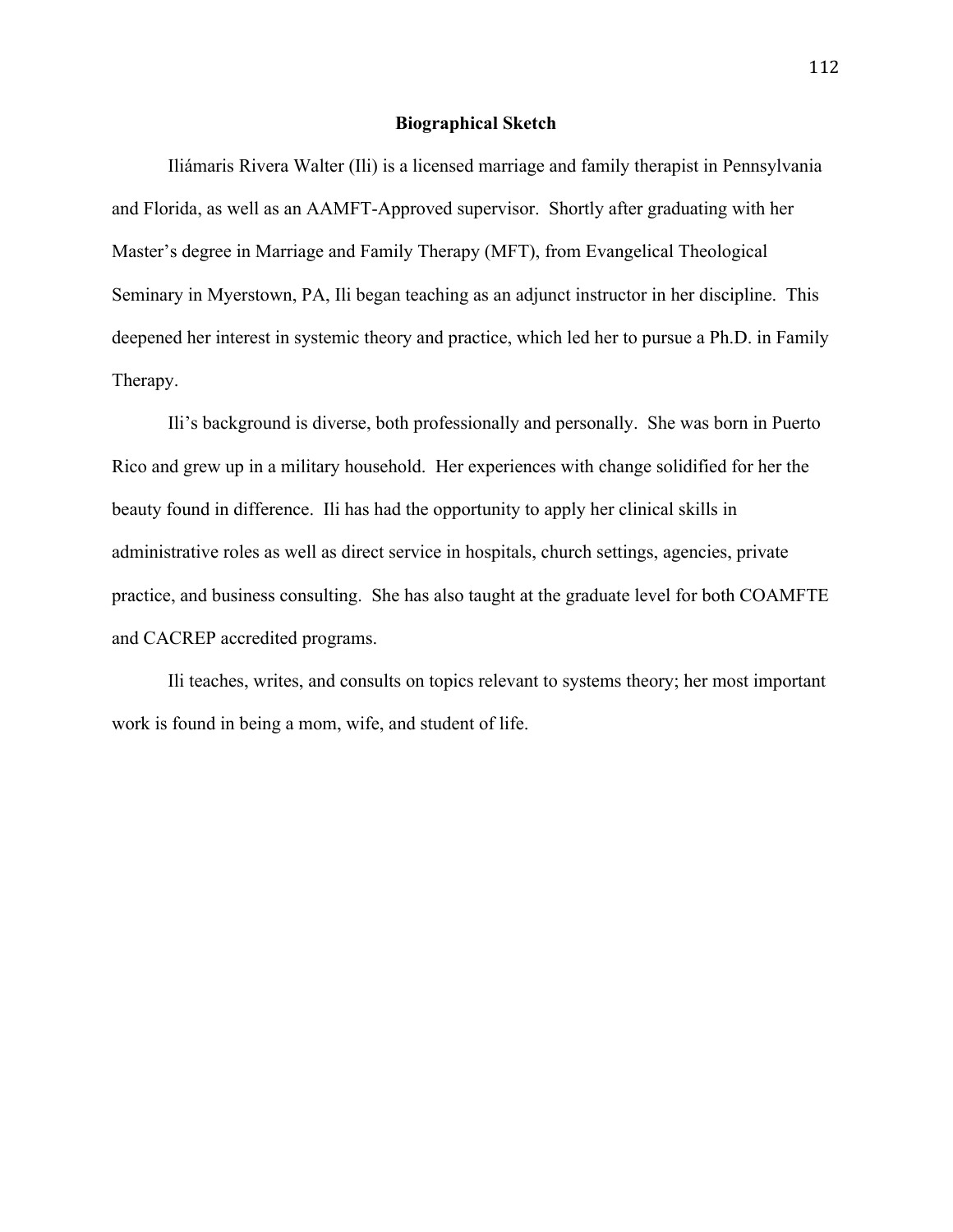## Biographical Sketch

Iliámaris Rivera Walter (Ili) is a licensed marriage and family therapist in Pennsylvania and Florida, as well as an AAMFT-Approved supervisor. Shortly after graduating with her Master's degree in Marriage and Family Therapy (MFT), from Evangelical Theological Seminary in Myerstown, PA, Ili began teaching as an adjunct instructor in her discipline. This deepened her interest in systemic theory and practice, which led her to pursue a Ph.D. in Family Therapy.

Ili's background is diverse, both professionally and personally. She was born in Puerto Rico and grew up in a military household. Her experiences with change solidified for her the beauty found in difference. Ili has had the opportunity to apply her clinical skills in administrative roles as well as direct service in hospitals, church settings, agencies, private practice, and business consulting. She has also taught at the graduate level for both COAMFTE and CACREP accredited programs.

Ili teaches, writes, and consults on topics relevant to systems theory; her most important work is found in being a mom, wife, and student of life.